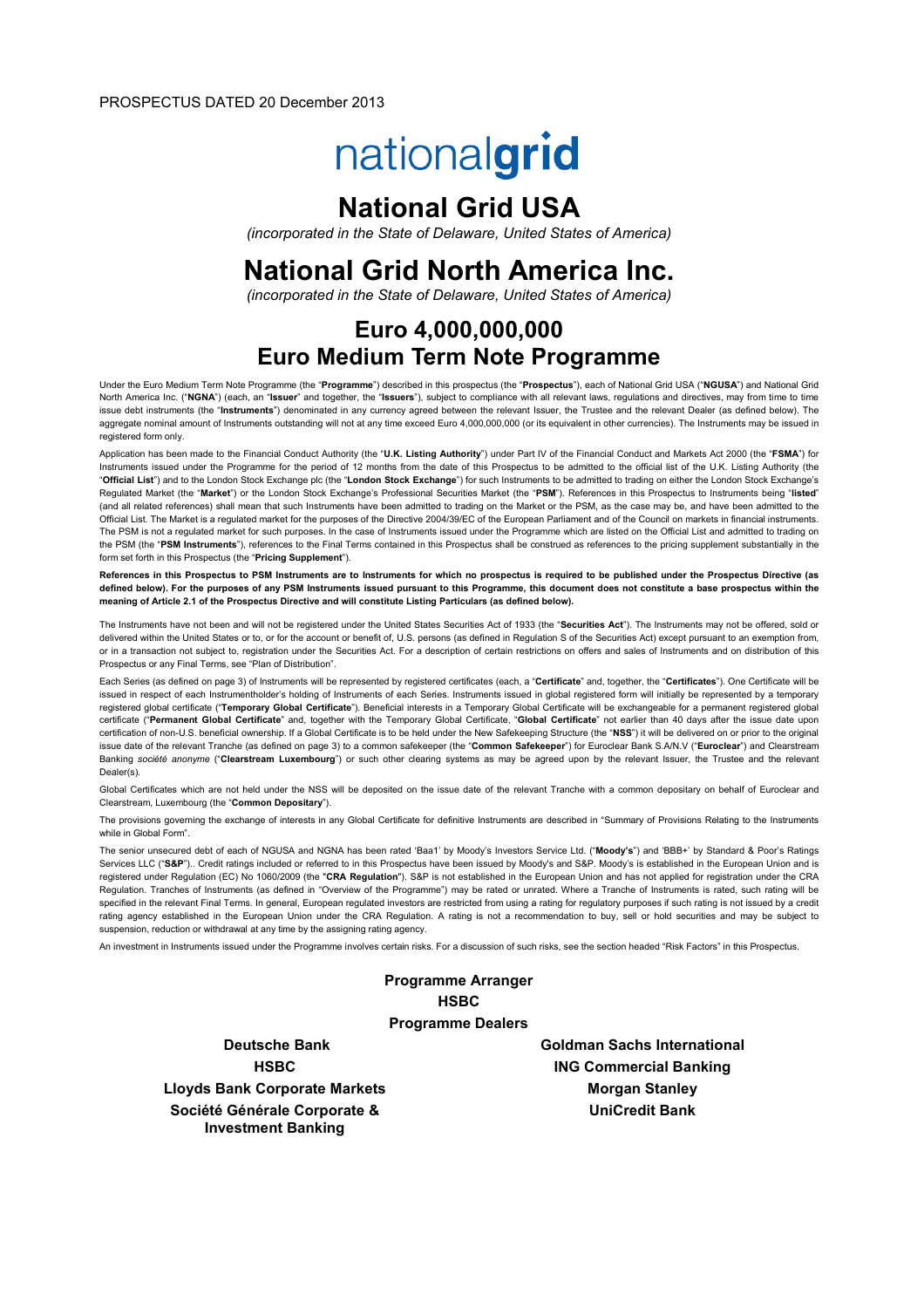PROSPECTUS DATED 20 December 2013

nationalgrid

# National Grid USA

*(incorporated in the State of Delaware, United States of America)*

# National Grid North America Inc.

*(incorporated in the State of Delaware, United States of America)*

## Euro 4,000,000,000
## Euro Medium Term Note Programme

Under the Euro Medium Term Note Programme (the "**Programme**") described in this prospectus (the "**Prospectus**"), each of National Grid USA ("**NGUSA**") and National Grid North America Inc. ("**NGNA**") (each, an "**Issuer**" and together, the "**Issuers**"), subject to compliance with all relevant laws, regulations and directives, may from time to time issue debt instruments (the "**Instruments**") denominated in any currency agreed between the relevant Issuer, the Trustee and the relevant Dealer (as defined below). The aggregate nominal amount of Instruments outstanding will not at any time exceed Euro 4,000,000,000 (or its equivalent in other currencies). The Instruments may be issued in registered form only.

Application has been made to the Financial Conduct Authority (the "**U.K. Listing Authority**") under Part IV of the Financial Conduct and Markets Act 2000 (the "**FSMA**") for Instruments issued under the Programme for the period of 12 months from the date of this Prospectus to be admitted to the official list of the U.K. Listing Authority (the "**Official List**") and to the London Stock Exchange plc (the "**London Stock Exchange**") for such Instruments to be admitted to trading on either the London Stock Exchange's Regulated Market (the "**Market**") or the London Stock Exchange's Professional Securities Market (the "**PSM**"). References in this Prospectus to Instruments being "**listed**" (and all related references) shall mean that such Instruments have been admitted to trading on the Market or the PSM, as the case may be, and have been admitted to the Official List. The Market is a regulated market for the purposes of the Directive 2004/39/EC of the European Parliament and of the Council on markets in financial instruments. The PSM is not a regulated market for such purposes. In the case of Instruments issued under the Programme which are listed on the Official List and admitted to trading on the PSM (the "**PSM Instruments**"), references to the Final Terms contained in this Prospectus shall be construed as references to the pricing supplement substantially in the form set forth in this Prospectus (the "**Pricing Supplement**").

**References in this Prospectus to PSM Instruments are to Instruments for which no prospectus is required to be published under the Prospectus Directive (as defined below). For the purposes of any PSM Instruments issued pursuant to this Programme, this document does not constitute a base prospectus within the meaning of Article 2.1 of the Prospectus Directive and will constitute Listing Particulars (as defined below).**

The Instruments have not been and will not be registered under the United States Securities Act of 1933 (the "**Securities Act**"). The Instruments may not be offered, sold or delivered within the United States or to, or for the account or benefit of, U.S. persons (as defined in Regulation S of the Securities Act) except pursuant to an exemption from, or in a transaction not subject to, registration under the Securities Act. For a description of certain restrictions on offers and sales of Instruments and on distribution of this Prospectus or any Final Terms, see "Plan of Distribution".

Each Series (as defined on page 3) of Instruments will be represented by registered certificates (each, a "**Certificate**" and, together, the "**Certificates**"). One Certificate will be issued in respect of each Instrumentholder's holding of Instruments of each Series. Instruments issued in global registered form will initially be represented by a temporary registered global certificate ("**Temporary Global Certificate**"). Beneficial interests in a Temporary Global Certificate will be exchangeable for a permanent registered global certificate ("**Permanent Global Certificate**" and, together with the Temporary Global Certificate, "**Global Certificate**" not earlier than 40 days after the issue date upon certification of non-U.S. beneficial ownership. If a Global Certificate is to be held under the New Safekeeping Structure (the "**NSS**") it will be delivered on or prior to the original issue date of the relevant Tranche (as defined on page 3) to a common safekeeper (the "**Common Safekeeper**") for Euroclear Bank S.A/N.V ("**Euroclear**") and Clearstream Banking *société anonyme* ("**Clearstream Luxembourg**") or such other clearing systems as may be agreed upon by the relevant Issuer, the Trustee and the relevant Dealer(s).

Global Certificates which are not held under the NSS will be deposited on the issue date of the relevant Tranche with a common depositary on behalf of Euroclear and Clearstream, Luxembourg (the "**Common Depositary**").

The provisions governing the exchange of interests in any Global Certificate for definitive Instruments are described in "Summary of Provisions Relating to the Instruments while in Global Form".

The senior unsecured debt of each of NGUSA and NGNA has been rated 'Baa1' by Moody's Investors Service Ltd. ("**Moody's**") and 'BBB+' by Standard & Poor's Ratings Services LLC ("**S&P**").. Credit ratings included or referred to in this Prospectus have been issued by Moody's and S&P. Moody's is established in the European Union and is registered under Regulation (EC) No 1060/2009 (the "**CRA Regulation**"). S&P is not established in the European Union and has not applied for registration under the CRA Regulation. Tranches of Instruments (as defined in "Overview of the Programme") may be rated or unrated. Where a Tranche of Instruments is rated, such rating will be specified in the relevant Final Terms. In general, European regulated investors are restricted from using a rating for regulatory purposes if such rating is not issued by a credit rating agency established in the European Union under the CRA Regulation. A rating is not a recommendation to buy, sell or hold securities and may be subject to suspension, reduction or withdrawal at any time by the assigning rating agency.

An investment in Instruments issued under the Programme involves certain risks. For a discussion of such risks, see the section headed "Risk Factors" in this Prospectus.

**Programme Arranger**

**HSBC**

**Programme Dealers**

**Deutsche Bank**

**Goldman Sachs International**

**HSBC**

**ING Commercial Banking**

**Lloyds Bank Corporate Markets**

**Morgan Stanley**

**Société Générale Corporate & Investment Banking**

**UniCredit Bank**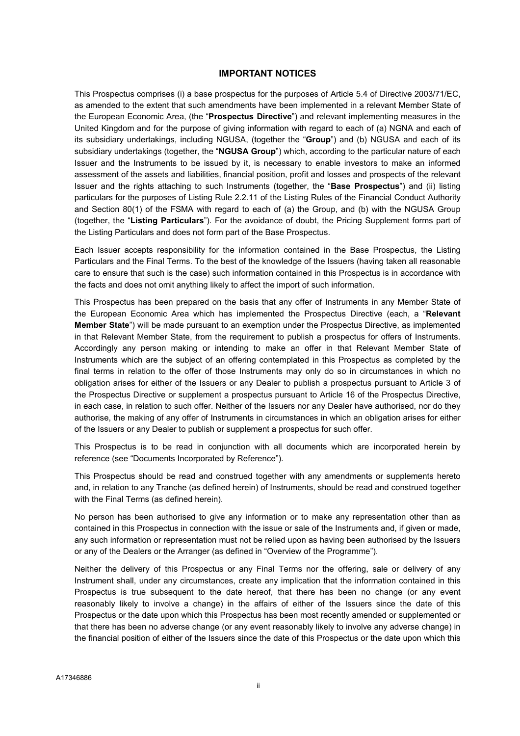## IMPORTANT NOTICES

This Prospectus comprises (i) a base prospectus for the purposes of Article 5.4 of Directive 2003/71/EC, as amended to the extent that such amendments have been implemented in a relevant Member State of the European Economic Area, (the "**Prospectus Directive**") and relevant implementing measures in the United Kingdom and for the purpose of giving information with regard to each of (a) NGNA and each of its subsidiary undertakings, including NGUSA, (together the "**Group**") and (b) NGUSA and each of its subsidiary undertakings (together, the "**NGUSA Group**") which, according to the particular nature of each Issuer and the Instruments to be issued by it, is necessary to enable investors to make an informed assessment of the assets and liabilities, financial position, profit and losses and prospects of the relevant Issuer and the rights attaching to such Instruments (together, the "**Base Prospectus**") and (ii) listing particulars for the purposes of Listing Rule 2.2.11 of the Listing Rules of the Financial Conduct Authority and Section 80(1) of the FSMA with regard to each of (a) the Group, and (b) with the NGUSA Group (together, the "**Listing Particulars**"). For the avoidance of doubt, the Pricing Supplement forms part of the Listing Particulars and does not form part of the Base Prospectus.

Each Issuer accepts responsibility for the information contained in the Base Prospectus, the Listing Particulars and the Final Terms. To the best of the knowledge of the Issuers (having taken all reasonable care to ensure that such is the case) such information contained in this Prospectus is in accordance with the facts and does not omit anything likely to affect the import of such information.

This Prospectus has been prepared on the basis that any offer of Instruments in any Member State of the European Economic Area which has implemented the Prospectus Directive (each, a "**Relevant Member State**") will be made pursuant to an exemption under the Prospectus Directive, as implemented in that Relevant Member State, from the requirement to publish a prospectus for offers of Instruments. Accordingly any person making or intending to make an offer in that Relevant Member State of Instruments which are the subject of an offering contemplated in this Prospectus as completed by the final terms in relation to the offer of those Instruments may only do so in circumstances in which no obligation arises for either of the Issuers or any Dealer to publish a prospectus pursuant to Article 3 of the Prospectus Directive or supplement a prospectus pursuant to Article 16 of the Prospectus Directive, in each case, in relation to such offer. Neither of the Issuers nor any Dealer have authorised, nor do they authorise, the making of any offer of Instruments in circumstances in which an obligation arises for either of the Issuers or any Dealer to publish or supplement a prospectus for such offer.

This Prospectus is to be read in conjunction with all documents which are incorporated herein by reference (see "Documents Incorporated by Reference").

This Prospectus should be read and construed together with any amendments or supplements hereto and, in relation to any Tranche (as defined herein) of Instruments, should be read and construed together with the Final Terms (as defined herein).

No person has been authorised to give any information or to make any representation other than as contained in this Prospectus in connection with the issue or sale of the Instruments and, if given or made, any such information or representation must not be relied upon as having been authorised by the Issuers or any of the Dealers or the Arranger (as defined in "Overview of the Programme").

Neither the delivery of this Prospectus or any Final Terms nor the offering, sale or delivery of any Instrument shall, under any circumstances, create any implication that the information contained in this Prospectus is true subsequent to the date hereof, that there has been no change (or any event reasonably likely to involve a change) in the affairs of either of the Issuers since the date of this Prospectus or the date upon which this Prospectus has been most recently amended or supplemented or that there has been no adverse change (or any event reasonably likely to involve any adverse change) in the financial position of either of the Issuers since the date of this Prospectus or the date upon which this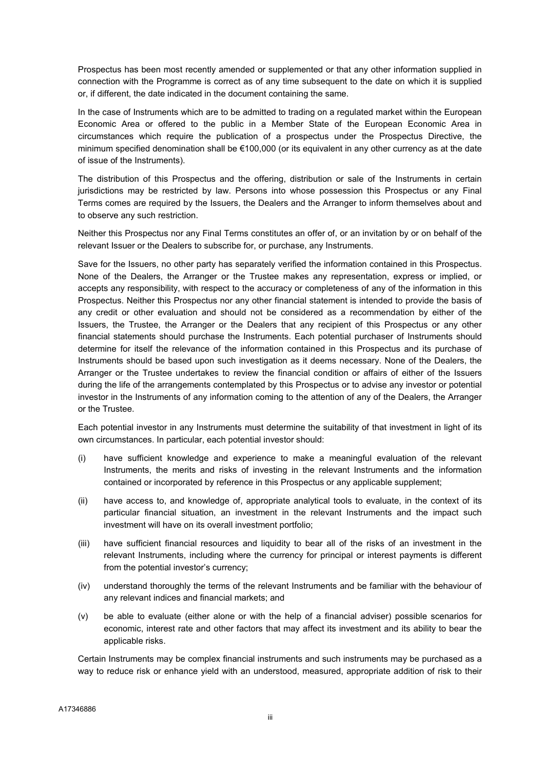Prospectus has been most recently amended or supplemented or that any other information supplied in connection with the Programme is correct as of any time subsequent to the date on which it is supplied or, if different, the date indicated in the document containing the same.

In the case of Instruments which are to be admitted to trading on a regulated market within the European Economic Area or offered to the public in a Member State of the European Economic Area in circumstances which require the publication of a prospectus under the Prospectus Directive, the minimum specified denomination shall be €100,000 (or its equivalent in any other currency as at the date of issue of the Instruments).

The distribution of this Prospectus and the offering, distribution or sale of the Instruments in certain jurisdictions may be restricted by law. Persons into whose possession this Prospectus or any Final Terms comes are required by the Issuers, the Dealers and the Arranger to inform themselves about and to observe any such restriction.

Neither this Prospectus nor any Final Terms constitutes an offer of, or an invitation by or on behalf of the relevant Issuer or the Dealers to subscribe for, or purchase, any Instruments.

Save for the Issuers, no other party has separately verified the information contained in this Prospectus. None of the Dealers, the Arranger or the Trustee makes any representation, express or implied, or accepts any responsibility, with respect to the accuracy or completeness of any of the information in this Prospectus. Neither this Prospectus nor any other financial statement is intended to provide the basis of any credit or other evaluation and should not be considered as a recommendation by either of the Issuers, the Trustee, the Arranger or the Dealers that any recipient of this Prospectus or any other financial statements should purchase the Instruments. Each potential purchaser of Instruments should determine for itself the relevance of the information contained in this Prospectus and its purchase of Instruments should be based upon such investigation as it deems necessary. None of the Dealers, the Arranger or the Trustee undertakes to review the financial condition or affairs of either of the Issuers during the life of the arrangements contemplated by this Prospectus or to advise any investor or potential investor in the Instruments of any information coming to the attention of any of the Dealers, the Arranger or the Trustee.

Each potential investor in any Instruments must determine the suitability of that investment in light of its own circumstances. In particular, each potential investor should:

(i) have sufficient knowledge and experience to make a meaningful evaluation of the relevant Instruments, the merits and risks of investing in the relevant Instruments and the information contained or incorporated by reference in this Prospectus or any applicable supplement;

(ii) have access to, and knowledge of, appropriate analytical tools to evaluate, in the context of its particular financial situation, an investment in the relevant Instruments and the impact such investment will have on its overall investment portfolio;

(iii) have sufficient financial resources and liquidity to bear all of the risks of an investment in the relevant Instruments, including where the currency for principal or interest payments is different from the potential investor's currency;

(iv) understand thoroughly the terms of the relevant Instruments and be familiar with the behaviour of any relevant indices and financial markets; and

(v) be able to evaluate (either alone or with the help of a financial adviser) possible scenarios for economic, interest rate and other factors that may affect its investment and its ability to bear the applicable risks.

Certain Instruments may be complex financial instruments and such instruments may be purchased as a way to reduce risk or enhance yield with an understood, measured, appropriate addition of risk to their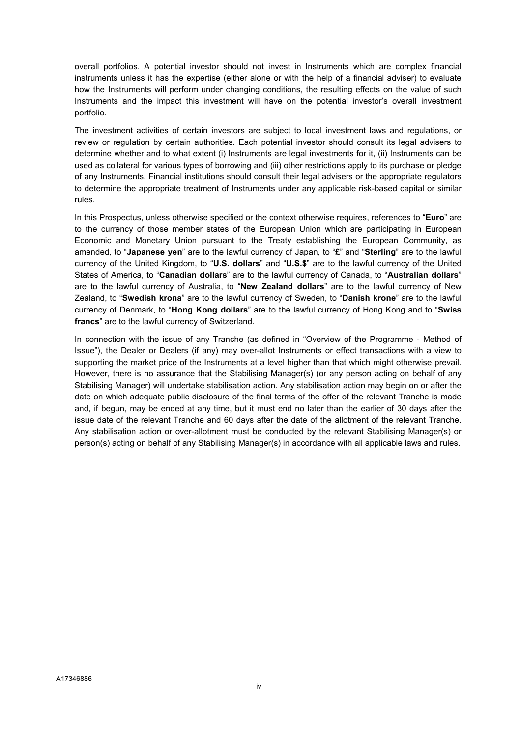overall portfolios. A potential investor should not invest in Instruments which are complex financial instruments unless it has the expertise (either alone or with the help of a financial adviser) to evaluate how the Instruments will perform under changing conditions, the resulting effects on the value of such Instruments and the impact this investment will have on the potential investor's overall investment portfolio.

The investment activities of certain investors are subject to local investment laws and regulations, or review or regulation by certain authorities. Each potential investor should consult its legal advisers to determine whether and to what extent (i) Instruments are legal investments for it, (ii) Instruments can be used as collateral for various types of borrowing and (iii) other restrictions apply to its purchase or pledge of any Instruments. Financial institutions should consult their legal advisers or the appropriate regulators to determine the appropriate treatment of Instruments under any applicable risk-based capital or similar rules.

In this Prospectus, unless otherwise specified or the context otherwise requires, references to "**Euro**" are to the currency of those member states of the European Union which are participating in European Economic and Monetary Union pursuant to the Treaty establishing the European Community, as amended, to "**Japanese yen**" are to the lawful currency of Japan, to "**£**" and "**Sterling**" are to the lawful currency of the United Kingdom, to "**U.S. dollars**" and "**U.S.$**" are to the lawful currency of the United States of America, to "**Canadian dollars**" are to the lawful currency of Canada, to "**Australian dollars**" are to the lawful currency of Australia, to "**New Zealand dollars**" are to the lawful currency of New Zealand, to "**Swedish krona**" are to the lawful currency of Sweden, to "**Danish krone**" are to the lawful currency of Denmark, to "**Hong Kong dollars**" are to the lawful currency of Hong Kong and to "**Swiss francs**" are to the lawful currency of Switzerland.

In connection with the issue of any Tranche (as defined in "Overview of the Programme - Method of Issue"), the Dealer or Dealers (if any) may over-allot Instruments or effect transactions with a view to supporting the market price of the Instruments at a level higher than that which might otherwise prevail. However, there is no assurance that the Stabilising Manager(s) (or any person acting on behalf of any Stabilising Manager) will undertake stabilisation action. Any stabilisation action may begin on or after the date on which adequate public disclosure of the final terms of the offer of the relevant Tranche is made and, if begun, may be ended at any time, but it must end no later than the earlier of 30 days after the issue date of the relevant Tranche and 60 days after the date of the allotment of the relevant Tranche. Any stabilisation action or over-allotment must be conducted by the relevant Stabilising Manager(s) or person(s) acting on behalf of any Stabilising Manager(s) in accordance with all applicable laws and rules.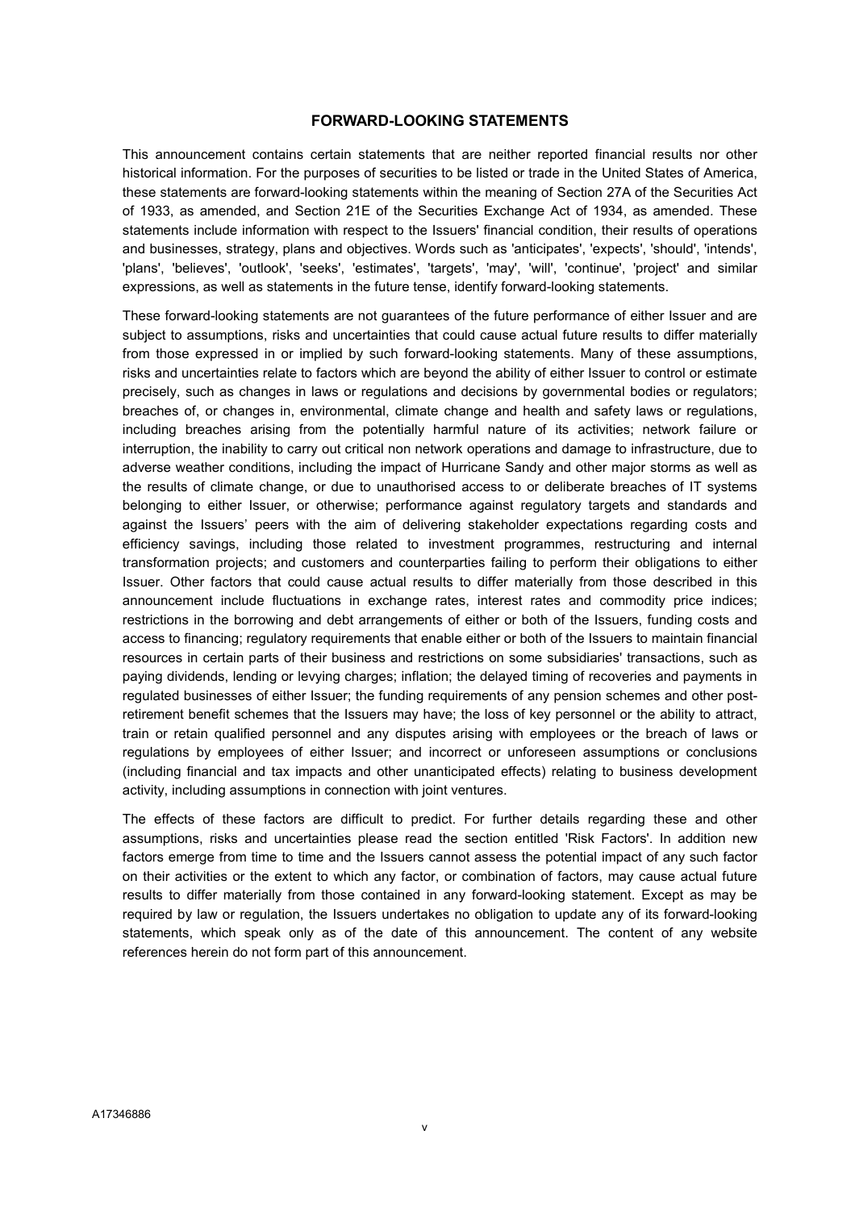## FORWARD-LOOKING STATEMENTS

This announcement contains certain statements that are neither reported financial results nor other historical information. For the purposes of securities to be listed or trade in the United States of America, these statements are forward-looking statements within the meaning of Section 27A of the Securities Act of 1933, as amended, and Section 21E of the Securities Exchange Act of 1934, as amended. These statements include information with respect to the Issuers' financial condition, their results of operations and businesses, strategy, plans and objectives. Words such as 'anticipates', 'expects', 'should', 'intends', 'plans', 'believes', 'outlook', 'seeks', 'estimates', 'targets', 'may', 'will', 'continue', 'project' and similar expressions, as well as statements in the future tense, identify forward-looking statements.

These forward-looking statements are not guarantees of the future performance of either Issuer and are subject to assumptions, risks and uncertainties that could cause actual future results to differ materially from those expressed in or implied by such forward-looking statements. Many of these assumptions, risks and uncertainties relate to factors which are beyond the ability of either Issuer to control or estimate precisely, such as changes in laws or regulations and decisions by governmental bodies or regulators; breaches of, or changes in, environmental, climate change and health and safety laws or regulations, including breaches arising from the potentially harmful nature of its activities; network failure or interruption, the inability to carry out critical non network operations and damage to infrastructure, due to adverse weather conditions, including the impact of Hurricane Sandy and other major storms as well as the results of climate change, or due to unauthorised access to or deliberate breaches of IT systems belonging to either Issuer, or otherwise; performance against regulatory targets and standards and against the Issuers' peers with the aim of delivering stakeholder expectations regarding costs and efficiency savings, including those related to investment programmes, restructuring and internal transformation projects; and customers and counterparties failing to perform their obligations to either Issuer. Other factors that could cause actual results to differ materially from those described in this announcement include fluctuations in exchange rates, interest rates and commodity price indices; restrictions in the borrowing and debt arrangements of either or both of the Issuers, funding costs and access to financing; regulatory requirements that enable either or both of the Issuers to maintain financial resources in certain parts of their business and restrictions on some subsidiaries' transactions, such as paying dividends, lending or levying charges; inflation; the delayed timing of recoveries and payments in regulated businesses of either Issuer; the funding requirements of any pension schemes and other post-retirement benefit schemes that the Issuers may have; the loss of key personnel or the ability to attract, train or retain qualified personnel and any disputes arising with employees or the breach of laws or regulations by employees of either Issuer; and incorrect or unforeseen assumptions or conclusions (including financial and tax impacts and other unanticipated effects) relating to business development activity, including assumptions in connection with joint ventures.

The effects of these factors are difficult to predict. For further details regarding these and other assumptions, risks and uncertainties please read the section entitled 'Risk Factors'. In addition new factors emerge from time to time and the Issuers cannot assess the potential impact of any such factor on their activities or the extent to which any factor, or combination of factors, may cause actual future results to differ materially from those contained in any forward-looking statement. Except as may be required by law or regulation, the Issuers undertakes no obligation to update any of its forward-looking statements, which speak only as of the date of this announcement. The content of any website references herein do not form part of this announcement.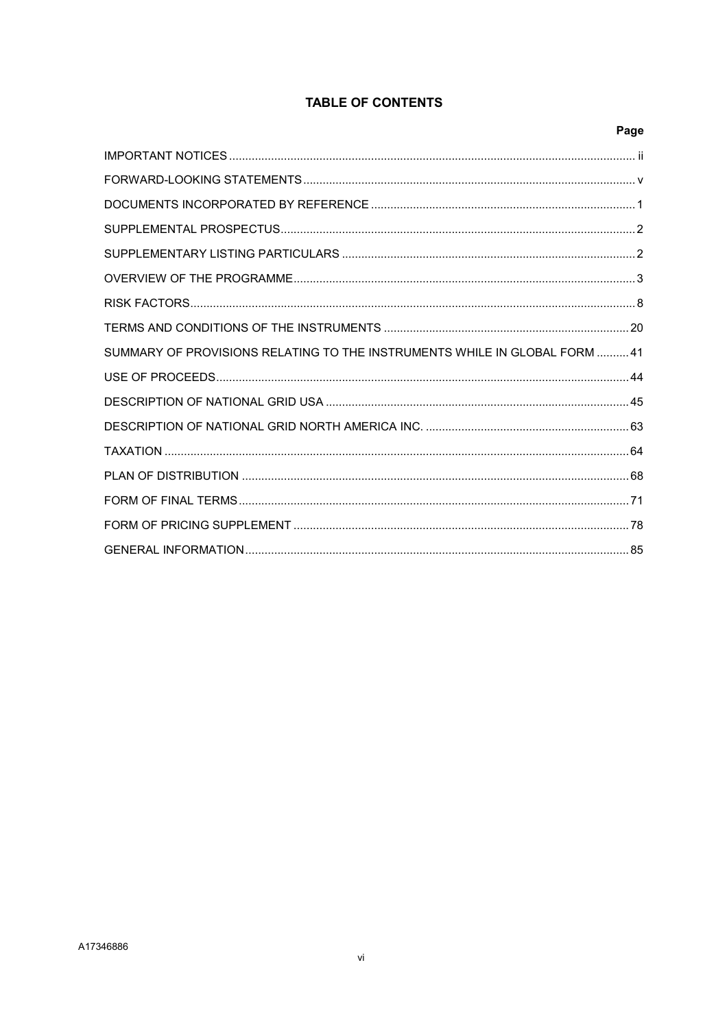# TABLE OF CONTENTS

| | Page |
|---|---|
| IMPORTANT NOTICES | ii |
| FORWARD-LOOKING STATEMENTS | v |
| DOCUMENTS INCORPORATED BY REFERENCE | 1 |
| SUPPLEMENTAL PROSPECTUS | 2 |
| SUPPLEMENTARY LISTING PARTICULARS | 2 |
| OVERVIEW OF THE PROGRAMME | 3 |
| RISK FACTORS | 8 |
| TERMS AND CONDITIONS OF THE INSTRUMENTS | 20 |
| SUMMARY OF PROVISIONS RELATING TO THE INSTRUMENTS WHILE IN GLOBAL FORM | 41 |
| USE OF PROCEEDS | 44 |
| DESCRIPTION OF NATIONAL GRID USA | 45 |
| DESCRIPTION OF NATIONAL GRID NORTH AMERICA INC. | 63 |
| TAXATION | 64 |
| PLAN OF DISTRIBUTION | 68 |
| FORM OF FINAL TERMS | 71 |
| FORM OF PRICING SUPPLEMENT | 78 |
| GENERAL INFORMATION | 85 |

A17346886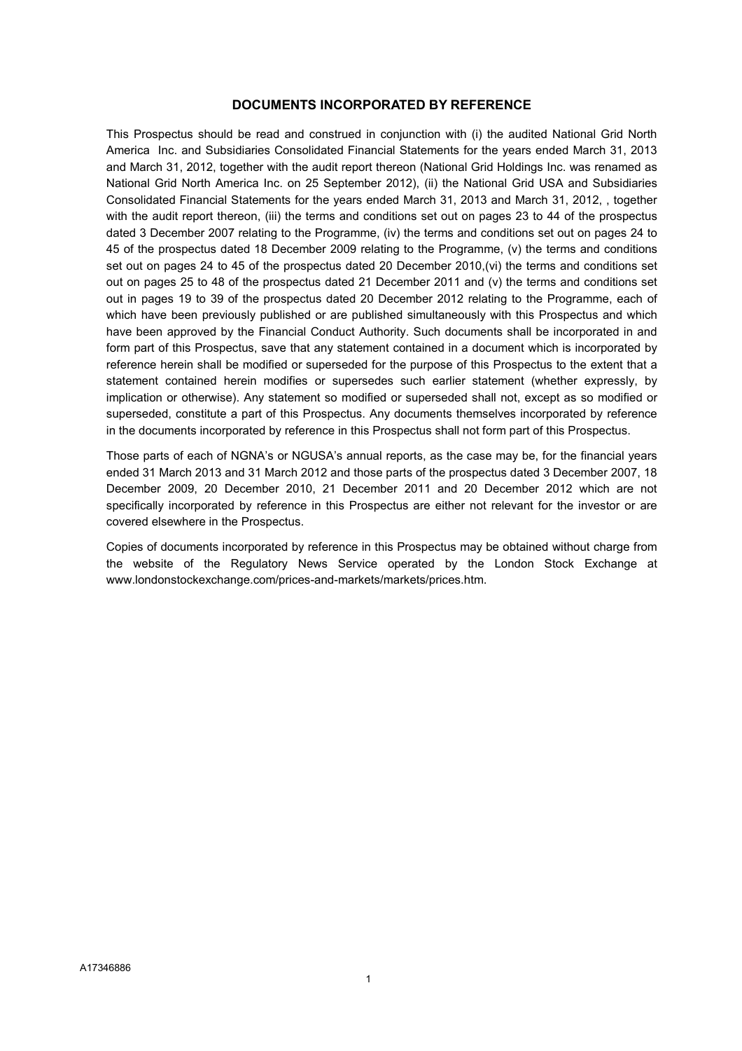## DOCUMENTS INCORPORATED BY REFERENCE

This Prospectus should be read and construed in conjunction with (i) the audited National Grid North America Inc. and Subsidiaries Consolidated Financial Statements for the years ended March 31, 2013 and March 31, 2012, together with the audit report thereon (National Grid Holdings Inc. was renamed as National Grid North America Inc. on 25 September 2012), (ii) the National Grid USA and Subsidiaries Consolidated Financial Statements for the years ended March 31, 2013 and March 31, 2012, , together with the audit report thereon, (iii) the terms and conditions set out on pages 23 to 44 of the prospectus dated 3 December 2007 relating to the Programme, (iv) the terms and conditions set out on pages 24 to 45 of the prospectus dated 18 December 2009 relating to the Programme, (v) the terms and conditions set out on pages 24 to 45 of the prospectus dated 20 December 2010,(vi) the terms and conditions set out on pages 25 to 48 of the prospectus dated 21 December 2011 and (v) the terms and conditions set out in pages 19 to 39 of the prospectus dated 20 December 2012 relating to the Programme, each of which have been previously published or are published simultaneously with this Prospectus and which have been approved by the Financial Conduct Authority. Such documents shall be incorporated in and form part of this Prospectus, save that any statement contained in a document which is incorporated by reference herein shall be modified or superseded for the purpose of this Prospectus to the extent that a statement contained herein modifies or supersedes such earlier statement (whether expressly, by implication or otherwise). Any statement so modified or superseded shall not, except as so modified or superseded, constitute a part of this Prospectus. Any documents themselves incorporated by reference in the documents incorporated by reference in this Prospectus shall not form part of this Prospectus.

Those parts of each of NGNA's or NGUSA's annual reports, as the case may be, for the financial years ended 31 March 2013 and 31 March 2012 and those parts of the prospectus dated 3 December 2007, 18 December 2009, 20 December 2010, 21 December 2011 and 20 December 2012 which are not specifically incorporated by reference in this Prospectus are either not relevant for the investor or are covered elsewhere in the Prospectus.

Copies of documents incorporated by reference in this Prospectus may be obtained without charge from the website of the Regulatory News Service operated by the London Stock Exchange at www.londonstockexchange.com/prices-and-markets/markets/prices.htm.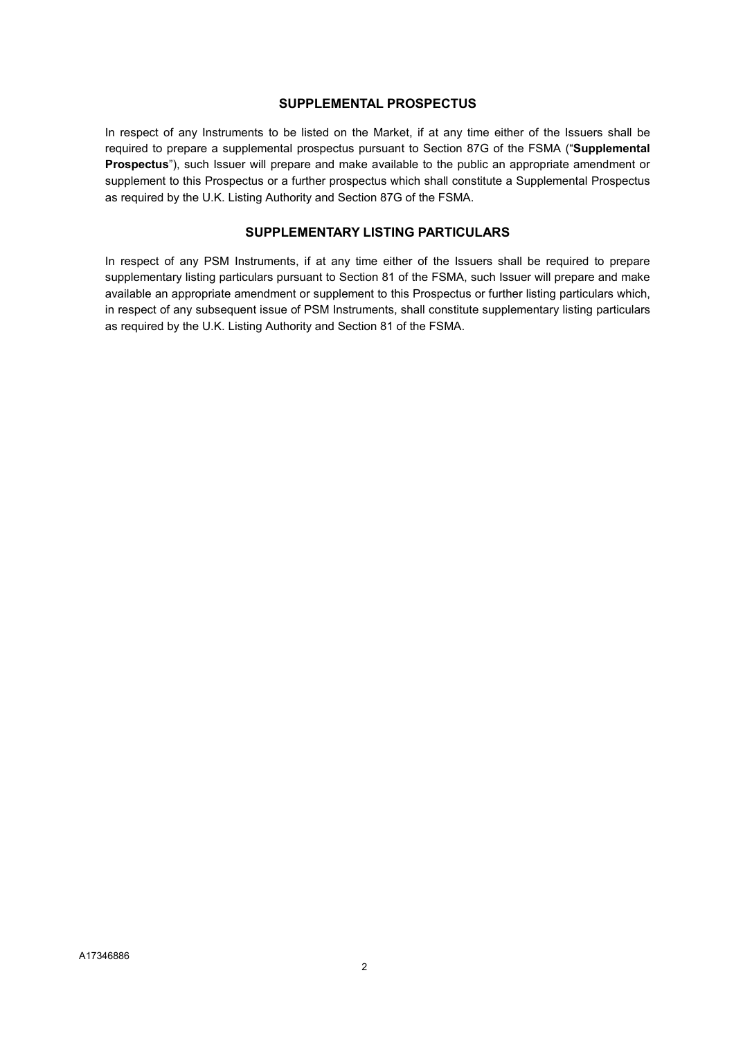## SUPPLEMENTAL PROSPECTUS

In respect of any Instruments to be listed on the Market, if at any time either of the Issuers shall be required to prepare a supplemental prospectus pursuant to Section 87G of the FSMA ("**Supplemental Prospectus**"), such Issuer will prepare and make available to the public an appropriate amendment or supplement to this Prospectus or a further prospectus which shall constitute a Supplemental Prospectus as required by the U.K. Listing Authority and Section 87G of the FSMA.

## SUPPLEMENTARY LISTING PARTICULARS

In respect of any PSM Instruments, if at any time either of the Issuers shall be required to prepare supplementary listing particulars pursuant to Section 81 of the FSMA, such Issuer will prepare and make available an appropriate amendment or supplement to this Prospectus or further listing particulars which, in respect of any subsequent issue of PSM Instruments, shall constitute supplementary listing particulars as required by the U.K. Listing Authority and Section 81 of the FSMA.

A17346886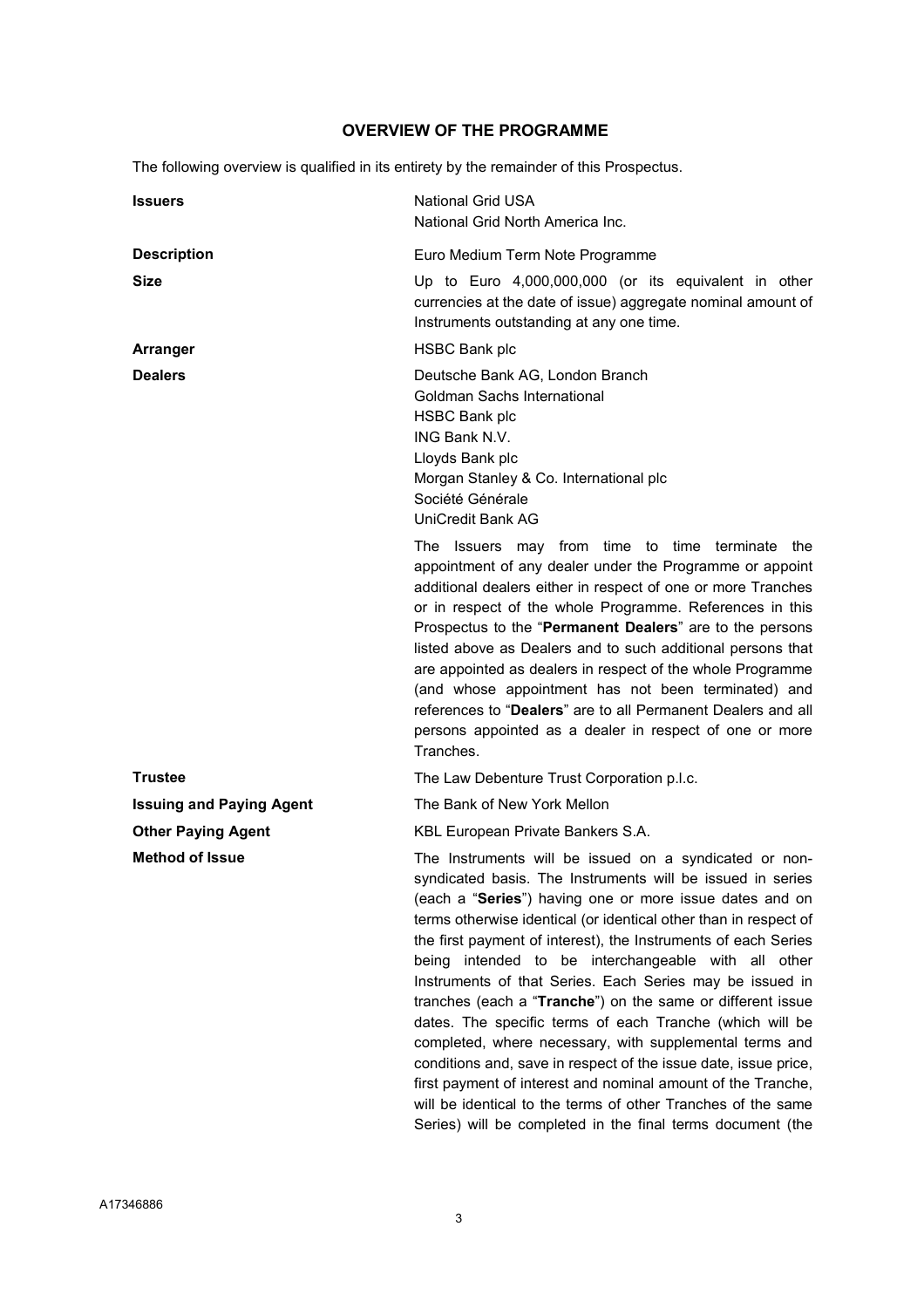## OVERVIEW OF THE PROGRAMME

The following overview is qualified in its entirety by the remainder of this Prospectus.

| | |
|---|---|
| **Issuers** | National Grid USA<br>National Grid North America Inc. |
| **Description** | Euro Medium Term Note Programme |
| **Size** | Up to Euro 4,000,000,000 (or its equivalent in other currencies at the date of issue) aggregate nominal amount of Instruments outstanding at any one time. |
| **Arranger** | HSBC Bank plc |
| **Dealers** | Deutsche Bank AG, London Branch<br>Goldman Sachs International<br>HSBC Bank plc<br>ING Bank N.V.<br>Lloyds Bank plc<br>Morgan Stanley & Co. International plc<br>Société Générale<br>UniCredit Bank AG<br><br>The Issuers may from time to time terminate the appointment of any dealer under the Programme or appoint additional dealers either in respect of one or more Tranches or in respect of the whole Programme. References in this Prospectus to the "**Permanent Dealers**" are to the persons listed above as Dealers and to such additional persons that are appointed as dealers in respect of the whole Programme (and whose appointment has not been terminated) and references to "**Dealers**" are to all Permanent Dealers and all persons appointed as a dealer in respect of one or more Tranches. |
| **Trustee** | The Law Debenture Trust Corporation p.l.c. |
| **Issuing and Paying Agent** | The Bank of New York Mellon |
| **Other Paying Agent** | KBL European Private Bankers S.A. |
| **Method of Issue** | The Instruments will be issued on a syndicated or non-syndicated basis. The Instruments will be issued in series (each a "**Series**") having one or more issue dates and on terms otherwise identical (or identical other than in respect of the first payment of interest), the Instruments of each Series being intended to be interchangeable with all other Instruments of that Series. Each Series may be issued in tranches (each a "**Tranche**") on the same or different issue dates. The specific terms of each Tranche (which will be completed, where necessary, with supplemental terms and conditions and, save in respect of the issue date, issue price, first payment of interest and nominal amount of the Tranche, will be identical to the terms of other Tranches of the same Series) will be completed in the final terms document (the |

A17346886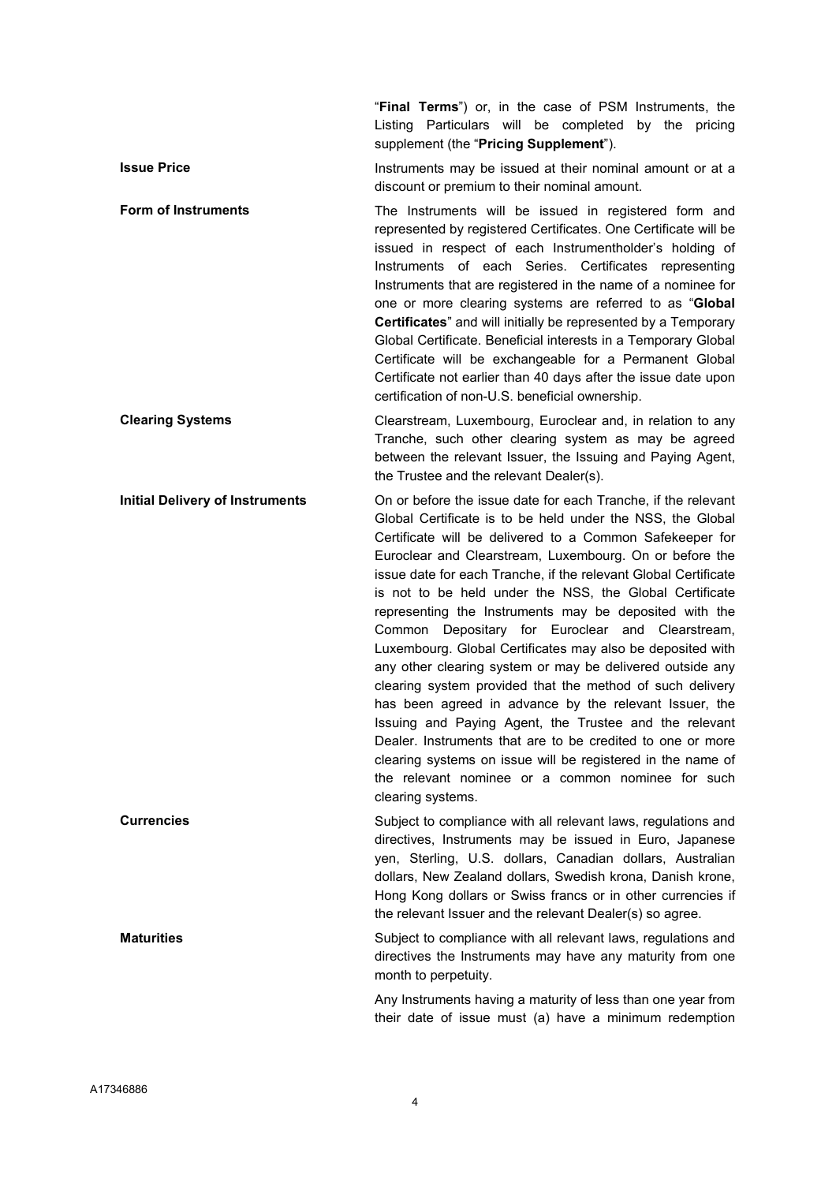"**Final Terms**") or, in the case of PSM Instruments, the Listing Particulars will be completed by the pricing supplement (the "**Pricing Supplement**").

**Issue Price**

Instruments may be issued at their nominal amount or at a discount or premium to their nominal amount.

**Form of Instruments**

The Instruments will be issued in registered form and represented by registered Certificates. One Certificate will be issued in respect of each Instrumentholder's holding of Instruments of each Series. Certificates representing Instruments that are registered in the name of a nominee for one or more clearing systems are referred to as "**Global Certificates**" and will initially be represented by a Temporary Global Certificate. Beneficial interests in a Temporary Global Certificate will be exchangeable for a Permanent Global Certificate not earlier than 40 days after the issue date upon certification of non-U.S. beneficial ownership.

**Clearing Systems**

Clearstream, Luxembourg, Euroclear and, in relation to any Tranche, such other clearing system as may be agreed between the relevant Issuer, the Issuing and Paying Agent, the Trustee and the relevant Dealer(s).

**Initial Delivery of Instruments**

On or before the issue date for each Tranche, if the relevant Global Certificate is to be held under the NSS, the Global Certificate will be delivered to a Common Safekeeper for Euroclear and Clearstream, Luxembourg. On or before the issue date for each Tranche, if the relevant Global Certificate is not to be held under the NSS, the Global Certificate representing the Instruments may be deposited with the Common Depositary for Euroclear and Clearstream, Luxembourg. Global Certificates may also be deposited with any other clearing system or may be delivered outside any clearing system provided that the method of such delivery has been agreed in advance by the relevant Issuer, the Issuing and Paying Agent, the Trustee and the relevant Dealer. Instruments that are to be credited to one or more clearing systems on issue will be registered in the name of the relevant nominee or a common nominee for such clearing systems.

**Currencies**

Subject to compliance with all relevant laws, regulations and directives, Instruments may be issued in Euro, Japanese yen, Sterling, U.S. dollars, Canadian dollars, Australian dollars, New Zealand dollars, Swedish krona, Danish krone, Hong Kong dollars or Swiss francs or in other currencies if the relevant Issuer and the relevant Dealer(s) so agree.

**Maturities**

Subject to compliance with all relevant laws, regulations and directives the Instruments may have any maturity from one month to perpetuity.

Any Instruments having a maturity of less than one year from their date of issue must (a) have a minimum redemption

A17346886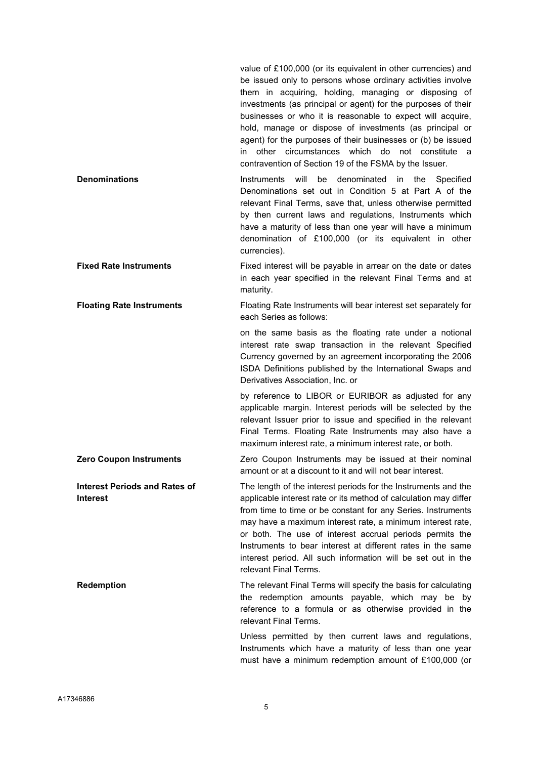value of £100,000 (or its equivalent in other currencies) and be issued only to persons whose ordinary activities involve them in acquiring, holding, managing or disposing of investments (as principal or agent) for the purposes of their businesses or who it is reasonable to expect will acquire, hold, manage or dispose of investments (as principal or agent) for the purposes of their businesses or (b) be issued in other circumstances which do not constitute a contravention of Section 19 of the FSMA by the Issuer.

**Denominations**

Instruments will be denominated in the Specified Denominations set out in Condition 5 at Part A of the relevant Final Terms, save that, unless otherwise permitted by then current laws and regulations, Instruments which have a maturity of less than one year will have a minimum denomination of £100,000 (or its equivalent in other currencies).

**Fixed Rate Instruments**

Fixed interest will be payable in arrear on the date or dates in each year specified in the relevant Final Terms and at maturity.

**Floating Rate Instruments**

Floating Rate Instruments will bear interest set separately for each Series as follows:

on the same basis as the floating rate under a notional interest rate swap transaction in the relevant Specified Currency governed by an agreement incorporating the 2006 ISDA Definitions published by the International Swaps and Derivatives Association, Inc. or

by reference to LIBOR or EURIBOR as adjusted for any applicable margin. Interest periods will be selected by the relevant Issuer prior to issue and specified in the relevant Final Terms. Floating Rate Instruments may also have a maximum interest rate, a minimum interest rate, or both.

**Zero Coupon Instruments**

Zero Coupon Instruments may be issued at their nominal amount or at a discount to it and will not bear interest.

**Interest Periods and Rates of Interest**

The length of the interest periods for the Instruments and the applicable interest rate or its method of calculation may differ from time to time or be constant for any Series. Instruments may have a maximum interest rate, a minimum interest rate, or both. The use of interest accrual periods permits the Instruments to bear interest at different rates in the same interest period. All such information will be set out in the relevant Final Terms.

**Redemption**

The relevant Final Terms will specify the basis for calculating the redemption amounts payable, which may be by reference to a formula or as otherwise provided in the relevant Final Terms.

Unless permitted by then current laws and regulations, Instruments which have a maturity of less than one year must have a minimum redemption amount of £100,000 (or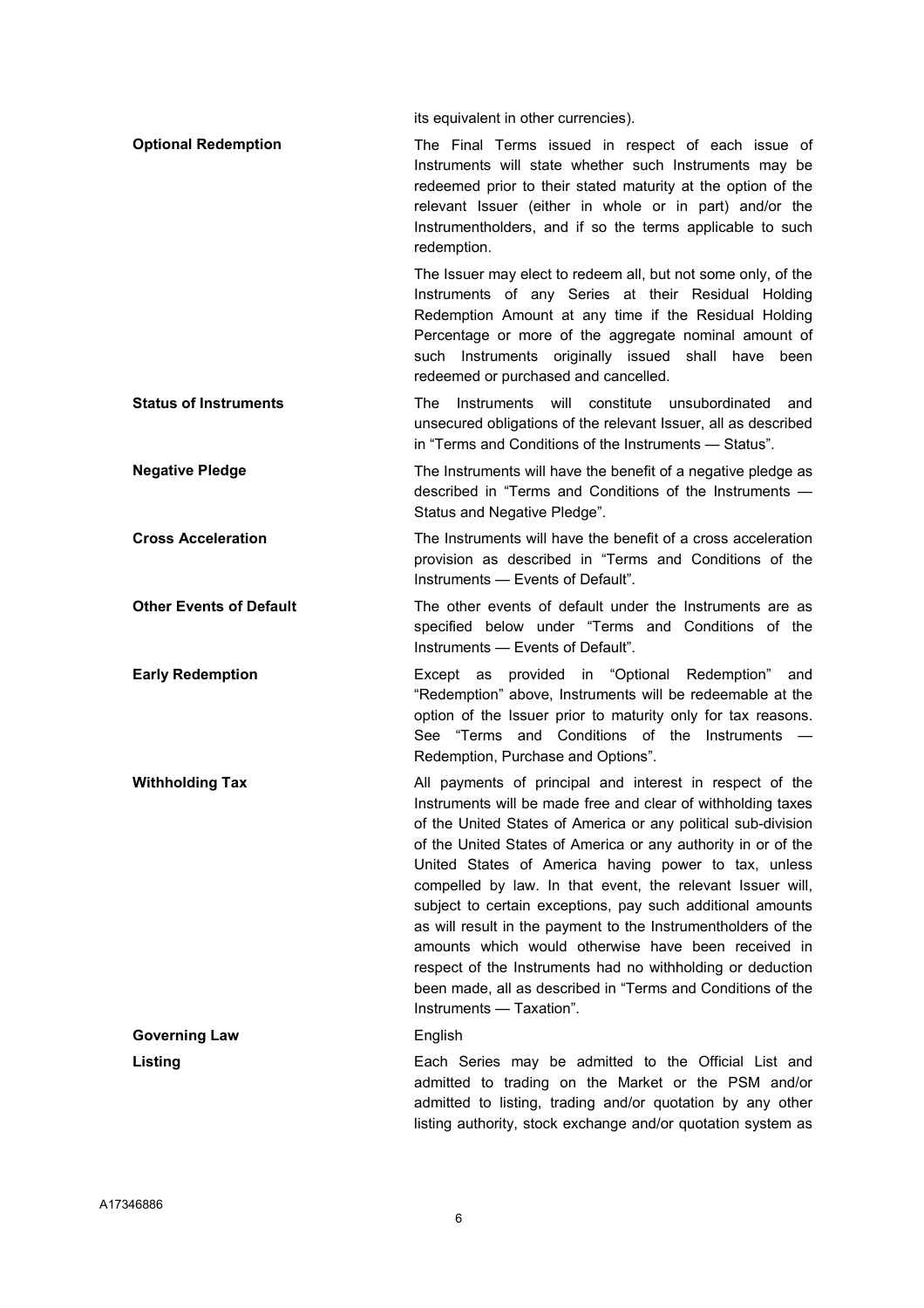its equivalent in other currencies).

| | |
|---|---|
| **Optional Redemption** | The Final Terms issued in respect of each issue of Instruments will state whether such Instruments may be redeemed prior to their stated maturity at the option of the relevant Issuer (either in whole or in part) and/or the Instrumentholders, and if so the terms applicable to such redemption.<br><br>The Issuer may elect to redeem all, but not some only, of the Instruments of any Series at their Residual Holding Redemption Amount at any time if the Residual Holding Percentage or more of the aggregate nominal amount of such Instruments originally issued shall have been redeemed or purchased and cancelled. |
| **Status of Instruments** | The Instruments will constitute unsubordinated and unsecured obligations of the relevant Issuer, all as described in "Terms and Conditions of the Instruments — Status". |
| **Negative Pledge** | The Instruments will have the benefit of a negative pledge as described in "Terms and Conditions of the Instruments — Status and Negative Pledge". |
| **Cross Acceleration** | The Instruments will have the benefit of a cross acceleration provision as described in "Terms and Conditions of the Instruments — Events of Default". |
| **Other Events of Default** | The other events of default under the Instruments are as specified below under "Terms and Conditions of the Instruments — Events of Default". |
| **Early Redemption** | Except as provided in "Optional Redemption" and "Redemption" above, Instruments will be redeemable at the option of the Issuer prior to maturity only for tax reasons. See "Terms and Conditions of the Instruments — Redemption, Purchase and Options". |
| **Withholding Tax** | All payments of principal and interest in respect of the Instruments will be made free and clear of withholding taxes of the United States of America or any political sub-division of the United States of America or any authority in or of the United States of America having power to tax, unless compelled by law. In that event, the relevant Issuer will, subject to certain exceptions, pay such additional amounts as will result in the payment to the Instrumentholders of the amounts which would otherwise have been received in respect of the Instruments had no withholding or deduction been made, all as described in "Terms and Conditions of the Instruments — Taxation". |
| **Governing Law** | English |
| **Listing** | Each Series may be admitted to the Official List and admitted to trading on the Market or the PSM and/or admitted to listing, trading and/or quotation by any other listing authority, stock exchange and/or quotation system as |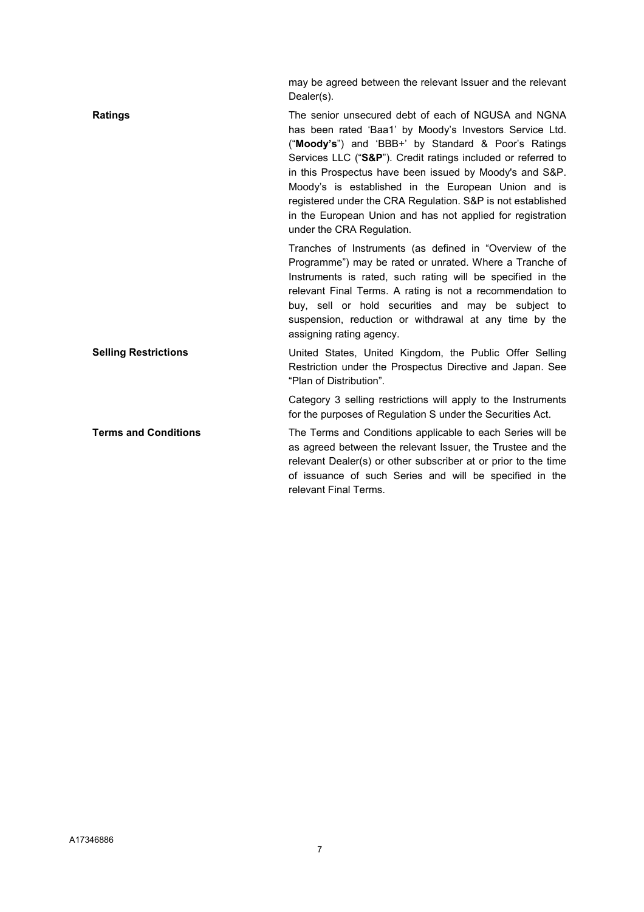| | |
|---|---|
| | may be agreed between the relevant Issuer and the relevant Dealer(s). |
| **Ratings** | The senior unsecured debt of each of NGUSA and NGNA has been rated 'Baa1' by Moody's Investors Service Ltd. ("**Moody's**") and 'BBB+' by Standard & Poor's Ratings Services LLC ("**S&P**"). Credit ratings included or referred to in this Prospectus have been issued by Moody's and S&P. Moody's is established in the European Union and is registered under the CRA Regulation. S&P is not established in the European Union and has not applied for registration under the CRA Regulation. |
| | Tranches of Instruments (as defined in "Overview of the Programme") may be rated or unrated. Where a Tranche of Instruments is rated, such rating will be specified in the relevant Final Terms. A rating is not a recommendation to buy, sell or hold securities and may be subject to suspension, reduction or withdrawal at any time by the assigning rating agency. |
| **Selling Restrictions** | United States, United Kingdom, the Public Offer Selling Restriction under the Prospectus Directive and Japan. See "Plan of Distribution". |
| | Category 3 selling restrictions will apply to the Instruments for the purposes of Regulation S under the Securities Act. |
| **Terms and Conditions** | The Terms and Conditions applicable to each Series will be as agreed between the relevant Issuer, the Trustee and the relevant Dealer(s) or other subscriber at or prior to the time of issuance of such Series and will be specified in the relevant Final Terms. |

A17346886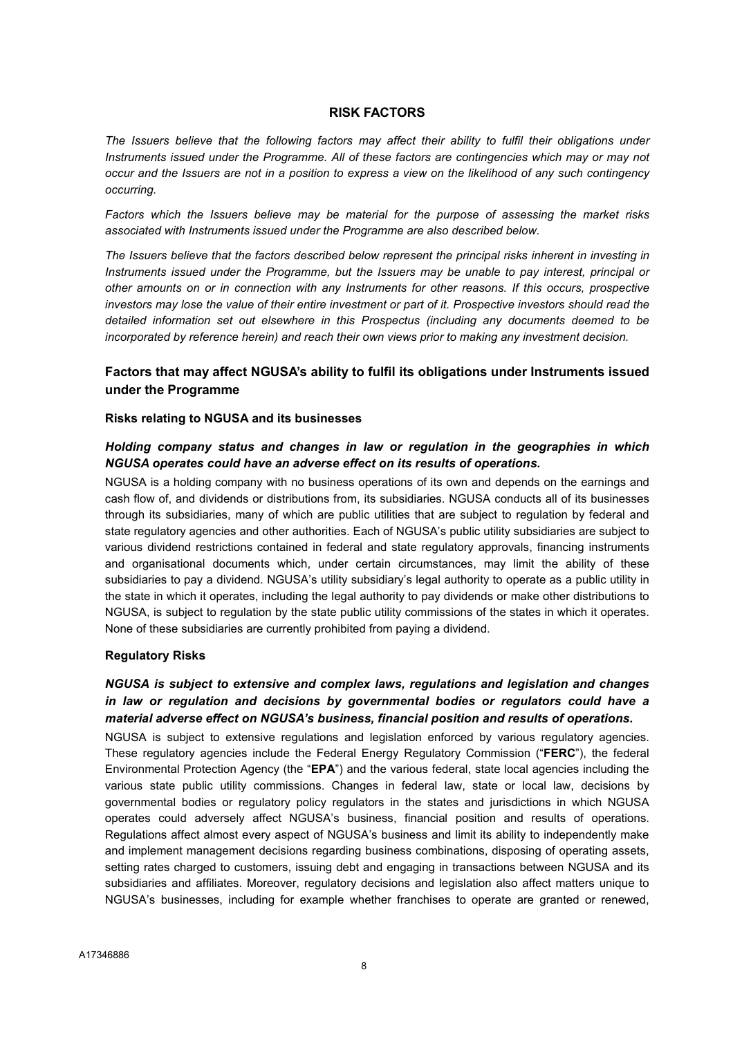## RISK FACTORS

*The Issuers believe that the following factors may affect their ability to fulfil their obligations under Instruments issued under the Programme. All of these factors are contingencies which may or may not occur and the Issuers are not in a position to express a view on the likelihood of any such contingency occurring.*

*Factors which the Issuers believe may be material for the purpose of assessing the market risks associated with Instruments issued under the Programme are also described below.*

*The Issuers believe that the factors described below represent the principal risks inherent in investing in Instruments issued under the Programme, but the Issuers may be unable to pay interest, principal or other amounts on or in connection with any Instruments for other reasons. If this occurs, prospective investors may lose the value of their entire investment or part of it. Prospective investors should read the detailed information set out elsewhere in this Prospectus (including any documents deemed to be incorporated by reference herein) and reach their own views prior to making any investment decision.*

### Factors that may affect NGUSA's ability to fulfil its obligations under Instruments issued under the Programme

#### Risks relating to NGUSA and its businesses

***Holding company status and changes in law or regulation in the geographies in which NGUSA operates could have an adverse effect on its results of operations.***

NGUSA is a holding company with no business operations of its own and depends on the earnings and cash flow of, and dividends or distributions from, its subsidiaries. NGUSA conducts all of its businesses through its subsidiaries, many of which are public utilities that are subject to regulation by federal and state regulatory agencies and other authorities. Each of NGUSA's public utility subsidiaries are subject to various dividend restrictions contained in federal and state regulatory approvals, financing instruments and organisational documents which, under certain circumstances, may limit the ability of these subsidiaries to pay a dividend. NGUSA's utility subsidiary's legal authority to operate as a public utility in the state in which it operates, including the legal authority to pay dividends or make other distributions to NGUSA, is subject to regulation by the state public utility commissions of the states in which it operates. None of these subsidiaries are currently prohibited from paying a dividend.

#### Regulatory Risks

***NGUSA is subject to extensive and complex laws, regulations and legislation and changes in law or regulation and decisions by governmental bodies or regulators could have a material adverse effect on NGUSA's business, financial position and results of operations.***

NGUSA is subject to extensive regulations and legislation enforced by various regulatory agencies. These regulatory agencies include the Federal Energy Regulatory Commission ("**FERC**"), the federal Environmental Protection Agency (the "**EPA**") and the various federal, state local agencies including the various state public utility commissions. Changes in federal law, state or local law, decisions by governmental bodies or regulatory policy regulators in the states and jurisdictions in which NGUSA operates could adversely affect NGUSA's business, financial position and results of operations. Regulations affect almost every aspect of NGUSA's business and limit its ability to independently make and implement management decisions regarding business combinations, disposing of operating assets, setting rates charged to customers, issuing debt and engaging in transactions between NGUSA and its subsidiaries and affiliates. Moreover, regulatory decisions and legislation also affect matters unique to NGUSA's businesses, including for example whether franchises to operate are granted or renewed,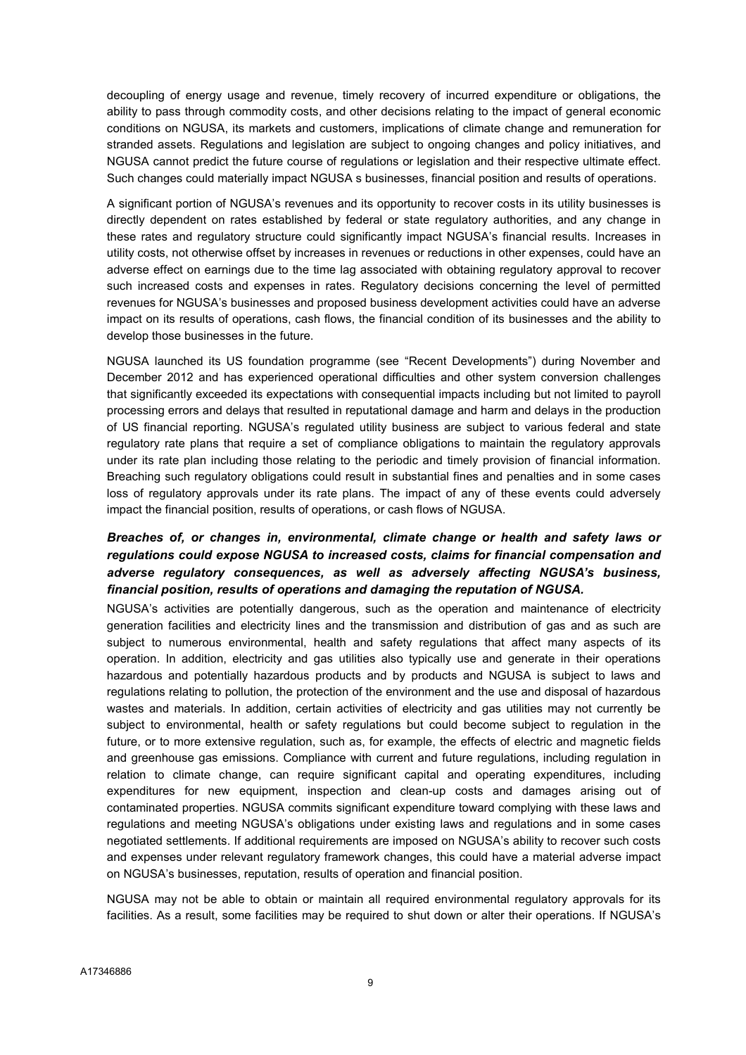decoupling of energy usage and revenue, timely recovery of incurred expenditure or obligations, the ability to pass through commodity costs, and other decisions relating to the impact of general economic conditions on NGUSA, its markets and customers, implications of climate change and remuneration for stranded assets. Regulations and legislation are subject to ongoing changes and policy initiatives, and NGUSA cannot predict the future course of regulations or legislation and their respective ultimate effect. Such changes could materially impact NGUSA s businesses, financial position and results of operations.

A significant portion of NGUSA's revenues and its opportunity to recover costs in its utility businesses is directly dependent on rates established by federal or state regulatory authorities, and any change in these rates and regulatory structure could significantly impact NGUSA's financial results. Increases in utility costs, not otherwise offset by increases in revenues or reductions in other expenses, could have an adverse effect on earnings due to the time lag associated with obtaining regulatory approval to recover such increased costs and expenses in rates. Regulatory decisions concerning the level of permitted revenues for NGUSA's businesses and proposed business development activities could have an adverse impact on its results of operations, cash flows, the financial condition of its businesses and the ability to develop those businesses in the future.

NGUSA launched its US foundation programme (see "Recent Developments") during November and December 2012 and has experienced operational difficulties and other system conversion challenges that significantly exceeded its expectations with consequential impacts including but not limited to payroll processing errors and delays that resulted in reputational damage and harm and delays in the production of US financial reporting. NGUSA's regulated utility business are subject to various federal and state regulatory rate plans that require a set of compliance obligations to maintain the regulatory approvals under its rate plan including those relating to the periodic and timely provision of financial information. Breaching such regulatory obligations could result in substantial fines and penalties and in some cases loss of regulatory approvals under its rate plans. The impact of any of these events could adversely impact the financial position, results of operations, or cash flows of NGUSA.

***Breaches of, or changes in, environmental, climate change or health and safety laws or regulations could expose NGUSA to increased costs, claims for financial compensation and adverse regulatory consequences, as well as adversely affecting NGUSA's business, financial position, results of operations and damaging the reputation of NGUSA.***

NGUSA's activities are potentially dangerous, such as the operation and maintenance of electricity generation facilities and electricity lines and the transmission and distribution of gas and as such are subject to numerous environmental, health and safety regulations that affect many aspects of its operation. In addition, electricity and gas utilities also typically use and generate in their operations hazardous and potentially hazardous products and by products and NGUSA is subject to laws and regulations relating to pollution, the protection of the environment and the use and disposal of hazardous wastes and materials. In addition, certain activities of electricity and gas utilities may not currently be subject to environmental, health or safety regulations but could become subject to regulation in the future, or to more extensive regulation, such as, for example, the effects of electric and magnetic fields and greenhouse gas emissions. Compliance with current and future regulations, including regulation in relation to climate change, can require significant capital and operating expenditures, including expenditures for new equipment, inspection and clean-up costs and damages arising out of contaminated properties. NGUSA commits significant expenditure toward complying with these laws and regulations and meeting NGUSA's obligations under existing laws and regulations and in some cases negotiated settlements. If additional requirements are imposed on NGUSA's ability to recover such costs and expenses under relevant regulatory framework changes, this could have a material adverse impact on NGUSA's businesses, reputation, results of operation and financial position.

NGUSA may not be able to obtain or maintain all required environmental regulatory approvals for its facilities. As a result, some facilities may be required to shut down or alter their operations. If NGUSA's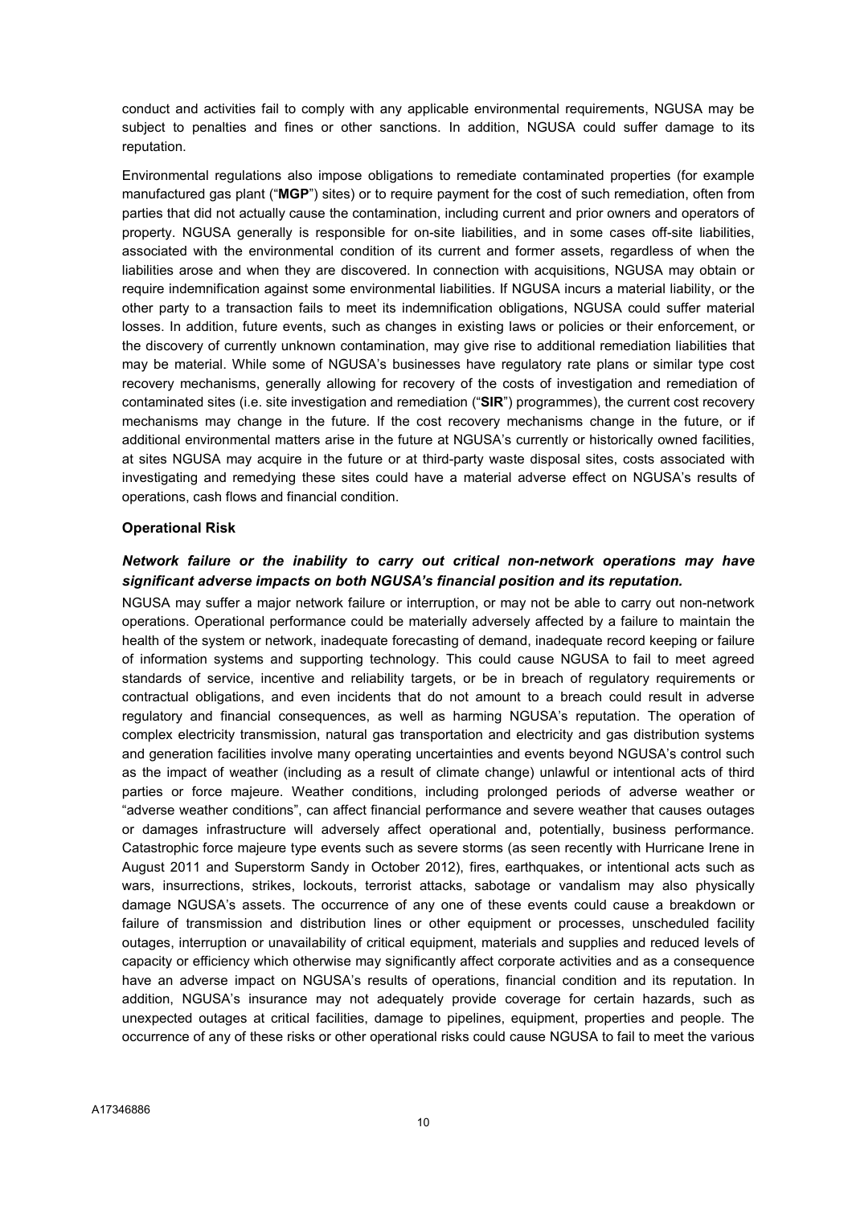conduct and activities fail to comply with any applicable environmental requirements, NGUSA may be subject to penalties and fines or other sanctions. In addition, NGUSA could suffer damage to its reputation.

Environmental regulations also impose obligations to remediate contaminated properties (for example manufactured gas plant ("**MGP**") sites) or to require payment for the cost of such remediation, often from parties that did not actually cause the contamination, including current and prior owners and operators of property. NGUSA generally is responsible for on-site liabilities, and in some cases off-site liabilities, associated with the environmental condition of its current and former assets, regardless of when the liabilities arose and when they are discovered. In connection with acquisitions, NGUSA may obtain or require indemnification against some environmental liabilities. If NGUSA incurs a material liability, or the other party to a transaction fails to meet its indemnification obligations, NGUSA could suffer material losses. In addition, future events, such as changes in existing laws or policies or their enforcement, or the discovery of currently unknown contamination, may give rise to additional remediation liabilities that may be material. While some of NGUSA's businesses have regulatory rate plans or similar type cost recovery mechanisms, generally allowing for recovery of the costs of investigation and remediation of contaminated sites (i.e. site investigation and remediation ("**SIR**") programmes), the current cost recovery mechanisms may change in the future. If the cost recovery mechanisms change in the future, or if additional environmental matters arise in the future at NGUSA's currently or historically owned facilities, at sites NGUSA may acquire in the future or at third-party waste disposal sites, costs associated with investigating and remedying these sites could have a material adverse effect on NGUSA's results of operations, cash flows and financial condition.

**Operational Risk**

***Network failure or the inability to carry out critical non-network operations may have significant adverse impacts on both NGUSA's financial position and its reputation.***

NGUSA may suffer a major network failure or interruption, or may not be able to carry out non-network operations. Operational performance could be materially adversely affected by a failure to maintain the health of the system or network, inadequate forecasting of demand, inadequate record keeping or failure of information systems and supporting technology. This could cause NGUSA to fail to meet agreed standards of service, incentive and reliability targets, or be in breach of regulatory requirements or contractual obligations, and even incidents that do not amount to a breach could result in adverse regulatory and financial consequences, as well as harming NGUSA's reputation. The operation of complex electricity transmission, natural gas transportation and electricity and gas distribution systems and generation facilities involve many operating uncertainties and events beyond NGUSA's control such as the impact of weather (including as a result of climate change) unlawful or intentional acts of third parties or force majeure. Weather conditions, including prolonged periods of adverse weather or "adverse weather conditions", can affect financial performance and severe weather that causes outages or damages infrastructure will adversely affect operational and, potentially, business performance. Catastrophic force majeure type events such as severe storms (as seen recently with Hurricane Irene in August 2011 and Superstorm Sandy in October 2012), fires, earthquakes, or intentional acts such as wars, insurrections, strikes, lockouts, terrorist attacks, sabotage or vandalism may also physically damage NGUSA's assets. The occurrence of any one of these events could cause a breakdown or failure of transmission and distribution lines or other equipment or processes, unscheduled facility outages, interruption or unavailability of critical equipment, materials and supplies and reduced levels of capacity or efficiency which otherwise may significantly affect corporate activities and as a consequence have an adverse impact on NGUSA's results of operations, financial condition and its reputation. In addition, NGUSA's insurance may not adequately provide coverage for certain hazards, such as unexpected outages at critical facilities, damage to pipelines, equipment, properties and people. The occurrence of any of these risks or other operational risks could cause NGUSA to fail to meet the various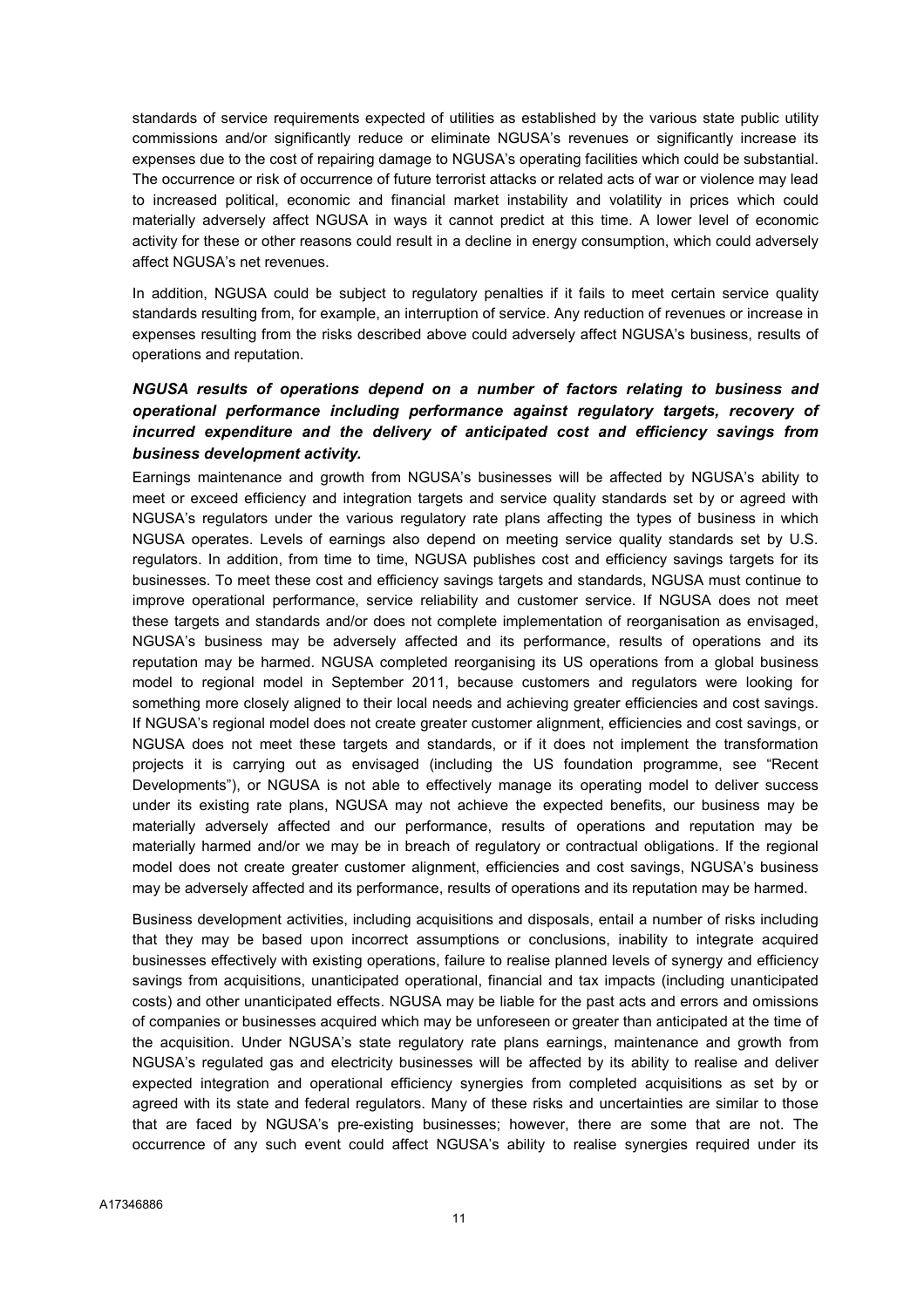standards of service requirements expected of utilities as established by the various state public utility commissions and/or significantly reduce or eliminate NGUSA's revenues or significantly increase its expenses due to the cost of repairing damage to NGUSA's operating facilities which could be substantial. The occurrence or risk of occurrence of future terrorist attacks or related acts of war or violence may lead to increased political, economic and financial market instability and volatility in prices which could materially adversely affect NGUSA in ways it cannot predict at this time. A lower level of economic activity for these or other reasons could result in a decline in energy consumption, which could adversely affect NGUSA's net revenues.

In addition, NGUSA could be subject to regulatory penalties if it fails to meet certain service quality standards resulting from, for example, an interruption of service. Any reduction of revenues or increase in expenses resulting from the risks described above could adversely affect NGUSA's business, results of operations and reputation.

***NGUSA results of operations depend on a number of factors relating to business and operational performance including performance against regulatory targets, recovery of incurred expenditure and the delivery of anticipated cost and efficiency savings from business development activity.***

Earnings maintenance and growth from NGUSA's businesses will be affected by NGUSA's ability to meet or exceed efficiency and integration targets and service quality standards set by or agreed with NGUSA's regulators under the various regulatory rate plans affecting the types of business in which NGUSA operates. Levels of earnings also depend on meeting service quality standards set by U.S. regulators. In addition, from time to time, NGUSA publishes cost and efficiency savings targets for its businesses. To meet these cost and efficiency savings targets and standards, NGUSA must continue to improve operational performance, service reliability and customer service. If NGUSA does not meet these targets and standards and/or does not complete implementation of reorganisation as envisaged, NGUSA's business may be adversely affected and its performance, results of operations and its reputation may be harmed. NGUSA completed reorganising its US operations from a global business model to regional model in September 2011, because customers and regulators were looking for something more closely aligned to their local needs and achieving greater efficiencies and cost savings. If NGUSA's regional model does not create greater customer alignment, efficiencies and cost savings, or NGUSA does not meet these targets and standards, or if it does not implement the transformation projects it is carrying out as envisaged (including the US foundation programme, see "Recent Developments"), or NGUSA is not able to effectively manage its operating model to deliver success under its existing rate plans, NGUSA may not achieve the expected benefits, our business may be materially adversely affected and our performance, results of operations and reputation may be materially harmed and/or we may be in breach of regulatory or contractual obligations. If the regional model does not create greater customer alignment, efficiencies and cost savings, NGUSA's business may be adversely affected and its performance, results of operations and its reputation may be harmed.

Business development activities, including acquisitions and disposals, entail a number of risks including that they may be based upon incorrect assumptions or conclusions, inability to integrate acquired businesses effectively with existing operations, failure to realise planned levels of synergy and efficiency savings from acquisitions, unanticipated operational, financial and tax impacts (including unanticipated costs) and other unanticipated effects. NGUSA may be liable for the past acts and errors and omissions of companies or businesses acquired which may be unforeseen or greater than anticipated at the time of the acquisition. Under NGUSA's state regulatory rate plans earnings, maintenance and growth from NGUSA's regulated gas and electricity businesses will be affected by its ability to realise and deliver expected integration and operational efficiency synergies from completed acquisitions as set by or agreed with its state and federal regulators. Many of these risks and uncertainties are similar to those that are faced by NGUSA's pre-existing businesses; however, there are some that are not. The occurrence of any such event could affect NGUSA's ability to realise synergies required under its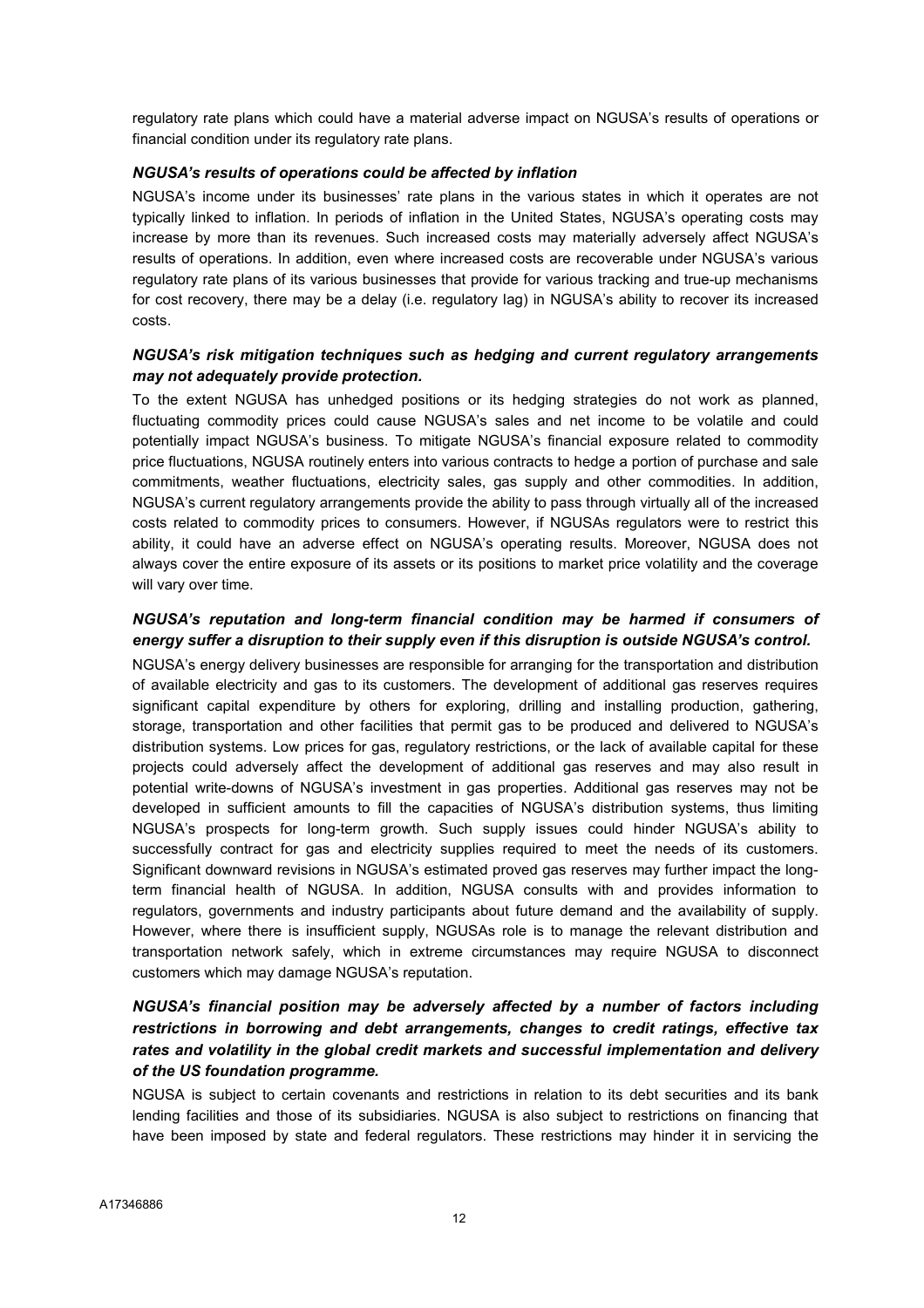regulatory rate plans which could have a material adverse impact on NGUSA's results of operations or financial condition under its regulatory rate plans.

***NGUSA's results of operations could be affected by inflation***

NGUSA's income under its businesses' rate plans in the various states in which it operates are not typically linked to inflation. In periods of inflation in the United States, NGUSA's operating costs may increase by more than its revenues. Such increased costs may materially adversely affect NGUSA's results of operations. In addition, even where increased costs are recoverable under NGUSA's various regulatory rate plans of its various businesses that provide for various tracking and true-up mechanisms for cost recovery, there may be a delay (i.e. regulatory lag) in NGUSA's ability to recover its increased costs.

***NGUSA's risk mitigation techniques such as hedging and current regulatory arrangements may not adequately provide protection.***

To the extent NGUSA has unhedged positions or its hedging strategies do not work as planned, fluctuating commodity prices could cause NGUSA's sales and net income to be volatile and could potentially impact NGUSA's business. To mitigate NGUSA's financial exposure related to commodity price fluctuations, NGUSA routinely enters into various contracts to hedge a portion of purchase and sale commitments, weather fluctuations, electricity sales, gas supply and other commodities. In addition, NGUSA's current regulatory arrangements provide the ability to pass through virtually all of the increased costs related to commodity prices to consumers. However, if NGUSAs regulators were to restrict this ability, it could have an adverse effect on NGUSA's operating results. Moreover, NGUSA does not always cover the entire exposure of its assets or its positions to market price volatility and the coverage will vary over time.

***NGUSA's reputation and long-term financial condition may be harmed if consumers of energy suffer a disruption to their supply even if this disruption is outside NGUSA's control.***

NGUSA's energy delivery businesses are responsible for arranging for the transportation and distribution of available electricity and gas to its customers. The development of additional gas reserves requires significant capital expenditure by others for exploring, drilling and installing production, gathering, storage, transportation and other facilities that permit gas to be produced and delivered to NGUSA's distribution systems. Low prices for gas, regulatory restrictions, or the lack of available capital for these projects could adversely affect the development of additional gas reserves and may also result in potential write-downs of NGUSA's investment in gas properties. Additional gas reserves may not be developed in sufficient amounts to fill the capacities of NGUSA's distribution systems, thus limiting NGUSA's prospects for long-term growth. Such supply issues could hinder NGUSA's ability to successfully contract for gas and electricity supplies required to meet the needs of its customers. Significant downward revisions in NGUSA's estimated proved gas reserves may further impact the long-term financial health of NGUSA. In addition, NGUSA consults with and provides information to regulators, governments and industry participants about future demand and the availability of supply. However, where there is insufficient supply, NGUSAs role is to manage the relevant distribution and transportation network safely, which in extreme circumstances may require NGUSA to disconnect customers which may damage NGUSA's reputation.

***NGUSA's financial position may be adversely affected by a number of factors including restrictions in borrowing and debt arrangements, changes to credit ratings, effective tax rates and volatility in the global credit markets and successful implementation and delivery of the US foundation programme.***

NGUSA is subject to certain covenants and restrictions in relation to its debt securities and its bank lending facilities and those of its subsidiaries. NGUSA is also subject to restrictions on financing that have been imposed by state and federal regulators. These restrictions may hinder it in servicing the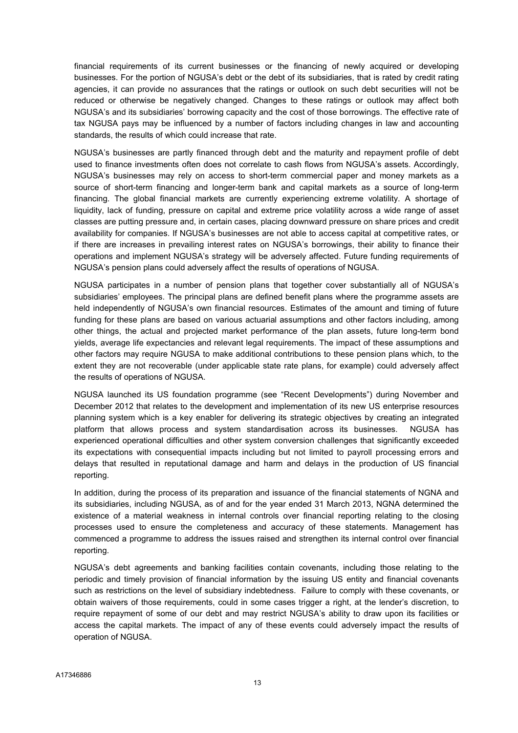financial requirements of its current businesses or the financing of newly acquired or developing businesses. For the portion of NGUSA's debt or the debt of its subsidiaries, that is rated by credit rating agencies, it can provide no assurances that the ratings or outlook on such debt securities will not be reduced or otherwise be negatively changed. Changes to these ratings or outlook may affect both NGUSA's and its subsidiaries' borrowing capacity and the cost of those borrowings. The effective rate of tax NGUSA pays may be influenced by a number of factors including changes in law and accounting standards, the results of which could increase that rate.

NGUSA's businesses are partly financed through debt and the maturity and repayment profile of debt used to finance investments often does not correlate to cash flows from NGUSA's assets. Accordingly, NGUSA's businesses may rely on access to short-term commercial paper and money markets as a source of short-term financing and longer-term bank and capital markets as a source of long-term financing. The global financial markets are currently experiencing extreme volatility. A shortage of liquidity, lack of funding, pressure on capital and extreme price volatility across a wide range of asset classes are putting pressure and, in certain cases, placing downward pressure on share prices and credit availability for companies. If NGUSA's businesses are not able to access capital at competitive rates, or if there are increases in prevailing interest rates on NGUSA's borrowings, their ability to finance their operations and implement NGUSA's strategy will be adversely affected. Future funding requirements of NGUSA's pension plans could adversely affect the results of operations of NGUSA.

NGUSA participates in a number of pension plans that together cover substantially all of NGUSA's subsidiaries' employees. The principal plans are defined benefit plans where the programme assets are held independently of NGUSA's own financial resources. Estimates of the amount and timing of future funding for these plans are based on various actuarial assumptions and other factors including, among other things, the actual and projected market performance of the plan assets, future long-term bond yields, average life expectancies and relevant legal requirements. The impact of these assumptions and other factors may require NGUSA to make additional contributions to these pension plans which, to the extent they are not recoverable (under applicable state rate plans, for example) could adversely affect the results of operations of NGUSA.

NGUSA launched its US foundation programme (see "Recent Developments") during November and December 2012 that relates to the development and implementation of its new US enterprise resources planning system which is a key enabler for delivering its strategic objectives by creating an integrated platform that allows process and system standardisation across its businesses. NGUSA has experienced operational difficulties and other system conversion challenges that significantly exceeded its expectations with consequential impacts including but not limited to payroll processing errors and delays that resulted in reputational damage and harm and delays in the production of US financial reporting.

In addition, during the process of its preparation and issuance of the financial statements of NGNA and its subsidiaries, including NGUSA, as of and for the year ended 31 March 2013, NGNA determined the existence of a material weakness in internal controls over financial reporting relating to the closing processes used to ensure the completeness and accuracy of these statements. Management has commenced a programme to address the issues raised and strengthen its internal control over financial reporting.

NGUSA's debt agreements and banking facilities contain covenants, including those relating to the periodic and timely provision of financial information by the issuing US entity and financial covenants such as restrictions on the level of subsidiary indebtedness. Failure to comply with these covenants, or obtain waivers of those requirements, could in some cases trigger a right, at the lender's discretion, to require repayment of some of our debt and may restrict NGUSA's ability to draw upon its facilities or access the capital markets. The impact of any of these events could adversely impact the results of operation of NGUSA.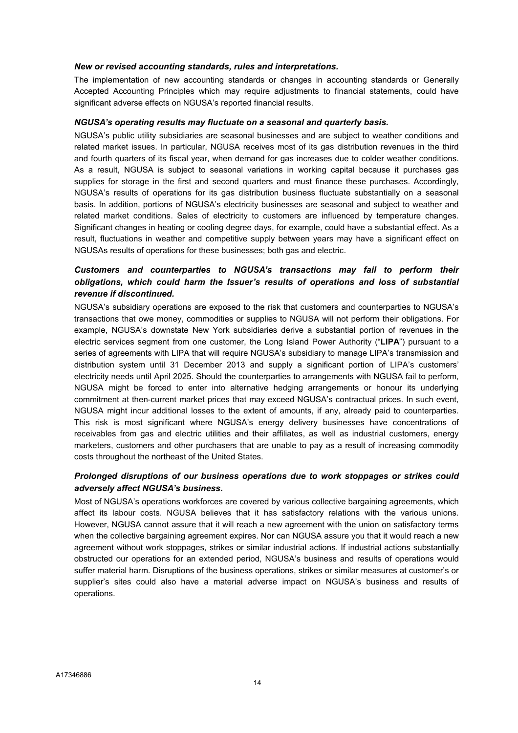***New or revised accounting standards, rules and interpretations.***

The implementation of new accounting standards or changes in accounting standards or Generally Accepted Accounting Principles which may require adjustments to financial statements, could have significant adverse effects on NGUSA's reported financial results.

***NGUSA's operating results may fluctuate on a seasonal and quarterly basis.***

NGUSA's public utility subsidiaries are seasonal businesses and are subject to weather conditions and related market issues. In particular, NGUSA receives most of its gas distribution revenues in the third and fourth quarters of its fiscal year, when demand for gas increases due to colder weather conditions. As a result, NGUSA is subject to seasonal variations in working capital because it purchases gas supplies for storage in the first and second quarters and must finance these purchases. Accordingly, NGUSA's results of operations for its gas distribution business fluctuate substantially on a seasonal basis. In addition, portions of NGUSA's electricity businesses are seasonal and subject to weather and related market conditions. Sales of electricity to customers are influenced by temperature changes. Significant changes in heating or cooling degree days, for example, could have a substantial effect. As a result, fluctuations in weather and competitive supply between years may have a significant effect on NGUSAs results of operations for these businesses; both gas and electric.

***Customers and counterparties to NGUSA's transactions may fail to perform their obligations, which could harm the Issuer's results of operations and loss of substantial revenue if discontinued.***

NGUSA's subsidiary operations are exposed to the risk that customers and counterparties to NGUSA's transactions that owe money, commodities or supplies to NGUSA will not perform their obligations. For example, NGUSA's downstate New York subsidiaries derive a substantial portion of revenues in the electric services segment from one customer, the Long Island Power Authority ("**LIPA**") pursuant to a series of agreements with LIPA that will require NGUSA's subsidiary to manage LIPA's transmission and distribution system until 31 December 2013 and supply a significant portion of LIPA's customers' electricity needs until April 2025. Should the counterparties to arrangements with NGUSA fail to perform, NGUSA might be forced to enter into alternative hedging arrangements or honour its underlying commitment at then-current market prices that may exceed NGUSA's contractual prices. In such event, NGUSA might incur additional losses to the extent of amounts, if any, already paid to counterparties. This risk is most significant where NGUSA's energy delivery businesses have concentrations of receivables from gas and electric utilities and their affiliates, as well as industrial customers, energy marketers, customers and other purchasers that are unable to pay as a result of increasing commodity costs throughout the northeast of the United States.

***Prolonged disruptions of our business operations due to work stoppages or strikes could adversely affect NGUSA's business.***

Most of NGUSA's operations workforces are covered by various collective bargaining agreements, which affect its labour costs. NGUSA believes that it has satisfactory relations with the various unions. However, NGUSA cannot assure that it will reach a new agreement with the union on satisfactory terms when the collective bargaining agreement expires. Nor can NGUSA assure you that it would reach a new agreement without work stoppages, strikes or similar industrial actions. If industrial actions substantially obstructed our operations for an extended period, NGUSA's business and results of operations would suffer material harm. Disruptions of the business operations, strikes or similar measures at customer's or supplier's sites could also have a material adverse impact on NGUSA's business and results of operations.

A17346886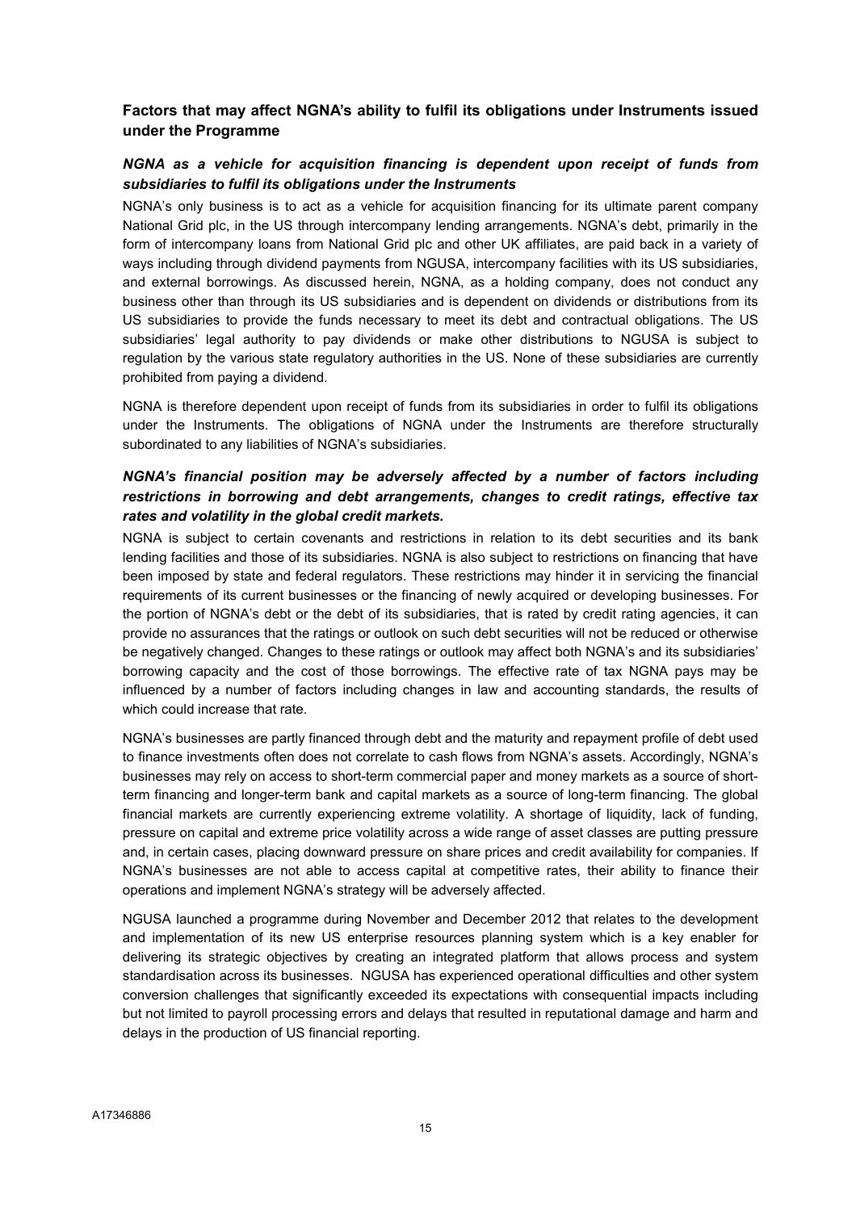## Factors that may affect NGNA's ability to fulfil its obligations under Instruments issued under the Programme

### *NGNA as a vehicle for acquisition financing is dependent upon receipt of funds from subsidiaries to fulfil its obligations under the Instruments*

NGNA's only business is to act as a vehicle for acquisition financing for its ultimate parent company National Grid plc, in the US through intercompany lending arrangements. NGNA's debt, primarily in the form of intercompany loans from National Grid plc and other UK affiliates, are paid back in a variety of ways including through dividend payments from NGUSA, intercompany facilities with its US subsidiaries, and external borrowings. As discussed herein, NGNA, as a holding company, does not conduct any business other than through its US subsidiaries and is dependent on dividends or distributions from its US subsidiaries to provide the funds necessary to meet its debt and contractual obligations. The US subsidiaries' legal authority to pay dividends or make other distributions to NGUSA is subject to regulation by the various state regulatory authorities in the US. None of these subsidiaries are currently prohibited from paying a dividend.

NGNA is therefore dependent upon receipt of funds from its subsidiaries in order to fulfil its obligations under the Instruments. The obligations of NGNA under the Instruments are therefore structurally subordinated to any liabilities of NGNA's subsidiaries.

### *NGNA's financial position may be adversely affected by a number of factors including restrictions in borrowing and debt arrangements, changes to credit ratings, effective tax rates and volatility in the global credit markets.*

NGNA is subject to certain covenants and restrictions in relation to its debt securities and its bank lending facilities and those of its subsidiaries. NGNA is also subject to restrictions on financing that have been imposed by state and federal regulators. These restrictions may hinder it in servicing the financial requirements of its current businesses or the financing of newly acquired or developing businesses. For the portion of NGNA's debt or the debt of its subsidiaries, that is rated by credit rating agencies, it can provide no assurances that the ratings or outlook on such debt securities will not be reduced or otherwise be negatively changed. Changes to these ratings or outlook may affect both NGNA's and its subsidiaries' borrowing capacity and the cost of those borrowings. The effective rate of tax NGNA pays may be influenced by a number of factors including changes in law and accounting standards, the results of which could increase that rate.

NGNA's businesses are partly financed through debt and the maturity and repayment profile of debt used to finance investments often does not correlate to cash flows from NGNA's assets. Accordingly, NGNA's businesses may rely on access to short-term commercial paper and money markets as a source of short-term financing and longer-term bank and capital markets as a source of long-term financing. The global financial markets are currently experiencing extreme volatility. A shortage of liquidity, lack of funding, pressure on capital and extreme price volatility across a wide range of asset classes are putting pressure and, in certain cases, placing downward pressure on share prices and credit availability for companies. If NGNA's businesses are not able to access capital at competitive rates, their ability to finance their operations and implement NGNA's strategy will be adversely affected.

NGUSA launched a programme during November and December 2012 that relates to the development and implementation of its new US enterprise resources planning system which is a key enabler for delivering its strategic objectives by creating an integrated platform that allows process and system standardisation across its businesses. NGUSA has experienced operational difficulties and other system conversion challenges that significantly exceeded its expectations with consequential impacts including but not limited to payroll processing errors and delays that resulted in reputational damage and harm and delays in the production of US financial reporting.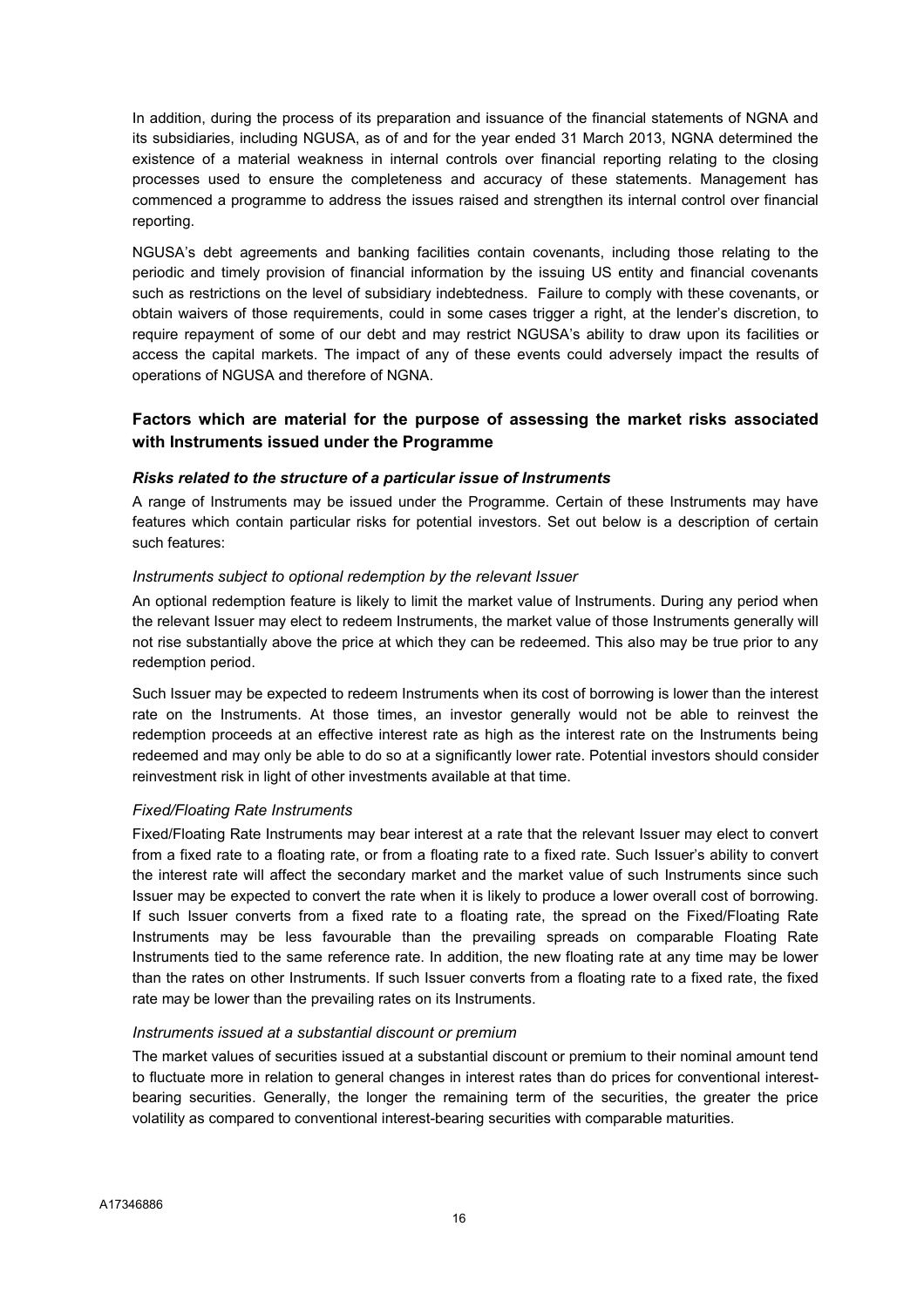In addition, during the process of its preparation and issuance of the financial statements of NGNA and its subsidiaries, including NGUSA, as of and for the year ended 31 March 2013, NGNA determined the existence of a material weakness in internal controls over financial reporting relating to the closing processes used to ensure the completeness and accuracy of these statements. Management has commenced a programme to address the issues raised and strengthen its internal control over financial reporting.

NGUSA's debt agreements and banking facilities contain covenants, including those relating to the periodic and timely provision of financial information by the issuing US entity and financial covenants such as restrictions on the level of subsidiary indebtedness. Failure to comply with these covenants, or obtain waivers of those requirements, could in some cases trigger a right, at the lender's discretion, to require repayment of some of our debt and may restrict NGUSA's ability to draw upon its facilities or access the capital markets. The impact of any of these events could adversely impact the results of operations of NGUSA and therefore of NGNA.

## Factors which are material for the purpose of assessing the market risks associated with Instruments issued under the Programme

### *Risks related to the structure of a particular issue of Instruments*

A range of Instruments may be issued under the Programme. Certain of these Instruments may have features which contain particular risks for potential investors. Set out below is a description of certain such features:

*Instruments subject to optional redemption by the relevant Issuer*

An optional redemption feature is likely to limit the market value of Instruments. During any period when the relevant Issuer may elect to redeem Instruments, the market value of those Instruments generally will not rise substantially above the price at which they can be redeemed. This also may be true prior to any redemption period.

Such Issuer may be expected to redeem Instruments when its cost of borrowing is lower than the interest rate on the Instruments. At those times, an investor generally would not be able to reinvest the redemption proceeds at an effective interest rate as high as the interest rate on the Instruments being redeemed and may only be able to do so at a significantly lower rate. Potential investors should consider reinvestment risk in light of other investments available at that time.

*Fixed/Floating Rate Instruments*

Fixed/Floating Rate Instruments may bear interest at a rate that the relevant Issuer may elect to convert from a fixed rate to a floating rate, or from a floating rate to a fixed rate. Such Issuer's ability to convert the interest rate will affect the secondary market and the market value of such Instruments since such Issuer may be expected to convert the rate when it is likely to produce a lower overall cost of borrowing. If such Issuer converts from a fixed rate to a floating rate, the spread on the Fixed/Floating Rate Instruments may be less favourable than the prevailing spreads on comparable Floating Rate Instruments tied to the same reference rate. In addition, the new floating rate at any time may be lower than the rates on other Instruments. If such Issuer converts from a floating rate to a fixed rate, the fixed rate may be lower than the prevailing rates on its Instruments.

*Instruments issued at a substantial discount or premium*

The market values of securities issued at a substantial discount or premium to their nominal amount tend to fluctuate more in relation to general changes in interest rates than do prices for conventional interest-bearing securities. Generally, the longer the remaining term of the securities, the greater the price volatility as compared to conventional interest-bearing securities with comparable maturities.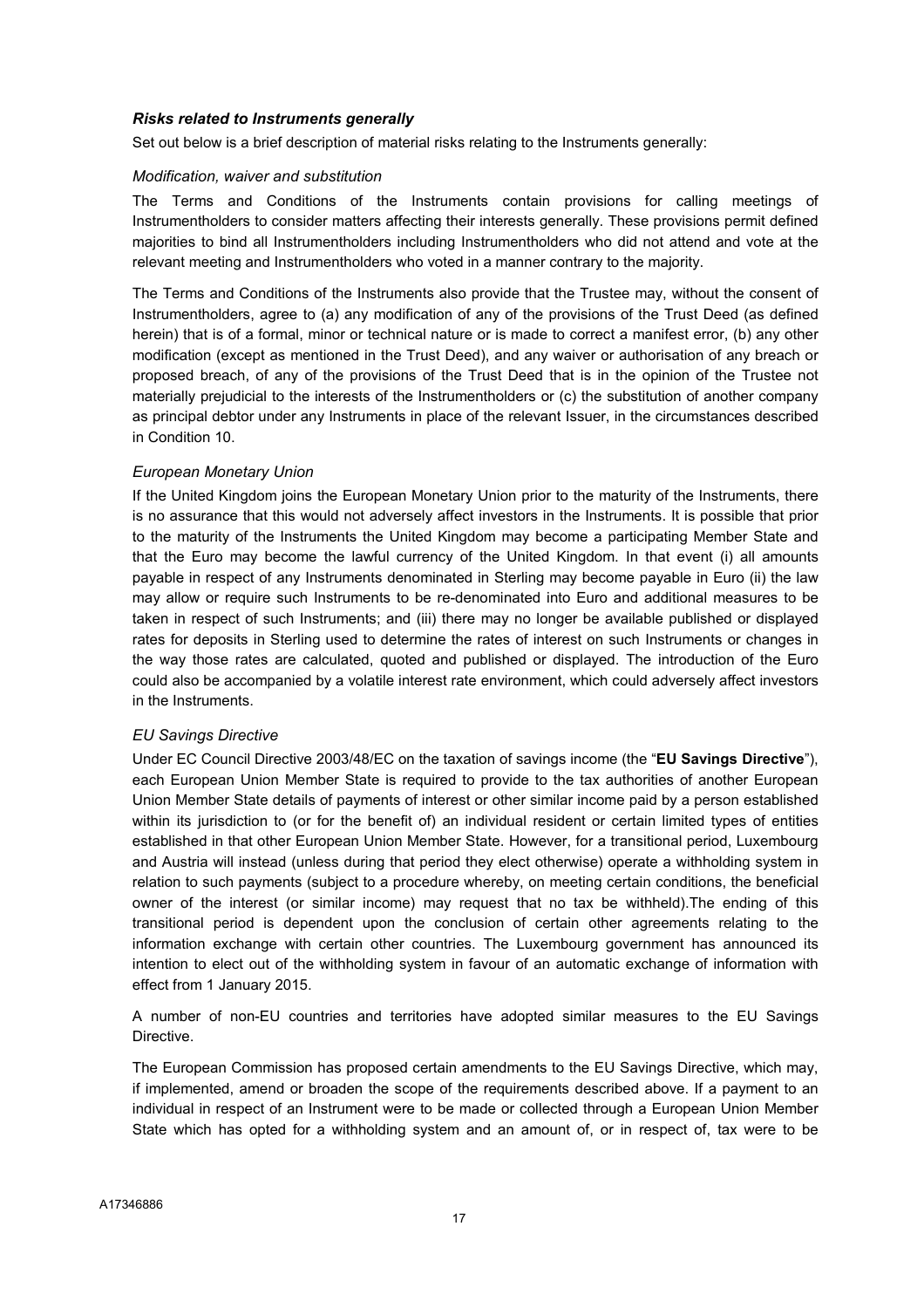### *Risks related to Instruments generally*

Set out below is a brief description of material risks relating to the Instruments generally:

*Modification, waiver and substitution*

The Terms and Conditions of the Instruments contain provisions for calling meetings of Instrumentholders to consider matters affecting their interests generally. These provisions permit defined majorities to bind all Instrumentholders including Instrumentholders who did not attend and vote at the relevant meeting and Instrumentholders who voted in a manner contrary to the majority.

The Terms and Conditions of the Instruments also provide that the Trustee may, without the consent of Instrumentholders, agree to (a) any modification of any of the provisions of the Trust Deed (as defined herein) that is of a formal, minor or technical nature or is made to correct a manifest error, (b) any other modification (except as mentioned in the Trust Deed), and any waiver or authorisation of any breach or proposed breach, of any of the provisions of the Trust Deed that is in the opinion of the Trustee not materially prejudicial to the interests of the Instrumentholders or (c) the substitution of another company as principal debtor under any Instruments in place of the relevant Issuer, in the circumstances described in Condition 10.

*European Monetary Union*

If the United Kingdom joins the European Monetary Union prior to the maturity of the Instruments, there is no assurance that this would not adversely affect investors in the Instruments. It is possible that prior to the maturity of the Instruments the United Kingdom may become a participating Member State and that the Euro may become the lawful currency of the United Kingdom. In that event (i) all amounts payable in respect of any Instruments denominated in Sterling may become payable in Euro (ii) the law may allow or require such Instruments to be re-denominated into Euro and additional measures to be taken in respect of such Instruments; and (iii) there may no longer be available published or displayed rates for deposits in Sterling used to determine the rates of interest on such Instruments or changes in the way those rates are calculated, quoted and published or displayed. The introduction of the Euro could also be accompanied by a volatile interest rate environment, which could adversely affect investors in the Instruments.

*EU Savings Directive*

Under EC Council Directive 2003/48/EC on the taxation of savings income (the "**EU Savings Directive**"), each European Union Member State is required to provide to the tax authorities of another European Union Member State details of payments of interest or other similar income paid by a person established within its jurisdiction to (or for the benefit of) an individual resident or certain limited types of entities established in that other European Union Member State. However, for a transitional period, Luxembourg and Austria will instead (unless during that period they elect otherwise) operate a withholding system in relation to such payments (subject to a procedure whereby, on meeting certain conditions, the beneficial owner of the interest (or similar income) may request that no tax be withheld).The ending of this transitional period is dependent upon the conclusion of certain other agreements relating to the information exchange with certain other countries. The Luxembourg government has announced its intention to elect out of the withholding system in favour of an automatic exchange of information with effect from 1 January 2015.

A number of non-EU countries and territories have adopted similar measures to the EU Savings Directive.

The European Commission has proposed certain amendments to the EU Savings Directive, which may, if implemented, amend or broaden the scope of the requirements described above. If a payment to an individual in respect of an Instrument were to be made or collected through a European Union Member State which has opted for a withholding system and an amount of, or in respect of, tax were to be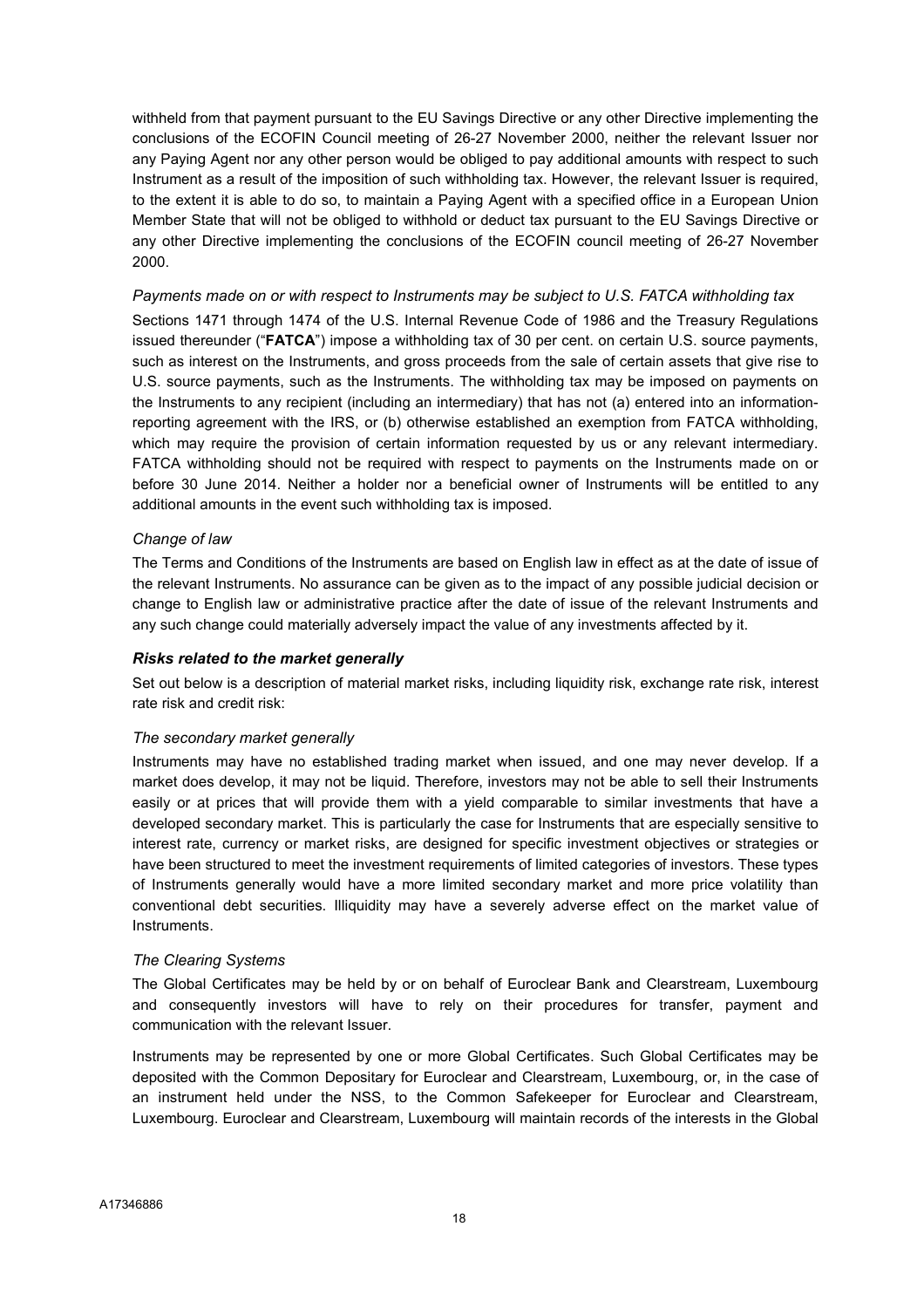withheld from that payment pursuant to the EU Savings Directive or any other Directive implementing the conclusions of the ECOFIN Council meeting of 26-27 November 2000, neither the relevant Issuer nor any Paying Agent nor any other person would be obliged to pay additional amounts with respect to such Instrument as a result of the imposition of such withholding tax. However, the relevant Issuer is required, to the extent it is able to do so, to maintain a Paying Agent with a specified office in a European Union Member State that will not be obliged to withhold or deduct tax pursuant to the EU Savings Directive or any other Directive implementing the conclusions of the ECOFIN council meeting of 26-27 November 2000.

*Payments made on or with respect to Instruments may be subject to U.S. FATCA withholding tax*

Sections 1471 through 1474 of the U.S. Internal Revenue Code of 1986 and the Treasury Regulations issued thereunder ("**FATCA**") impose a withholding tax of 30 per cent. on certain U.S. source payments, such as interest on the Instruments, and gross proceeds from the sale of certain assets that give rise to U.S. source payments, such as the Instruments. The withholding tax may be imposed on payments on the Instruments to any recipient (including an intermediary) that has not (a) entered into an information-reporting agreement with the IRS, or (b) otherwise established an exemption from FATCA withholding, which may require the provision of certain information requested by us or any relevant intermediary. FATCA withholding should not be required with respect to payments on the Instruments made on or before 30 June 2014. Neither a holder nor a beneficial owner of Instruments will be entitled to any additional amounts in the event such withholding tax is imposed.

*Change of law*

The Terms and Conditions of the Instruments are based on English law in effect as at the date of issue of the relevant Instruments. No assurance can be given as to the impact of any possible judicial decision or change to English law or administrative practice after the date of issue of the relevant Instruments and any such change could materially adversely impact the value of any investments affected by it.

***Risks related to the market generally***

Set out below is a description of material market risks, including liquidity risk, exchange rate risk, interest rate risk and credit risk:

*The secondary market generally*

Instruments may have no established trading market when issued, and one may never develop. If a market does develop, it may not be liquid. Therefore, investors may not be able to sell their Instruments easily or at prices that will provide them with a yield comparable to similar investments that have a developed secondary market. This is particularly the case for Instruments that are especially sensitive to interest rate, currency or market risks, are designed for specific investment objectives or strategies or have been structured to meet the investment requirements of limited categories of investors. These types of Instruments generally would have a more limited secondary market and more price volatility than conventional debt securities. Illiquidity may have a severely adverse effect on the market value of Instruments.

*The Clearing Systems*

The Global Certificates may be held by or on behalf of Euroclear Bank and Clearstream, Luxembourg and consequently investors will have to rely on their procedures for transfer, payment and communication with the relevant Issuer.

Instruments may be represented by one or more Global Certificates. Such Global Certificates may be deposited with the Common Depositary for Euroclear and Clearstream, Luxembourg, or, in the case of an instrument held under the NSS, to the Common Safekeeper for Euroclear and Clearstream, Luxembourg. Euroclear and Clearstream, Luxembourg will maintain records of the interests in the Global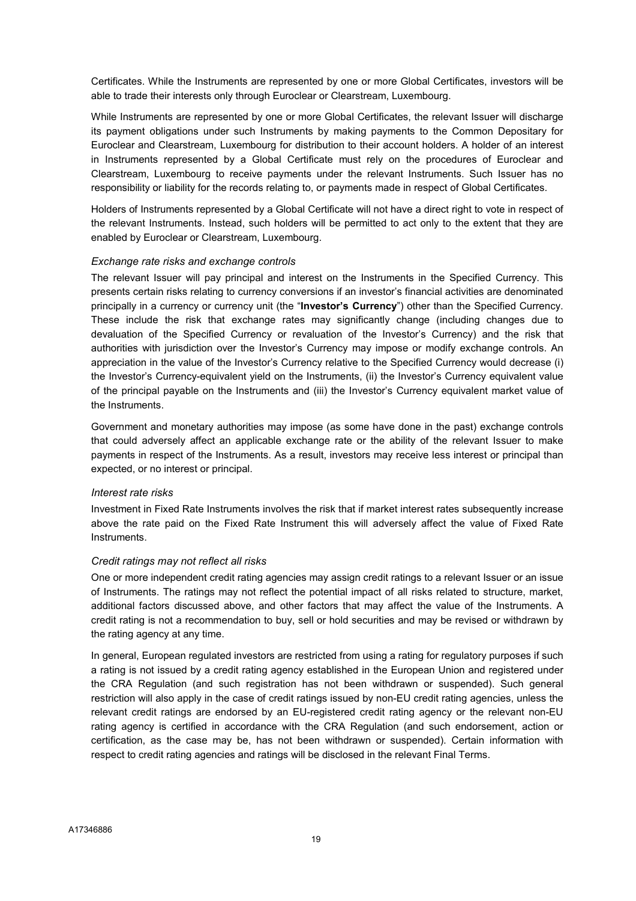Certificates. While the Instruments are represented by one or more Global Certificates, investors will be able to trade their interests only through Euroclear or Clearstream, Luxembourg.

While Instruments are represented by one or more Global Certificates, the relevant Issuer will discharge its payment obligations under such Instruments by making payments to the Common Depositary for Euroclear and Clearstream, Luxembourg for distribution to their account holders. A holder of an interest in Instruments represented by a Global Certificate must rely on the procedures of Euroclear and Clearstream, Luxembourg to receive payments under the relevant Instruments. Such Issuer has no responsibility or liability for the records relating to, or payments made in respect of Global Certificates.

Holders of Instruments represented by a Global Certificate will not have a direct right to vote in respect of the relevant Instruments. Instead, such holders will be permitted to act only to the extent that they are enabled by Euroclear or Clearstream, Luxembourg.

*Exchange rate risks and exchange controls*

The relevant Issuer will pay principal and interest on the Instruments in the Specified Currency. This presents certain risks relating to currency conversions if an investor's financial activities are denominated principally in a currency or currency unit (the "**Investor's Currency**") other than the Specified Currency. These include the risk that exchange rates may significantly change (including changes due to devaluation of the Specified Currency or revaluation of the Investor's Currency) and the risk that authorities with jurisdiction over the Investor's Currency may impose or modify exchange controls. An appreciation in the value of the Investor's Currency relative to the Specified Currency would decrease (i) the Investor's Currency-equivalent yield on the Instruments, (ii) the Investor's Currency equivalent value of the principal payable on the Instruments and (iii) the Investor's Currency equivalent market value of the Instruments.

Government and monetary authorities may impose (as some have done in the past) exchange controls that could adversely affect an applicable exchange rate or the ability of the relevant Issuer to make payments in respect of the Instruments. As a result, investors may receive less interest or principal than expected, or no interest or principal.

*Interest rate risks*

Investment in Fixed Rate Instruments involves the risk that if market interest rates subsequently increase above the rate paid on the Fixed Rate Instrument this will adversely affect the value of Fixed Rate Instruments.

*Credit ratings may not reflect all risks*

One or more independent credit rating agencies may assign credit ratings to a relevant Issuer or an issue of Instruments. The ratings may not reflect the potential impact of all risks related to structure, market, additional factors discussed above, and other factors that may affect the value of the Instruments. A credit rating is not a recommendation to buy, sell or hold securities and may be revised or withdrawn by the rating agency at any time.

In general, European regulated investors are restricted from using a rating for regulatory purposes if such a rating is not issued by a credit rating agency established in the European Union and registered under the CRA Regulation (and such registration has not been withdrawn or suspended). Such general restriction will also apply in the case of credit ratings issued by non-EU credit rating agencies, unless the relevant credit ratings are endorsed by an EU-registered credit rating agency or the relevant non-EU rating agency is certified in accordance with the CRA Regulation (and such endorsement, action or certification, as the case may be, has not been withdrawn or suspended). Certain information with respect to credit rating agencies and ratings will be disclosed in the relevant Final Terms.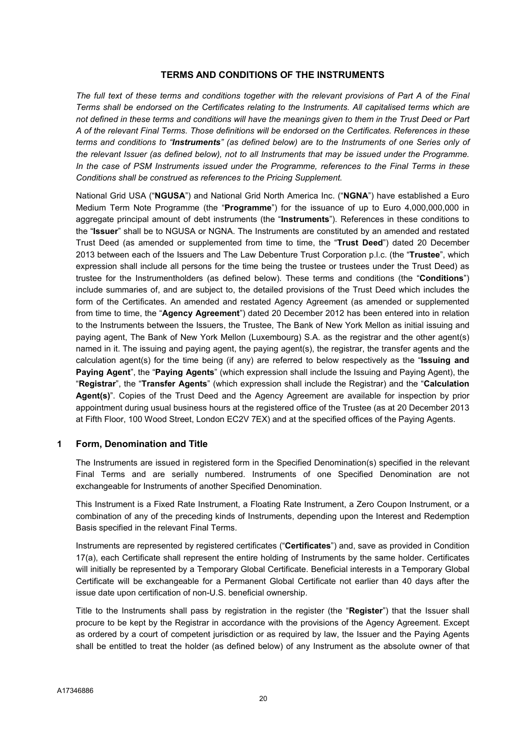## TERMS AND CONDITIONS OF THE INSTRUMENTS

*The full text of these terms and conditions together with the relevant provisions of Part A of the Final Terms shall be endorsed on the Certificates relating to the Instruments. All capitalised terms which are not defined in these terms and conditions will have the meanings given to them in the Trust Deed or Part A of the relevant Final Terms. Those definitions will be endorsed on the Certificates. References in these terms and conditions to "**Instruments**" (as defined below) are to the Instruments of one Series only of the relevant Issuer (as defined below), not to all Instruments that may be issued under the Programme. In the case of PSM Instruments issued under the Programme, references to the Final Terms in these Conditions shall be construed as references to the Pricing Supplement.*

National Grid USA ("**NGUSA**") and National Grid North America Inc. ("**NGNA**") have established a Euro Medium Term Note Programme (the "**Programme**") for the issuance of up to Euro 4,000,000,000 in aggregate principal amount of debt instruments (the "**Instruments**"). References in these conditions to the "**Issuer**" shall be to NGUSA or NGNA. The Instruments are constituted by an amended and restated Trust Deed (as amended or supplemented from time to time, the "**Trust Deed**") dated 20 December 2013 between each of the Issuers and The Law Debenture Trust Corporation p.l.c. (the "**Trustee**", which expression shall include all persons for the time being the trustee or trustees under the Trust Deed) as trustee for the Instrumentholders (as defined below). These terms and conditions (the "**Conditions**") include summaries of, and are subject to, the detailed provisions of the Trust Deed which includes the form of the Certificates. An amended and restated Agency Agreement (as amended or supplemented from time to time, the "**Agency Agreement**") dated 20 December 2012 has been entered into in relation to the Instruments between the Issuers, the Trustee, The Bank of New York Mellon as initial issuing and paying agent, The Bank of New York Mellon (Luxembourg) S.A. as the registrar and the other agent(s) named in it. The issuing and paying agent, the paying agent(s), the registrar, the transfer agents and the calculation agent(s) for the time being (if any) are referred to below respectively as the "**Issuing and Paying Agent**", the "**Paying Agents**" (which expression shall include the Issuing and Paying Agent), the "**Registrar**", the "**Transfer Agents**" (which expression shall include the Registrar) and the "**Calculation Agent(s)**". Copies of the Trust Deed and the Agency Agreement are available for inspection by prior appointment during usual business hours at the registered office of the Trustee (as at 20 December 2013 at Fifth Floor, 100 Wood Street, London EC2V 7EX) and at the specified offices of the Paying Agents.

### 1 Form, Denomination and Title

The Instruments are issued in registered form in the Specified Denomination(s) specified in the relevant Final Terms and are serially numbered. Instruments of one Specified Denomination are not exchangeable for Instruments of another Specified Denomination.

This Instrument is a Fixed Rate Instrument, a Floating Rate Instrument, a Zero Coupon Instrument, or a combination of any of the preceding kinds of Instruments, depending upon the Interest and Redemption Basis specified in the relevant Final Terms.

Instruments are represented by registered certificates ("**Certificates**") and, save as provided in Condition 17(a), each Certificate shall represent the entire holding of Instruments by the same holder. Certificates will initially be represented by a Temporary Global Certificate. Beneficial interests in a Temporary Global Certificate will be exchangeable for a Permanent Global Certificate not earlier than 40 days after the issue date upon certification of non-U.S. beneficial ownership.

Title to the Instruments shall pass by registration in the register (the "**Register**") that the Issuer shall procure to be kept by the Registrar in accordance with the provisions of the Agency Agreement. Except as ordered by a court of competent jurisdiction or as required by law, the Issuer and the Paying Agents shall be entitled to treat the holder (as defined below) of any Instrument as the absolute owner of that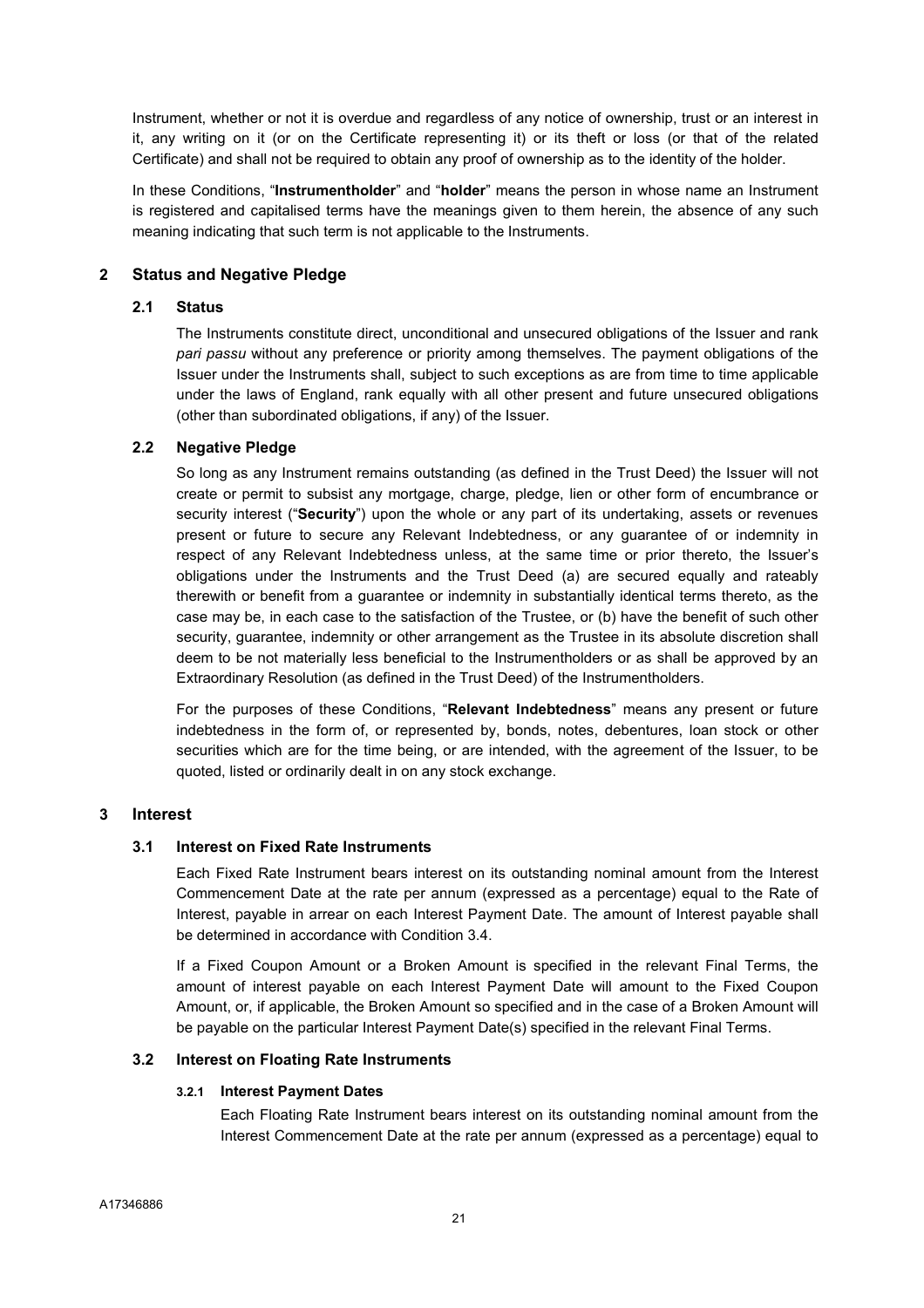Instrument, whether or not it is overdue and regardless of any notice of ownership, trust or an interest in it, any writing on it (or on the Certificate representing it) or its theft or loss (or that of the related Certificate) and shall not be required to obtain any proof of ownership as to the identity of the holder.

In these Conditions, "**Instrumentholder**" and "**holder**" means the person in whose name an Instrument is registered and capitalised terms have the meanings given to them herein, the absence of any such meaning indicating that such term is not applicable to the Instruments.

## 2 Status and Negative Pledge

### 2.1 Status

The Instruments constitute direct, unconditional and unsecured obligations of the Issuer and rank *pari passu* without any preference or priority among themselves. The payment obligations of the Issuer under the Instruments shall, subject to such exceptions as are from time to time applicable under the laws of England, rank equally with all other present and future unsecured obligations (other than subordinated obligations, if any) of the Issuer.

### 2.2 Negative Pledge

So long as any Instrument remains outstanding (as defined in the Trust Deed) the Issuer will not create or permit to subsist any mortgage, charge, pledge, lien or other form of encumbrance or security interest ("**Security**") upon the whole or any part of its undertaking, assets or revenues present or future to secure any Relevant Indebtedness, or any guarantee of or indemnity in respect of any Relevant Indebtedness unless, at the same time or prior thereto, the Issuer's obligations under the Instruments and the Trust Deed (a) are secured equally and rateably therewith or benefit from a guarantee or indemnity in substantially identical terms thereto, as the case may be, in each case to the satisfaction of the Trustee, or (b) have the benefit of such other security, guarantee, indemnity or other arrangement as the Trustee in its absolute discretion shall deem to be not materially less beneficial to the Instrumentholders or as shall be approved by an Extraordinary Resolution (as defined in the Trust Deed) of the Instrumentholders.

For the purposes of these Conditions, "**Relevant Indebtedness**" means any present or future indebtedness in the form of, or represented by, bonds, notes, debentures, loan stock or other securities which are for the time being, or are intended, with the agreement of the Issuer, to be quoted, listed or ordinarily dealt in on any stock exchange.

## 3 Interest

### 3.1 Interest on Fixed Rate Instruments

Each Fixed Rate Instrument bears interest on its outstanding nominal amount from the Interest Commencement Date at the rate per annum (expressed as a percentage) equal to the Rate of Interest, payable in arrear on each Interest Payment Date. The amount of Interest payable shall be determined in accordance with Condition 3.4.

If a Fixed Coupon Amount or a Broken Amount is specified in the relevant Final Terms, the amount of interest payable on each Interest Payment Date will amount to the Fixed Coupon Amount, or, if applicable, the Broken Amount so specified and in the case of a Broken Amount will be payable on the particular Interest Payment Date(s) specified in the relevant Final Terms.

### 3.2 Interest on Floating Rate Instruments

#### 3.2.1 Interest Payment Dates

Each Floating Rate Instrument bears interest on its outstanding nominal amount from the Interest Commencement Date at the rate per annum (expressed as a percentage) equal to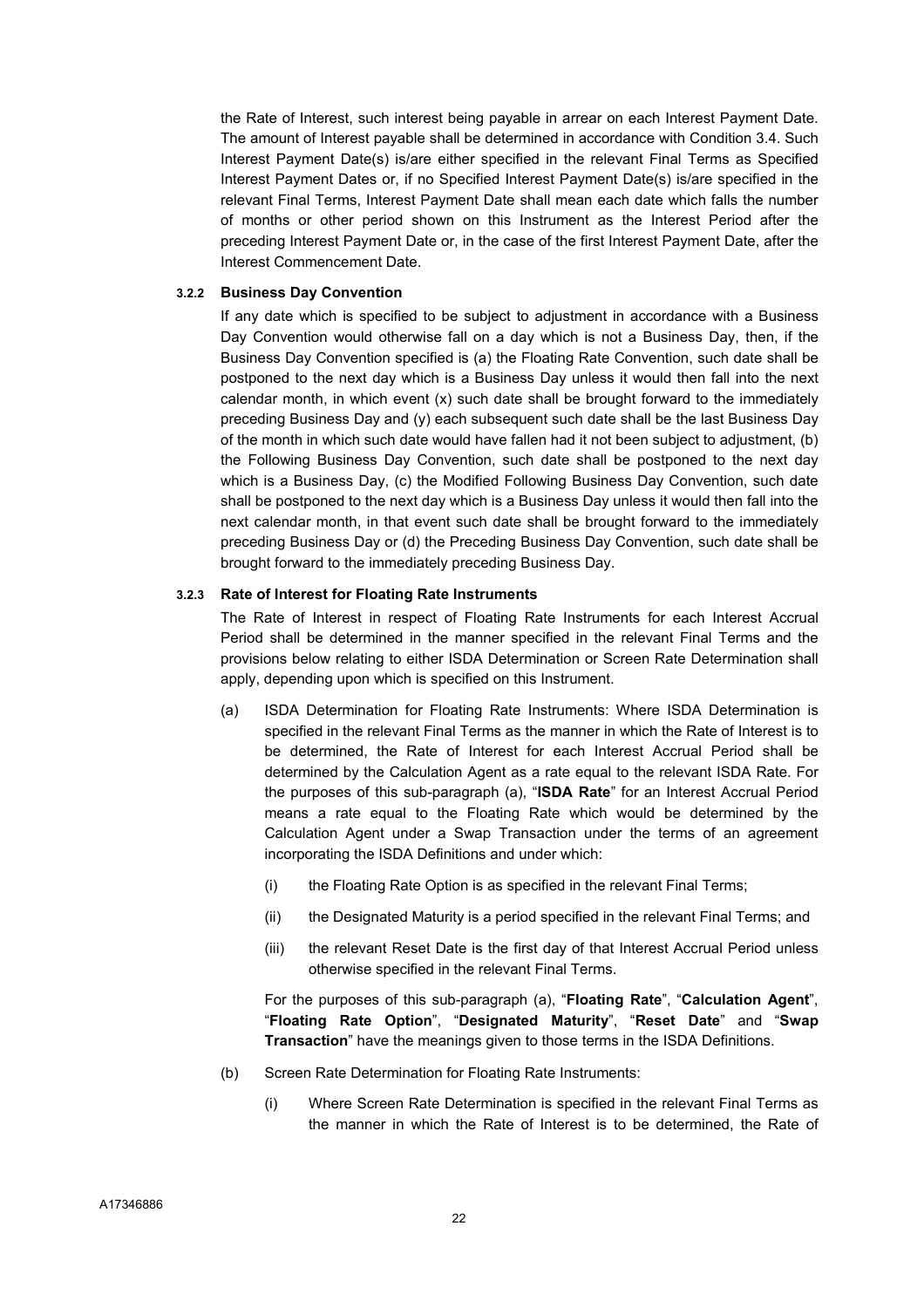the Rate of Interest, such interest being payable in arrear on each Interest Payment Date. The amount of Interest payable shall be determined in accordance with Condition 3.4. Such Interest Payment Date(s) is/are either specified in the relevant Final Terms as Specified Interest Payment Dates or, if no Specified Interest Payment Date(s) is/are specified in the relevant Final Terms, Interest Payment Date shall mean each date which falls the number of months or other period shown on this Instrument as the Interest Period after the preceding Interest Payment Date or, in the case of the first Interest Payment Date, after the Interest Commencement Date.

#### 3.2.2 Business Day Convention

If any date which is specified to be subject to adjustment in accordance with a Business Day Convention would otherwise fall on a day which is not a Business Day, then, if the Business Day Convention specified is (a) the Floating Rate Convention, such date shall be postponed to the next day which is a Business Day unless it would then fall into the next calendar month, in which event (x) such date shall be brought forward to the immediately preceding Business Day and (y) each subsequent such date shall be the last Business Day of the month in which such date would have fallen had it not been subject to adjustment, (b) the Following Business Day Convention, such date shall be postponed to the next day which is a Business Day, (c) the Modified Following Business Day Convention, such date shall be postponed to the next day which is a Business Day unless it would then fall into the next calendar month, in that event such date shall be brought forward to the immediately preceding Business Day or (d) the Preceding Business Day Convention, such date shall be brought forward to the immediately preceding Business Day.

#### 3.2.3 Rate of Interest for Floating Rate Instruments

The Rate of Interest in respect of Floating Rate Instruments for each Interest Accrual Period shall be determined in the manner specified in the relevant Final Terms and the provisions below relating to either ISDA Determination or Screen Rate Determination shall apply, depending upon which is specified on this Instrument.

(a) ISDA Determination for Floating Rate Instruments: Where ISDA Determination is specified in the relevant Final Terms as the manner in which the Rate of Interest is to be determined, the Rate of Interest for each Interest Accrual Period shall be determined by the Calculation Agent as a rate equal to the relevant ISDA Rate. For the purposes of this sub-paragraph (a), "**ISDA Rate**" for an Interest Accrual Period means a rate equal to the Floating Rate which would be determined by the Calculation Agent under a Swap Transaction under the terms of an agreement incorporating the ISDA Definitions and under which:

   (i) the Floating Rate Option is as specified in the relevant Final Terms;

   (ii) the Designated Maturity is a period specified in the relevant Final Terms; and

   (iii) the relevant Reset Date is the first day of that Interest Accrual Period unless otherwise specified in the relevant Final Terms.

   For the purposes of this sub-paragraph (a), "**Floating Rate**", "**Calculation Agent**", "**Floating Rate Option**", "**Designated Maturity**", "**Reset Date**" and "**Swap Transaction**" have the meanings given to those terms in the ISDA Definitions.

(b) Screen Rate Determination for Floating Rate Instruments:

   (i) Where Screen Rate Determination is specified in the relevant Final Terms as the manner in which the Rate of Interest is to be determined, the Rate of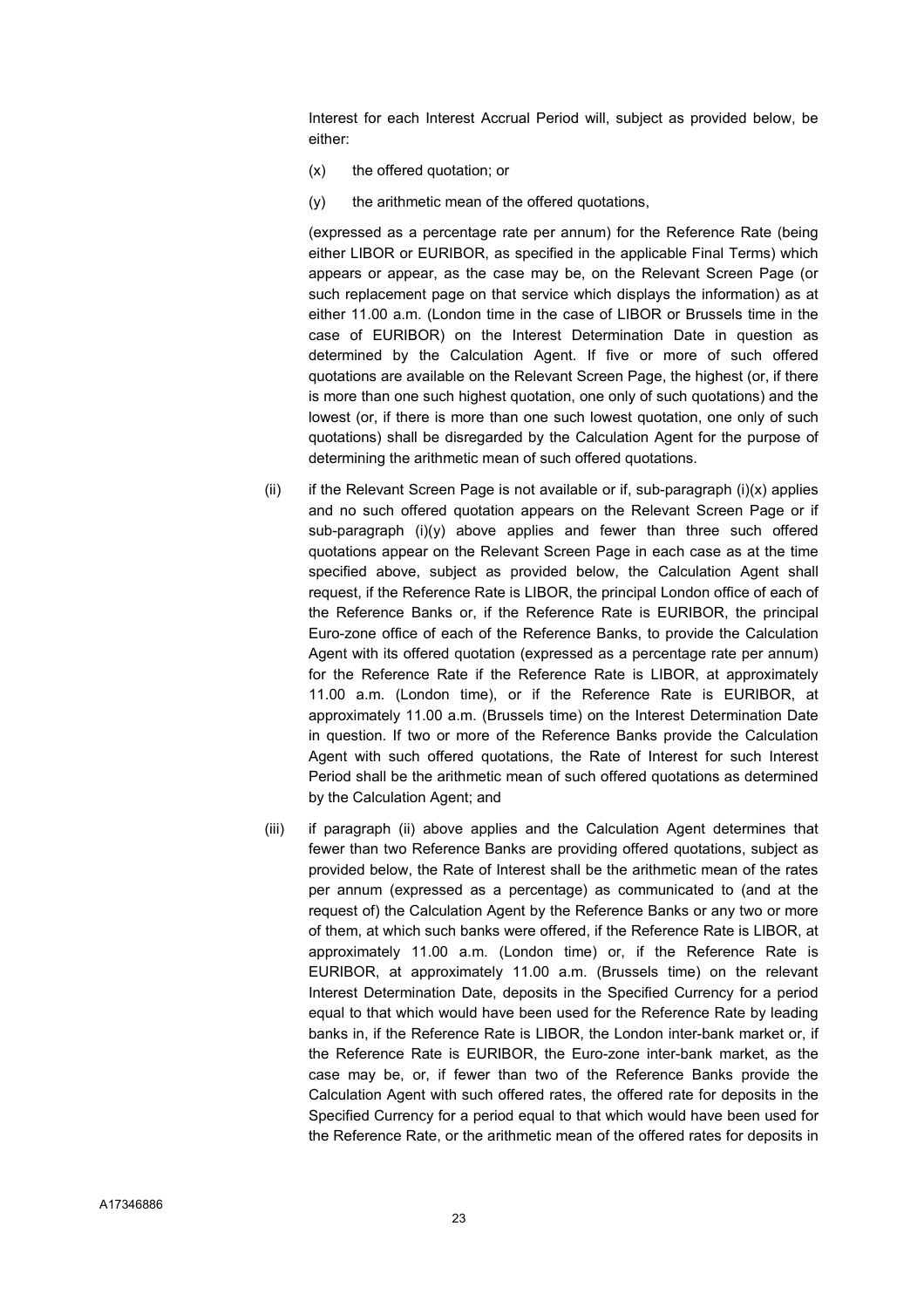Interest for each Interest Accrual Period will, subject as provided below, be either:

(x) the offered quotation; or

(y) the arithmetic mean of the offered quotations,

(expressed as a percentage rate per annum) for the Reference Rate (being either LIBOR or EURIBOR, as specified in the applicable Final Terms) which appears or appear, as the case may be, on the Relevant Screen Page (or such replacement page on that service which displays the information) as at either 11.00 a.m. (London time in the case of LIBOR or Brussels time in the case of EURIBOR) on the Interest Determination Date in question as determined by the Calculation Agent. If five or more of such offered quotations are available on the Relevant Screen Page, the highest (or, if there is more than one such highest quotation, one only of such quotations) and the lowest (or, if there is more than one such lowest quotation, one only of such quotations) shall be disregarded by the Calculation Agent for the purpose of determining the arithmetic mean of such offered quotations.

(ii) if the Relevant Screen Page is not available or if, sub-paragraph (i)(x) applies and no such offered quotation appears on the Relevant Screen Page or if sub-paragraph (i)(y) above applies and fewer than three such offered quotations appear on the Relevant Screen Page in each case as at the time specified above, subject as provided below, the Calculation Agent shall request, if the Reference Rate is LIBOR, the principal London office of each of the Reference Banks or, if the Reference Rate is EURIBOR, the principal Euro-zone office of each of the Reference Banks, to provide the Calculation Agent with its offered quotation (expressed as a percentage rate per annum) for the Reference Rate if the Reference Rate is LIBOR, at approximately 11.00 a.m. (London time), or if the Reference Rate is EURIBOR, at approximately 11.00 a.m. (Brussels time) on the Interest Determination Date in question. If two or more of the Reference Banks provide the Calculation Agent with such offered quotations, the Rate of Interest for such Interest Period shall be the arithmetic mean of such offered quotations as determined by the Calculation Agent; and

(iii) if paragraph (ii) above applies and the Calculation Agent determines that fewer than two Reference Banks are providing offered quotations, subject as provided below, the Rate of Interest shall be the arithmetic mean of the rates per annum (expressed as a percentage) as communicated to (and at the request of) the Calculation Agent by the Reference Banks or any two or more of them, at which such banks were offered, if the Reference Rate is LIBOR, at approximately 11.00 a.m. (London time) or, if the Reference Rate is EURIBOR, at approximately 11.00 a.m. (Brussels time) on the relevant Interest Determination Date, deposits in the Specified Currency for a period equal to that which would have been used for the Reference Rate by leading banks in, if the Reference Rate is LIBOR, the London inter-bank market or, if the Reference Rate is EURIBOR, the Euro-zone inter-bank market, as the case may be, or, if fewer than two of the Reference Banks provide the Calculation Agent with such offered rates, the offered rate for deposits in the Specified Currency for a period equal to that which would have been used for the Reference Rate, or the arithmetic mean of the offered rates for deposits in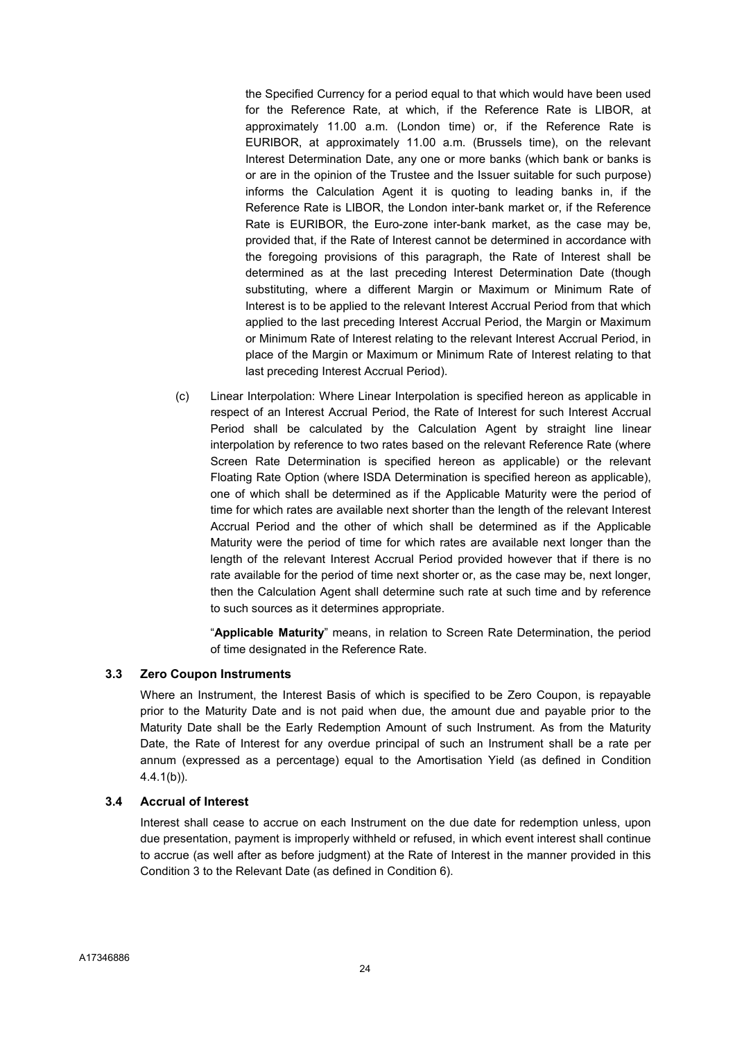the Specified Currency for a period equal to that which would have been used for the Reference Rate, at which, if the Reference Rate is LIBOR, at approximately 11.00 a.m. (London time) or, if the Reference Rate is EURIBOR, at approximately 11.00 a.m. (Brussels time), on the relevant Interest Determination Date, any one or more banks (which bank or banks is or are in the opinion of the Trustee and the Issuer suitable for such purpose) informs the Calculation Agent it is quoting to leading banks in, if the Reference Rate is LIBOR, the London inter-bank market or, if the Reference Rate is EURIBOR, the Euro-zone inter-bank market, as the case may be, provided that, if the Rate of Interest cannot be determined in accordance with the foregoing provisions of this paragraph, the Rate of Interest shall be determined as at the last preceding Interest Determination Date (though substituting, where a different Margin or Maximum or Minimum Rate of Interest is to be applied to the relevant Interest Accrual Period from that which applied to the last preceding Interest Accrual Period, the Margin or Maximum or Minimum Rate of Interest relating to the relevant Interest Accrual Period, in place of the Margin or Maximum or Minimum Rate of Interest relating to that last preceding Interest Accrual Period).

(c) Linear Interpolation: Where Linear Interpolation is specified hereon as applicable in respect of an Interest Accrual Period, the Rate of Interest for such Interest Accrual Period shall be calculated by the Calculation Agent by straight line linear interpolation by reference to two rates based on the relevant Reference Rate (where Screen Rate Determination is specified hereon as applicable) or the relevant Floating Rate Option (where ISDA Determination is specified hereon as applicable), one of which shall be determined as if the Applicable Maturity were the period of time for which rates are available next shorter than the length of the relevant Interest Accrual Period and the other of which shall be determined as if the Applicable Maturity were the period of time for which rates are available next longer than the length of the relevant Interest Accrual Period provided however that if there is no rate available for the period of time next shorter or, as the case may be, next longer, then the Calculation Agent shall determine such rate at such time and by reference to such sources as it determines appropriate.

"**Applicable Maturity**" means, in relation to Screen Rate Determination, the period of time designated in the Reference Rate.

### 3.3 Zero Coupon Instruments

Where an Instrument, the Interest Basis of which is specified to be Zero Coupon, is repayable prior to the Maturity Date and is not paid when due, the amount due and payable prior to the Maturity Date shall be the Early Redemption Amount of such Instrument. As from the Maturity Date, the Rate of Interest for any overdue principal of such an Instrument shall be a rate per annum (expressed as a percentage) equal to the Amortisation Yield (as defined in Condition 4.4.1(b)).

### 3.4 Accrual of Interest

Interest shall cease to accrue on each Instrument on the due date for redemption unless, upon due presentation, payment is improperly withheld or refused, in which event interest shall continue to accrue (as well after as before judgment) at the Rate of Interest in the manner provided in this Condition 3 to the Relevant Date (as defined in Condition 6).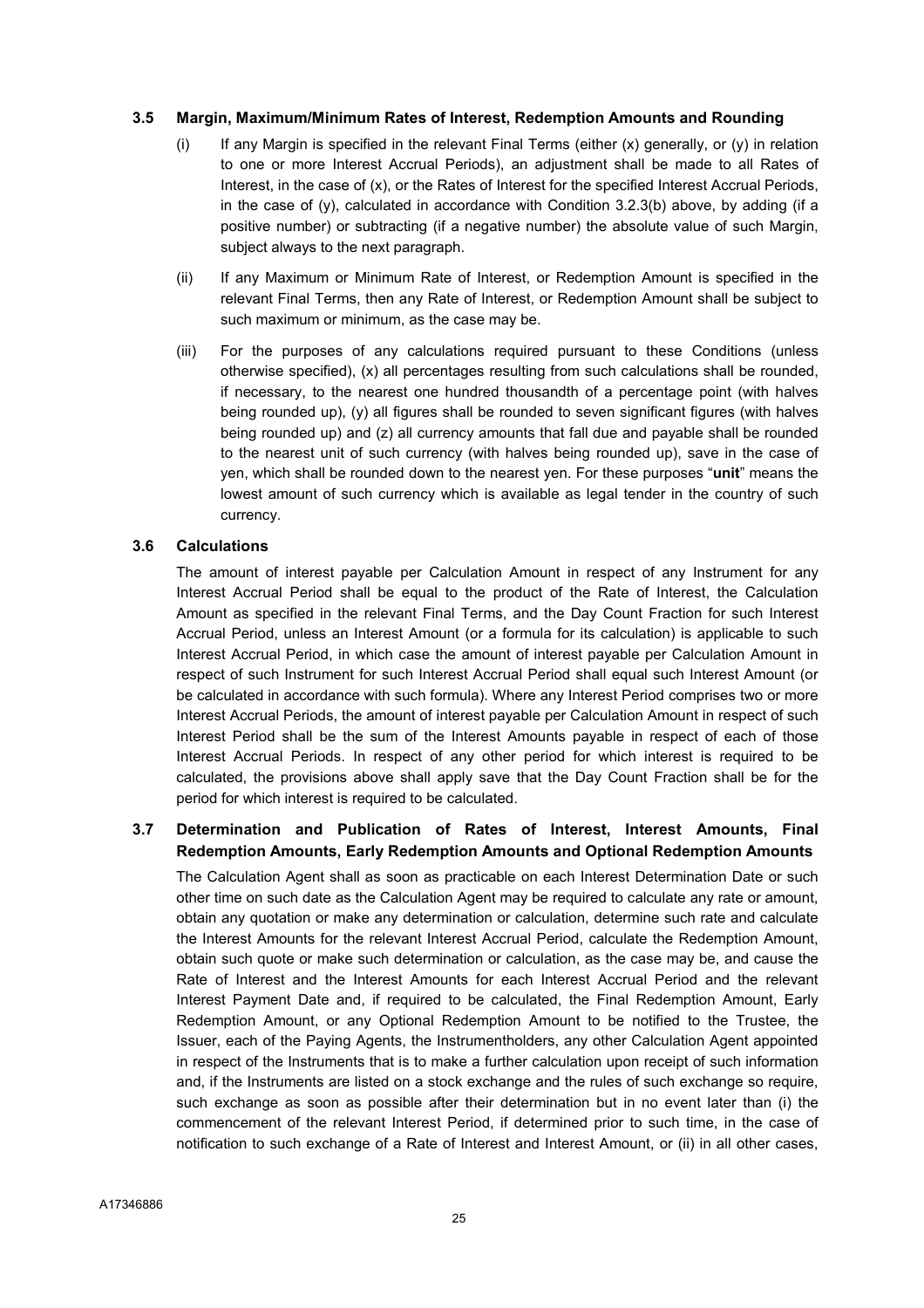### 3.5 Margin, Maximum/Minimum Rates of Interest, Redemption Amounts and Rounding

(i) If any Margin is specified in the relevant Final Terms (either (x) generally, or (y) in relation to one or more Interest Accrual Periods), an adjustment shall be made to all Rates of Interest, in the case of (x), or the Rates of Interest for the specified Interest Accrual Periods, in the case of (y), calculated in accordance with Condition 3.2.3(b) above, by adding (if a positive number) or subtracting (if a negative number) the absolute value of such Margin, subject always to the next paragraph.

(ii) If any Maximum or Minimum Rate of Interest, or Redemption Amount is specified in the relevant Final Terms, then any Rate of Interest, or Redemption Amount shall be subject to such maximum or minimum, as the case may be.

(iii) For the purposes of any calculations required pursuant to these Conditions (unless otherwise specified), (x) all percentages resulting from such calculations shall be rounded, if necessary, to the nearest one hundred thousandth of a percentage point (with halves being rounded up), (y) all figures shall be rounded to seven significant figures (with halves being rounded up) and (z) all currency amounts that fall due and payable shall be rounded to the nearest unit of such currency (with halves being rounded up), save in the case of yen, which shall be rounded down to the nearest yen. For these purposes "**unit**" means the lowest amount of such currency which is available as legal tender in the country of such currency.

### 3.6 Calculations

The amount of interest payable per Calculation Amount in respect of any Instrument for any Interest Accrual Period shall be equal to the product of the Rate of Interest, the Calculation Amount as specified in the relevant Final Terms, and the Day Count Fraction for such Interest Accrual Period, unless an Interest Amount (or a formula for its calculation) is applicable to such Interest Accrual Period, in which case the amount of interest payable per Calculation Amount in respect of such Instrument for such Interest Accrual Period shall equal such Interest Amount (or be calculated in accordance with such formula). Where any Interest Period comprises two or more Interest Accrual Periods, the amount of interest payable per Calculation Amount in respect of such Interest Period shall be the sum of the Interest Amounts payable in respect of each of those Interest Accrual Periods. In respect of any other period for which interest is required to be calculated, the provisions above shall apply save that the Day Count Fraction shall be for the period for which interest is required to be calculated.

### 3.7 Determination and Publication of Rates of Interest, Interest Amounts, Final Redemption Amounts, Early Redemption Amounts and Optional Redemption Amounts

The Calculation Agent shall as soon as practicable on each Interest Determination Date or such other time on such date as the Calculation Agent may be required to calculate any rate or amount, obtain any quotation or make any determination or calculation, determine such rate and calculate the Interest Amounts for the relevant Interest Accrual Period, calculate the Redemption Amount, obtain such quote or make such determination or calculation, as the case may be, and cause the Rate of Interest and the Interest Amounts for each Interest Accrual Period and the relevant Interest Payment Date and, if required to be calculated, the Final Redemption Amount, Early Redemption Amount, or any Optional Redemption Amount to be notified to the Trustee, the Issuer, each of the Paying Agents, the Instrumentholders, any other Calculation Agent appointed in respect of the Instruments that is to make a further calculation upon receipt of such information and, if the Instruments are listed on a stock exchange and the rules of such exchange so require, such exchange as soon as possible after their determination but in no event later than (i) the commencement of the relevant Interest Period, if determined prior to such time, in the case of notification to such exchange of a Rate of Interest and Interest Amount, or (ii) in all other cases,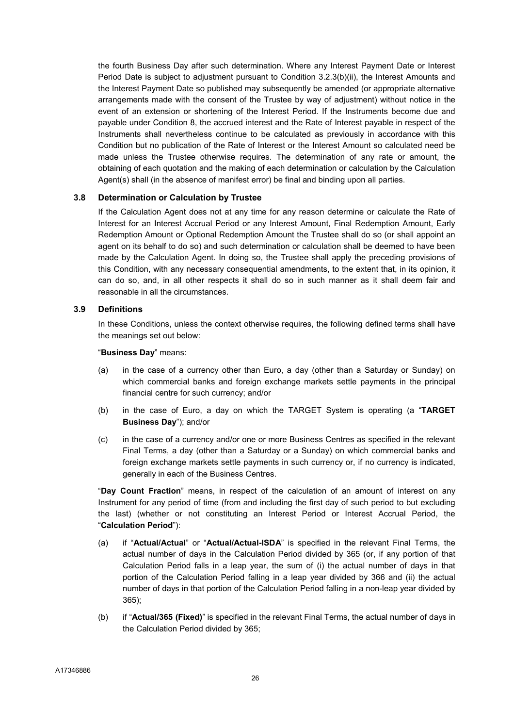the fourth Business Day after such determination. Where any Interest Payment Date or Interest Period Date is subject to adjustment pursuant to Condition 3.2.3(b)(ii), the Interest Amounts and the Interest Payment Date so published may subsequently be amended (or appropriate alternative arrangements made with the consent of the Trustee by way of adjustment) without notice in the event of an extension or shortening of the Interest Period. If the Instruments become due and payable under Condition 8, the accrued interest and the Rate of Interest payable in respect of the Instruments shall nevertheless continue to be calculated as previously in accordance with this Condition but no publication of the Rate of Interest or the Interest Amount so calculated need be made unless the Trustee otherwise requires. The determination of any rate or amount, the obtaining of each quotation and the making of each determination or calculation by the Calculation Agent(s) shall (in the absence of manifest error) be final and binding upon all parties.

### 3.8 Determination or Calculation by Trustee

If the Calculation Agent does not at any time for any reason determine or calculate the Rate of Interest for an Interest Accrual Period or any Interest Amount, Final Redemption Amount, Early Redemption Amount or Optional Redemption Amount the Trustee shall do so (or shall appoint an agent on its behalf to do so) and such determination or calculation shall be deemed to have been made by the Calculation Agent. In doing so, the Trustee shall apply the preceding provisions of this Condition, with any necessary consequential amendments, to the extent that, in its opinion, it can do so, and, in all other respects it shall do so in such manner as it shall deem fair and reasonable in all the circumstances.

### 3.9 Definitions

In these Conditions, unless the context otherwise requires, the following defined terms shall have the meanings set out below:

"**Business Day**" means:

(a) in the case of a currency other than Euro, a day (other than a Saturday or Sunday) on which commercial banks and foreign exchange markets settle payments in the principal financial centre for such currency; and/or

(b) in the case of Euro, a day on which the TARGET System is operating (a "**TARGET Business Day**"); and/or

(c) in the case of a currency and/or one or more Business Centres as specified in the relevant Final Terms, a day (other than a Saturday or a Sunday) on which commercial banks and foreign exchange markets settle payments in such currency or, if no currency is indicated, generally in each of the Business Centres.

"**Day Count Fraction**" means, in respect of the calculation of an amount of interest on any Instrument for any period of time (from and including the first day of such period to but excluding the last) (whether or not constituting an Interest Period or Interest Accrual Period, the "**Calculation Period**"):

(a) if "**Actual/Actual**" or "**Actual/Actual-ISDA**" is specified in the relevant Final Terms, the actual number of days in the Calculation Period divided by 365 (or, if any portion of that Calculation Period falls in a leap year, the sum of (i) the actual number of days in that portion of the Calculation Period falling in a leap year divided by 366 and (ii) the actual number of days in that portion of the Calculation Period falling in a non-leap year divided by 365);

(b) if "**Actual/365 (Fixed)**" is specified in the relevant Final Terms, the actual number of days in the Calculation Period divided by 365;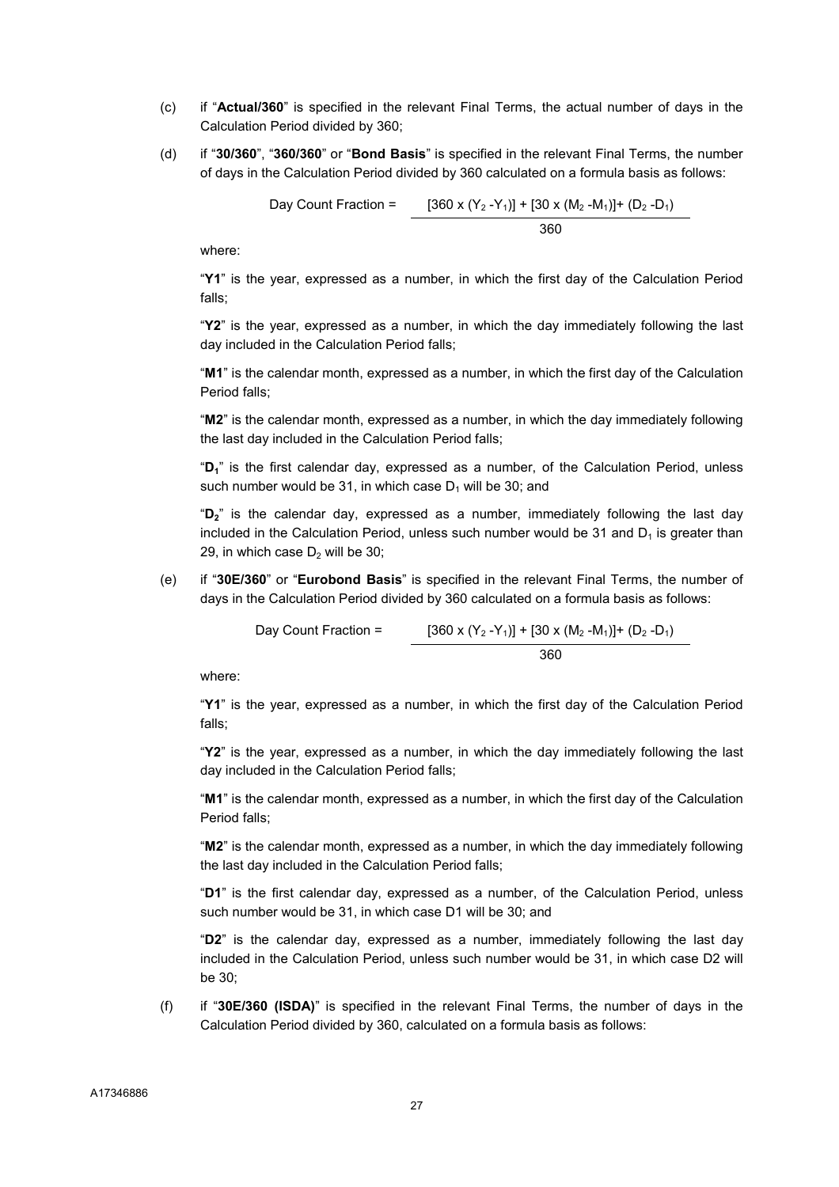(c) if "**Actual/360**" is specified in the relevant Final Terms, the actual number of days in the Calculation Period divided by 360;

(d) if "**30/360**", "**360/360**" or "**Bond Basis**" is specified in the relevant Final Terms, the number of days in the Calculation Period divided by 360 calculated on a formula basis as follows:

$$\text{Day Count Fraction} = \frac{[360 \times (Y_2 - Y_1)] + [30 \times (M_2 - M_1)] + (D_2 - D_1)}{360}$$

where:

"**Y1**" is the year, expressed as a number, in which the first day of the Calculation Period falls;

"**Y2**" is the year, expressed as a number, in which the day immediately following the last day included in the Calculation Period falls;

"**M1**" is the calendar month, expressed as a number, in which the first day of the Calculation Period falls;

"**M2**" is the calendar month, expressed as a number, in which the day immediately following the last day included in the Calculation Period falls;

"**$D_1$**" is the first calendar day, expressed as a number, of the Calculation Period, unless such number would be 31, in which case $D_1$ will be 30; and

"**$D_2$**" is the calendar day, expressed as a number, immediately following the last day included in the Calculation Period, unless such number would be 31 and $D_1$ is greater than 29, in which case $D_2$ will be 30;

(e) if "**30E/360**" or "**Eurobond Basis**" is specified in the relevant Final Terms, the number of days in the Calculation Period divided by 360 calculated on a formula basis as follows:

$$\text{Day Count Fraction} = \frac{[360 \times (Y_2 - Y_1)] + [30 \times (M_2 - M_1)] + (D_2 - D_1)}{360}$$

where:

"**Y1**" is the year, expressed as a number, in which the first day of the Calculation Period falls;

"**Y2**" is the year, expressed as a number, in which the day immediately following the last day included in the Calculation Period falls;

"**M1**" is the calendar month, expressed as a number, in which the first day of the Calculation Period falls;

"**M2**" is the calendar month, expressed as a number, in which the day immediately following the last day included in the Calculation Period falls;

"**D1**" is the first calendar day, expressed as a number, of the Calculation Period, unless such number would be 31, in which case D1 will be 30; and

"**D2**" is the calendar day, expressed as a number, immediately following the last day included in the Calculation Period, unless such number would be 31, in which case D2 will be 30;

(f) if "**30E/360 (ISDA)**" is specified in the relevant Final Terms, the number of days in the Calculation Period divided by 360, calculated on a formula basis as follows: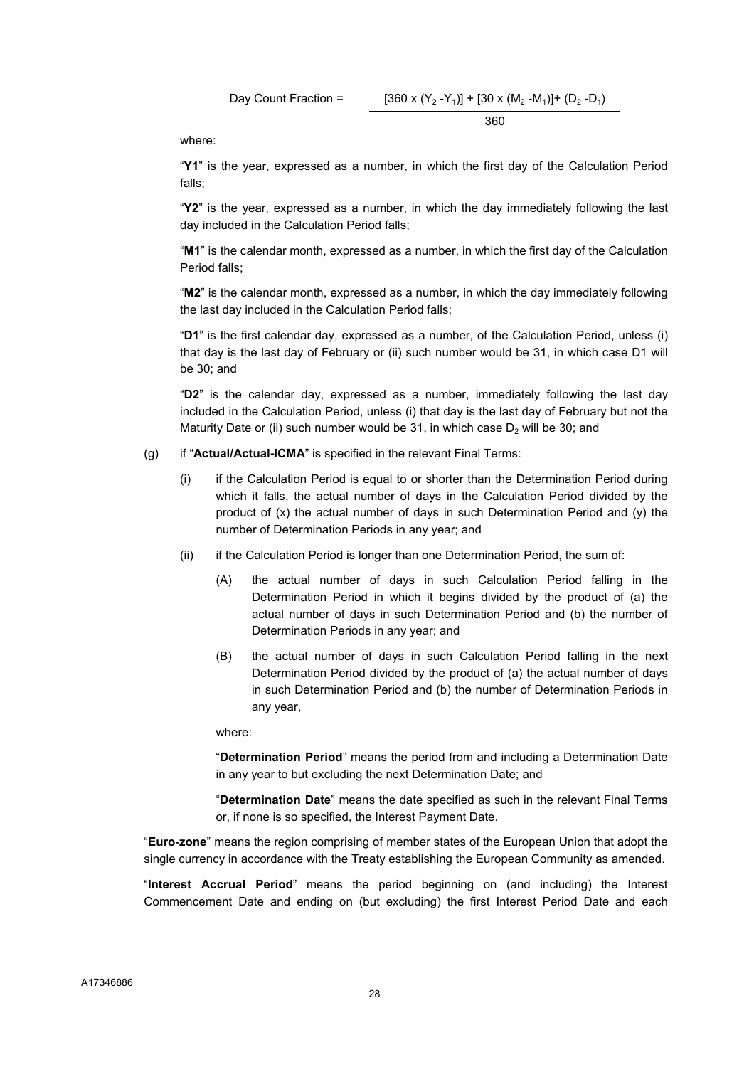$$\text{Day Count Fraction} = \frac{[360 \times (Y_2 - Y_1)] + [30 \times (M_2 - M_1)] + (D_2 - D_1)}{360}$$

where:

"**Y1**" is the year, expressed as a number, in which the first day of the Calculation Period falls;

"**Y2**" is the year, expressed as a number, in which the day immediately following the last day included in the Calculation Period falls;

"**M1**" is the calendar month, expressed as a number, in which the first day of the Calculation Period falls;

"**M2**" is the calendar month, expressed as a number, in which the day immediately following the last day included in the Calculation Period falls;

"**D1**" is the first calendar day, expressed as a number, of the Calculation Period, unless (i) that day is the last day of February or (ii) such number would be 31, in which case D1 will be 30; and

"**D2**" is the calendar day, expressed as a number, immediately following the last day included in the Calculation Period, unless (i) that day is the last day of February but not the Maturity Date or (ii) such number would be 31, in which case $D_2$ will be 30; and

(g) if "**Actual/Actual-ICMA**" is specified in the relevant Final Terms:

(i) if the Calculation Period is equal to or shorter than the Determination Period during which it falls, the actual number of days in the Calculation Period divided by the product of (x) the actual number of days in such Determination Period and (y) the number of Determination Periods in any year; and

(ii) if the Calculation Period is longer than one Determination Period, the sum of:

(A) the actual number of days in such Calculation Period falling in the Determination Period in which it begins divided by the product of (a) the actual number of days in such Determination Period and (b) the number of Determination Periods in any year; and

(B) the actual number of days in such Calculation Period falling in the next Determination Period divided by the product of (a) the actual number of days in such Determination Period and (b) the number of Determination Periods in any year,

where:

"**Determination Period**" means the period from and including a Determination Date in any year to but excluding the next Determination Date; and

"**Determination Date**" means the date specified as such in the relevant Final Terms or, if none is so specified, the Interest Payment Date.

"**Euro-zone**" means the region comprising of member states of the European Union that adopt the single currency in accordance with the Treaty establishing the European Community as amended.

"**Interest Accrual Period**" means the period beginning on (and including) the Interest Commencement Date and ending on (but excluding) the first Interest Period Date and each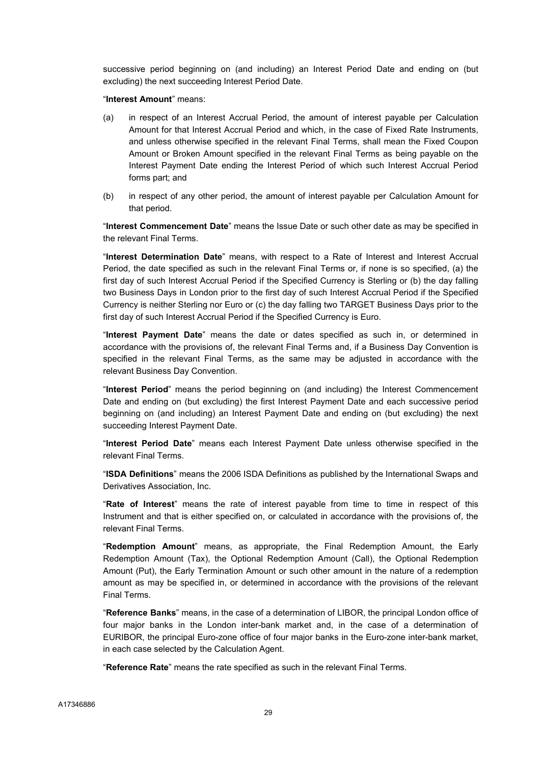successive period beginning on (and including) an Interest Period Date and ending on (but excluding) the next succeeding Interest Period Date.

"**Interest Amount**" means:

(a) in respect of an Interest Accrual Period, the amount of interest payable per Calculation Amount for that Interest Accrual Period and which, in the case of Fixed Rate Instruments, and unless otherwise specified in the relevant Final Terms, shall mean the Fixed Coupon Amount or Broken Amount specified in the relevant Final Terms as being payable on the Interest Payment Date ending the Interest Period of which such Interest Accrual Period forms part; and

(b) in respect of any other period, the amount of interest payable per Calculation Amount for that period.

"**Interest Commencement Date**" means the Issue Date or such other date as may be specified in the relevant Final Terms.

"**Interest Determination Date**" means, with respect to a Rate of Interest and Interest Accrual Period, the date specified as such in the relevant Final Terms or, if none is so specified, (a) the first day of such Interest Accrual Period if the Specified Currency is Sterling or (b) the day falling two Business Days in London prior to the first day of such Interest Accrual Period if the Specified Currency is neither Sterling nor Euro or (c) the day falling two TARGET Business Days prior to the first day of such Interest Accrual Period if the Specified Currency is Euro.

"**Interest Payment Date**" means the date or dates specified as such in, or determined in accordance with the provisions of, the relevant Final Terms and, if a Business Day Convention is specified in the relevant Final Terms, as the same may be adjusted in accordance with the relevant Business Day Convention.

"**Interest Period**" means the period beginning on (and including) the Interest Commencement Date and ending on (but excluding) the first Interest Payment Date and each successive period beginning on (and including) an Interest Payment Date and ending on (but excluding) the next succeeding Interest Payment Date.

"**Interest Period Date**" means each Interest Payment Date unless otherwise specified in the relevant Final Terms.

"**ISDA Definitions**" means the 2006 ISDA Definitions as published by the International Swaps and Derivatives Association, Inc.

"**Rate of Interest**" means the rate of interest payable from time to time in respect of this Instrument and that is either specified on, or calculated in accordance with the provisions of, the relevant Final Terms.

"**Redemption Amount**" means, as appropriate, the Final Redemption Amount, the Early Redemption Amount (Tax), the Optional Redemption Amount (Call), the Optional Redemption Amount (Put), the Early Termination Amount or such other amount in the nature of a redemption amount as may be specified in, or determined in accordance with the provisions of the relevant Final Terms.

"**Reference Banks**" means, in the case of a determination of LIBOR, the principal London office of four major banks in the London inter-bank market and, in the case of a determination of EURIBOR, the principal Euro-zone office of four major banks in the Euro-zone inter-bank market, in each case selected by the Calculation Agent.

"**Reference Rate**" means the rate specified as such in the relevant Final Terms.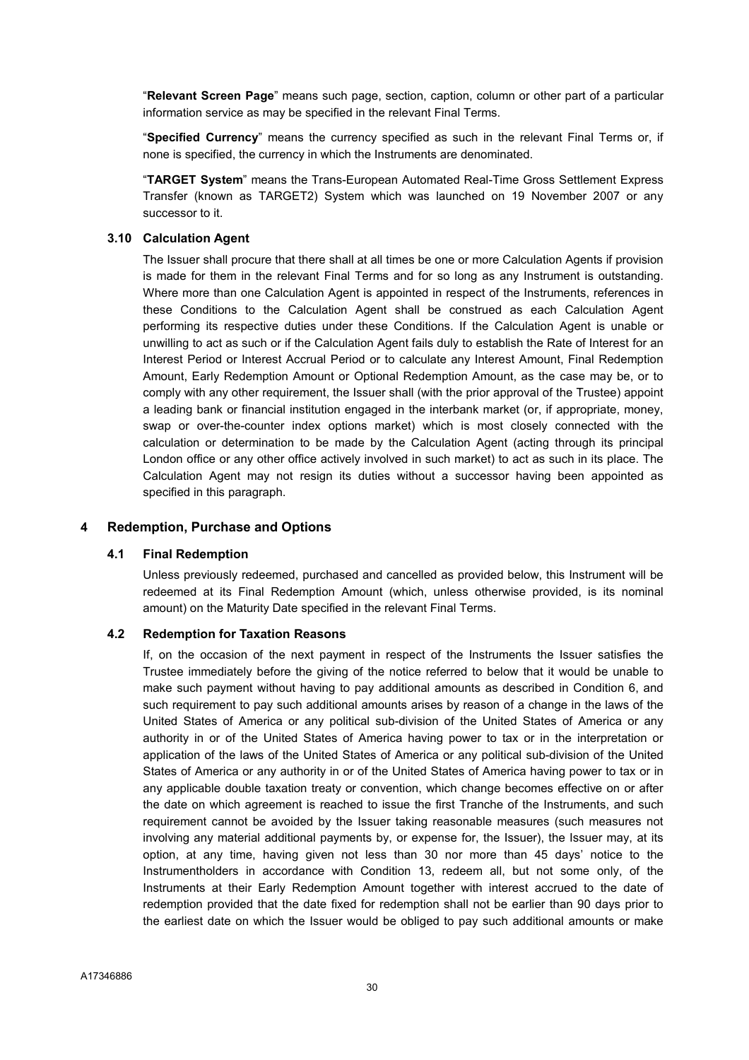"**Relevant Screen Page**" means such page, section, caption, column or other part of a particular information service as may be specified in the relevant Final Terms.

"**Specified Currency**" means the currency specified as such in the relevant Final Terms or, if none is specified, the currency in which the Instruments are denominated.

"**TARGET System**" means the Trans-European Automated Real-Time Gross Settlement Express Transfer (known as TARGET2) System which was launched on 19 November 2007 or any successor to it.

### 3.10 Calculation Agent

The Issuer shall procure that there shall at all times be one or more Calculation Agents if provision is made for them in the relevant Final Terms and for so long as any Instrument is outstanding. Where more than one Calculation Agent is appointed in respect of the Instruments, references in these Conditions to the Calculation Agent shall be construed as each Calculation Agent performing its respective duties under these Conditions. If the Calculation Agent is unable or unwilling to act as such or if the Calculation Agent fails duly to establish the Rate of Interest for an Interest Period or Interest Accrual Period or to calculate any Interest Amount, Final Redemption Amount, Early Redemption Amount or Optional Redemption Amount, as the case may be, or to comply with any other requirement, the Issuer shall (with the prior approval of the Trustee) appoint a leading bank or financial institution engaged in the interbank market (or, if appropriate, money, swap or over-the-counter index options market) which is most closely connected with the calculation or determination to be made by the Calculation Agent (acting through its principal London office or any other office actively involved in such market) to act as such in its place. The Calculation Agent may not resign its duties without a successor having been appointed as specified in this paragraph.

## 4 Redemption, Purchase and Options

### 4.1 Final Redemption

Unless previously redeemed, purchased and cancelled as provided below, this Instrument will be redeemed at its Final Redemption Amount (which, unless otherwise provided, is its nominal amount) on the Maturity Date specified in the relevant Final Terms.

### 4.2 Redemption for Taxation Reasons

If, on the occasion of the next payment in respect of the Instruments the Issuer satisfies the Trustee immediately before the giving of the notice referred to below that it would be unable to make such payment without having to pay additional amounts as described in Condition 6, and such requirement to pay such additional amounts arises by reason of a change in the laws of the United States of America or any political sub-division of the United States of America or any authority in or of the United States of America having power to tax or in the interpretation or application of the laws of the United States of America or any political sub-division of the United States of America or any authority in or of the United States of America having power to tax or in any applicable double taxation treaty or convention, which change becomes effective on or after the date on which agreement is reached to issue the first Tranche of the Instruments, and such requirement cannot be avoided by the Issuer taking reasonable measures (such measures not involving any material additional payments by, or expense for, the Issuer), the Issuer may, at its option, at any time, having given not less than 30 nor more than 45 days' notice to the Instrumentholders in accordance with Condition 13, redeem all, but not some only, of the Instruments at their Early Redemption Amount together with interest accrued to the date of redemption provided that the date fixed for redemption shall not be earlier than 90 days prior to the earliest date on which the Issuer would be obliged to pay such additional amounts or make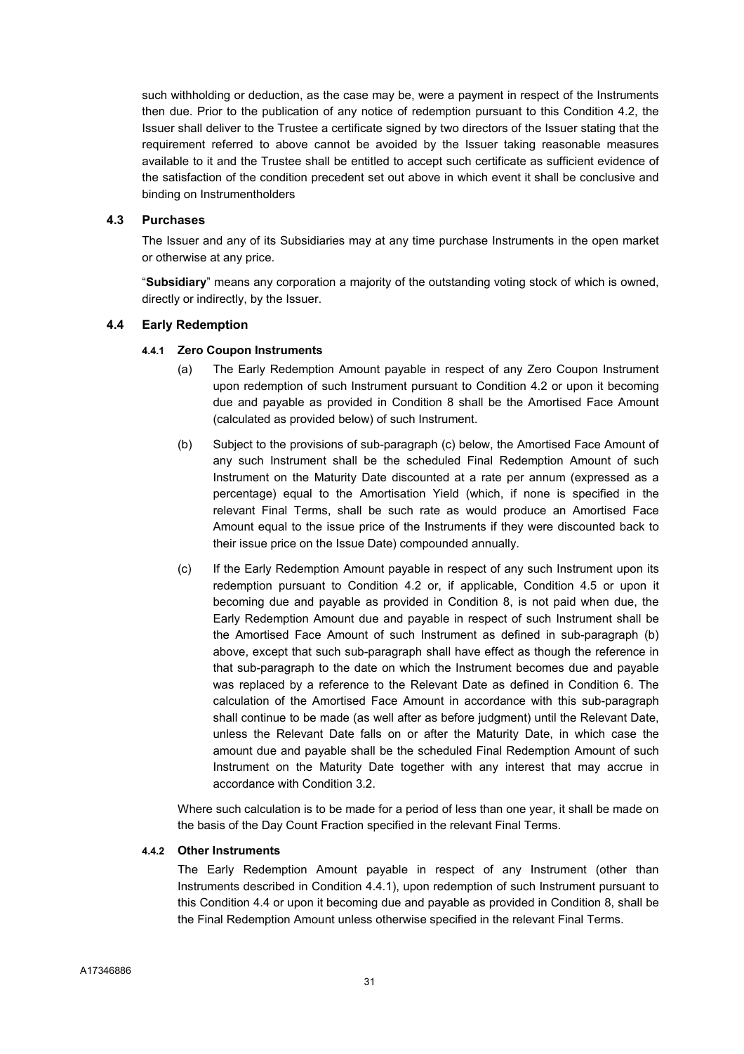such withholding or deduction, as the case may be, were a payment in respect of the Instruments then due. Prior to the publication of any notice of redemption pursuant to this Condition 4.2, the Issuer shall deliver to the Trustee a certificate signed by two directors of the Issuer stating that the requirement referred to above cannot be avoided by the Issuer taking reasonable measures available to it and the Trustee shall be entitled to accept such certificate as sufficient evidence of the satisfaction of the condition precedent set out above in which event it shall be conclusive and binding on Instrumentholders

### 4.3 Purchases

The Issuer and any of its Subsidiaries may at any time purchase Instruments in the open market or otherwise at any price.

"**Subsidiary**" means any corporation a majority of the outstanding voting stock of which is owned, directly or indirectly, by the Issuer.

### 4.4 Early Redemption

#### 4.4.1 Zero Coupon Instruments

(a) The Early Redemption Amount payable in respect of any Zero Coupon Instrument upon redemption of such Instrument pursuant to Condition 4.2 or upon it becoming due and payable as provided in Condition 8 shall be the Amortised Face Amount (calculated as provided below) of such Instrument.

(b) Subject to the provisions of sub-paragraph (c) below, the Amortised Face Amount of any such Instrument shall be the scheduled Final Redemption Amount of such Instrument on the Maturity Date discounted at a rate per annum (expressed as a percentage) equal to the Amortisation Yield (which, if none is specified in the relevant Final Terms, shall be such rate as would produce an Amortised Face Amount equal to the issue price of the Instruments if they were discounted back to their issue price on the Issue Date) compounded annually.

(c) If the Early Redemption Amount payable in respect of any such Instrument upon its redemption pursuant to Condition 4.2 or, if applicable, Condition 4.5 or upon it becoming due and payable as provided in Condition 8, is not paid when due, the Early Redemption Amount due and payable in respect of such Instrument shall be the Amortised Face Amount of such Instrument as defined in sub-paragraph (b) above, except that such sub-paragraph shall have effect as though the reference in that sub-paragraph to the date on which the Instrument becomes due and payable was replaced by a reference to the Relevant Date as defined in Condition 6. The calculation of the Amortised Face Amount in accordance with this sub-paragraph shall continue to be made (as well after as before judgment) until the Relevant Date, unless the Relevant Date falls on or after the Maturity Date, in which case the amount due and payable shall be the scheduled Final Redemption Amount of such Instrument on the Maturity Date together with any interest that may accrue in accordance with Condition 3.2.

Where such calculation is to be made for a period of less than one year, it shall be made on the basis of the Day Count Fraction specified in the relevant Final Terms.

#### 4.4.2 Other Instruments

The Early Redemption Amount payable in respect of any Instrument (other than Instruments described in Condition 4.4.1), upon redemption of such Instrument pursuant to this Condition 4.4 or upon it becoming due and payable as provided in Condition 8, shall be the Final Redemption Amount unless otherwise specified in the relevant Final Terms.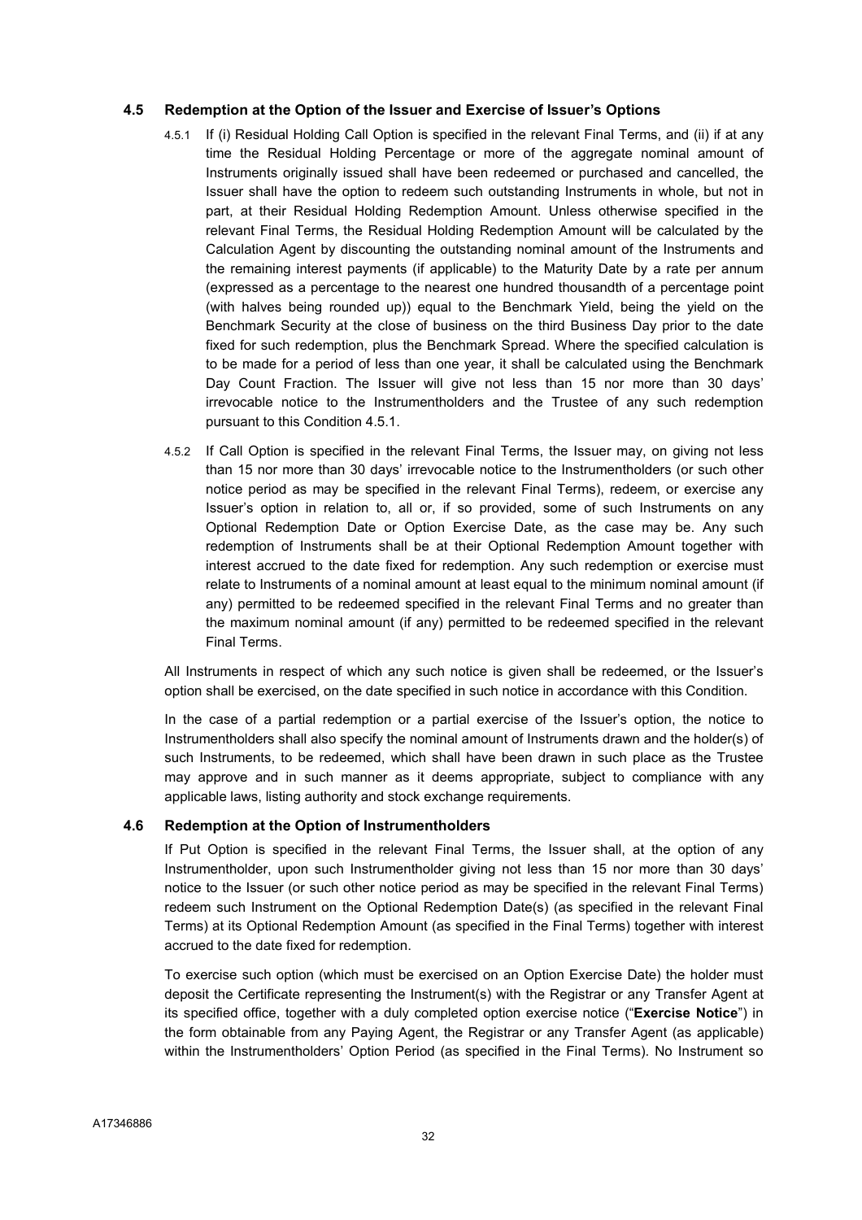### 4.5 Redemption at the Option of the Issuer and Exercise of Issuer's Options

4.5.1 If (i) Residual Holding Call Option is specified in the relevant Final Terms, and (ii) if at any time the Residual Holding Percentage or more of the aggregate nominal amount of Instruments originally issued shall have been redeemed or purchased and cancelled, the Issuer shall have the option to redeem such outstanding Instruments in whole, but not in part, at their Residual Holding Redemption Amount. Unless otherwise specified in the relevant Final Terms, the Residual Holding Redemption Amount will be calculated by the Calculation Agent by discounting the outstanding nominal amount of the Instruments and the remaining interest payments (if applicable) to the Maturity Date by a rate per annum (expressed as a percentage to the nearest one hundred thousandth of a percentage point (with halves being rounded up)) equal to the Benchmark Yield, being the yield on the Benchmark Security at the close of business on the third Business Day prior to the date fixed for such redemption, plus the Benchmark Spread. Where the specified calculation is to be made for a period of less than one year, it shall be calculated using the Benchmark Day Count Fraction. The Issuer will give not less than 15 nor more than 30 days' irrevocable notice to the Instrumentholders and the Trustee of any such redemption pursuant to this Condition 4.5.1.

4.5.2 If Call Option is specified in the relevant Final Terms, the Issuer may, on giving not less than 15 nor more than 30 days' irrevocable notice to the Instrumentholders (or such other notice period as may be specified in the relevant Final Terms), redeem, or exercise any Issuer's option in relation to, all or, if so provided, some of such Instruments on any Optional Redemption Date or Option Exercise Date, as the case may be. Any such redemption of Instruments shall be at their Optional Redemption Amount together with interest accrued to the date fixed for redemption. Any such redemption or exercise must relate to Instruments of a nominal amount at least equal to the minimum nominal amount (if any) permitted to be redeemed specified in the relevant Final Terms and no greater than the maximum nominal amount (if any) permitted to be redeemed specified in the relevant Final Terms.

All Instruments in respect of which any such notice is given shall be redeemed, or the Issuer's option shall be exercised, on the date specified in such notice in accordance with this Condition.

In the case of a partial redemption or a partial exercise of the Issuer's option, the notice to Instrumentholders shall also specify the nominal amount of Instruments drawn and the holder(s) of such Instruments, to be redeemed, which shall have been drawn in such place as the Trustee may approve and in such manner as it deems appropriate, subject to compliance with any applicable laws, listing authority and stock exchange requirements.

### 4.6 Redemption at the Option of Instrumentholders

If Put Option is specified in the relevant Final Terms, the Issuer shall, at the option of any Instrumentholder, upon such Instrumentholder giving not less than 15 nor more than 30 days' notice to the Issuer (or such other notice period as may be specified in the relevant Final Terms) redeem such Instrument on the Optional Redemption Date(s) (as specified in the relevant Final Terms) at its Optional Redemption Amount (as specified in the Final Terms) together with interest accrued to the date fixed for redemption.

To exercise such option (which must be exercised on an Option Exercise Date) the holder must deposit the Certificate representing the Instrument(s) with the Registrar or any Transfer Agent at its specified office, together with a duly completed option exercise notice ("**Exercise Notice**") in the form obtainable from any Paying Agent, the Registrar or any Transfer Agent (as applicable) within the Instrumentholders' Option Period (as specified in the Final Terms). No Instrument so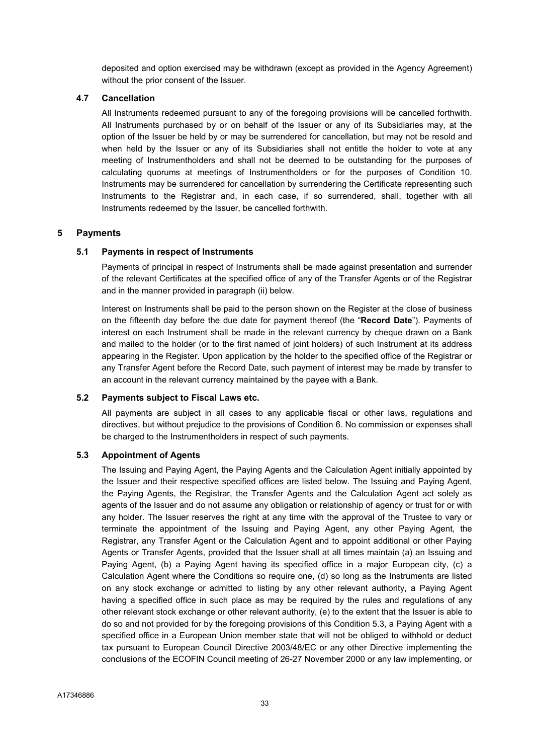deposited and option exercised may be withdrawn (except as provided in the Agency Agreement) without the prior consent of the Issuer.

### 4.7 Cancellation

All Instruments redeemed pursuant to any of the foregoing provisions will be cancelled forthwith. All Instruments purchased by or on behalf of the Issuer or any of its Subsidiaries may, at the option of the Issuer be held by or may be surrendered for cancellation, but may not be resold and when held by the Issuer or any of its Subsidiaries shall not entitle the holder to vote at any meeting of Instrumentholders and shall not be deemed to be outstanding for the purposes of calculating quorums at meetings of Instrumentholders or for the purposes of Condition 10. Instruments may be surrendered for cancellation by surrendering the Certificate representing such Instruments to the Registrar and, in each case, if so surrendered, shall, together with all Instruments redeemed by the Issuer, be cancelled forthwith.

## 5 Payments

### 5.1 Payments in respect of Instruments

Payments of principal in respect of Instruments shall be made against presentation and surrender of the relevant Certificates at the specified office of any of the Transfer Agents or of the Registrar and in the manner provided in paragraph (ii) below.

Interest on Instruments shall be paid to the person shown on the Register at the close of business on the fifteenth day before the due date for payment thereof (the "**Record Date**"). Payments of interest on each Instrument shall be made in the relevant currency by cheque drawn on a Bank and mailed to the holder (or to the first named of joint holders) of such Instrument at its address appearing in the Register. Upon application by the holder to the specified office of the Registrar or any Transfer Agent before the Record Date, such payment of interest may be made by transfer to an account in the relevant currency maintained by the payee with a Bank.

### 5.2 Payments subject to Fiscal Laws etc.

All payments are subject in all cases to any applicable fiscal or other laws, regulations and directives, but without prejudice to the provisions of Condition 6. No commission or expenses shall be charged to the Instrumentholders in respect of such payments.

### 5.3 Appointment of Agents

The Issuing and Paying Agent, the Paying Agents and the Calculation Agent initially appointed by the Issuer and their respective specified offices are listed below. The Issuing and Paying Agent, the Paying Agents, the Registrar, the Transfer Agents and the Calculation Agent act solely as agents of the Issuer and do not assume any obligation or relationship of agency or trust for or with any holder. The Issuer reserves the right at any time with the approval of the Trustee to vary or terminate the appointment of the Issuing and Paying Agent, any other Paying Agent, the Registrar, any Transfer Agent or the Calculation Agent and to appoint additional or other Paying Agents or Transfer Agents, provided that the Issuer shall at all times maintain (a) an Issuing and Paying Agent, (b) a Paying Agent having its specified office in a major European city, (c) a Calculation Agent where the Conditions so require one, (d) so long as the Instruments are listed on any stock exchange or admitted to listing by any other relevant authority, a Paying Agent having a specified office in such place as may be required by the rules and regulations of any other relevant stock exchange or other relevant authority, (e) to the extent that the Issuer is able to do so and not provided for by the foregoing provisions of this Condition 5.3, a Paying Agent with a specified office in a European Union member state that will not be obliged to withhold or deduct tax pursuant to European Council Directive 2003/48/EC or any other Directive implementing the conclusions of the ECOFIN Council meeting of 26-27 November 2000 or any law implementing, or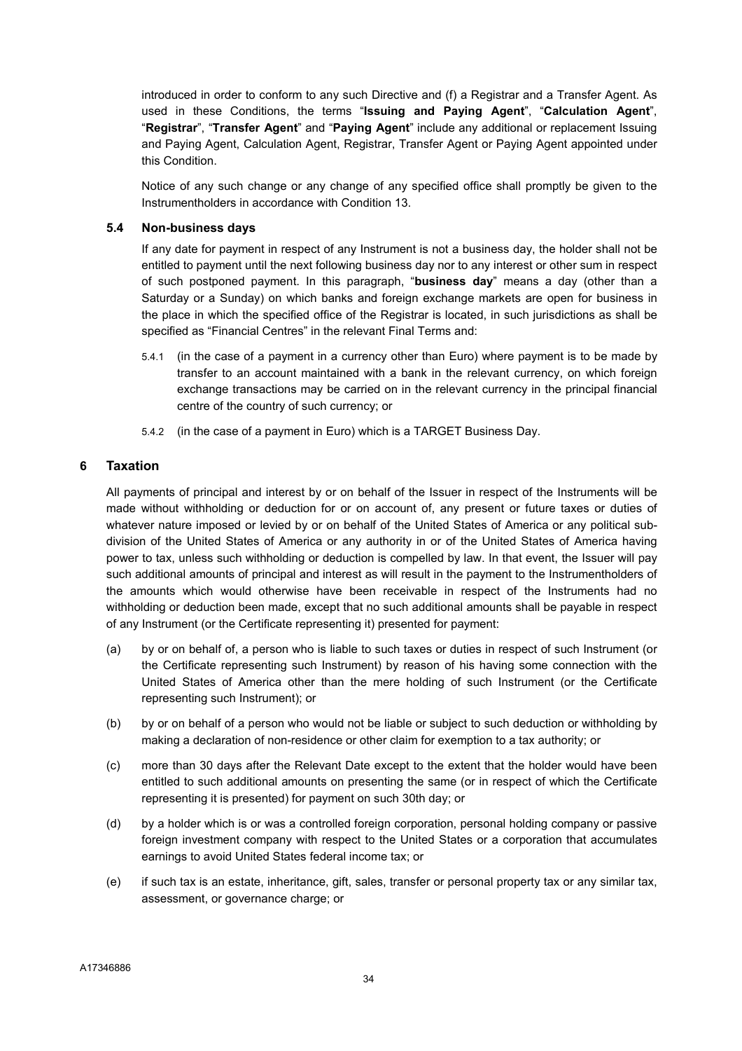introduced in order to conform to any such Directive and (f) a Registrar and a Transfer Agent. As used in these Conditions, the terms "**Issuing and Paying Agent**", "**Calculation Agent**", "**Registrar**", "**Transfer Agent**" and "**Paying Agent**" include any additional or replacement Issuing and Paying Agent, Calculation Agent, Registrar, Transfer Agent or Paying Agent appointed under this Condition.

Notice of any such change or any change of any specified office shall promptly be given to the Instrumentholders in accordance with Condition 13.

### 5.4 Non-business days

If any date for payment in respect of any Instrument is not a business day, the holder shall not be entitled to payment until the next following business day nor to any interest or other sum in respect of such postponed payment. In this paragraph, "**business day**" means a day (other than a Saturday or a Sunday) on which banks and foreign exchange markets are open for business in the place in which the specified office of the Registrar is located, in such jurisdictions as shall be specified as "Financial Centres" in the relevant Final Terms and:

5.4.1 (in the case of a payment in a currency other than Euro) where payment is to be made by transfer to an account maintained with a bank in the relevant currency, on which foreign exchange transactions may be carried on in the relevant currency in the principal financial centre of the country of such currency; or

5.4.2 (in the case of a payment in Euro) which is a TARGET Business Day.

## 6 Taxation

All payments of principal and interest by or on behalf of the Issuer in respect of the Instruments will be made without withholding or deduction for or on account of, any present or future taxes or duties of whatever nature imposed or levied by or on behalf of the United States of America or any political sub-division of the United States of America or any authority in or of the United States of America having power to tax, unless such withholding or deduction is compelled by law. In that event, the Issuer will pay such additional amounts of principal and interest as will result in the payment to the Instrumentholders of the amounts which would otherwise have been receivable in respect of the Instruments had no withholding or deduction been made, except that no such additional amounts shall be payable in respect of any Instrument (or the Certificate representing it) presented for payment:

(a) by or on behalf of, a person who is liable to such taxes or duties in respect of such Instrument (or the Certificate representing such Instrument) by reason of his having some connection with the United States of America other than the mere holding of such Instrument (or the Certificate representing such Instrument); or

(b) by or on behalf of a person who would not be liable or subject to such deduction or withholding by making a declaration of non-residence or other claim for exemption to a tax authority; or

(c) more than 30 days after the Relevant Date except to the extent that the holder would have been entitled to such additional amounts on presenting the same (or in respect of which the Certificate representing it is presented) for payment on such 30th day; or

(d) by a holder which is or was a controlled foreign corporation, personal holding company or passive foreign investment company with respect to the United States or a corporation that accumulates earnings to avoid United States federal income tax; or

(e) if such tax is an estate, inheritance, gift, sales, transfer or personal property tax or any similar tax, assessment, or governance charge; or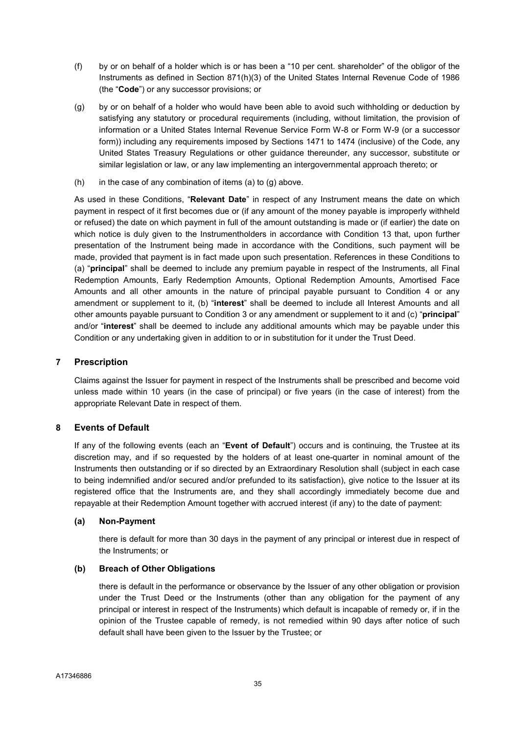(f) by or on behalf of a holder which is or has been a "10 per cent. shareholder" of the obligor of the Instruments as defined in Section 871(h)(3) of the United States Internal Revenue Code of 1986 (the "**Code**") or any successor provisions; or

(g) by or on behalf of a holder who would have been able to avoid such withholding or deduction by satisfying any statutory or procedural requirements (including, without limitation, the provision of information or a United States Internal Revenue Service Form W-8 or Form W-9 (or a successor form)) including any requirements imposed by Sections 1471 to 1474 (inclusive) of the Code, any United States Treasury Regulations or other guidance thereunder, any successor, substitute or similar legislation or law, or any law implementing an intergovernmental approach thereto; or

(h) in the case of any combination of items (a) to (g) above.

As used in these Conditions, "**Relevant Date**" in respect of any Instrument means the date on which payment in respect of it first becomes due or (if any amount of the money payable is improperly withheld or refused) the date on which payment in full of the amount outstanding is made or (if earlier) the date on which notice is duly given to the Instrumentholders in accordance with Condition 13 that, upon further presentation of the Instrument being made in accordance with the Conditions, such payment will be made, provided that payment is in fact made upon such presentation. References in these Conditions to (a) "**principal**" shall be deemed to include any premium payable in respect of the Instruments, all Final Redemption Amounts, Early Redemption Amounts, Optional Redemption Amounts, Amortised Face Amounts and all other amounts in the nature of principal payable pursuant to Condition 4 or any amendment or supplement to it, (b) "**interest**" shall be deemed to include all Interest Amounts and all other amounts payable pursuant to Condition 3 or any amendment or supplement to it and (c) "**principal**" and/or "**interest**" shall be deemed to include any additional amounts which may be payable under this Condition or any undertaking given in addition to or in substitution for it under the Trust Deed.

## 7 Prescription

Claims against the Issuer for payment in respect of the Instruments shall be prescribed and become void unless made within 10 years (in the case of principal) or five years (in the case of interest) from the appropriate Relevant Date in respect of them.

## 8 Events of Default

If any of the following events (each an "**Event of Default**") occurs and is continuing, the Trustee at its discretion may, and if so requested by the holders of at least one-quarter in nominal amount of the Instruments then outstanding or if so directed by an Extraordinary Resolution shall (subject in each case to being indemnified and/or secured and/or prefunded to its satisfaction), give notice to the Issuer at its registered office that the Instruments are, and they shall accordingly immediately become due and repayable at their Redemption Amount together with accrued interest (if any) to the date of payment:

### (a) Non-Payment

there is default for more than 30 days in the payment of any principal or interest due in respect of the Instruments; or

### (b) Breach of Other Obligations

there is default in the performance or observance by the Issuer of any other obligation or provision under the Trust Deed or the Instruments (other than any obligation for the payment of any principal or interest in respect of the Instruments) which default is incapable of remedy or, if in the opinion of the Trustee capable of remedy, is not remedied within 90 days after notice of such default shall have been given to the Issuer by the Trustee; or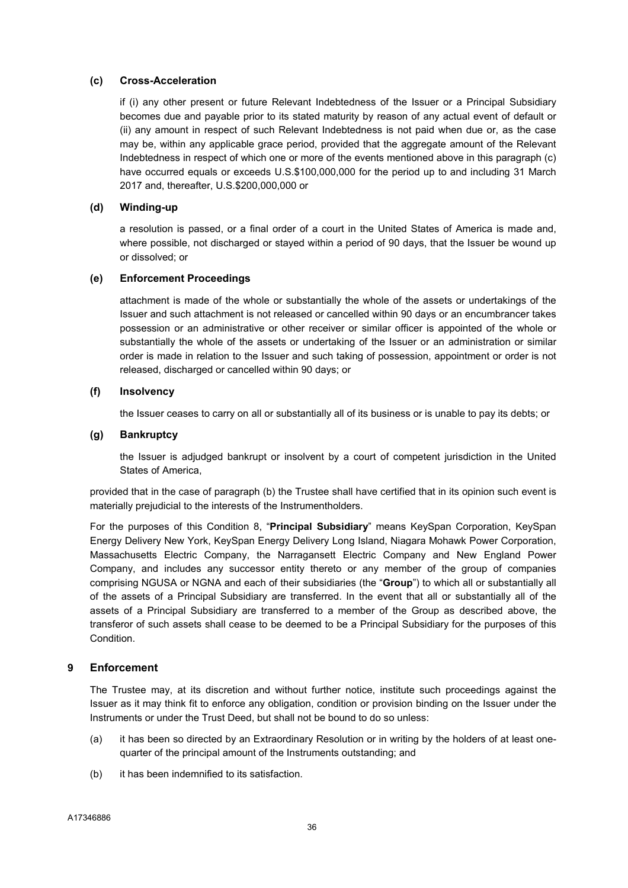**(c) Cross-Acceleration**

if (i) any other present or future Relevant Indebtedness of the Issuer or a Principal Subsidiary becomes due and payable prior to its stated maturity by reason of any actual event of default or (ii) any amount in respect of such Relevant Indebtedness is not paid when due or, as the case may be, within any applicable grace period, provided that the aggregate amount of the Relevant Indebtedness in respect of which one or more of the events mentioned above in this paragraph (c) have occurred equals or exceeds U.S.$100,000,000 for the period up to and including 31 March 2017 and, thereafter, U.S.$200,000,000 or

**(d) Winding-up**

a resolution is passed, or a final order of a court in the United States of America is made and, where possible, not discharged or stayed within a period of 90 days, that the Issuer be wound up or dissolved; or

**(e) Enforcement Proceedings**

attachment is made of the whole or substantially the whole of the assets or undertakings of the Issuer and such attachment is not released or cancelled within 90 days or an encumbrancer takes possession or an administrative or other receiver or similar officer is appointed of the whole or substantially the whole of the assets or undertaking of the Issuer or an administration or similar order is made in relation to the Issuer and such taking of possession, appointment or order is not released, discharged or cancelled within 90 days; or

**(f) Insolvency**

the Issuer ceases to carry on all or substantially all of its business or is unable to pay its debts; or

**(g) Bankruptcy**

the Issuer is adjudged bankrupt or insolvent by a court of competent jurisdiction in the United States of America,

provided that in the case of paragraph (b) the Trustee shall have certified that in its opinion such event is materially prejudicial to the interests of the Instrumentholders.

For the purposes of this Condition 8, "**Principal Subsidiary**" means KeySpan Corporation, KeySpan Energy Delivery New York, KeySpan Energy Delivery Long Island, Niagara Mohawk Power Corporation, Massachusetts Electric Company, the Narragansett Electric Company and New England Power Company, and includes any successor entity thereto or any member of the group of companies comprising NGUSA or NGNA and each of their subsidiaries (the "**Group**") to which all or substantially all of the assets of a Principal Subsidiary are transferred. In the event that all or substantially all of the assets of a Principal Subsidiary are transferred to a member of the Group as described above, the transferor of such assets shall cease to be deemed to be a Principal Subsidiary for the purposes of this Condition.

## 9 Enforcement

The Trustee may, at its discretion and without further notice, institute such proceedings against the Issuer as it may think fit to enforce any obligation, condition or provision binding on the Issuer under the Instruments or under the Trust Deed, but shall not be bound to do so unless:

(a) it has been so directed by an Extraordinary Resolution or in writing by the holders of at least one-quarter of the principal amount of the Instruments outstanding; and

(b) it has been indemnified to its satisfaction.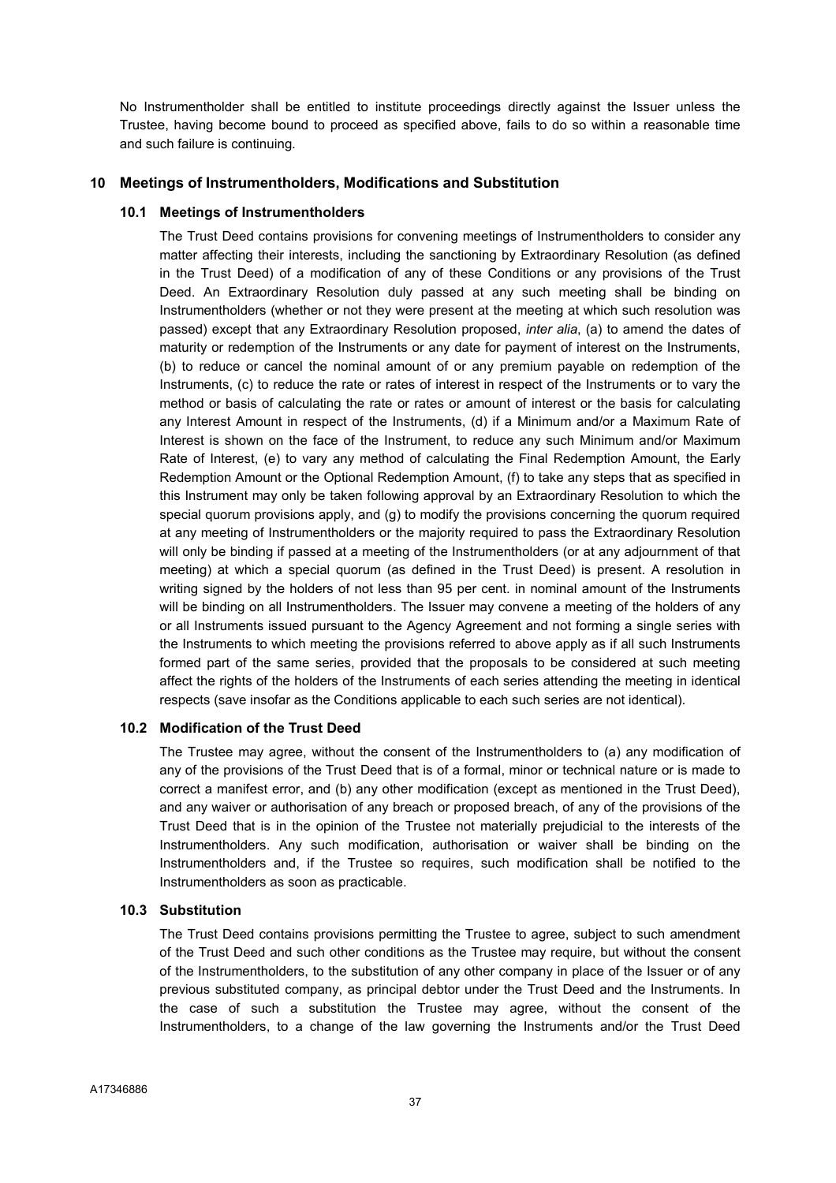No Instrumentholder shall be entitled to institute proceedings directly against the Issuer unless the Trustee, having become bound to proceed as specified above, fails to do so within a reasonable time and such failure is continuing.

## 10 Meetings of Instrumentholders, Modifications and Substitution

### 10.1 Meetings of Instrumentholders

The Trust Deed contains provisions for convening meetings of Instrumentholders to consider any matter affecting their interests, including the sanctioning by Extraordinary Resolution (as defined in the Trust Deed) of a modification of any of these Conditions or any provisions of the Trust Deed. An Extraordinary Resolution duly passed at any such meeting shall be binding on Instrumentholders (whether or not they were present at the meeting at which such resolution was passed) except that any Extraordinary Resolution proposed, *inter alia*, (a) to amend the dates of maturity or redemption of the Instruments or any date for payment of interest on the Instruments, (b) to reduce or cancel the nominal amount of or any premium payable on redemption of the Instruments, (c) to reduce the rate or rates of interest in respect of the Instruments or to vary the method or basis of calculating the rate or rates or amount of interest or the basis for calculating any Interest Amount in respect of the Instruments, (d) if a Minimum and/or a Maximum Rate of Interest is shown on the face of the Instrument, to reduce any such Minimum and/or Maximum Rate of Interest, (e) to vary any method of calculating the Final Redemption Amount, the Early Redemption Amount or the Optional Redemption Amount, (f) to take any steps that as specified in this Instrument may only be taken following approval by an Extraordinary Resolution to which the special quorum provisions apply, and (g) to modify the provisions concerning the quorum required at any meeting of Instrumentholders or the majority required to pass the Extraordinary Resolution will only be binding if passed at a meeting of the Instrumentholders (or at any adjournment of that meeting) at which a special quorum (as defined in the Trust Deed) is present. A resolution in writing signed by the holders of not less than 95 per cent. in nominal amount of the Instruments will be binding on all Instrumentholders. The Issuer may convene a meeting of the holders of any or all Instruments issued pursuant to the Agency Agreement and not forming a single series with the Instruments to which meeting the provisions referred to above apply as if all such Instruments formed part of the same series, provided that the proposals to be considered at such meeting affect the rights of the holders of the Instruments of each series attending the meeting in identical respects (save insofar as the Conditions applicable to each such series are not identical).

### 10.2 Modification of the Trust Deed

The Trustee may agree, without the consent of the Instrumentholders to (a) any modification of any of the provisions of the Trust Deed that is of a formal, minor or technical nature or is made to correct a manifest error, and (b) any other modification (except as mentioned in the Trust Deed), and any waiver or authorisation of any breach or proposed breach, of any of the provisions of the Trust Deed that is in the opinion of the Trustee not materially prejudicial to the interests of the Instrumentholders. Any such modification, authorisation or waiver shall be binding on the Instrumentholders and, if the Trustee so requires, such modification shall be notified to the Instrumentholders as soon as practicable.

### 10.3 Substitution

The Trust Deed contains provisions permitting the Trustee to agree, subject to such amendment of the Trust Deed and such other conditions as the Trustee may require, but without the consent of the Instrumentholders, to the substitution of any other company in place of the Issuer or of any previous substituted company, as principal debtor under the Trust Deed and the Instruments. In the case of such a substitution the Trustee may agree, without the consent of the Instrumentholders, to a change of the law governing the Instruments and/or the Trust Deed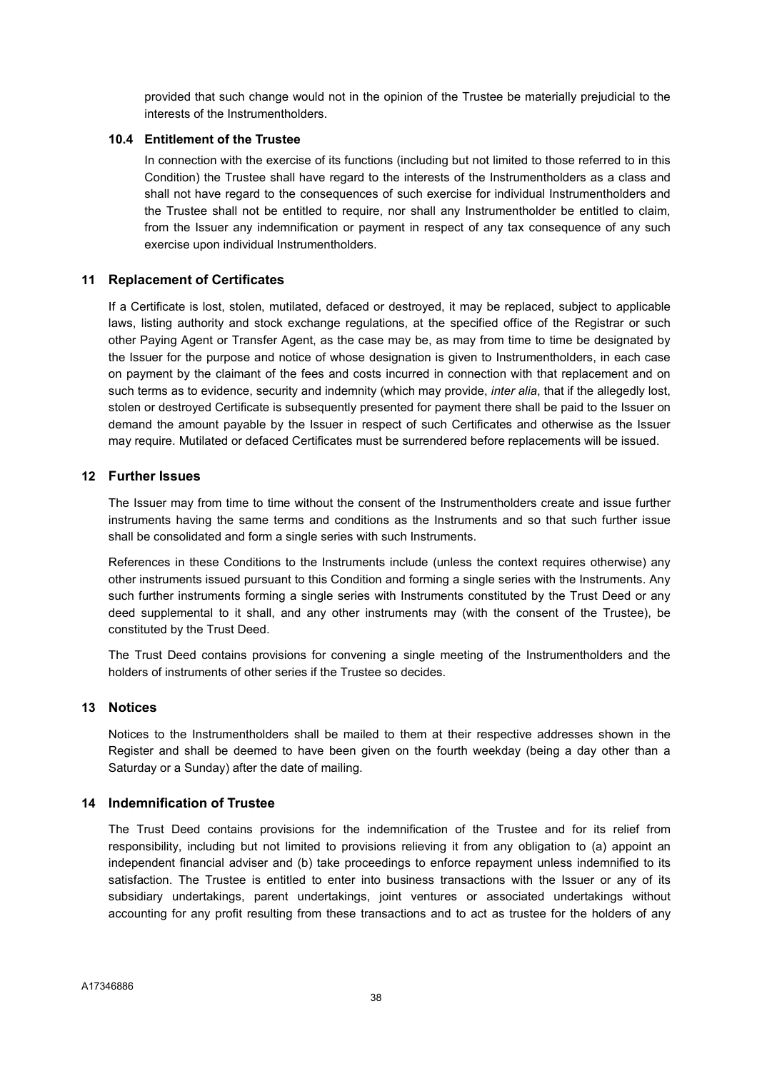provided that such change would not in the opinion of the Trustee be materially prejudicial to the interests of the Instrumentholders.

### 10.4 Entitlement of the Trustee

In connection with the exercise of its functions (including but not limited to those referred to in this Condition) the Trustee shall have regard to the interests of the Instrumentholders as a class and shall not have regard to the consequences of such exercise for individual Instrumentholders and the Trustee shall not be entitled to require, nor shall any Instrumentholder be entitled to claim, from the Issuer any indemnification or payment in respect of any tax consequence of any such exercise upon individual Instrumentholders.

## 11 Replacement of Certificates

If a Certificate is lost, stolen, mutilated, defaced or destroyed, it may be replaced, subject to applicable laws, listing authority and stock exchange regulations, at the specified office of the Registrar or such other Paying Agent or Transfer Agent, as the case may be, as may from time to time be designated by the Issuer for the purpose and notice of whose designation is given to Instrumentholders, in each case on payment by the claimant of the fees and costs incurred in connection with that replacement and on such terms as to evidence, security and indemnity (which may provide, *inter alia*, that if the allegedly lost, stolen or destroyed Certificate is subsequently presented for payment there shall be paid to the Issuer on demand the amount payable by the Issuer in respect of such Certificates and otherwise as the Issuer may require. Mutilated or defaced Certificates must be surrendered before replacements will be issued.

## 12 Further Issues

The Issuer may from time to time without the consent of the Instrumentholders create and issue further instruments having the same terms and conditions as the Instruments and so that such further issue shall be consolidated and form a single series with such Instruments.

References in these Conditions to the Instruments include (unless the context requires otherwise) any other instruments issued pursuant to this Condition and forming a single series with the Instruments. Any such further instruments forming a single series with Instruments constituted by the Trust Deed or any deed supplemental to it shall, and any other instruments may (with the consent of the Trustee), be constituted by the Trust Deed.

The Trust Deed contains provisions for convening a single meeting of the Instrumentholders and the holders of instruments of other series if the Trustee so decides.

## 13 Notices

Notices to the Instrumentholders shall be mailed to them at their respective addresses shown in the Register and shall be deemed to have been given on the fourth weekday (being a day other than a Saturday or a Sunday) after the date of mailing.

## 14 Indemnification of Trustee

The Trust Deed contains provisions for the indemnification of the Trustee and for its relief from responsibility, including but not limited to provisions relieving it from any obligation to (a) appoint an independent financial adviser and (b) take proceedings to enforce repayment unless indemnified to its satisfaction. The Trustee is entitled to enter into business transactions with the Issuer or any of its subsidiary undertakings, parent undertakings, joint ventures or associated undertakings without accounting for any profit resulting from these transactions and to act as trustee for the holders of any

A17346886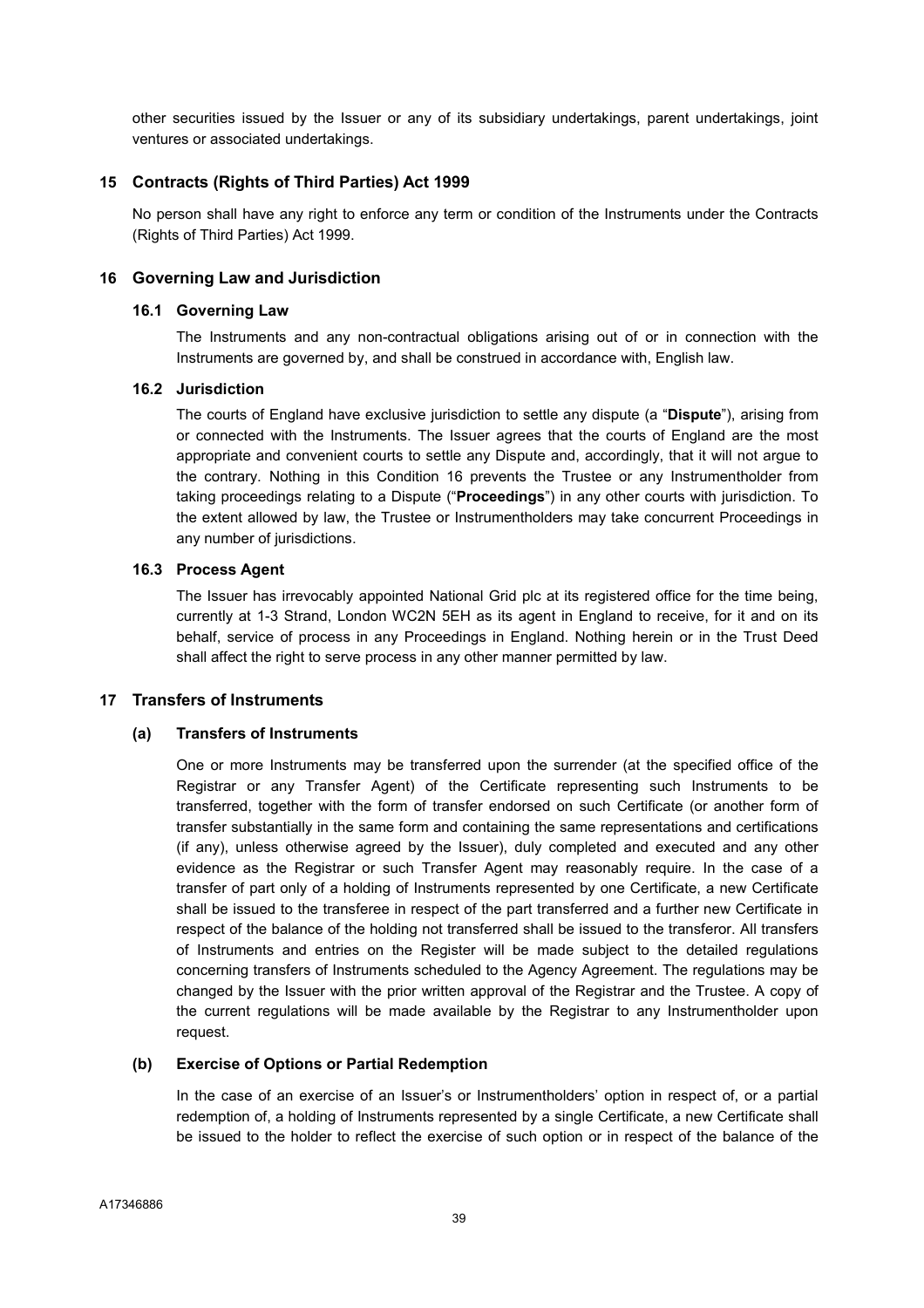other securities issued by the Issuer or any of its subsidiary undertakings, parent undertakings, joint ventures or associated undertakings.

## 15 Contracts (Rights of Third Parties) Act 1999

No person shall have any right to enforce any term or condition of the Instruments under the Contracts (Rights of Third Parties) Act 1999.

## 16 Governing Law and Jurisdiction

### 16.1 Governing Law

The Instruments and any non-contractual obligations arising out of or in connection with the Instruments are governed by, and shall be construed in accordance with, English law.

### 16.2 Jurisdiction

The courts of England have exclusive jurisdiction to settle any dispute (a "**Dispute**"), arising from or connected with the Instruments. The Issuer agrees that the courts of England are the most appropriate and convenient courts to settle any Dispute and, accordingly, that it will not argue to the contrary. Nothing in this Condition 16 prevents the Trustee or any Instrumentholder from taking proceedings relating to a Dispute ("**Proceedings**") in any other courts with jurisdiction. To the extent allowed by law, the Trustee or Instrumentholders may take concurrent Proceedings in any number of jurisdictions.

### 16.3 Process Agent

The Issuer has irrevocably appointed National Grid plc at its registered office for the time being, currently at 1-3 Strand, London WC2N 5EH as its agent in England to receive, for it and on its behalf, service of process in any Proceedings in England. Nothing herein or in the Trust Deed shall affect the right to serve process in any other manner permitted by law.

## 17 Transfers of Instruments

### (a) Transfers of Instruments

One or more Instruments may be transferred upon the surrender (at the specified office of the Registrar or any Transfer Agent) of the Certificate representing such Instruments to be transferred, together with the form of transfer endorsed on such Certificate (or another form of transfer substantially in the same form and containing the same representations and certifications (if any), unless otherwise agreed by the Issuer), duly completed and executed and any other evidence as the Registrar or such Transfer Agent may reasonably require. In the case of a transfer of part only of a holding of Instruments represented by one Certificate, a new Certificate shall be issued to the transferee in respect of the part transferred and a further new Certificate in respect of the balance of the holding not transferred shall be issued to the transferor. All transfers of Instruments and entries on the Register will be made subject to the detailed regulations concerning transfers of Instruments scheduled to the Agency Agreement. The regulations may be changed by the Issuer with the prior written approval of the Registrar and the Trustee. A copy of the current regulations will be made available by the Registrar to any Instrumentholder upon request.

### (b) Exercise of Options or Partial Redemption

In the case of an exercise of an Issuer's or Instrumentholders' option in respect of, or a partial redemption of, a holding of Instruments represented by a single Certificate, a new Certificate shall be issued to the holder to reflect the exercise of such option or in respect of the balance of the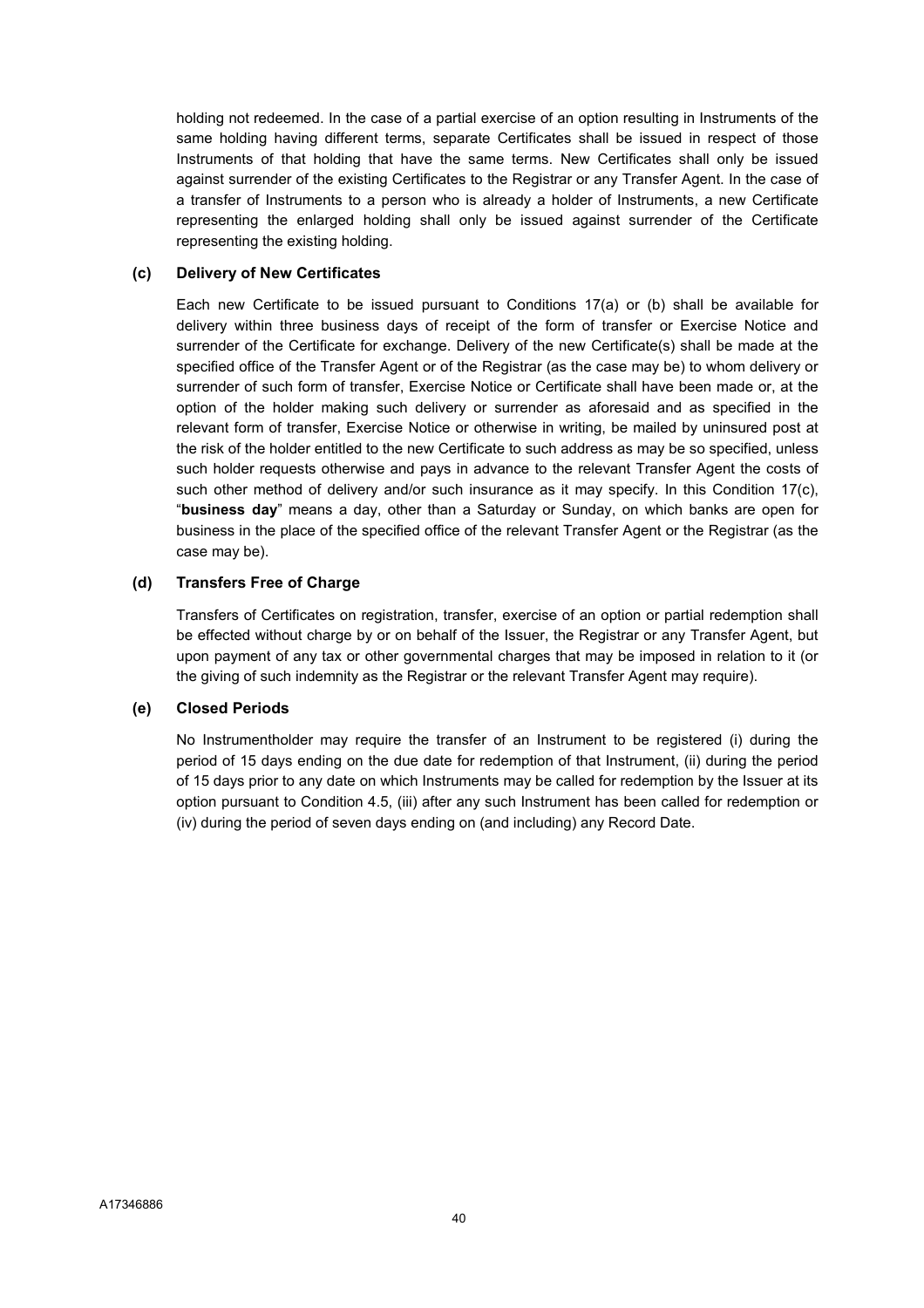holding not redeemed. In the case of a partial exercise of an option resulting in Instruments of the same holding having different terms, separate Certificates shall be issued in respect of those Instruments of that holding that have the same terms. New Certificates shall only be issued against surrender of the existing Certificates to the Registrar or any Transfer Agent. In the case of a transfer of Instruments to a person who is already a holder of Instruments, a new Certificate representing the enlarged holding shall only be issued against surrender of the Certificate representing the existing holding.

**(c) Delivery of New Certificates**

Each new Certificate to be issued pursuant to Conditions 17(a) or (b) shall be available for delivery within three business days of receipt of the form of transfer or Exercise Notice and surrender of the Certificate for exchange. Delivery of the new Certificate(s) shall be made at the specified office of the Transfer Agent or of the Registrar (as the case may be) to whom delivery or surrender of such form of transfer, Exercise Notice or Certificate shall have been made or, at the option of the holder making such delivery or surrender as aforesaid and as specified in the relevant form of transfer, Exercise Notice or otherwise in writing, be mailed by uninsured post at the risk of the holder entitled to the new Certificate to such address as may be so specified, unless such holder requests otherwise and pays in advance to the relevant Transfer Agent the costs of such other method of delivery and/or such insurance as it may specify. In this Condition 17(c), "**business day**" means a day, other than a Saturday or Sunday, on which banks are open for business in the place of the specified office of the relevant Transfer Agent or the Registrar (as the case may be).

**(d) Transfers Free of Charge**

Transfers of Certificates on registration, transfer, exercise of an option or partial redemption shall be effected without charge by or on behalf of the Issuer, the Registrar or any Transfer Agent, but upon payment of any tax or other governmental charges that may be imposed in relation to it (or the giving of such indemnity as the Registrar or the relevant Transfer Agent may require).

**(e) Closed Periods**

No Instrumentholder may require the transfer of an Instrument to be registered (i) during the period of 15 days ending on the due date for redemption of that Instrument, (ii) during the period of 15 days prior to any date on which Instruments may be called for redemption by the Issuer at its option pursuant to Condition 4.5, (iii) after any such Instrument has been called for redemption or (iv) during the period of seven days ending on (and including) any Record Date.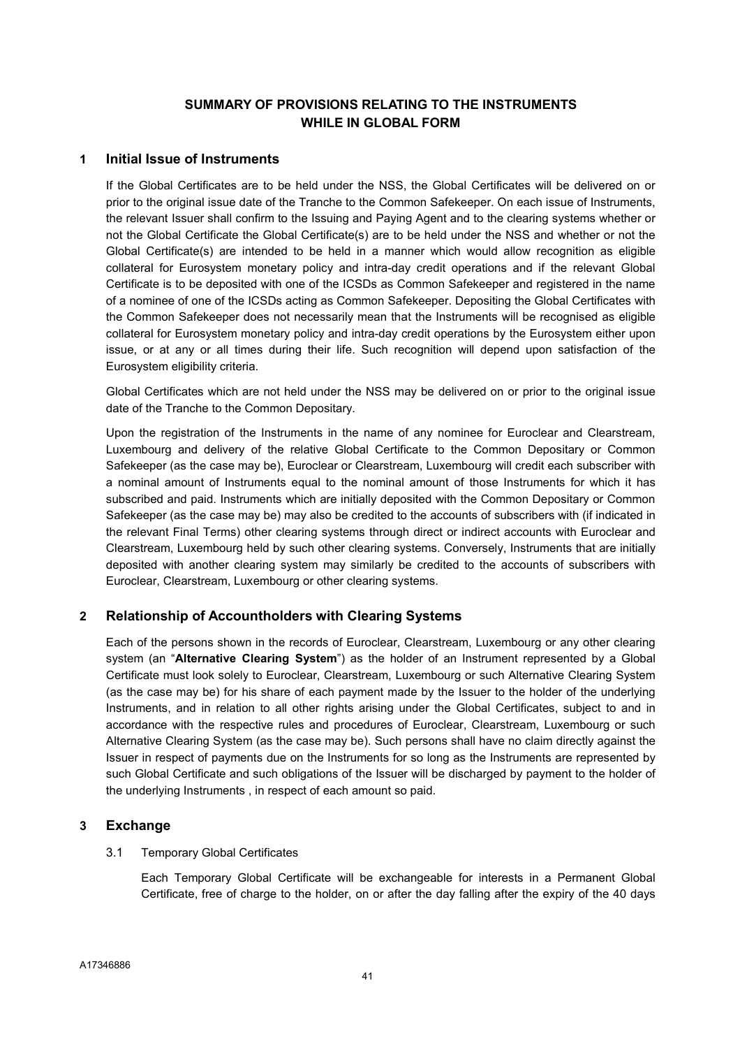# SUMMARY OF PROVISIONS RELATING TO THE INSTRUMENTS WHILE IN GLOBAL FORM

## 1 Initial Issue of Instruments

If the Global Certificates are to be held under the NSS, the Global Certificates will be delivered on or prior to the original issue date of the Tranche to the Common Safekeeper. On each issue of Instruments, the relevant Issuer shall confirm to the Issuing and Paying Agent and to the clearing systems whether or not the Global Certificate the Global Certificate(s) are to be held under the NSS and whether or not the Global Certificate(s) are intended to be held in a manner which would allow recognition as eligible collateral for Eurosystem monetary policy and intra-day credit operations and if the relevant Global Certificate is to be deposited with one of the ICSDs as Common Safekeeper and registered in the name of a nominee of one of the ICSDs acting as Common Safekeeper. Depositing the Global Certificates with the Common Safekeeper does not necessarily mean that the Instruments will be recognised as eligible collateral for Eurosystem monetary policy and intra-day credit operations by the Eurosystem either upon issue, or at any or all times during their life. Such recognition will depend upon satisfaction of the Eurosystem eligibility criteria.

Global Certificates which are not held under the NSS may be delivered on or prior to the original issue date of the Tranche to the Common Depositary.

Upon the registration of the Instruments in the name of any nominee for Euroclear and Clearstream, Luxembourg and delivery of the relative Global Certificate to the Common Depositary or Common Safekeeper (as the case may be), Euroclear or Clearstream, Luxembourg will credit each subscriber with a nominal amount of Instruments equal to the nominal amount of those Instruments for which it has subscribed and paid. Instruments which are initially deposited with the Common Depositary or Common Safekeeper (as the case may be) may also be credited to the accounts of subscribers with (if indicated in the relevant Final Terms) other clearing systems through direct or indirect accounts with Euroclear and Clearstream, Luxembourg held by such other clearing systems. Conversely, Instruments that are initially deposited with another clearing system may similarly be credited to the accounts of subscribers with Euroclear, Clearstream, Luxembourg or other clearing systems.

## 2 Relationship of Accountholders with Clearing Systems

Each of the persons shown in the records of Euroclear, Clearstream, Luxembourg or any other clearing system (an "**Alternative Clearing System**") as the holder of an Instrument represented by a Global Certificate must look solely to Euroclear, Clearstream, Luxembourg or such Alternative Clearing System (as the case may be) for his share of each payment made by the Issuer to the holder of the underlying Instruments, and in relation to all other rights arising under the Global Certificates, subject to and in accordance with the respective rules and procedures of Euroclear, Clearstream, Luxembourg or such Alternative Clearing System (as the case may be). Such persons shall have no claim directly against the Issuer in respect of payments due on the Instruments for so long as the Instruments are represented by such Global Certificate and such obligations of the Issuer will be discharged by payment to the holder of the underlying Instruments , in respect of each amount so paid.

## 3 Exchange

3.1 Temporary Global Certificates

Each Temporary Global Certificate will be exchangeable for interests in a Permanent Global Certificate, free of charge to the holder, on or after the day falling after the expiry of the 40 days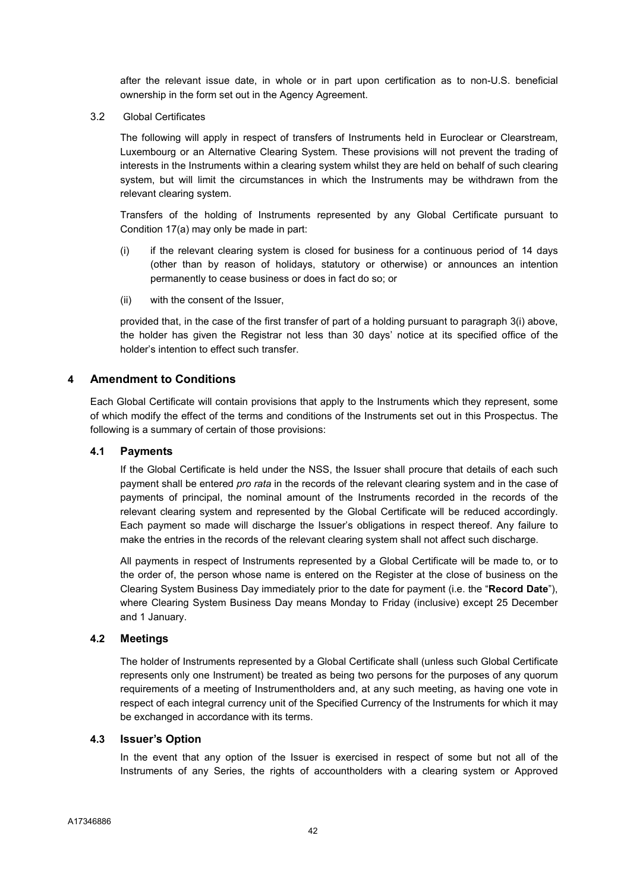after the relevant issue date, in whole or in part upon certification as to non-U.S. beneficial ownership in the form set out in the Agency Agreement.

3.2 Global Certificates

The following will apply in respect of transfers of Instruments held in Euroclear or Clearstream, Luxembourg or an Alternative Clearing System. These provisions will not prevent the trading of interests in the Instruments within a clearing system whilst they are held on behalf of such clearing system, but will limit the circumstances in which the Instruments may be withdrawn from the relevant clearing system.

Transfers of the holding of Instruments represented by any Global Certificate pursuant to Condition 17(a) may only be made in part:

(i) if the relevant clearing system is closed for business for a continuous period of 14 days (other than by reason of holidays, statutory or otherwise) or announces an intention permanently to cease business or does in fact do so; or

(ii) with the consent of the Issuer,

provided that, in the case of the first transfer of part of a holding pursuant to paragraph 3(i) above, the holder has given the Registrar not less than 30 days' notice at its specified office of the holder's intention to effect such transfer.

## 4 Amendment to Conditions

Each Global Certificate will contain provisions that apply to the Instruments which they represent, some of which modify the effect of the terms and conditions of the Instruments set out in this Prospectus. The following is a summary of certain of those provisions:

### 4.1 Payments

If the Global Certificate is held under the NSS, the Issuer shall procure that details of each such payment shall be entered *pro rata* in the records of the relevant clearing system and in the case of payments of principal, the nominal amount of the Instruments recorded in the records of the relevant clearing system and represented by the Global Certificate will be reduced accordingly. Each payment so made will discharge the Issuer's obligations in respect thereof. Any failure to make the entries in the records of the relevant clearing system shall not affect such discharge.

All payments in respect of Instruments represented by a Global Certificate will be made to, or to the order of, the person whose name is entered on the Register at the close of business on the Clearing System Business Day immediately prior to the date for payment (i.e. the "**Record Date**"), where Clearing System Business Day means Monday to Friday (inclusive) except 25 December and 1 January.

### 4.2 Meetings

The holder of Instruments represented by a Global Certificate shall (unless such Global Certificate represents only one Instrument) be treated as being two persons for the purposes of any quorum requirements of a meeting of Instrumentholders and, at any such meeting, as having one vote in respect of each integral currency unit of the Specified Currency of the Instruments for which it may be exchanged in accordance with its terms.

### 4.3 Issuer's Option

In the event that any option of the Issuer is exercised in respect of some but not all of the Instruments of any Series, the rights of accountholders with a clearing system or Approved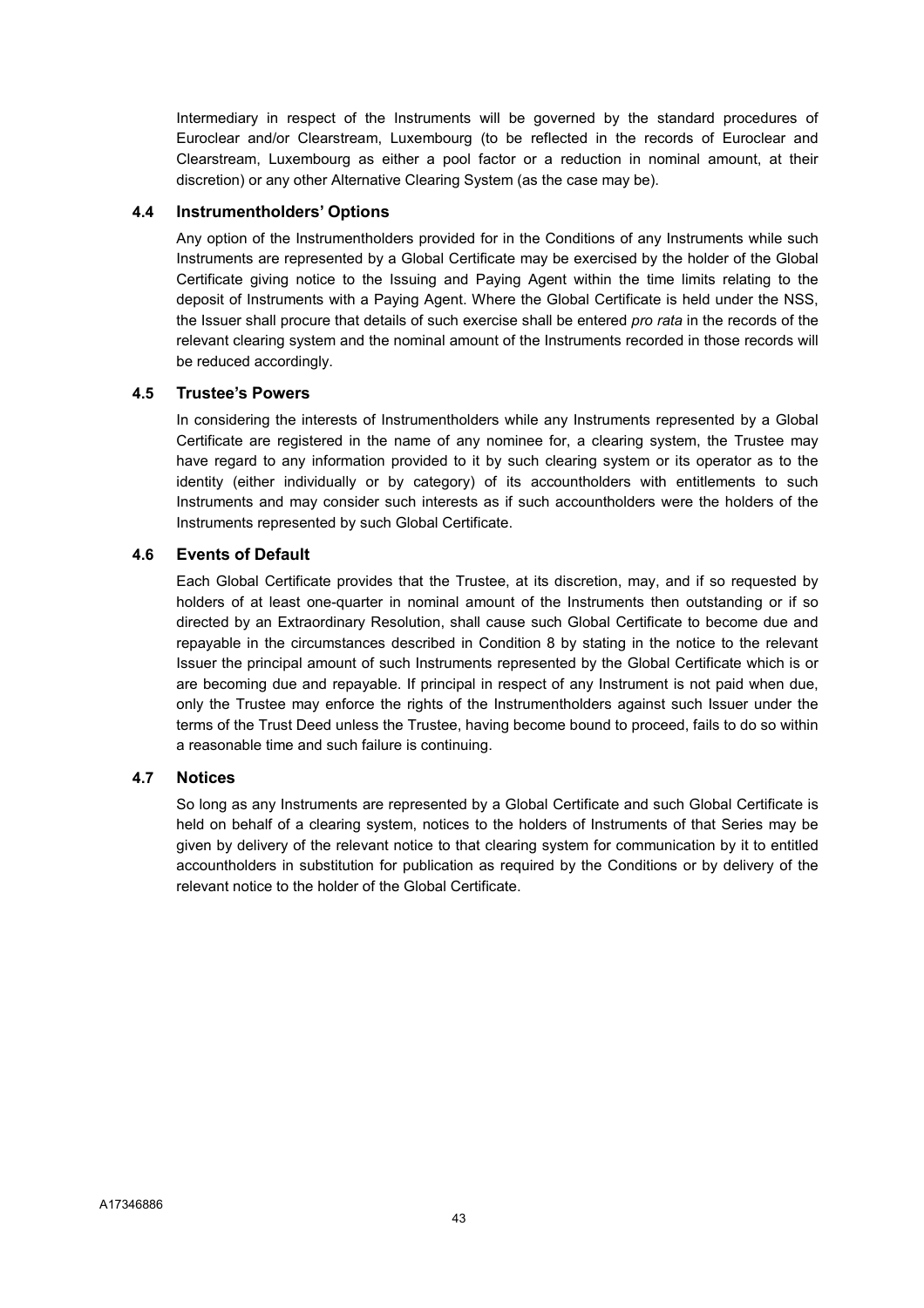Intermediary in respect of the Instruments will be governed by the standard procedures of Euroclear and/or Clearstream, Luxembourg (to be reflected in the records of Euroclear and Clearstream, Luxembourg as either a pool factor or a reduction in nominal amount, at their discretion) or any other Alternative Clearing System (as the case may be).

### 4.4 Instrumentholders' Options

Any option of the Instrumentholders provided for in the Conditions of any Instruments while such Instruments are represented by a Global Certificate may be exercised by the holder of the Global Certificate giving notice to the Issuing and Paying Agent within the time limits relating to the deposit of Instruments with a Paying Agent. Where the Global Certificate is held under the NSS, the Issuer shall procure that details of such exercise shall be entered *pro rata* in the records of the relevant clearing system and the nominal amount of the Instruments recorded in those records will be reduced accordingly.

### 4.5 Trustee's Powers

In considering the interests of Instrumentholders while any Instruments represented by a Global Certificate are registered in the name of any nominee for, a clearing system, the Trustee may have regard to any information provided to it by such clearing system or its operator as to the identity (either individually or by category) of its accountholders with entitlements to such Instruments and may consider such interests as if such accountholders were the holders of the Instruments represented by such Global Certificate.

### 4.6 Events of Default

Each Global Certificate provides that the Trustee, at its discretion, may, and if so requested by holders of at least one-quarter in nominal amount of the Instruments then outstanding or if so directed by an Extraordinary Resolution, shall cause such Global Certificate to become due and repayable in the circumstances described in Condition 8 by stating in the notice to the relevant Issuer the principal amount of such Instruments represented by the Global Certificate which is or are becoming due and repayable. If principal in respect of any Instrument is not paid when due, only the Trustee may enforce the rights of the Instrumentholders against such Issuer under the terms of the Trust Deed unless the Trustee, having become bound to proceed, fails to do so within a reasonable time and such failure is continuing.

### 4.7 Notices

So long as any Instruments are represented by a Global Certificate and such Global Certificate is held on behalf of a clearing system, notices to the holders of Instruments of that Series may be given by delivery of the relevant notice to that clearing system for communication by it to entitled accountholders in substitution for publication as required by the Conditions or by delivery of the relevant notice to the holder of the Global Certificate.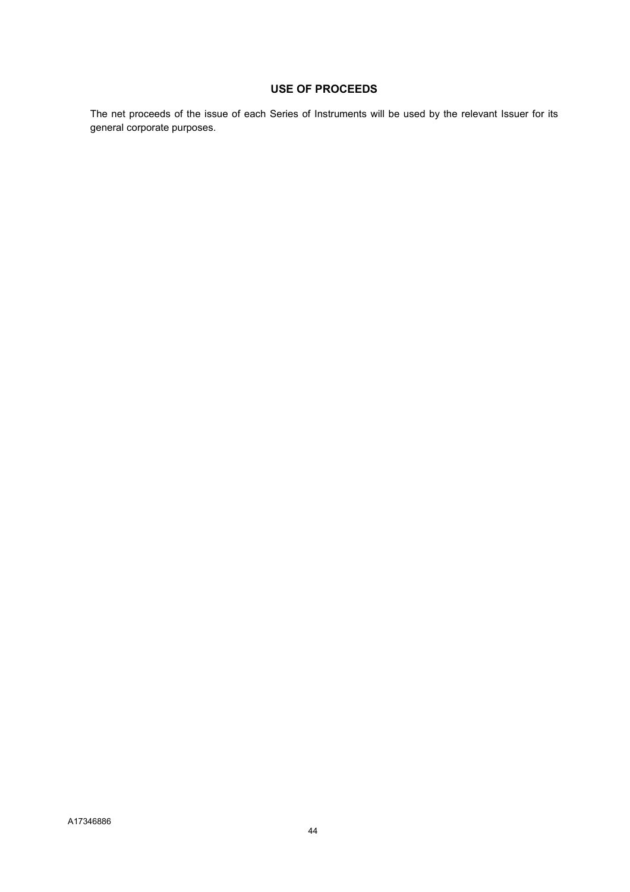## USE OF PROCEEDS

The net proceeds of the issue of each Series of Instruments will be used by the relevant Issuer for its general corporate purposes.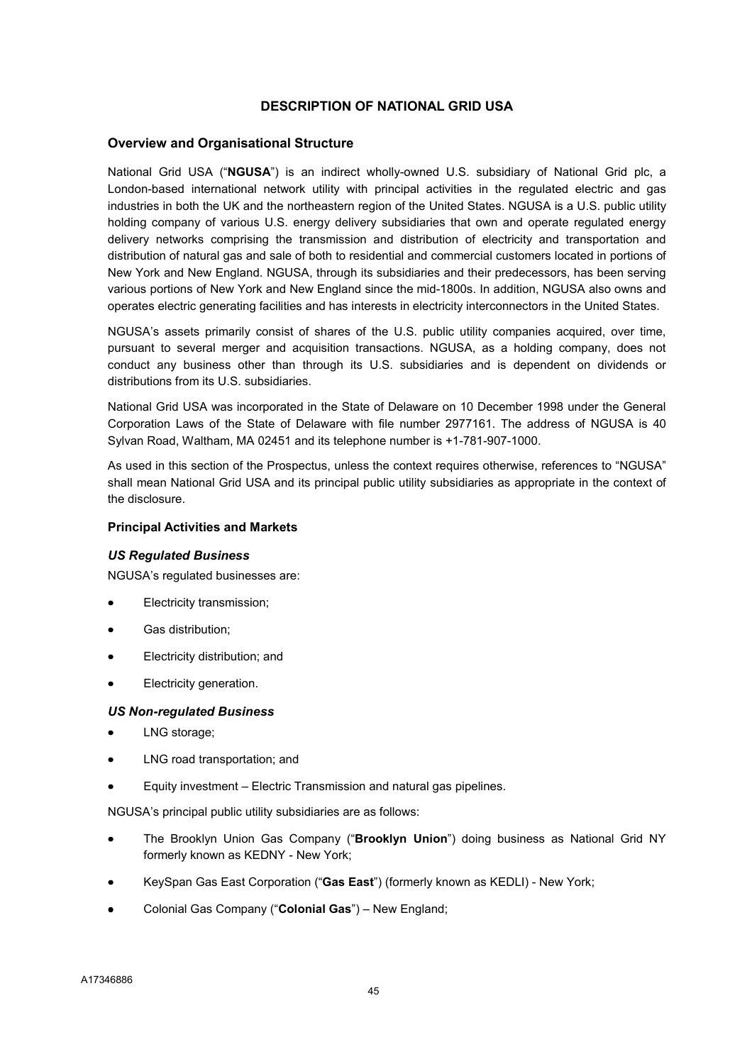## DESCRIPTION OF NATIONAL GRID USA

### Overview and Organisational Structure

National Grid USA ("**NGUSA**") is an indirect wholly-owned U.S. subsidiary of National Grid plc, a London-based international network utility with principal activities in the regulated electric and gas industries in both the UK and the northeastern region of the United States. NGUSA is a U.S. public utility holding company of various U.S. energy delivery subsidiaries that own and operate regulated energy delivery networks comprising the transmission and distribution of electricity and transportation and distribution of natural gas and sale of both to residential and commercial customers located in portions of New York and New England. NGUSA, through its subsidiaries and their predecessors, has been serving various portions of New York and New England since the mid-1800s. In addition, NGUSA also owns and operates electric generating facilities and has interests in electricity interconnectors in the United States.

NGUSA's assets primarily consist of shares of the U.S. public utility companies acquired, over time, pursuant to several merger and acquisition transactions. NGUSA, as a holding company, does not conduct any business other than through its U.S. subsidiaries and is dependent on dividends or distributions from its U.S. subsidiaries.

National Grid USA was incorporated in the State of Delaware on 10 December 1998 under the General Corporation Laws of the State of Delaware with file number 2977161. The address of NGUSA is 40 Sylvan Road, Waltham, MA 02451 and its telephone number is +1-781-907-1000.

As used in this section of the Prospectus, unless the context requires otherwise, references to "NGUSA" shall mean National Grid USA and its principal public utility subsidiaries as appropriate in the context of the disclosure.

#### Principal Activities and Markets

#### *US Regulated Business*

NGUSA's regulated businesses are:

- Electricity transmission;
- Gas distribution;
- Electricity distribution; and
- Electricity generation.

#### *US Non-regulated Business*

- LNG storage;
- LNG road transportation; and
- Equity investment – Electric Transmission and natural gas pipelines.

NGUSA's principal public utility subsidiaries are as follows:

- The Brooklyn Union Gas Company ("**Brooklyn Union**") doing business as National Grid NY formerly known as KEDNY - New York;
- KeySpan Gas East Corporation ("**Gas East**") (formerly known as KEDLI) - New York;
- Colonial Gas Company ("**Colonial Gas**") – New England;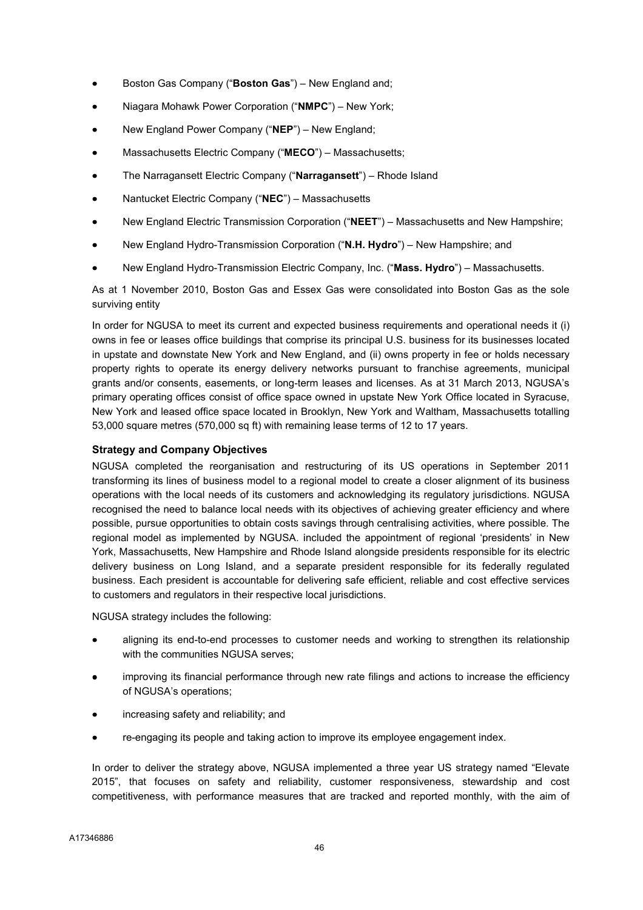- Boston Gas Company ("**Boston Gas**") – New England and;
- Niagara Mohawk Power Corporation ("**NMPC**") – New York;
- New England Power Company ("**NEP**") – New England;
- Massachusetts Electric Company ("**MECO**") – Massachusetts;
- The Narragansett Electric Company ("**Narragansett**") – Rhode Island
- Nantucket Electric Company ("**NEC**") – Massachusetts
- New England Electric Transmission Corporation ("**NEET**") – Massachusetts and New Hampshire;
- New England Hydro-Transmission Corporation ("**N.H. Hydro**") – New Hampshire; and
- New England Hydro-Transmission Electric Company, Inc. ("**Mass. Hydro**") – Massachusetts.

As at 1 November 2010, Boston Gas and Essex Gas were consolidated into Boston Gas as the sole surviving entity

In order for NGUSA to meet its current and expected business requirements and operational needs it (i) owns in fee or leases office buildings that comprise its principal U.S. business for its businesses located in upstate and downstate New York and New England, and (ii) owns property in fee or holds necessary property rights to operate its energy delivery networks pursuant to franchise agreements, municipal grants and/or consents, easements, or long-term leases and licenses. As at 31 March 2013, NGUSA's primary operating offices consist of office space owned in upstate New York Office located in Syracuse, New York and leased office space located in Brooklyn, New York and Waltham, Massachusetts totalling 53,000 square metres (570,000 sq ft) with remaining lease terms of 12 to 17 years.

**Strategy and Company Objectives**

NGUSA completed the reorganisation and restructuring of its US operations in September 2011 transforming its lines of business model to a regional model to create a closer alignment of its business operations with the local needs of its customers and acknowledging its regulatory jurisdictions. NGUSA recognised the need to balance local needs with its objectives of achieving greater efficiency and where possible, pursue opportunities to obtain costs savings through centralising activities, where possible. The regional model as implemented by NGUSA. included the appointment of regional 'presidents' in New York, Massachusetts, New Hampshire and Rhode Island alongside presidents responsible for its electric delivery business on Long Island, and a separate president responsible for its federally regulated business. Each president is accountable for delivering safe efficient, reliable and cost effective services to customers and regulators in their respective local jurisdictions.

NGUSA strategy includes the following:

- aligning its end-to-end processes to customer needs and working to strengthen its relationship with the communities NGUSA serves;
- improving its financial performance through new rate filings and actions to increase the efficiency of NGUSA's operations;
- increasing safety and reliability; and
- re-engaging its people and taking action to improve its employee engagement index.

In order to deliver the strategy above, NGUSA implemented a three year US strategy named "Elevate 2015", that focuses on safety and reliability, customer responsiveness, stewardship and cost competitiveness, with performance measures that are tracked and reported monthly, with the aim of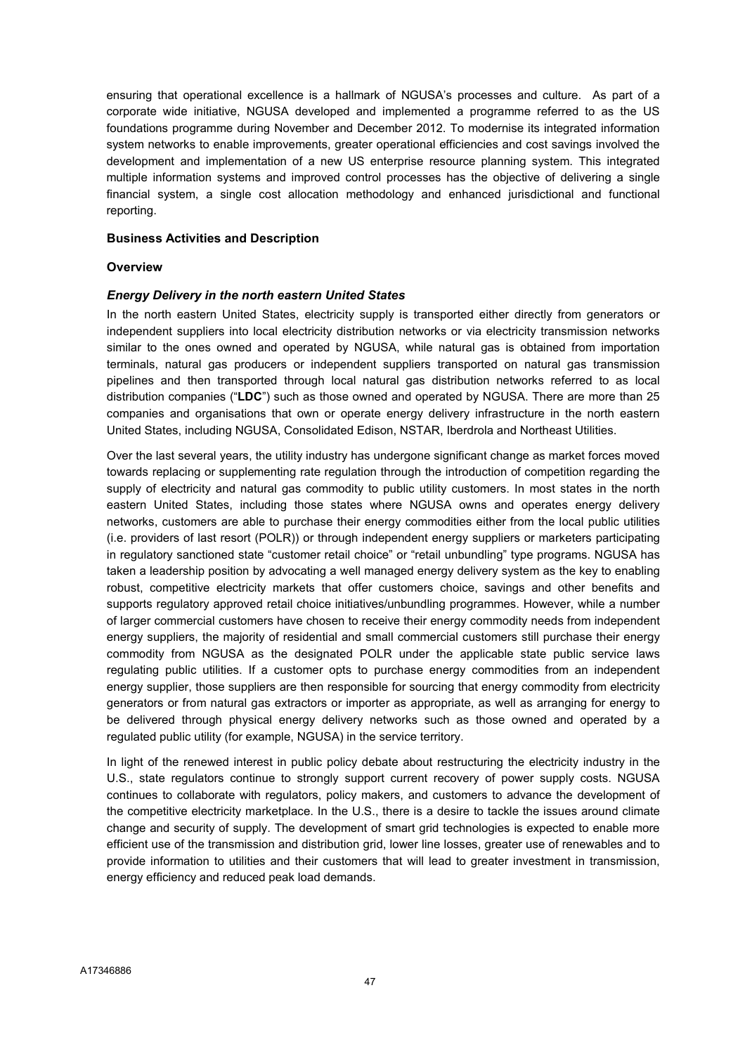ensuring that operational excellence is a hallmark of NGUSA's processes and culture. As part of a corporate wide initiative, NGUSA developed and implemented a programme referred to as the US foundations programme during November and December 2012. To modernise its integrated information system networks to enable improvements, greater operational efficiencies and cost savings involved the development and implementation of a new US enterprise resource planning system. This integrated multiple information systems and improved control processes has the objective of delivering a single financial system, a single cost allocation methodology and enhanced jurisdictional and functional reporting.

**Business Activities and Description**

**Overview**

***Energy Delivery in the north eastern United States***

In the north eastern United States, electricity supply is transported either directly from generators or independent suppliers into local electricity distribution networks or via electricity transmission networks similar to the ones owned and operated by NGUSA, while natural gas is obtained from importation terminals, natural gas producers or independent suppliers transported on natural gas transmission pipelines and then transported through local natural gas distribution networks referred to as local distribution companies ("**LDC**") such as those owned and operated by NGUSA. There are more than 25 companies and organisations that own or operate energy delivery infrastructure in the north eastern United States, including NGUSA, Consolidated Edison, NSTAR, Iberdrola and Northeast Utilities.

Over the last several years, the utility industry has undergone significant change as market forces moved towards replacing or supplementing rate regulation through the introduction of competition regarding the supply of electricity and natural gas commodity to public utility customers. In most states in the north eastern United States, including those states where NGUSA owns and operates energy delivery networks, customers are able to purchase their energy commodities either from the local public utilities (i.e. providers of last resort (POLR)) or through independent energy suppliers or marketers participating in regulatory sanctioned state "customer retail choice" or "retail unbundling" type programs. NGUSA has taken a leadership position by advocating a well managed energy delivery system as the key to enabling robust, competitive electricity markets that offer customers choice, savings and other benefits and supports regulatory approved retail choice initiatives/unbundling programmes. However, while a number of larger commercial customers have chosen to receive their energy commodity needs from independent energy suppliers, the majority of residential and small commercial customers still purchase their energy commodity from NGUSA as the designated POLR under the applicable state public service laws regulating public utilities. If a customer opts to purchase energy commodities from an independent energy supplier, those suppliers are then responsible for sourcing that energy commodity from electricity generators or from natural gas extractors or importer as appropriate, as well as arranging for energy to be delivered through physical energy delivery networks such as those owned and operated by a regulated public utility (for example, NGUSA) in the service territory.

In light of the renewed interest in public policy debate about restructuring the electricity industry in the U.S., state regulators continue to strongly support current recovery of power supply costs. NGUSA continues to collaborate with regulators, policy makers, and customers to advance the development of the competitive electricity marketplace. In the U.S., there is a desire to tackle the issues around climate change and security of supply. The development of smart grid technologies is expected to enable more efficient use of the transmission and distribution grid, lower line losses, greater use of renewables and to provide information to utilities and their customers that will lead to greater investment in transmission, energy efficiency and reduced peak load demands.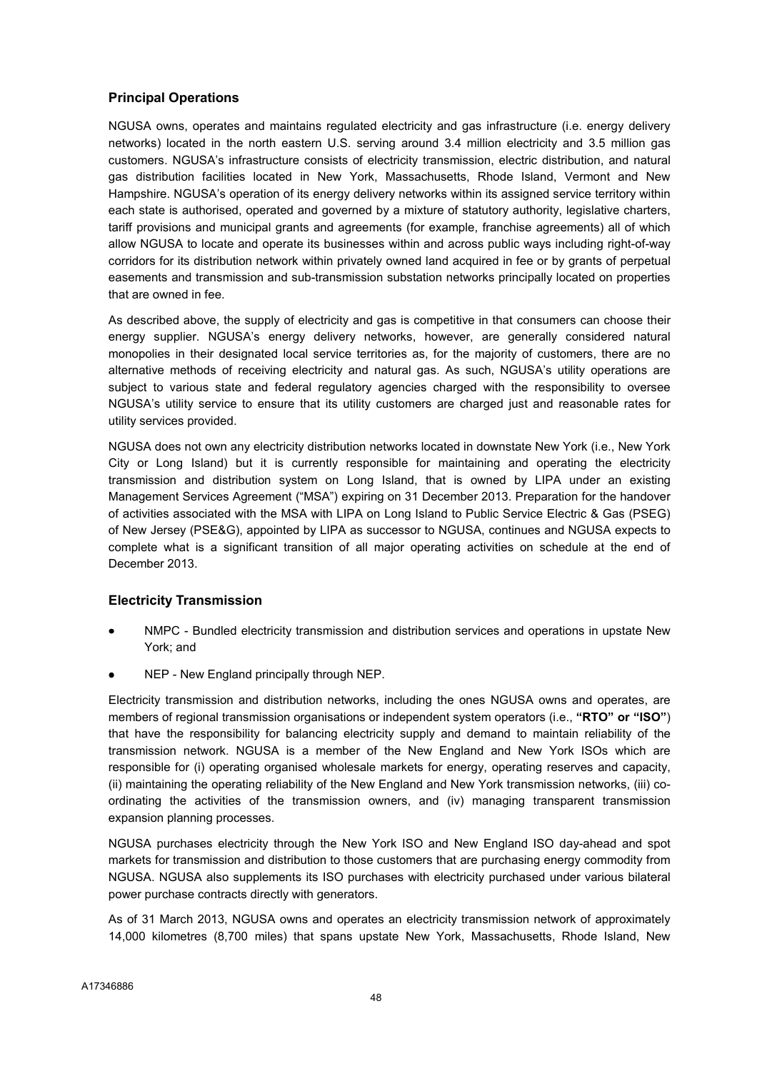## Principal Operations

NGUSA owns, operates and maintains regulated electricity and gas infrastructure (i.e. energy delivery networks) located in the north eastern U.S. serving around 3.4 million electricity and 3.5 million gas customers. NGUSA's infrastructure consists of electricity transmission, electric distribution, and natural gas distribution facilities located in New York, Massachusetts, Rhode Island, Vermont and New Hampshire. NGUSA's operation of its energy delivery networks within its assigned service territory within each state is authorised, operated and governed by a mixture of statutory authority, legislative charters, tariff provisions and municipal grants and agreements (for example, franchise agreements) all of which allow NGUSA to locate and operate its businesses within and across public ways including right-of-way corridors for its distribution network within privately owned land acquired in fee or by grants of perpetual easements and transmission and sub-transmission substation networks principally located on properties that are owned in fee.

As described above, the supply of electricity and gas is competitive in that consumers can choose their energy supplier. NGUSA's energy delivery networks, however, are generally considered natural monopolies in their designated local service territories as, for the majority of customers, there are no alternative methods of receiving electricity and natural gas. As such, NGUSA's utility operations are subject to various state and federal regulatory agencies charged with the responsibility to oversee NGUSA's utility service to ensure that its utility customers are charged just and reasonable rates for utility services provided.

NGUSA does not own any electricity distribution networks located in downstate New York (i.e., New York City or Long Island) but it is currently responsible for maintaining and operating the electricity transmission and distribution system on Long Island, that is owned by LIPA under an existing Management Services Agreement ("MSA") expiring on 31 December 2013. Preparation for the handover of activities associated with the MSA with LIPA on Long Island to Public Service Electric & Gas (PSEG) of New Jersey (PSE&G), appointed by LIPA as successor to NGUSA, continues and NGUSA expects to complete what is a significant transition of all major operating activities on schedule at the end of December 2013.

## Electricity Transmission

- NMPC - Bundled electricity transmission and distribution services and operations in upstate New York; and
- NEP - New England principally through NEP.

Electricity transmission and distribution networks, including the ones NGUSA owns and operates, are members of regional transmission organisations or independent system operators (i.e., **"RTO" or "ISO"**) that have the responsibility for balancing electricity supply and demand to maintain reliability of the transmission network. NGUSA is a member of the New England and New York ISOs which are responsible for (i) operating organised wholesale markets for energy, operating reserves and capacity, (ii) maintaining the operating reliability of the New England and New York transmission networks, (iii) co-ordinating the activities of the transmission owners, and (iv) managing transparent transmission expansion planning processes.

NGUSA purchases electricity through the New York ISO and New England ISO day-ahead and spot markets for transmission and distribution to those customers that are purchasing energy commodity from NGUSA. NGUSA also supplements its ISO purchases with electricity purchased under various bilateral power purchase contracts directly with generators.

As of 31 March 2013, NGUSA owns and operates an electricity transmission network of approximately 14,000 kilometres (8,700 miles) that spans upstate New York, Massachusetts, Rhode Island, New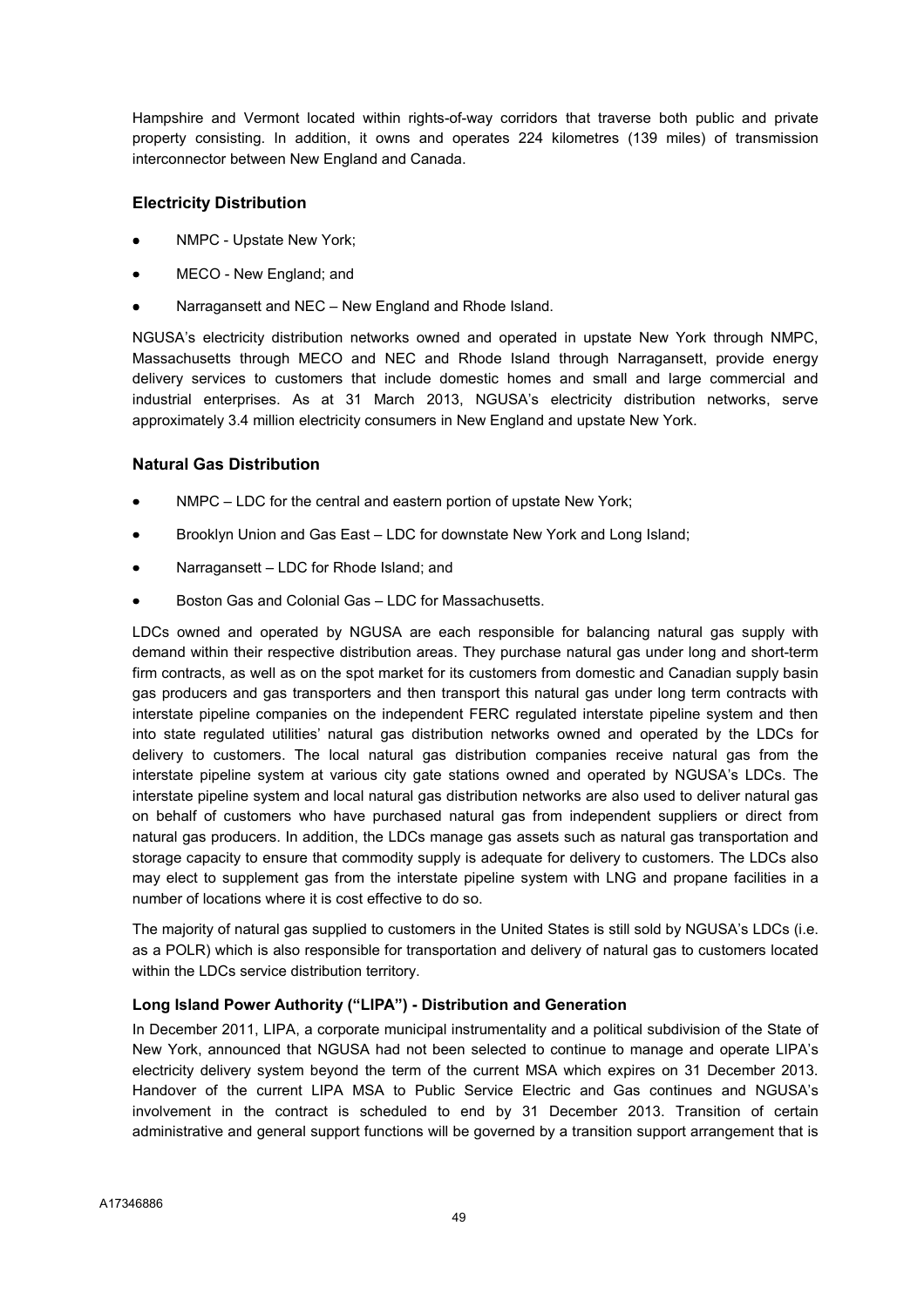Hampshire and Vermont located within rights-of-way corridors that traverse both public and private property consisting. In addition, it owns and operates 224 kilometres (139 miles) of transmission interconnector between New England and Canada.

### Electricity Distribution

- NMPC - Upstate New York;
- MECO - New England; and
- Narragansett and NEC – New England and Rhode Island.

NGUSA's electricity distribution networks owned and operated in upstate New York through NMPC, Massachusetts through MECO and NEC and Rhode Island through Narragansett, provide energy delivery services to customers that include domestic homes and small and large commercial and industrial enterprises. As at 31 March 2013, NGUSA's electricity distribution networks, serve approximately 3.4 million electricity consumers in New England and upstate New York.

### Natural Gas Distribution

- NMPC – LDC for the central and eastern portion of upstate New York;
- Brooklyn Union and Gas East – LDC for downstate New York and Long Island;
- Narragansett – LDC for Rhode Island; and
- Boston Gas and Colonial Gas – LDC for Massachusetts.

LDCs owned and operated by NGUSA are each responsible for balancing natural gas supply with demand within their respective distribution areas. They purchase natural gas under long and short-term firm contracts, as well as on the spot market for its customers from domestic and Canadian supply basin gas producers and gas transporters and then transport this natural gas under long term contracts with interstate pipeline companies on the independent FERC regulated interstate pipeline system and then into state regulated utilities' natural gas distribution networks owned and operated by the LDCs for delivery to customers. The local natural gas distribution companies receive natural gas from the interstate pipeline system at various city gate stations owned and operated by NGUSA's LDCs. The interstate pipeline system and local natural gas distribution networks are also used to deliver natural gas on behalf of customers who have purchased natural gas from independent suppliers or direct from natural gas producers. In addition, the LDCs manage gas assets such as natural gas transportation and storage capacity to ensure that commodity supply is adequate for delivery to customers. The LDCs also may elect to supplement gas from the interstate pipeline system with LNG and propane facilities in a number of locations where it is cost effective to do so.

The majority of natural gas supplied to customers in the United States is still sold by NGUSA's LDCs (i.e. as a POLR) which is also responsible for transportation and delivery of natural gas to customers located within the LDCs service distribution territory.

#### Long Island Power Authority ("LIPA") - Distribution and Generation

In December 2011, LIPA, a corporate municipal instrumentality and a political subdivision of the State of New York, announced that NGUSA had not been selected to continue to manage and operate LIPA's electricity delivery system beyond the term of the current MSA which expires on 31 December 2013. Handover of the current LIPA MSA to Public Service Electric and Gas continues and NGUSA's involvement in the contract is scheduled to end by 31 December 2013. Transition of certain administrative and general support functions will be governed by a transition support arrangement that is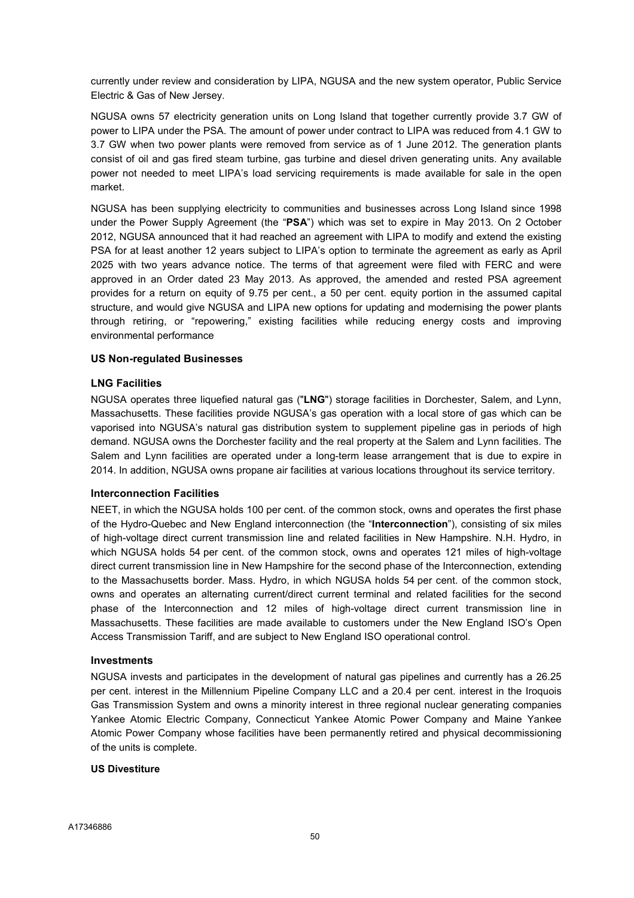currently under review and consideration by LIPA, NGUSA and the new system operator, Public Service Electric & Gas of New Jersey.

NGUSA owns 57 electricity generation units on Long Island that together currently provide 3.7 GW of power to LIPA under the PSA. The amount of power under contract to LIPA was reduced from 4.1 GW to 3.7 GW when two power plants were removed from service as of 1 June 2012. The generation plants consist of oil and gas fired steam turbine, gas turbine and diesel driven generating units. Any available power not needed to meet LIPA's load servicing requirements is made available for sale in the open market.

NGUSA has been supplying electricity to communities and businesses across Long Island since 1998 under the Power Supply Agreement (the "**PSA**") which was set to expire in May 2013. On 2 October 2012, NGUSA announced that it had reached an agreement with LIPA to modify and extend the existing PSA for at least another 12 years subject to LIPA's option to terminate the agreement as early as April 2025 with two years advance notice. The terms of that agreement were filed with FERC and were approved in an Order dated 23 May 2013. As approved, the amended and rested PSA agreement provides for a return on equity of 9.75 per cent., a 50 per cent. equity portion in the assumed capital structure, and would give NGUSA and LIPA new options for updating and modernising the power plants through retiring, or "repowering," existing facilities while reducing energy costs and improving environmental performance

**US Non-regulated Businesses**

**LNG Facilities**

NGUSA operates three liquefied natural gas ("**LNG**") storage facilities in Dorchester, Salem, and Lynn, Massachusetts. These facilities provide NGUSA's gas operation with a local store of gas which can be vaporised into NGUSA's natural gas distribution system to supplement pipeline gas in periods of high demand. NGUSA owns the Dorchester facility and the real property at the Salem and Lynn facilities. The Salem and Lynn facilities are operated under a long-term lease arrangement that is due to expire in 2014. In addition, NGUSA owns propane air facilities at various locations throughout its service territory.

**Interconnection Facilities**

NEET, in which the NGUSA holds 100 per cent. of the common stock, owns and operates the first phase of the Hydro-Quebec and New England interconnection (the "**Interconnection**"), consisting of six miles of high-voltage direct current transmission line and related facilities in New Hampshire. N.H. Hydro, in which NGUSA holds 54 per cent. of the common stock, owns and operates 121 miles of high-voltage direct current transmission line in New Hampshire for the second phase of the Interconnection, extending to the Massachusetts border. Mass. Hydro, in which NGUSA holds 54 per cent. of the common stock, owns and operates an alternating current/direct current terminal and related facilities for the second phase of the Interconnection and 12 miles of high-voltage direct current transmission line in Massachusetts. These facilities are made available to customers under the New England ISO's Open Access Transmission Tariff, and are subject to New England ISO operational control.

**Investments**

NGUSA invests and participates in the development of natural gas pipelines and currently has a 26.25 per cent. interest in the Millennium Pipeline Company LLC and a 20.4 per cent. interest in the Iroquois Gas Transmission System and owns a minority interest in three regional nuclear generating companies Yankee Atomic Electric Company, Connecticut Yankee Atomic Power Company and Maine Yankee Atomic Power Company whose facilities have been permanently retired and physical decommissioning of the units is complete.

**US Divestiture**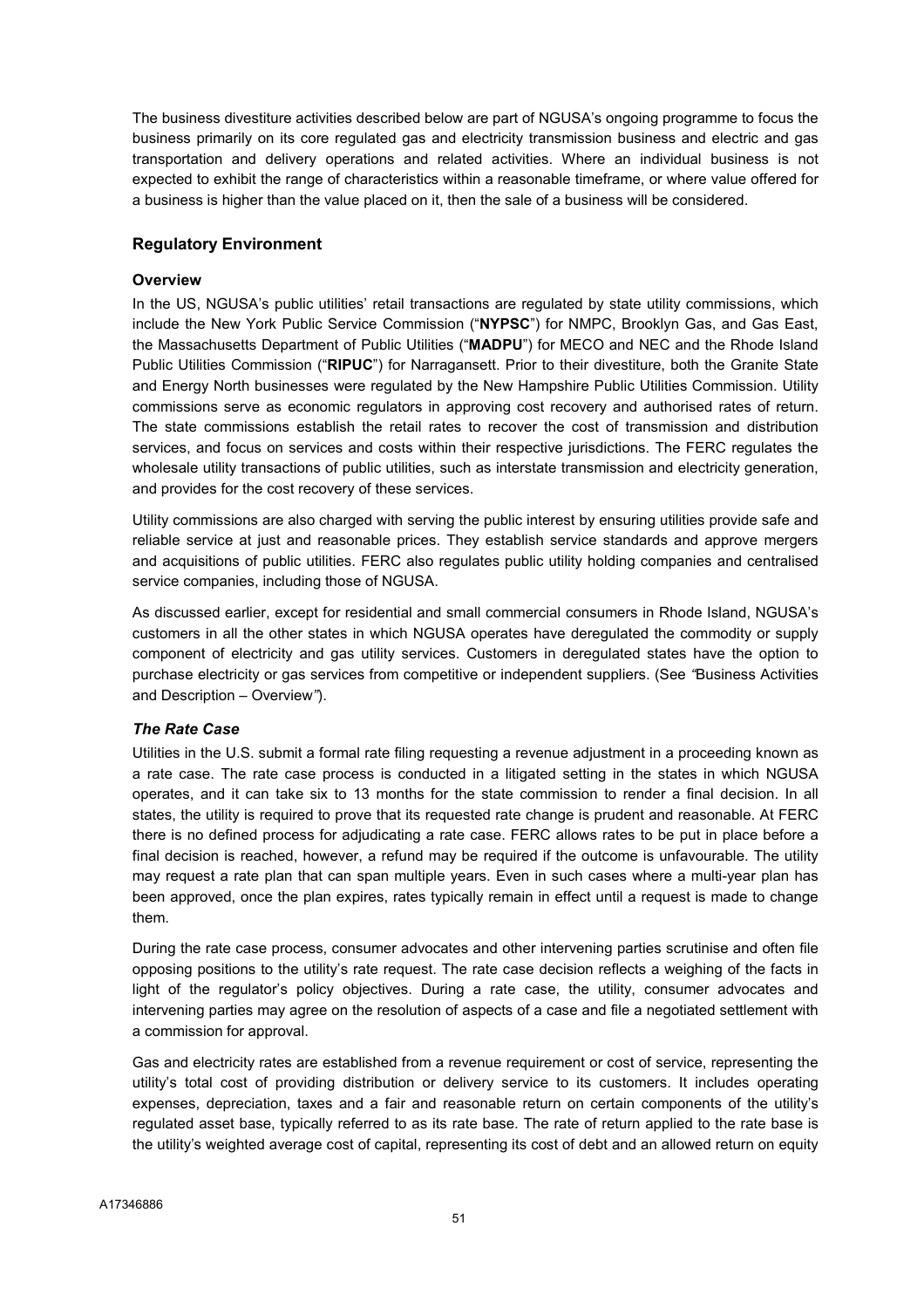The business divestiture activities described below are part of NGUSA's ongoing programme to focus the business primarily on its core regulated gas and electricity transmission business and electric and gas transportation and delivery operations and related activities. Where an individual business is not expected to exhibit the range of characteristics within a reasonable timeframe, or where value offered for a business is higher than the value placed on it, then the sale of a business will be considered.

## Regulatory Environment

### Overview

In the US, NGUSA's public utilities' retail transactions are regulated by state utility commissions, which include the New York Public Service Commission ("**NYPSC**") for NMPC, Brooklyn Gas, and Gas East, the Massachusetts Department of Public Utilities ("**MADPU**") for MECO and NEC and the Rhode Island Public Utilities Commission ("**RIPUC**") for Narragansett. Prior to their divestiture, both the Granite State and Energy North businesses were regulated by the New Hampshire Public Utilities Commission. Utility commissions serve as economic regulators in approving cost recovery and authorised rates of return. The state commissions establish the retail rates to recover the cost of transmission and distribution services, and focus on services and costs within their respective jurisdictions. The FERC regulates the wholesale utility transactions of public utilities, such as interstate transmission and electricity generation, and provides for the cost recovery of these services.

Utility commissions are also charged with serving the public interest by ensuring utilities provide safe and reliable service at just and reasonable prices. They establish service standards and approve mergers and acquisitions of public utilities. FERC also regulates public utility holding companies and centralised service companies, including those of NGUSA.

As discussed earlier, except for residential and small commercial consumers in Rhode Island, NGUSA's customers in all the other states in which NGUSA operates have deregulated the commodity or supply component of electricity and gas utility services. Customers in deregulated states have the option to purchase electricity or gas services from competitive or independent suppliers. (See *"*Business Activities and Description – Overview*"*).

### *The Rate Case*

Utilities in the U.S. submit a formal rate filing requesting a revenue adjustment in a proceeding known as a rate case. The rate case process is conducted in a litigated setting in the states in which NGUSA operates, and it can take six to 13 months for the state commission to render a final decision. In all states, the utility is required to prove that its requested rate change is prudent and reasonable. At FERC there is no defined process for adjudicating a rate case. FERC allows rates to be put in place before a final decision is reached, however, a refund may be required if the outcome is unfavourable. The utility may request a rate plan that can span multiple years. Even in such cases where a multi-year plan has been approved, once the plan expires, rates typically remain in effect until a request is made to change them.

During the rate case process, consumer advocates and other intervening parties scrutinise and often file opposing positions to the utility's rate request. The rate case decision reflects a weighing of the facts in light of the regulator's policy objectives. During a rate case, the utility, consumer advocates and intervening parties may agree on the resolution of aspects of a case and file a negotiated settlement with a commission for approval.

Gas and electricity rates are established from a revenue requirement or cost of service, representing the utility's total cost of providing distribution or delivery service to its customers. It includes operating expenses, depreciation, taxes and a fair and reasonable return on certain components of the utility's regulated asset base, typically referred to as its rate base. The rate of return applied to the rate base is the utility's weighted average cost of capital, representing its cost of debt and an allowed return on equity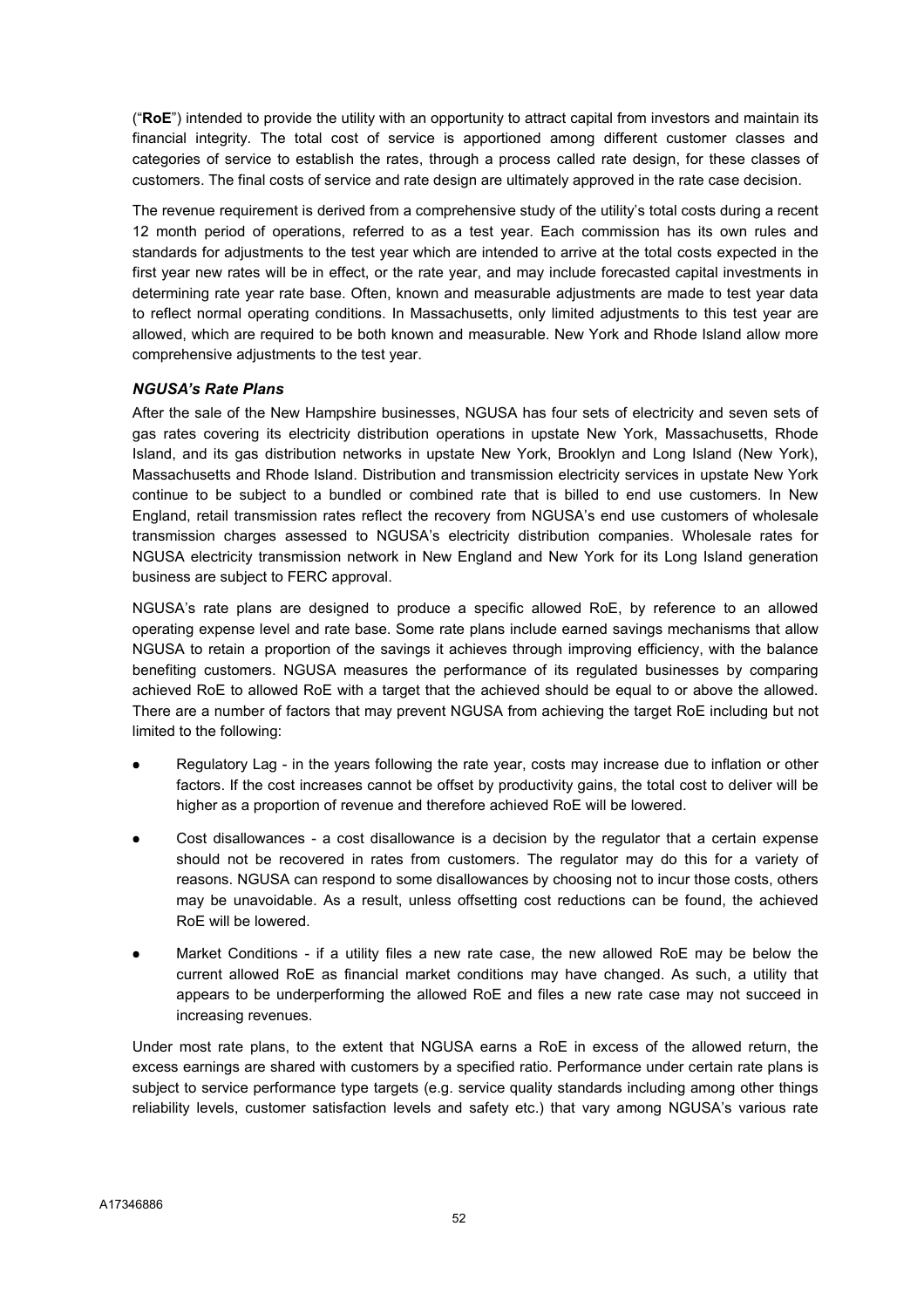("**RoE**") intended to provide the utility with an opportunity to attract capital from investors and maintain its financial integrity. The total cost of service is apportioned among different customer classes and categories of service to establish the rates, through a process called rate design, for these classes of customers. The final costs of service and rate design are ultimately approved in the rate case decision.

The revenue requirement is derived from a comprehensive study of the utility's total costs during a recent 12 month period of operations, referred to as a test year. Each commission has its own rules and standards for adjustments to the test year which are intended to arrive at the total costs expected in the first year new rates will be in effect, or the rate year, and may include forecasted capital investments in determining rate year rate base. Often, known and measurable adjustments are made to test year data to reflect normal operating conditions. In Massachusetts, only limited adjustments to this test year are allowed, which are required to be both known and measurable. New York and Rhode Island allow more comprehensive adjustments to the test year.

### *NGUSA's Rate Plans*

After the sale of the New Hampshire businesses, NGUSA has four sets of electricity and seven sets of gas rates covering its electricity distribution operations in upstate New York, Massachusetts, Rhode Island, and its gas distribution networks in upstate New York, Brooklyn and Long Island (New York), Massachusetts and Rhode Island. Distribution and transmission electricity services in upstate New York continue to be subject to a bundled or combined rate that is billed to end use customers. In New England, retail transmission rates reflect the recovery from NGUSA's end use customers of wholesale transmission charges assessed to NGUSA's electricity distribution companies. Wholesale rates for NGUSA electricity transmission network in New England and New York for its Long Island generation business are subject to FERC approval.

NGUSA's rate plans are designed to produce a specific allowed RoE, by reference to an allowed operating expense level and rate base. Some rate plans include earned savings mechanisms that allow NGUSA to retain a proportion of the savings it achieves through improving efficiency, with the balance benefiting customers. NGUSA measures the performance of its regulated businesses by comparing achieved RoE to allowed RoE with a target that the achieved should be equal to or above the allowed. There are a number of factors that may prevent NGUSA from achieving the target RoE including but not limited to the following:

- Regulatory Lag - in the years following the rate year, costs may increase due to inflation or other factors. If the cost increases cannot be offset by productivity gains, the total cost to deliver will be higher as a proportion of revenue and therefore achieved RoE will be lowered.
- Cost disallowances - a cost disallowance is a decision by the regulator that a certain expense should not be recovered in rates from customers. The regulator may do this for a variety of reasons. NGUSA can respond to some disallowances by choosing not to incur those costs, others may be unavoidable. As a result, unless offsetting cost reductions can be found, the achieved RoE will be lowered.
- Market Conditions - if a utility files a new rate case, the new allowed RoE may be below the current allowed RoE as financial market conditions may have changed. As such, a utility that appears to be underperforming the allowed RoE and files a new rate case may not succeed in increasing revenues.

Under most rate plans, to the extent that NGUSA earns a RoE in excess of the allowed return, the excess earnings are shared with customers by a specified ratio. Performance under certain rate plans is subject to service performance type targets (e.g. service quality standards including among other things reliability levels, customer satisfaction levels and safety etc.) that vary among NGUSA's various rate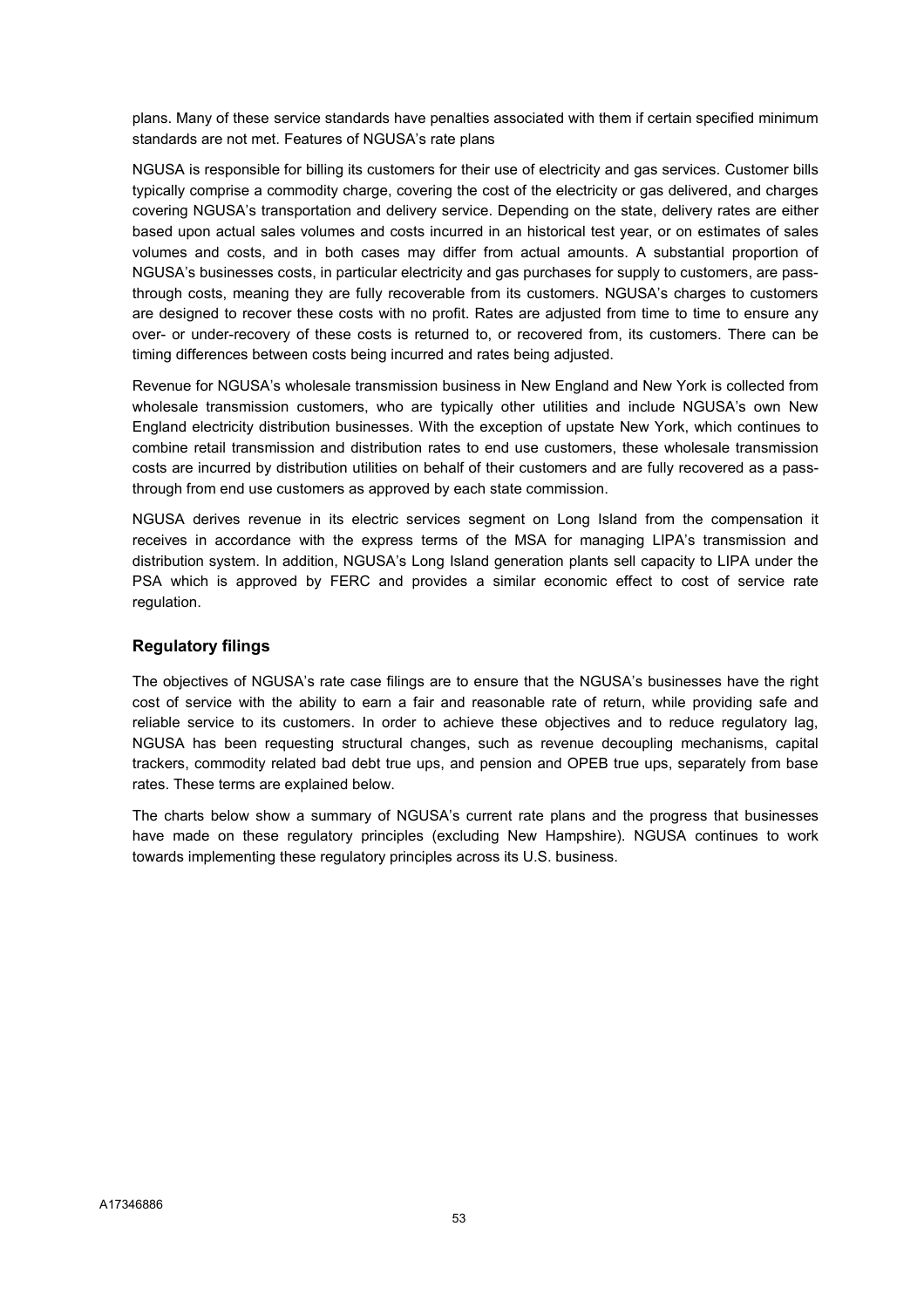plans. Many of these service standards have penalties associated with them if certain specified minimum standards are not met. Features of NGUSA's rate plans

NGUSA is responsible for billing its customers for their use of electricity and gas services. Customer bills typically comprise a commodity charge, covering the cost of the electricity or gas delivered, and charges covering NGUSA's transportation and delivery service. Depending on the state, delivery rates are either based upon actual sales volumes and costs incurred in an historical test year, or on estimates of sales volumes and costs, and in both cases may differ from actual amounts. A substantial proportion of NGUSA's businesses costs, in particular electricity and gas purchases for supply to customers, are pass-through costs, meaning they are fully recoverable from its customers. NGUSA's charges to customers are designed to recover these costs with no profit. Rates are adjusted from time to time to ensure any over- or under-recovery of these costs is returned to, or recovered from, its customers. There can be timing differences between costs being incurred and rates being adjusted.

Revenue for NGUSA's wholesale transmission business in New England and New York is collected from wholesale transmission customers, who are typically other utilities and include NGUSA's own New England electricity distribution businesses. With the exception of upstate New York, which continues to combine retail transmission and distribution rates to end use customers, these wholesale transmission costs are incurred by distribution utilities on behalf of their customers and are fully recovered as a pass-through from end use customers as approved by each state commission.

NGUSA derives revenue in its electric services segment on Long Island from the compensation it receives in accordance with the express terms of the MSA for managing LIPA's transmission and distribution system. In addition, NGUSA's Long Island generation plants sell capacity to LIPA under the PSA which is approved by FERC and provides a similar economic effect to cost of service rate regulation.

## Regulatory filings

The objectives of NGUSA's rate case filings are to ensure that the NGUSA's businesses have the right cost of service with the ability to earn a fair and reasonable rate of return, while providing safe and reliable service to its customers. In order to achieve these objectives and to reduce regulatory lag, NGUSA has been requesting structural changes, such as revenue decoupling mechanisms, capital trackers, commodity related bad debt true ups, and pension and OPEB true ups, separately from base rates. These terms are explained below.

The charts below show a summary of NGUSA's current rate plans and the progress that businesses have made on these regulatory principles (excluding New Hampshire). NGUSA continues to work towards implementing these regulatory principles across its U.S. business.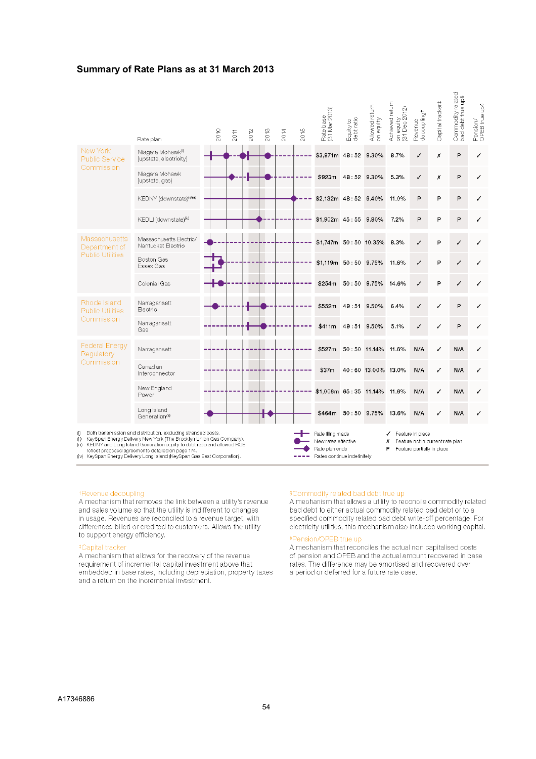## Summary of Rate Plans as at 31 March 2013

| | Rate plan | 2010–2015 | Rate base (31 Mar 2013) | Equity to debt ratio | Allowed return on equity | Achieved return on equity (31 Dec 2012) | Revenue decoupling† | Capital tracker‡ | Commodity related bad debt true up§ | Pension/OPEB true up◊ |
|---|---|---|---|---|---|---|---|---|---|---|
| New York Public Service Commission | Niagara Mohawk[i] (upstate, electricity) | | $3,971m | 48 : 52 | 9.30% | 8.7% | ✓ | ✗ | P | ✓ |
| | Niagara Mohawk (upstate, gas) | | $923m | 48 : 52 | 9.30% | 5.3% | ✓ | ✗ | P | ✓ |
| | KEDNY (downstate)[ii][iii] | | $2,132m | 48 : 52 | 9.40% | 11.0% | P | P | P | ✓ |
| | KEDLI (downstate)[iv] | | $1,902m | 45 : 55 | 9.80% | 7.2% | P | P | P | ✓ |
| Massachusetts Department of Public Utilities | Massachusetts Electric/ Nantucket Electric | | $1,747m | 50 : 50 | 10.35% | 8.3% | ✓ | P | ✓ | ✓ |
| | Boston Gas Essex Gas | | $1,119m | 50 : 50 | 9.75% | 11.6% | ✓ | P | ✓ | ✓ |
| | Colonial Gas | | $254m | 50 : 50 | 9.75% | 14.6% | ✓ | P | ✓ | ✓ |
| Rhode Island Public Utilities Commission | Narragansett Electric | | $552m | 49 : 51 | 9.50% | 6.4% | ✓ | ✓ | P | ✓ |
| | Narragansett Gas | | $411m | 49 : 51 | 9.50% | 5.1% | ✓ | ✓ | P | ✓ |
| Federal Energy Regulatory Commission | Narragansett | | $527m | 50 : 50 | 11.14% | 11.6% | N/A | ✓ | N/A | ✓ |
| | Canadian Interconnector | | $37m | 40 : 60 | 13.00% | 13.0% | N/A | ✓ | N/A | ✓ |
| | New England Power | | $1,006m | 65 : 35 | 11.14% | 11.6% | N/A | ✓ | N/A | ✓ |
| | Long Island Generation[iii] | | $464m | 50 : 50 | 9.75% | 13.6% | N/A | ✓ | N/A | ✓ |

(i) Both transmission and distribution, excluding stranded costs.
(ii) KeySpan Energy Delivery New York (The Brooklyn Union Gas Company).
(iii) KEDNY and Long Island Generation equity to debt ratio and allowed ROE reflect proposed agreements detailed on page 174.
(iv) KeySpan Energy Delivery Long Island (KeySpan Gas East Corporation).

Key: Rate filing made; New rates effective; Rate plan ends; Rates continue indefinitely.
✓ Feature in place; ✗ Feature not in current rate plan; P Feature partially in place

**†Revenue decoupling**
A mechanism that removes the link between a utility's revenue and sales volume so that the utility is indifferent to changes in usage. Revenues are reconciled to a revenue target, with differences billed or credited to customers. Allows the utility to support energy efficiency.

**‡Capital tracker**
A mechanism that allows for the recovery of the revenue requirement of incremental capital investment above that embedded in base rates, including depreciation, property taxes and a return on the incremental investment.

**§Commodity related bad debt true up**
A mechanism that allows a utility to reconcile commodity related bad debt to either actual commodity related bad debt or to a specified commodity related bad debt write-off percentage. For electricity utilities, this mechanism also includes working capital.

**◊Pension/OPEB true up**
A mechanism that reconciles the actual non capitalised costs of pension and OPEB and the actual amount recovered in base rates. The difference may be amortised and recovered over a period or deferred for a future rate case.

A17346886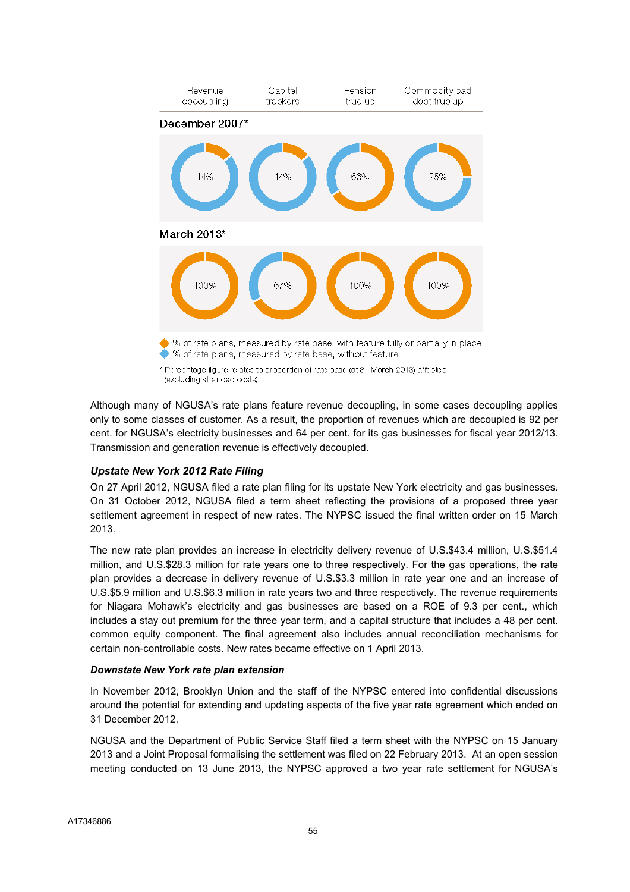| | Revenue decoupling | Capital trackers | Pension true up | Commodity bad debt true up |
|---|---|---|---|---|
| December 2007* | 14% | 14% | 68% | 25% |
| March 2013* | 100% | 67% | 100% | 100% |

◆ % of rate plans, measured by rate base, with feature fully or partially in place
◆ % of rate plans, measured by rate base, without feature

* Percentage figure relates to proportion of rate base (at 31 March 2013) affected (excluding stranded costs)

Although many of NGUSA's rate plans feature revenue decoupling, in some cases decoupling applies only to some classes of customer. As a result, the proportion of revenues which are decoupled is 92 per cent. for NGUSA's electricity businesses and 64 per cent. for its gas businesses for fiscal year 2012/13. Transmission and generation revenue is effectively decoupled.

***Upstate New York 2012 Rate Filing***

On 27 April 2012, NGUSA filed a rate plan filing for its upstate New York electricity and gas businesses. On 31 October 2012, NGUSA filed a term sheet reflecting the provisions of a proposed three year settlement agreement in respect of new rates. The NYPSC issued the final written order on 15 March 2013.

The new rate plan provides an increase in electricity delivery revenue of U.S.$43.4 million, U.S.$51.4 million, and U.S.$28.3 million for rate years one to three respectively. For the gas operations, the rate plan provides a decrease in delivery revenue of U.S.$3.3 million in rate year one and an increase of U.S.$5.9 million and U.S.$6.3 million in rate years two and three respectively. The revenue requirements for Niagara Mohawk's electricity and gas businesses are based on a ROE of 9.3 per cent., which includes a stay out premium for the three year term, and a capital structure that includes a 48 per cent. common equity component. The final agreement also includes annual reconciliation mechanisms for certain non-controllable costs. New rates became effective on 1 April 2013.

***Downstate New York rate plan extension***

In November 2012, Brooklyn Union and the staff of the NYPSC entered into confidential discussions around the potential for extending and updating aspects of the five year rate agreement which ended on 31 December 2012.

NGUSA and the Department of Public Service Staff filed a term sheet with the NYPSC on 15 January 2013 and a Joint Proposal formalising the settlement was filed on 22 February 2013. At an open session meeting conducted on 13 June 2013, the NYPSC approved a two year rate settlement for NGUSA's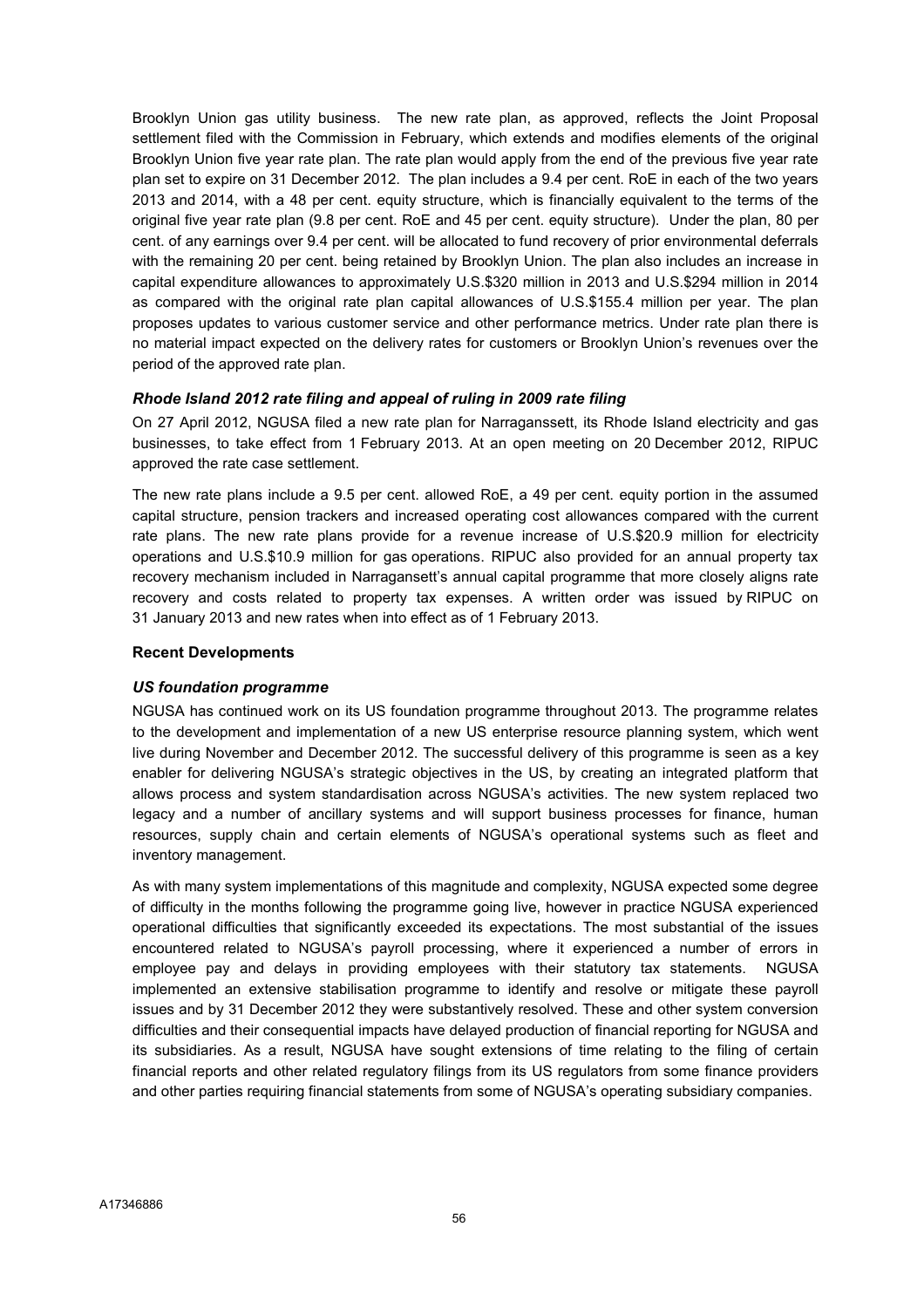Brooklyn Union gas utility business. The new rate plan, as approved, reflects the Joint Proposal settlement filed with the Commission in February, which extends and modifies elements of the original Brooklyn Union five year rate plan. The rate plan would apply from the end of the previous five year rate plan set to expire on 31 December 2012. The plan includes a 9.4 per cent. RoE in each of the two years 2013 and 2014, with a 48 per cent. equity structure, which is financially equivalent to the terms of the original five year rate plan (9.8 per cent. RoE and 45 per cent. equity structure). Under the plan, 80 per cent. of any earnings over 9.4 per cent. will be allocated to fund recovery of prior environmental deferrals with the remaining 20 per cent. being retained by Brooklyn Union. The plan also includes an increase in capital expenditure allowances to approximately U.S.$320 million in 2013 and U.S.$294 million in 2014 as compared with the original rate plan capital allowances of U.S.$155.4 million per year. The plan proposes updates to various customer service and other performance metrics. Under rate plan there is no material impact expected on the delivery rates for customers or Brooklyn Union's revenues over the period of the approved rate plan.

### *Rhode Island 2012 rate filing and appeal of ruling in 2009 rate filing*

On 27 April 2012, NGUSA filed a new rate plan for Narragansett, its Rhode Island electricity and gas businesses, to take effect from 1 February 2013. At an open meeting on 20 December 2012, RIPUC approved the rate case settlement.

The new rate plans include a 9.5 per cent. allowed RoE, a 49 per cent. equity portion in the assumed capital structure, pension trackers and increased operating cost allowances compared with the current rate plans. The new rate plans provide for a revenue increase of U.S.$20.9 million for electricity operations and U.S.$10.9 million for gas operations. RIPUC also provided for an annual property tax recovery mechanism included in Narragansett's annual capital programme that more closely aligns rate recovery and costs related to property tax expenses. A written order was issued by RIPUC on 31 January 2013 and new rates when into effect as of 1 February 2013.

### **Recent Developments**

### *US foundation programme*

NGUSA has continued work on its US foundation programme throughout 2013. The programme relates to the development and implementation of a new US enterprise resource planning system, which went live during November and December 2012. The successful delivery of this programme is seen as a key enabler for delivering NGUSA's strategic objectives in the US, by creating an integrated platform that allows process and system standardisation across NGUSA's activities. The new system replaced two legacy and a number of ancillary systems and will support business processes for finance, human resources, supply chain and certain elements of NGUSA's operational systems such as fleet and inventory management.

As with many system implementations of this magnitude and complexity, NGUSA expected some degree of difficulty in the months following the programme going live, however in practice NGUSA experienced operational difficulties that significantly exceeded its expectations. The most substantial of the issues encountered related to NGUSA's payroll processing, where it experienced a number of errors in employee pay and delays in providing employees with their statutory tax statements. NGUSA implemented an extensive stabilisation programme to identify and resolve or mitigate these payroll issues and by 31 December 2012 they were substantively resolved. These and other system conversion difficulties and their consequential impacts have delayed production of financial reporting for NGUSA and its subsidiaries. As a result, NGUSA have sought extensions of time relating to the filing of certain financial reports and other related regulatory filings from its US regulators from some finance providers and other parties requiring financial statements from some of NGUSA's operating subsidiary companies.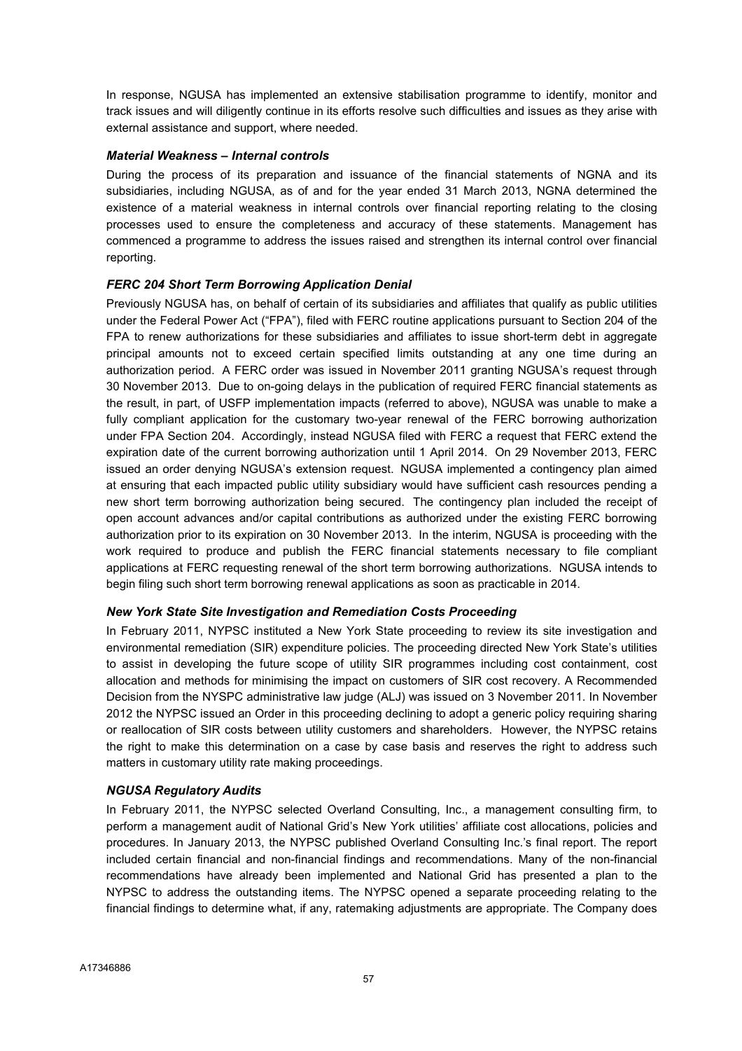In response, NGUSA has implemented an extensive stabilisation programme to identify, monitor and track issues and will diligently continue in its efforts resolve such difficulties and issues as they arise with external assistance and support, where needed.

### *Material Weakness – Internal controls*

During the process of its preparation and issuance of the financial statements of NGNA and its subsidiaries, including NGUSA, as of and for the year ended 31 March 2013, NGNA determined the existence of a material weakness in internal controls over financial reporting relating to the closing processes used to ensure the completeness and accuracy of these statements. Management has commenced a programme to address the issues raised and strengthen its internal control over financial reporting.

### *FERC 204 Short Term Borrowing Application Denial*

Previously NGUSA has, on behalf of certain of its subsidiaries and affiliates that qualify as public utilities under the Federal Power Act ("FPA"), filed with FERC routine applications pursuant to Section 204 of the FPA to renew authorizations for these subsidiaries and affiliates to issue short-term debt in aggregate principal amounts not to exceed certain specified limits outstanding at any one time during an authorization period. A FERC order was issued in November 2011 granting NGUSA's request through 30 November 2013. Due to on-going delays in the publication of required FERC financial statements as the result, in part, of USFP implementation impacts (referred to above), NGUSA was unable to make a fully compliant application for the customary two-year renewal of the FERC borrowing authorization under FPA Section 204. Accordingly, instead NGUSA filed with FERC a request that FERC extend the expiration date of the current borrowing authorization until 1 April 2014. On 29 November 2013, FERC issued an order denying NGUSA's extension request. NGUSA implemented a contingency plan aimed at ensuring that each impacted public utility subsidiary would have sufficient cash resources pending a new short term borrowing authorization being secured. The contingency plan included the receipt of open account advances and/or capital contributions as authorized under the existing FERC borrowing authorization prior to its expiration on 30 November 2013. In the interim, NGUSA is proceeding with the work required to produce and publish the FERC financial statements necessary to file compliant applications at FERC requesting renewal of the short term borrowing authorizations. NGUSA intends to begin filing such short term borrowing renewal applications as soon as practicable in 2014.

### *New York State Site Investigation and Remediation Costs Proceeding*

In February 2011, NYPSC instituted a New York State proceeding to review its site investigation and environmental remediation (SIR) expenditure policies. The proceeding directed New York State's utilities to assist in developing the future scope of utility SIR programmes including cost containment, cost allocation and methods for minimising the impact on customers of SIR cost recovery. A Recommended Decision from the NYSPC administrative law judge (ALJ) was issued on 3 November 2011. In November 2012 the NYPSC issued an Order in this proceeding declining to adopt a generic policy requiring sharing or reallocation of SIR costs between utility customers and shareholders. However, the NYPSC retains the right to make this determination on a case by case basis and reserves the right to address such matters in customary utility rate making proceedings.

### *NGUSA Regulatory Audits*

In February 2011, the NYPSC selected Overland Consulting, Inc., a management consulting firm, to perform a management audit of National Grid's New York utilities' affiliate cost allocations, policies and procedures. In January 2013, the NYPSC published Overland Consulting Inc.'s final report. The report included certain financial and non-financial findings and recommendations. Many of the non-financial recommendations have already been implemented and National Grid has presented a plan to the NYPSC to address the outstanding items. The NYPSC opened a separate proceeding relating to the financial findings to determine what, if any, ratemaking adjustments are appropriate. The Company does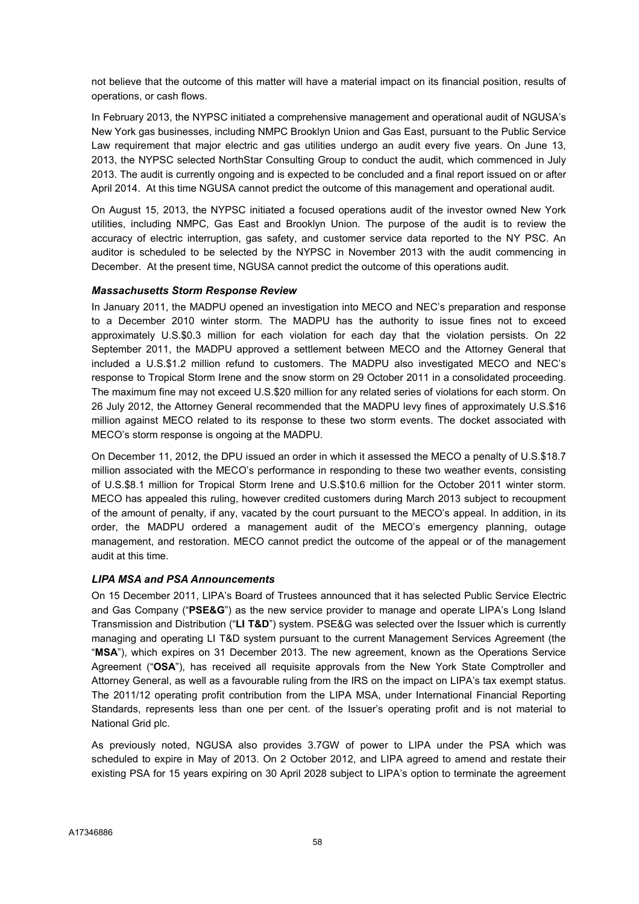not believe that the outcome of this matter will have a material impact on its financial position, results of operations, or cash flows.

In February 2013, the NYPSC initiated a comprehensive management and operational audit of NGUSA's New York gas businesses, including NMPC Brooklyn Union and Gas East, pursuant to the Public Service Law requirement that major electric and gas utilities undergo an audit every five years. On June 13, 2013, the NYPSC selected NorthStar Consulting Group to conduct the audit, which commenced in July 2013. The audit is currently ongoing and is expected to be concluded and a final report issued on or after April 2014. At this time NGUSA cannot predict the outcome of this management and operational audit.

On August 15, 2013, the NYPSC initiated a focused operations audit of the investor owned New York utilities, including NMPC, Gas East and Brooklyn Union. The purpose of the audit is to review the accuracy of electric interruption, gas safety, and customer service data reported to the NY PSC. An auditor is scheduled to be selected by the NYPSC in November 2013 with the audit commencing in December. At the present time, NGUSA cannot predict the outcome of this operations audit.

***Massachusetts Storm Response Review***

In January 2011, the MADPU opened an investigation into MECO and NEC's preparation and response to a December 2010 winter storm. The MADPU has the authority to issue fines not to exceed approximately U.S.$0.3 million for each violation for each day that the violation persists. On 22 September 2011, the MADPU approved a settlement between MECO and the Attorney General that included a U.S.$1.2 million refund to customers. The MADPU also investigated MECO and NEC's response to Tropical Storm Irene and the snow storm on 29 October 2011 in a consolidated proceeding. The maximum fine may not exceed U.S.$20 million for any related series of violations for each storm. On 26 July 2012, the Attorney General recommended that the MADPU levy fines of approximately U.S.$16 million against MECO related to its response to these two storm events. The docket associated with MECO's storm response is ongoing at the MADPU.

On December 11, 2012, the DPU issued an order in which it assessed the MECO a penalty of U.S.$18.7 million associated with the MECO's performance in responding to these two weather events, consisting of U.S.$8.1 million for Tropical Storm Irene and U.S.$10.6 million for the October 2011 winter storm. MECO has appealed this ruling, however credited customers during March 2013 subject to recoupment of the amount of penalty, if any, vacated by the court pursuant to the MECO's appeal. In addition, in its order, the MADPU ordered a management audit of the MECO's emergency planning, outage management, and restoration. MECO cannot predict the outcome of the appeal or of the management audit at this time.

***LIPA MSA and PSA Announcements***

On 15 December 2011, LIPA's Board of Trustees announced that it has selected Public Service Electric and Gas Company ("**PSE&G**") as the new service provider to manage and operate LIPA's Long Island Transmission and Distribution ("**LI T&D**") system. PSE&G was selected over the Issuer which is currently managing and operating LI T&D system pursuant to the current Management Services Agreement (the "**MSA**"), which expires on 31 December 2013. The new agreement, known as the Operations Service Agreement ("**OSA**"), has received all requisite approvals from the New York State Comptroller and Attorney General, as well as a favourable ruling from the IRS on the impact on LIPA's tax exempt status. The 2011/12 operating profit contribution from the LIPA MSA, under International Financial Reporting Standards, represents less than one per cent. of the Issuer's operating profit and is not material to National Grid plc.

As previously noted, NGUSA also provides 3.7GW of power to LIPA under the PSA which was scheduled to expire in May of 2013. On 2 October 2012, and LIPA agreed to amend and restate their existing PSA for 15 years expiring on 30 April 2028 subject to LIPA's option to terminate the agreement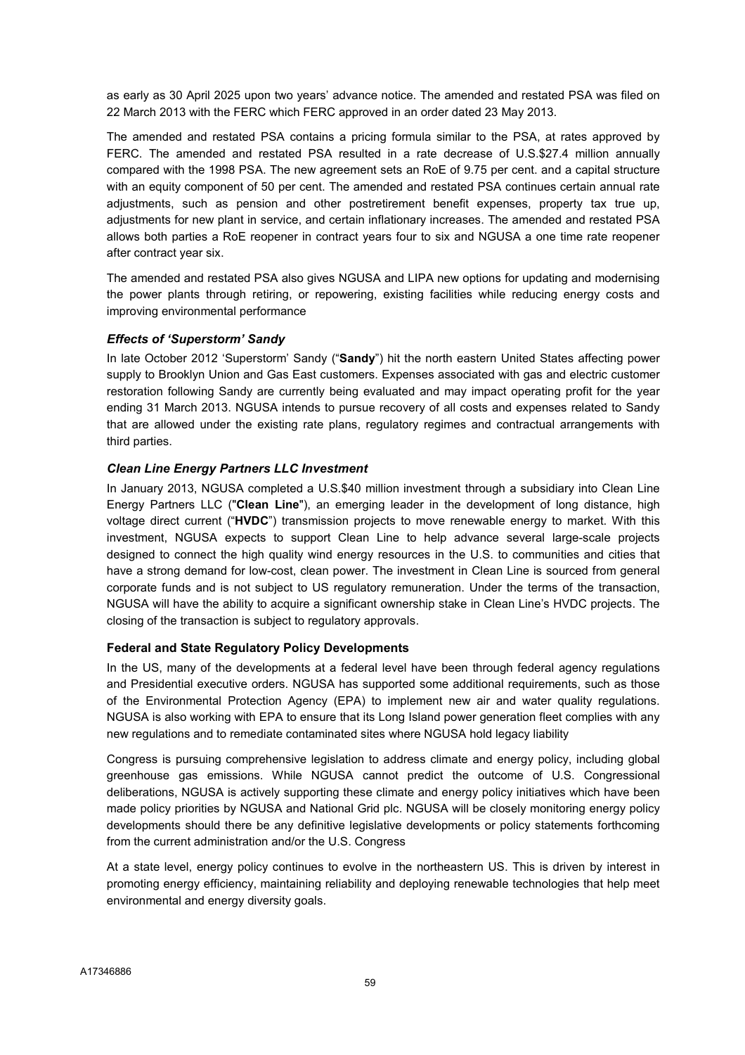as early as 30 April 2025 upon two years' advance notice. The amended and restated PSA was filed on 22 March 2013 with the FERC which FERC approved in an order dated 23 May 2013.

The amended and restated PSA contains a pricing formula similar to the PSA, at rates approved by FERC. The amended and restated PSA resulted in a rate decrease of U.S.$27.4 million annually compared with the 1998 PSA. The new agreement sets an RoE of 9.75 per cent. and a capital structure with an equity component of 50 per cent. The amended and restated PSA continues certain annual rate adjustments, such as pension and other postretirement benefit expenses, property tax true up, adjustments for new plant in service, and certain inflationary increases. The amended and restated PSA allows both parties a RoE reopener in contract years four to six and NGUSA a one time rate reopener after contract year six.

The amended and restated PSA also gives NGUSA and LIPA new options for updating and modernising the power plants through retiring, or repowering, existing facilities while reducing energy costs and improving environmental performance

### *Effects of 'Superstorm' Sandy*

In late October 2012 'Superstorm' Sandy ("**Sandy**") hit the north eastern United States affecting power supply to Brooklyn Union and Gas East customers. Expenses associated with gas and electric customer restoration following Sandy are currently being evaluated and may impact operating profit for the year ending 31 March 2013. NGUSA intends to pursue recovery of all costs and expenses related to Sandy that are allowed under the existing rate plans, regulatory regimes and contractual arrangements with third parties.

### *Clean Line Energy Partners LLC Investment*

In January 2013, NGUSA completed a U.S.$40 million investment through a subsidiary into Clean Line Energy Partners LLC ("**Clean Line**"), an emerging leader in the development of long distance, high voltage direct current ("**HVDC**") transmission projects to move renewable energy to market. With this investment, NGUSA expects to support Clean Line to help advance several large-scale projects designed to connect the high quality wind energy resources in the U.S. to communities and cities that have a strong demand for low-cost, clean power. The investment in Clean Line is sourced from general corporate funds and is not subject to US regulatory remuneration. Under the terms of the transaction, NGUSA will have the ability to acquire a significant ownership stake in Clean Line's HVDC projects. The closing of the transaction is subject to regulatory approvals.

### **Federal and State Regulatory Policy Developments**

In the US, many of the developments at a federal level have been through federal agency regulations and Presidential executive orders. NGUSA has supported some additional requirements, such as those of the Environmental Protection Agency (EPA) to implement new air and water quality regulations. NGUSA is also working with EPA to ensure that its Long Island power generation fleet complies with any new regulations and to remediate contaminated sites where NGUSA hold legacy liability

Congress is pursuing comprehensive legislation to address climate and energy policy, including global greenhouse gas emissions. While NGUSA cannot predict the outcome of U.S. Congressional deliberations, NGUSA is actively supporting these climate and energy policy initiatives which have been made policy priorities by NGUSA and National Grid plc. NGUSA will be closely monitoring energy policy developments should there be any definitive legislative developments or policy statements forthcoming from the current administration and/or the U.S. Congress

At a state level, energy policy continues to evolve in the northeastern US. This is driven by interest in promoting energy efficiency, maintaining reliability and deploying renewable technologies that help meet environmental and energy diversity goals.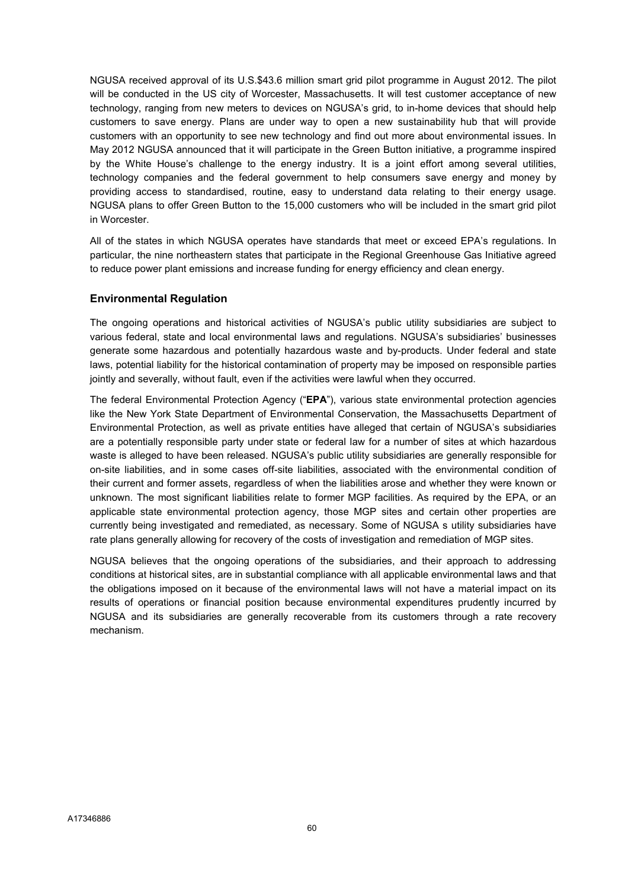NGUSA received approval of its U.S.$43.6 million smart grid pilot programme in August 2012. The pilot will be conducted in the US city of Worcester, Massachusetts. It will test customer acceptance of new technology, ranging from new meters to devices on NGUSA's grid, to in-home devices that should help customers to save energy. Plans are under way to open a new sustainability hub that will provide customers with an opportunity to see new technology and find out more about environmental issues. In May 2012 NGUSA announced that it will participate in the Green Button initiative, a programme inspired by the White House's challenge to the energy industry. It is a joint effort among several utilities, technology companies and the federal government to help consumers save energy and money by providing access to standardised, routine, easy to understand data relating to their energy usage. NGUSA plans to offer Green Button to the 15,000 customers who will be included in the smart grid pilot in Worcester.

All of the states in which NGUSA operates have standards that meet or exceed EPA's regulations. In particular, the nine northeastern states that participate in the Regional Greenhouse Gas Initiative agreed to reduce power plant emissions and increase funding for energy efficiency and clean energy.

### Environmental Regulation

The ongoing operations and historical activities of NGUSA's public utility subsidiaries are subject to various federal, state and local environmental laws and regulations. NGUSA's subsidiaries' businesses generate some hazardous and potentially hazardous waste and by-products. Under federal and state laws, potential liability for the historical contamination of property may be imposed on responsible parties jointly and severally, without fault, even if the activities were lawful when they occurred.

The federal Environmental Protection Agency ("**EPA**"), various state environmental protection agencies like the New York State Department of Environmental Conservation, the Massachusetts Department of Environmental Protection, as well as private entities have alleged that certain of NGUSA's subsidiaries are a potentially responsible party under state or federal law for a number of sites at which hazardous waste is alleged to have been released. NGUSA's public utility subsidiaries are generally responsible for on-site liabilities, and in some cases off-site liabilities, associated with the environmental condition of their current and former assets, regardless of when the liabilities arose and whether they were known or unknown. The most significant liabilities relate to former MGP facilities. As required by the EPA, or an applicable state environmental protection agency, those MGP sites and certain other properties are currently being investigated and remediated, as necessary. Some of NGUSA s utility subsidiaries have rate plans generally allowing for recovery of the costs of investigation and remediation of MGP sites.

NGUSA believes that the ongoing operations of the subsidiaries, and their approach to addressing conditions at historical sites, are in substantial compliance with all applicable environmental laws and that the obligations imposed on it because of the environmental laws will not have a material impact on its results of operations or financial position because environmental expenditures prudently incurred by NGUSA and its subsidiaries are generally recoverable from its customers through a rate recovery mechanism.

A17346886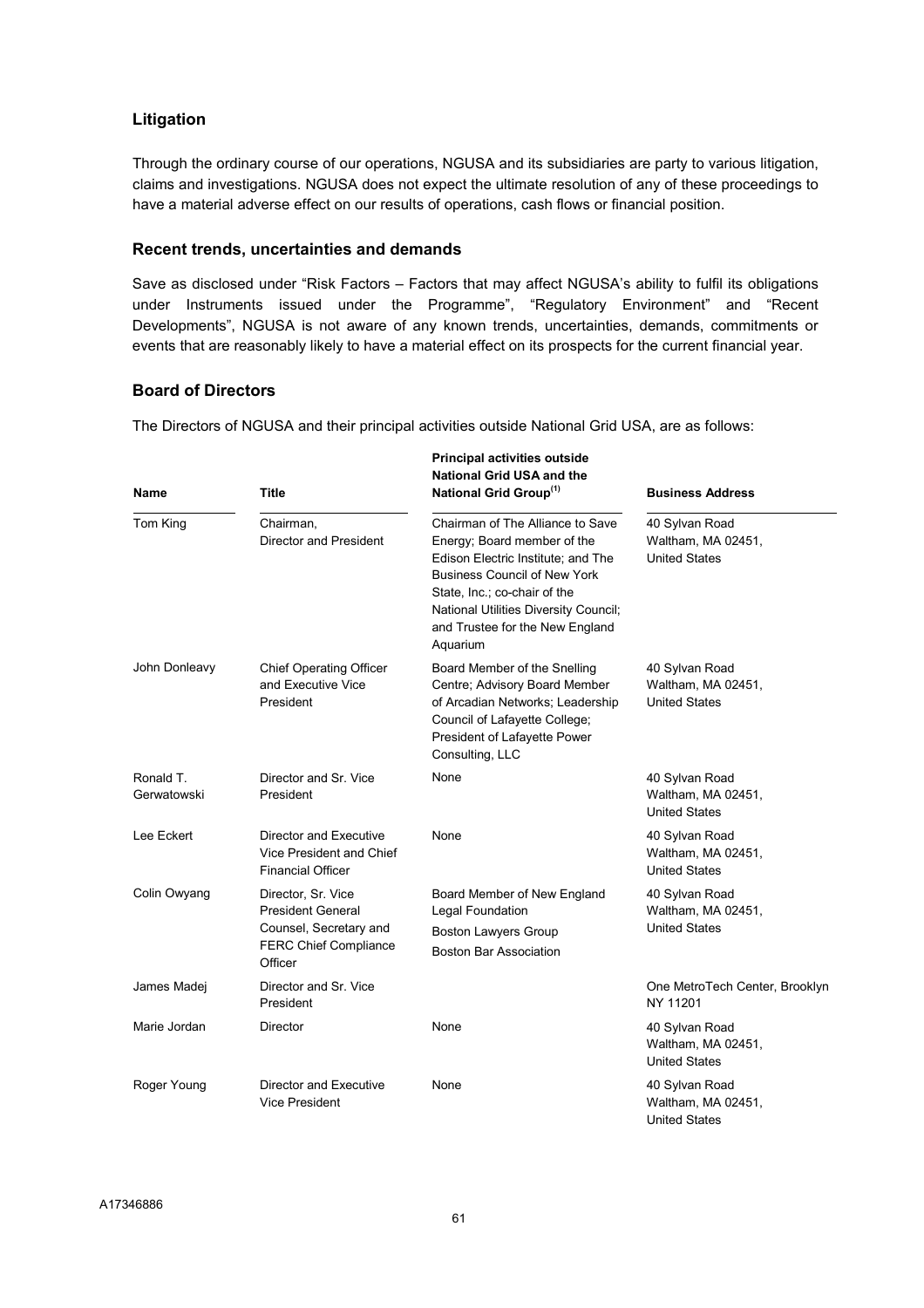## Litigation

Through the ordinary course of our operations, NGUSA and its subsidiaries are party to various litigation, claims and investigations. NGUSA does not expect the ultimate resolution of any of these proceedings to have a material adverse effect on our results of operations, cash flows or financial position.

## Recent trends, uncertainties and demands

Save as disclosed under "Risk Factors – Factors that may affect NGUSA's ability to fulfil its obligations under Instruments issued under the Programme", "Regulatory Environment" and "Recent Developments", NGUSA is not aware of any known trends, uncertainties, demands, commitments or events that are reasonably likely to have a material effect on its prospects for the current financial year.

## Board of Directors

The Directors of NGUSA and their principal activities outside National Grid USA, are as follows:

| Name | Title | Principal activities outside National Grid USA and the National Grid Group[(1)] | Business Address |
|---|---|---|---|
| Tom King | Chairman, Director and President | Chairman of The Alliance to Save Energy; Board member of the Edison Electric Institute; and The Business Council of New York State, Inc.; co-chair of the National Utilities Diversity Council; and Trustee for the New England Aquarium | 40 Sylvan Road Waltham, MA 02451, United States |
| John Donleavy | Chief Operating Officer and Executive Vice President | Board Member of the Snelling Centre; Advisory Board Member of Arcadian Networks; Leadership Council of Lafayette College; President of Lafayette Power Consulting, LLC | 40 Sylvan Road Waltham, MA 02451, United States |
| Ronald T. Gerwatowski | Director and Sr. Vice President | None | 40 Sylvan Road Waltham, MA 02451, United States |
| Lee Eckert | Director and Executive Vice President and Chief Financial Officer | None | 40 Sylvan Road Waltham, MA 02451, United States |
| Colin Owyang | Director, Sr. Vice President General Counsel, Secretary and FERC Chief Compliance Officer | Board Member of New England Legal Foundation<br>Boston Lawyers Group<br>Boston Bar Association | 40 Sylvan Road Waltham, MA 02451, United States |
| James Madej | Director and Sr. Vice President | | One MetroTech Center, Brooklyn NY 11201 |
| Marie Jordan | Director | None | 40 Sylvan Road Waltham, MA 02451, United States |
| Roger Young | Director and Executive Vice President | None | 40 Sylvan Road Waltham, MA 02451, United States |

A17346886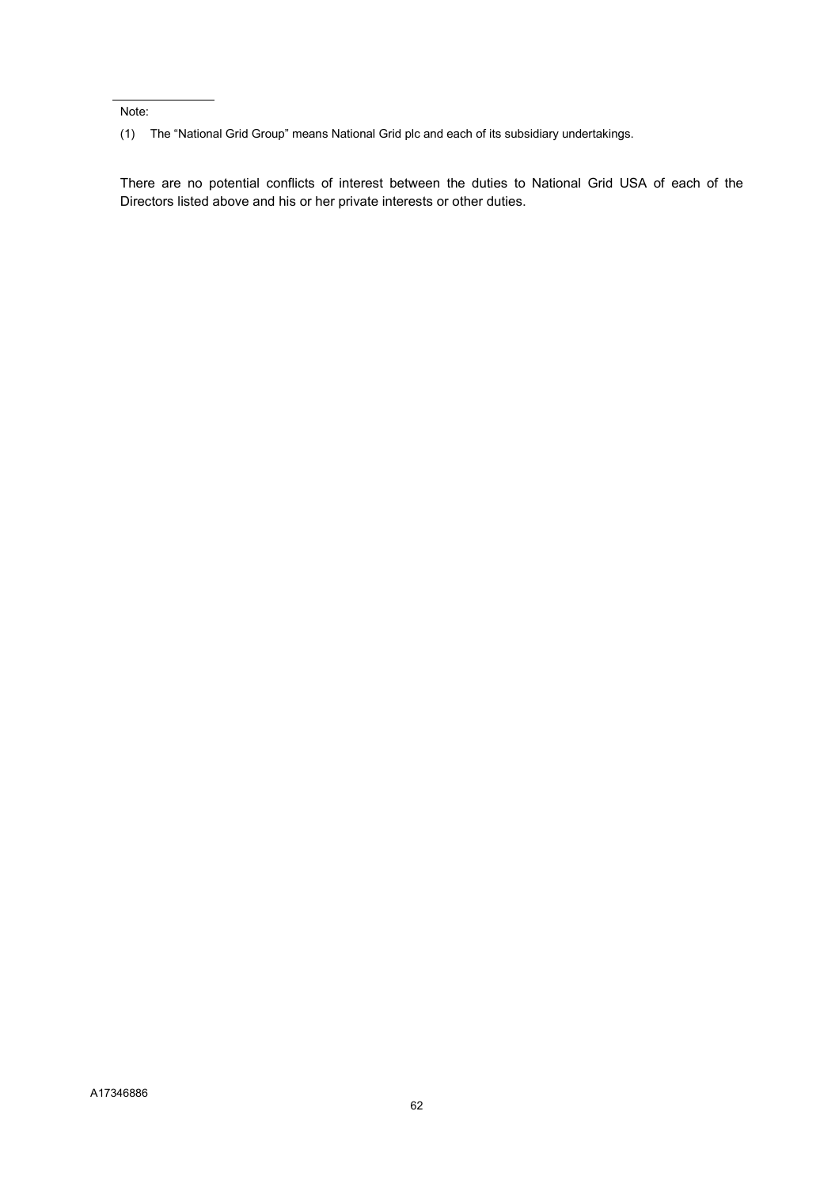Note:

(1) The "National Grid Group" means National Grid plc and each of its subsidiary undertakings.

There are no potential conflicts of interest between the duties to National Grid USA of each of the Directors listed above and his or her private interests or other duties.

A17346886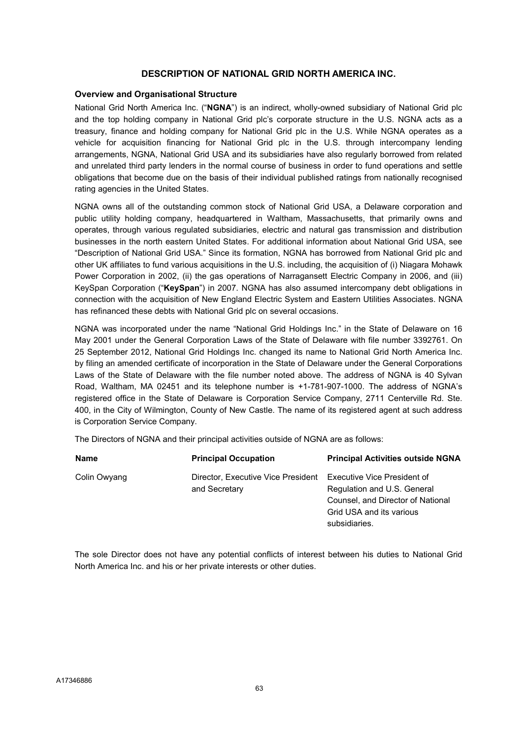## DESCRIPTION OF NATIONAL GRID NORTH AMERICA INC.

### Overview and Organisational Structure

National Grid North America Inc. ("**NGNA**") is an indirect, wholly-owned subsidiary of National Grid plc and the top holding company in National Grid plc's corporate structure in the U.S. NGNA acts as a treasury, finance and holding company for National Grid plc in the U.S. While NGNA operates as a vehicle for acquisition financing for National Grid plc in the U.S. through intercompany lending arrangements, NGNA, National Grid USA and its subsidiaries have also regularly borrowed from related and unrelated third party lenders in the normal course of business in order to fund operations and settle obligations that become due on the basis of their individual published ratings from nationally recognised rating agencies in the United States.

NGNA owns all of the outstanding common stock of National Grid USA, a Delaware corporation and public utility holding company, headquartered in Waltham, Massachusetts, that primarily owns and operates, through various regulated subsidiaries, electric and natural gas transmission and distribution businesses in the north eastern United States. For additional information about National Grid USA, see "Description of National Grid USA." Since its formation, NGNA has borrowed from National Grid plc and other UK affiliates to fund various acquisitions in the U.S. including, the acquisition of (i) Niagara Mohawk Power Corporation in 2002, (ii) the gas operations of Narragansett Electric Company in 2006, and (iii) KeySpan Corporation ("**KeySpan**") in 2007. NGNA has also assumed intercompany debt obligations in connection with the acquisition of New England Electric System and Eastern Utilities Associates. NGNA has refinanced these debts with National Grid plc on several occasions.

NGNA was incorporated under the name "National Grid Holdings Inc." in the State of Delaware on 16 May 2001 under the General Corporation Laws of the State of Delaware with file number 3392761. On 25 September 2012, National Grid Holdings Inc. changed its name to National Grid North America Inc. by filing an amended certificate of incorporation in the State of Delaware under the General Corporations Laws of the State of Delaware with the file number noted above. The address of NGNA is 40 Sylvan Road, Waltham, MA 02451 and its telephone number is +1-781-907-1000. The address of NGNA's registered office in the State of Delaware is Corporation Service Company, 2711 Centerville Rd. Ste. 400, in the City of Wilmington, County of New Castle. The name of its registered agent at such address is Corporation Service Company.

The Directors of NGNA and their principal activities outside of NGNA are as follows:

| Name | Principal Occupation | Principal Activities outside NGNA |
|---|---|---|
| Colin Owyang | Director, Executive Vice President and Secretary | Executive Vice President of Regulation and U.S. General Counsel, and Director of National Grid USA and its various subsidiaries. |

The sole Director does not have any potential conflicts of interest between his duties to National Grid North America Inc. and his or her private interests or other duties.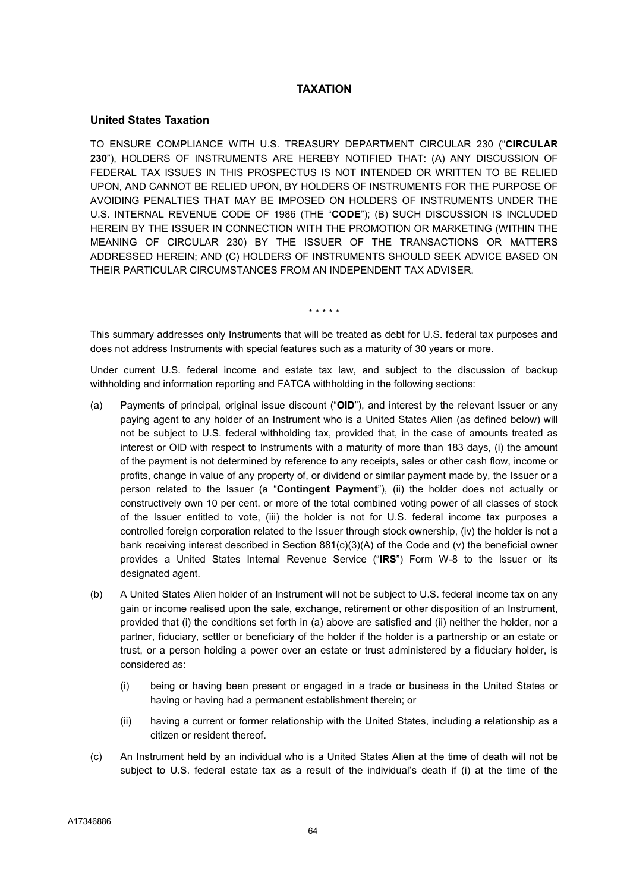# TAXATION

## United States Taxation

TO ENSURE COMPLIANCE WITH U.S. TREASURY DEPARTMENT CIRCULAR 230 ("**CIRCULAR 230**"), HOLDERS OF INSTRUMENTS ARE HEREBY NOTIFIED THAT: (A) ANY DISCUSSION OF FEDERAL TAX ISSUES IN THIS PROSPECTUS IS NOT INTENDED OR WRITTEN TO BE RELIED UPON, AND CANNOT BE RELIED UPON, BY HOLDERS OF INSTRUMENTS FOR THE PURPOSE OF AVOIDING PENALTIES THAT MAY BE IMPOSED ON HOLDERS OF INSTRUMENTS UNDER THE U.S. INTERNAL REVENUE CODE OF 1986 (THE "**CODE**"); (B) SUCH DISCUSSION IS INCLUDED HEREIN BY THE ISSUER IN CONNECTION WITH THE PROMOTION OR MARKETING (WITHIN THE MEANING OF CIRCULAR 230) BY THE ISSUER OF THE TRANSACTIONS OR MATTERS ADDRESSED HEREIN; AND (C) HOLDERS OF INSTRUMENTS SHOULD SEEK ADVICE BASED ON THEIR PARTICULAR CIRCUMSTANCES FROM AN INDEPENDENT TAX ADVISER.

\* \* \* \* \*

This summary addresses only Instruments that will be treated as debt for U.S. federal tax purposes and does not address Instruments with special features such as a maturity of 30 years or more.

Under current U.S. federal income and estate tax law, and subject to the discussion of backup withholding and information reporting and FATCA withholding in the following sections:

(a) Payments of principal, original issue discount ("**OID**"), and interest by the relevant Issuer or any paying agent to any holder of an Instrument who is a United States Alien (as defined below) will not be subject to U.S. federal withholding tax, provided that, in the case of amounts treated as interest or OID with respect to Instruments with a maturity of more than 183 days, (i) the amount of the payment is not determined by reference to any receipts, sales or other cash flow, income or profits, change in value of any property of, or dividend or similar payment made by, the Issuer or a person related to the Issuer (a "**Contingent Payment**"), (ii) the holder does not actually or constructively own 10 per cent. or more of the total combined voting power of all classes of stock of the Issuer entitled to vote, (iii) the holder is not for U.S. federal income tax purposes a controlled foreign corporation related to the Issuer through stock ownership, (iv) the holder is not a bank receiving interest described in Section 881(c)(3)(A) of the Code and (v) the beneficial owner provides a United States Internal Revenue Service ("**IRS**") Form W-8 to the Issuer or its designated agent.

(b) A United States Alien holder of an Instrument will not be subject to U.S. federal income tax on any gain or income realised upon the sale, exchange, retirement or other disposition of an Instrument, provided that (i) the conditions set forth in (a) above are satisfied and (ii) neither the holder, nor a partner, fiduciary, settler or beneficiary of the holder if the holder is a partnership or an estate or trust, or a person holding a power over an estate or trust administered by a fiduciary holder, is considered as:

   (i) being or having been present or engaged in a trade or business in the United States or having or having had a permanent establishment therein; or

   (ii) having a current or former relationship with the United States, including a relationship as a citizen or resident thereof.

(c) An Instrument held by an individual who is a United States Alien at the time of death will not be subject to U.S. federal estate tax as a result of the individual's death if (i) at the time of the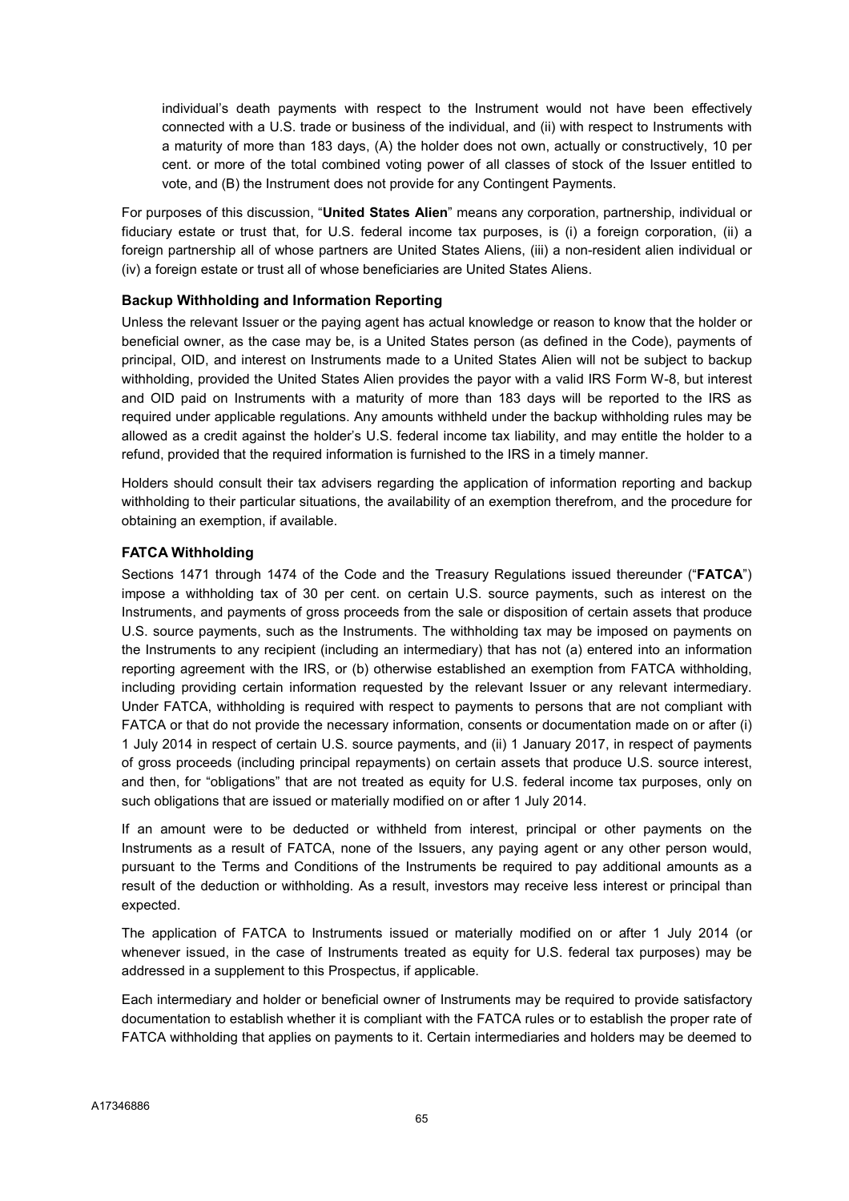individual's death payments with respect to the Instrument would not have been effectively connected with a U.S. trade or business of the individual, and (ii) with respect to Instruments with a maturity of more than 183 days, (A) the holder does not own, actually or constructively, 10 per cent. or more of the total combined voting power of all classes of stock of the Issuer entitled to vote, and (B) the Instrument does not provide for any Contingent Payments.

For purposes of this discussion, "**United States Alien**" means any corporation, partnership, individual or fiduciary estate or trust that, for U.S. federal income tax purposes, is (i) a foreign corporation, (ii) a foreign partnership all of whose partners are United States Aliens, (iii) a non-resident alien individual or (iv) a foreign estate or trust all of whose beneficiaries are United States Aliens.

### Backup Withholding and Information Reporting

Unless the relevant Issuer or the paying agent has actual knowledge or reason to know that the holder or beneficial owner, as the case may be, is a United States person (as defined in the Code), payments of principal, OID, and interest on Instruments made to a United States Alien will not be subject to backup withholding, provided the United States Alien provides the payor with a valid IRS Form W-8, but interest and OID paid on Instruments with a maturity of more than 183 days will be reported to the IRS as required under applicable regulations. Any amounts withheld under the backup withholding rules may be allowed as a credit against the holder's U.S. federal income tax liability, and may entitle the holder to a refund, provided that the required information is furnished to the IRS in a timely manner.

Holders should consult their tax advisers regarding the application of information reporting and backup withholding to their particular situations, the availability of an exemption therefrom, and the procedure for obtaining an exemption, if available.

### FATCA Withholding

Sections 1471 through 1474 of the Code and the Treasury Regulations issued thereunder ("**FATCA**") impose a withholding tax of 30 per cent. on certain U.S. source payments, such as interest on the Instruments, and payments of gross proceeds from the sale or disposition of certain assets that produce U.S. source payments, such as the Instruments. The withholding tax may be imposed on payments on the Instruments to any recipient (including an intermediary) that has not (a) entered into an information reporting agreement with the IRS, or (b) otherwise established an exemption from FATCA withholding, including providing certain information requested by the relevant Issuer or any relevant intermediary. Under FATCA, withholding is required with respect to payments to persons that are not compliant with FATCA or that do not provide the necessary information, consents or documentation made on or after (i) 1 July 2014 in respect of certain U.S. source payments, and (ii) 1 January 2017, in respect of payments of gross proceeds (including principal repayments) on certain assets that produce U.S. source interest, and then, for "obligations" that are not treated as equity for U.S. federal income tax purposes, only on such obligations that are issued or materially modified on or after 1 July 2014.

If an amount were to be deducted or withheld from interest, principal or other payments on the Instruments as a result of FATCA, none of the Issuers, any paying agent or any other person would, pursuant to the Terms and Conditions of the Instruments be required to pay additional amounts as a result of the deduction or withholding. As a result, investors may receive less interest or principal than expected.

The application of FATCA to Instruments issued or materially modified on or after 1 July 2014 (or whenever issued, in the case of Instruments treated as equity for U.S. federal tax purposes) may be addressed in a supplement to this Prospectus, if applicable.

Each intermediary and holder or beneficial owner of Instruments may be required to provide satisfactory documentation to establish whether it is compliant with the FATCA rules or to establish the proper rate of FATCA withholding that applies on payments to it. Certain intermediaries and holders may be deemed to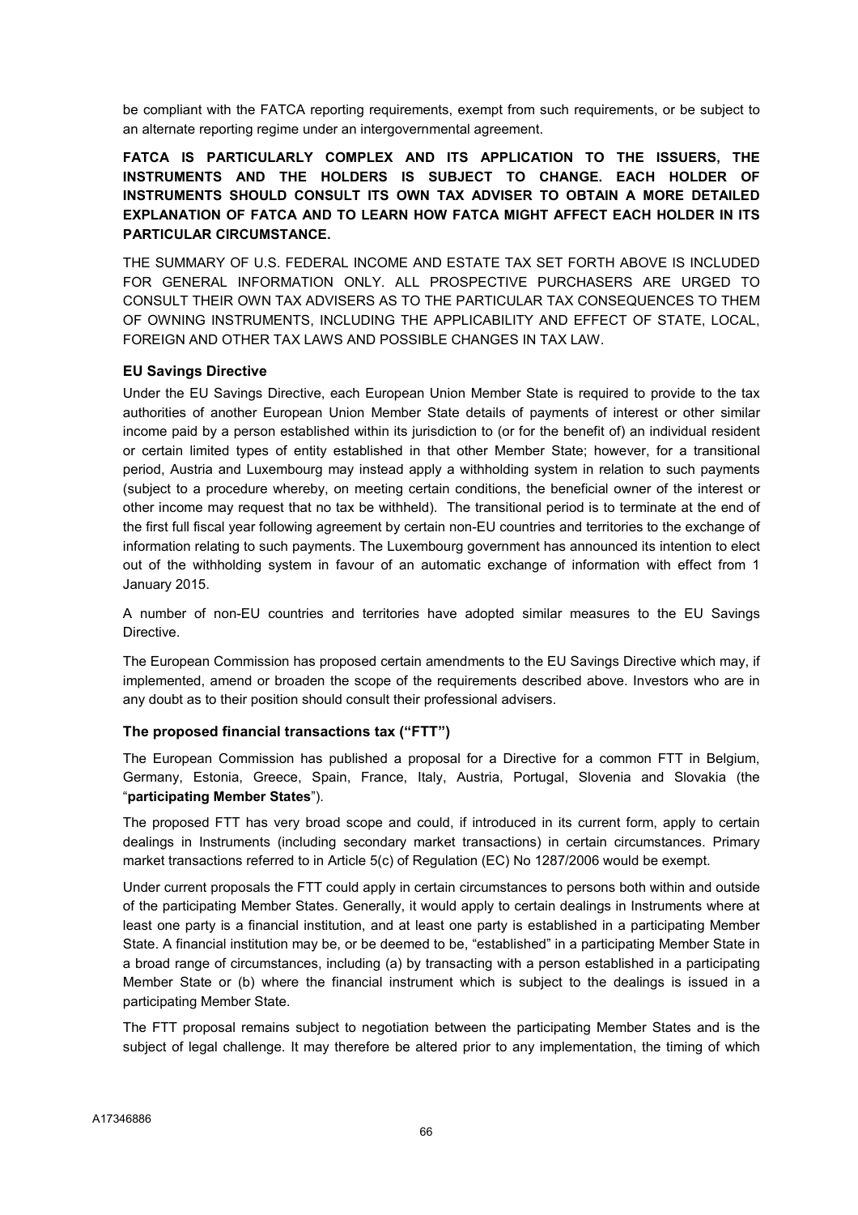be compliant with the FATCA reporting requirements, exempt from such requirements, or be subject to an alternate reporting regime under an intergovernmental agreement.

**FATCA IS PARTICULARLY COMPLEX AND ITS APPLICATION TO THE ISSUERS, THE INSTRUMENTS AND THE HOLDERS IS SUBJECT TO CHANGE. EACH HOLDER OF INSTRUMENTS SHOULD CONSULT ITS OWN TAX ADVISER TO OBTAIN A MORE DETAILED EXPLANATION OF FATCA AND TO LEARN HOW FATCA MIGHT AFFECT EACH HOLDER IN ITS PARTICULAR CIRCUMSTANCE.**

THE SUMMARY OF U.S. FEDERAL INCOME AND ESTATE TAX SET FORTH ABOVE IS INCLUDED FOR GENERAL INFORMATION ONLY. ALL PROSPECTIVE PURCHASERS ARE URGED TO CONSULT THEIR OWN TAX ADVISERS AS TO THE PARTICULAR TAX CONSEQUENCES TO THEM OF OWNING INSTRUMENTS, INCLUDING THE APPLICABILITY AND EFFECT OF STATE, LOCAL, FOREIGN AND OTHER TAX LAWS AND POSSIBLE CHANGES IN TAX LAW.

### EU Savings Directive

Under the EU Savings Directive, each European Union Member State is required to provide to the tax authorities of another European Union Member State details of payments of interest or other similar income paid by a person established within its jurisdiction to (or for the benefit of) an individual resident or certain limited types of entity established in that other Member State; however, for a transitional period, Austria and Luxembourg may instead apply a withholding system in relation to such payments (subject to a procedure whereby, on meeting certain conditions, the beneficial owner of the interest or other income may request that no tax be withheld). The transitional period is to terminate at the end of the first full fiscal year following agreement by certain non-EU countries and territories to the exchange of information relating to such payments. The Luxembourg government has announced its intention to elect out of the withholding system in favour of an automatic exchange of information with effect from 1 January 2015.

A number of non-EU countries and territories have adopted similar measures to the EU Savings Directive.

The European Commission has proposed certain amendments to the EU Savings Directive which may, if implemented, amend or broaden the scope of the requirements described above. Investors who are in any doubt as to their position should consult their professional advisers.

### The proposed financial transactions tax ("FTT")

The European Commission has published a proposal for a Directive for a common FTT in Belgium, Germany, Estonia, Greece, Spain, France, Italy, Austria, Portugal, Slovenia and Slovakia (the "**participating Member States**").

The proposed FTT has very broad scope and could, if introduced in its current form, apply to certain dealings in Instruments (including secondary market transactions) in certain circumstances. Primary market transactions referred to in Article 5(c) of Regulation (EC) No 1287/2006 would be exempt.

Under current proposals the FTT could apply in certain circumstances to persons both within and outside of the participating Member States. Generally, it would apply to certain dealings in Instruments where at least one party is a financial institution, and at least one party is established in a participating Member State. A financial institution may be, or be deemed to be, "established" in a participating Member State in a broad range of circumstances, including (a) by transacting with a person established in a participating Member State or (b) where the financial instrument which is subject to the dealings is issued in a participating Member State.

The FTT proposal remains subject to negotiation between the participating Member States and is the subject of legal challenge. It may therefore be altered prior to any implementation, the timing of which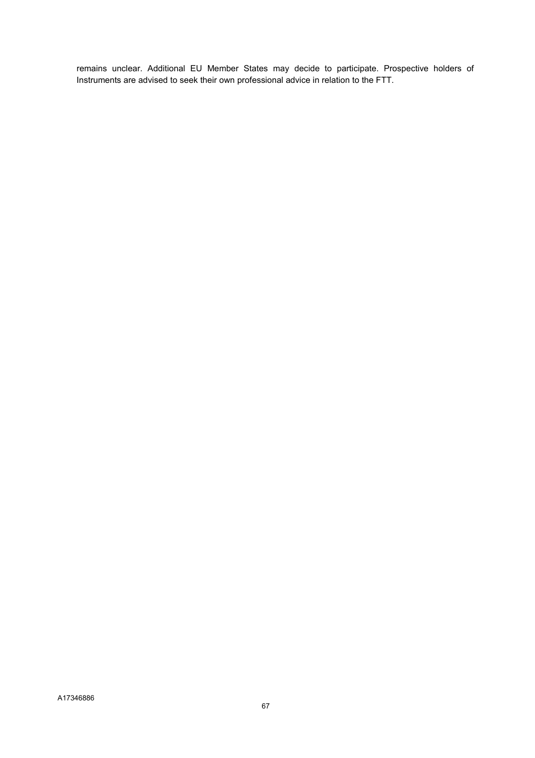remains unclear. Additional EU Member States may decide to participate. Prospective holders of Instruments are advised to seek their own professional advice in relation to the FTT.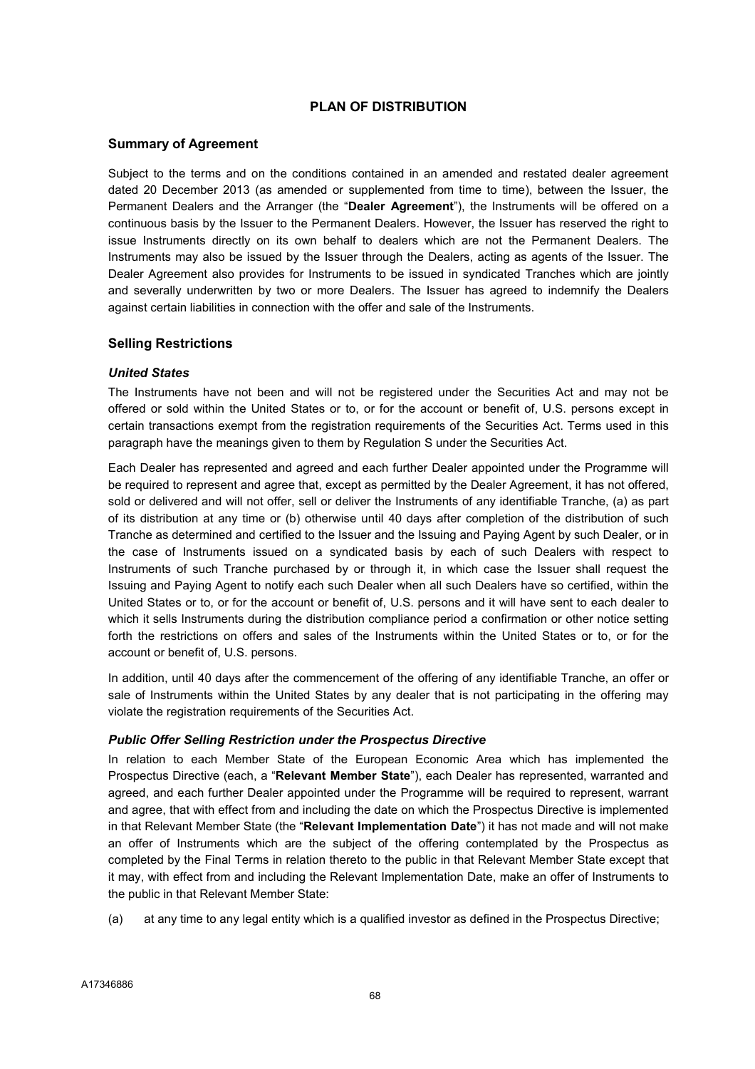# PLAN OF DISTRIBUTION

## Summary of Agreement

Subject to the terms and on the conditions contained in an amended and restated dealer agreement dated 20 December 2013 (as amended or supplemented from time to time), between the Issuer, the Permanent Dealers and the Arranger (the "**Dealer Agreement**"), the Instruments will be offered on a continuous basis by the Issuer to the Permanent Dealers. However, the Issuer has reserved the right to issue Instruments directly on its own behalf to dealers which are not the Permanent Dealers. The Instruments may also be issued by the Issuer through the Dealers, acting as agents of the Issuer. The Dealer Agreement also provides for Instruments to be issued in syndicated Tranches which are jointly and severally underwritten by two or more Dealers. The Issuer has agreed to indemnify the Dealers against certain liabilities in connection with the offer and sale of the Instruments.

## Selling Restrictions

### *United States*

The Instruments have not been and will not be registered under the Securities Act and may not be offered or sold within the United States or to, or for the account or benefit of, U.S. persons except in certain transactions exempt from the registration requirements of the Securities Act. Terms used in this paragraph have the meanings given to them by Regulation S under the Securities Act.

Each Dealer has represented and agreed and each further Dealer appointed under the Programme will be required to represent and agree that, except as permitted by the Dealer Agreement, it has not offered, sold or delivered and will not offer, sell or deliver the Instruments of any identifiable Tranche, (a) as part of its distribution at any time or (b) otherwise until 40 days after completion of the distribution of such Tranche as determined and certified to the Issuer and the Issuing and Paying Agent by such Dealer, or in the case of Instruments issued on a syndicated basis by each of such Dealers with respect to Instruments of such Tranche purchased by or through it, in which case the Issuer shall request the Issuing and Paying Agent to notify each such Dealer when all such Dealers have so certified, within the United States or to, or for the account or benefit of, U.S. persons and it will have sent to each dealer to which it sells Instruments during the distribution compliance period a confirmation or other notice setting forth the restrictions on offers and sales of the Instruments within the United States or to, or for the account or benefit of, U.S. persons.

In addition, until 40 days after the commencement of the offering of any identifiable Tranche, an offer or sale of Instruments within the United States by any dealer that is not participating in the offering may violate the registration requirements of the Securities Act.

### *Public Offer Selling Restriction under the Prospectus Directive*

In relation to each Member State of the European Economic Area which has implemented the Prospectus Directive (each, a "**Relevant Member State**"), each Dealer has represented, warranted and agreed, and each further Dealer appointed under the Programme will be required to represent, warrant and agree, that with effect from and including the date on which the Prospectus Directive is implemented in that Relevant Member State (the "**Relevant Implementation Date**") it has not made and will not make an offer of Instruments which are the subject of the offering contemplated by the Prospectus as completed by the Final Terms in relation thereto to the public in that Relevant Member State except that it may, with effect from and including the Relevant Implementation Date, make an offer of Instruments to the public in that Relevant Member State:

(a) at any time to any legal entity which is a qualified investor as defined in the Prospectus Directive;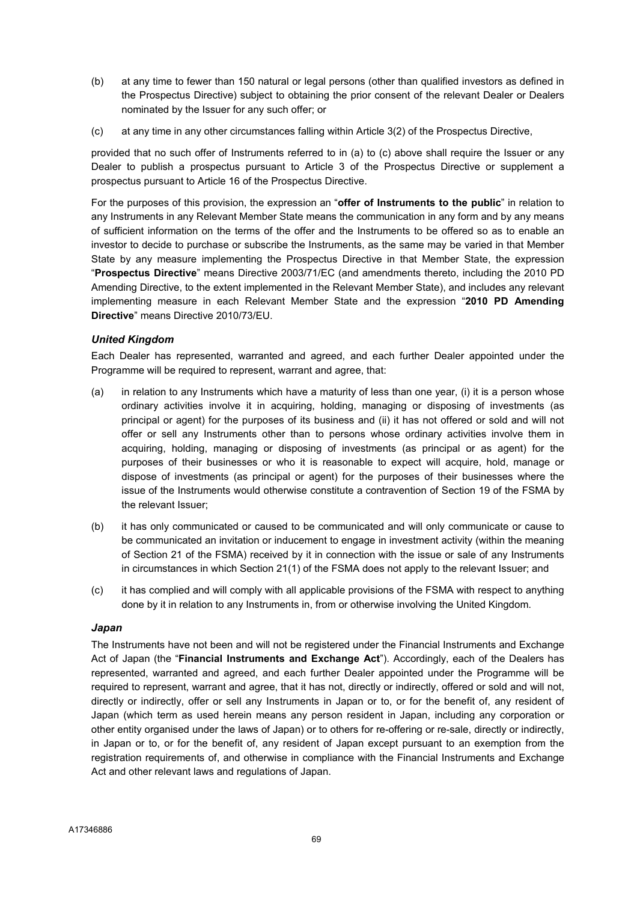(b) at any time to fewer than 150 natural or legal persons (other than qualified investors as defined in the Prospectus Directive) subject to obtaining the prior consent of the relevant Dealer or Dealers nominated by the Issuer for any such offer; or

(c) at any time in any other circumstances falling within Article 3(2) of the Prospectus Directive,

provided that no such offer of Instruments referred to in (a) to (c) above shall require the Issuer or any Dealer to publish a prospectus pursuant to Article 3 of the Prospectus Directive or supplement a prospectus pursuant to Article 16 of the Prospectus Directive.

For the purposes of this provision, the expression an "**offer of Instruments to the public**" in relation to any Instruments in any Relevant Member State means the communication in any form and by any means of sufficient information on the terms of the offer and the Instruments to be offered so as to enable an investor to decide to purchase or subscribe the Instruments, as the same may be varied in that Member State by any measure implementing the Prospectus Directive in that Member State, the expression "**Prospectus Directive**" means Directive 2003/71/EC (and amendments thereto, including the 2010 PD Amending Directive, to the extent implemented in the Relevant Member State), and includes any relevant implementing measure in each Relevant Member State and the expression "**2010 PD Amending Directive**" means Directive 2010/73/EU.

***United Kingdom***

Each Dealer has represented, warranted and agreed, and each further Dealer appointed under the Programme will be required to represent, warrant and agree, that:

(a) in relation to any Instruments which have a maturity of less than one year, (i) it is a person whose ordinary activities involve it in acquiring, holding, managing or disposing of investments (as principal or agent) for the purposes of its business and (ii) it has not offered or sold and will not offer or sell any Instruments other than to persons whose ordinary activities involve them in acquiring, holding, managing or disposing of investments (as principal or as agent) for the purposes of their businesses or who it is reasonable to expect will acquire, hold, manage or dispose of investments (as principal or agent) for the purposes of their businesses where the issue of the Instruments would otherwise constitute a contravention of Section 19 of the FSMA by the relevant Issuer;

(b) it has only communicated or caused to be communicated and will only communicate or cause to be communicated an invitation or inducement to engage in investment activity (within the meaning of Section 21 of the FSMA) received by it in connection with the issue or sale of any Instruments in circumstances in which Section 21(1) of the FSMA does not apply to the relevant Issuer; and

(c) it has complied and will comply with all applicable provisions of the FSMA with respect to anything done by it in relation to any Instruments in, from or otherwise involving the United Kingdom.

***Japan***

The Instruments have not been and will not be registered under the Financial Instruments and Exchange Act of Japan (the "**Financial Instruments and Exchange Act**"). Accordingly, each of the Dealers has represented, warranted and agreed, and each further Dealer appointed under the Programme will be required to represent, warrant and agree, that it has not, directly or indirectly, offered or sold and will not, directly or indirectly, offer or sell any Instruments in Japan or to, or for the benefit of, any resident of Japan (which term as used herein means any person resident in Japan, including any corporation or other entity organised under the laws of Japan) or to others for re-offering or re-sale, directly or indirectly, in Japan or to, or for the benefit of, any resident of Japan except pursuant to an exemption from the registration requirements of, and otherwise in compliance with the Financial Instruments and Exchange Act and other relevant laws and regulations of Japan.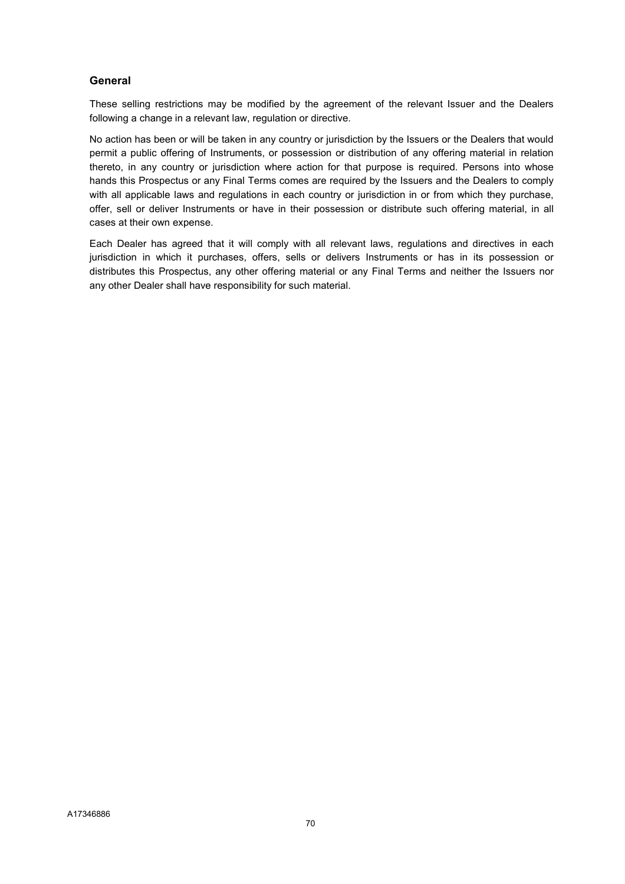### General

These selling restrictions may be modified by the agreement of the relevant Issuer and the Dealers following a change in a relevant law, regulation or directive.

No action has been or will be taken in any country or jurisdiction by the Issuers or the Dealers that would permit a public offering of Instruments, or possession or distribution of any offering material in relation thereto, in any country or jurisdiction where action for that purpose is required. Persons into whose hands this Prospectus or any Final Terms comes are required by the Issuers and the Dealers to comply with all applicable laws and regulations in each country or jurisdiction in or from which they purchase, offer, sell or deliver Instruments or have in their possession or distribute such offering material, in all cases at their own expense.

Each Dealer has agreed that it will comply with all relevant laws, regulations and directives in each jurisdiction in which it purchases, offers, sells or delivers Instruments or has in its possession or distributes this Prospectus, any other offering material or any Final Terms and neither the Issuers nor any other Dealer shall have responsibility for such material.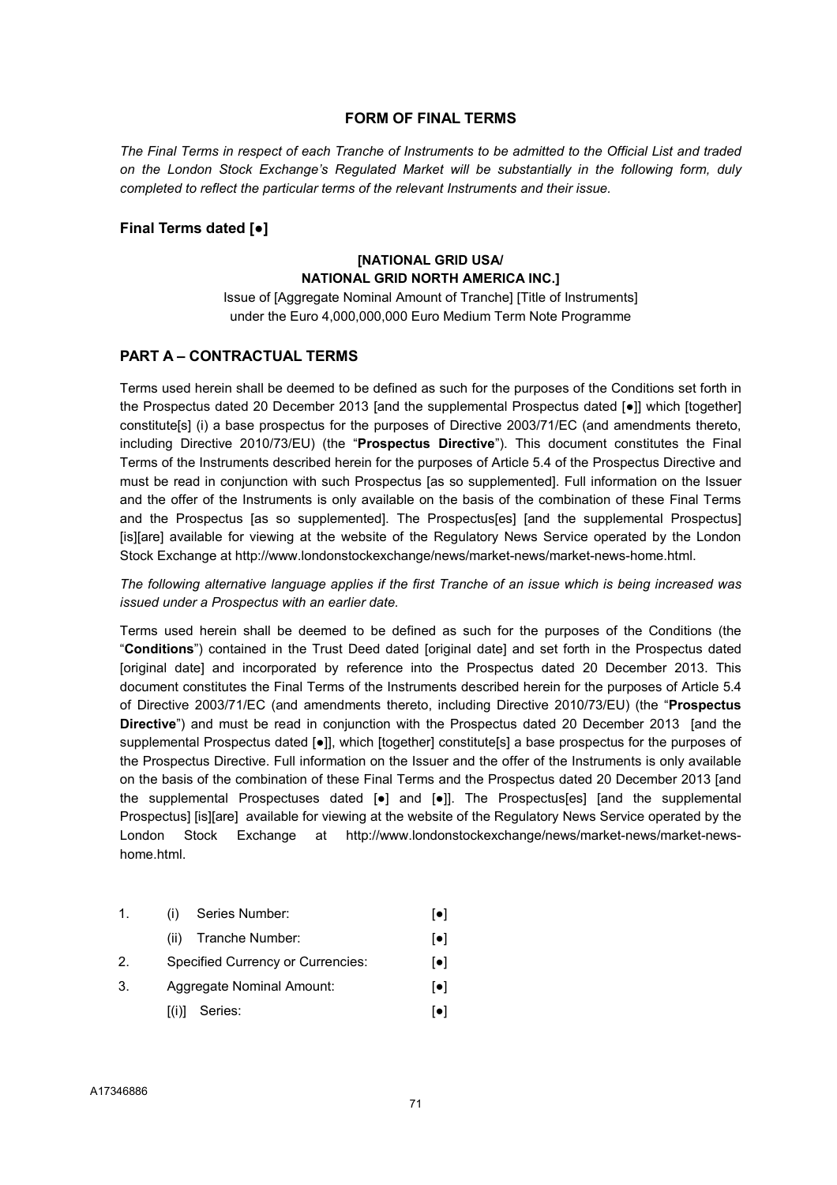## FORM OF FINAL TERMS

*The Final Terms in respect of each Tranche of Instruments to be admitted to the Official List and traded on the London Stock Exchange's Regulated Market will be substantially in the following form, duly completed to reflect the particular terms of the relevant Instruments and their issue.*

### Final Terms dated [●]

**[NATIONAL GRID USA/**
**NATIONAL GRID NORTH AMERICA INC.]**

Issue of [Aggregate Nominal Amount of Tranche] [Title of Instruments] under the Euro 4,000,000,000 Euro Medium Term Note Programme

### PART A – CONTRACTUAL TERMS

Terms used herein shall be deemed to be defined as such for the purposes of the Conditions set forth in the Prospectus dated 20 December 2013 [and the supplemental Prospectus dated [●]] which [together] constitute[s] (i) a base prospectus for the purposes of Directive 2003/71/EC (and amendments thereto, including Directive 2010/73/EU) (the "**Prospectus Directive**"). This document constitutes the Final Terms of the Instruments described herein for the purposes of Article 5.4 of the Prospectus Directive and must be read in conjunction with such Prospectus [as so supplemented]. Full information on the Issuer and the offer of the Instruments is only available on the basis of the combination of these Final Terms and the Prospectus [as so supplemented]. The Prospectus[es] [and the supplemental Prospectus] [is][are] available for viewing at the website of the Regulatory News Service operated by the London Stock Exchange at http://www.londonstockexchange/news/market-news/market-news-home.html.

*The following alternative language applies if the first Tranche of an issue which is being increased was issued under a Prospectus with an earlier date.*

Terms used herein shall be deemed to be defined as such for the purposes of the Conditions (the "**Conditions**") contained in the Trust Deed dated [original date] and set forth in the Prospectus dated [original date] and incorporated by reference into the Prospectus dated 20 December 2013. This document constitutes the Final Terms of the Instruments described herein for the purposes of Article 5.4 of Directive 2003/71/EC (and amendments thereto, including Directive 2010/73/EU) (the "**Prospectus Directive**") and must be read in conjunction with the Prospectus dated 20 December 2013 [and the supplemental Prospectus dated [●]], which [together] constitute[s] a base prospectus for the purposes of the Prospectus Directive. Full information on the Issuer and the offer of the Instruments is only available on the basis of the combination of these Final Terms and the Prospectus dated 20 December 2013 [and the supplemental Prospectuses dated [●] and [●]]. The Prospectus[es] [and the supplemental Prospectus] [is][are] available for viewing at the website of the Regulatory News Service operated by the London Stock Exchange at http://www.londonstockexchange/news/market-news/market-news-home.html.

| | | |
|---|---|---|
| 1. | (i) Series Number: | [●] |
| | (ii) Tranche Number: | [●] |
| 2. | Specified Currency or Currencies: | [●] |
| 3. | Aggregate Nominal Amount: | [●] |
| | [(i)] Series: | [●] |

A17346886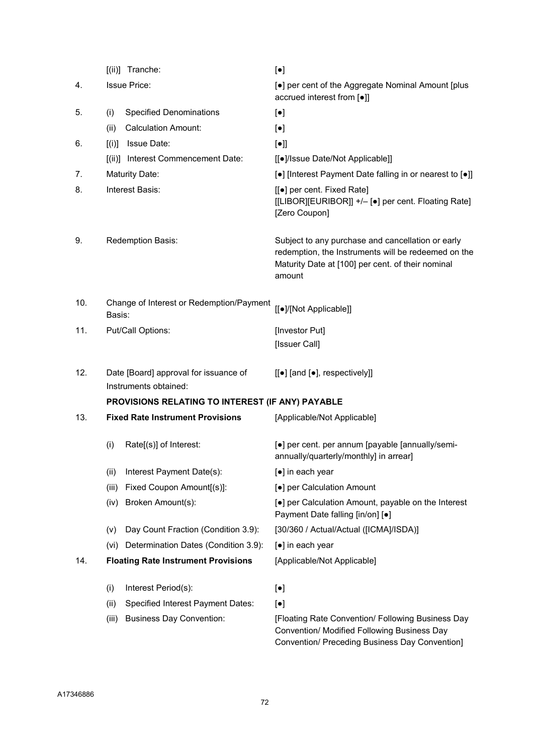| | | |
|---|---|---|
| | [(ii)] Tranche: | [●] |
| 4. | Issue Price: | [●] per cent of the Aggregate Nominal Amount [plus accrued interest from [●]] |
| 5. | (i) Specified Denominations | [●] |
| | (ii) Calculation Amount: | [●] |
| 6. | [(i)] Issue Date: | [●]] |
| | [(ii)] Interest Commencement Date: | [[●]/Issue Date/Not Applicable]] |
| 7. | Maturity Date: | [●] [Interest Payment Date falling in or nearest to [●]] |
| 8. | Interest Basis: | [[●] per cent. Fixed Rate]<br>[[LIBOR][EURIBOR]] +/– [●] per cent. Floating Rate]<br>[Zero Coupon] |
| 9. | Redemption Basis: | Subject to any purchase and cancellation or early redemption, the Instruments will be redeemed on the Maturity Date at [100] per cent. of their nominal amount |
| 10. | Change of Interest or Redemption/Payment Basis: | [[●]/[Not Applicable]] |
| 11. | Put/Call Options: | [Investor Put]<br>[Issuer Call] |
| 12. | Date [Board] approval for issuance of Instruments obtained: | [[●] [and [●], respectively]] |
| | **PROVISIONS RELATING TO INTEREST (IF ANY) PAYABLE** | |
| 13. | **Fixed Rate Instrument Provisions** | [Applicable/Not Applicable] |
| | (i) Rate[(s)] of Interest: | [●] per cent. per annum [payable [annually/semi-annually/quarterly/monthly] in arrear] |
| | (ii) Interest Payment Date(s): | [●] in each year |
| | (iii) Fixed Coupon Amount[(s)]: | [●] per Calculation Amount |
| | (iv) Broken Amount(s): | [●] per Calculation Amount, payable on the Interest Payment Date falling [in/on] [●] |
| | (v) Day Count Fraction (Condition 3.9): | [30/360 / Actual/Actual ([ICMA]/ISDA)] |
| | (vi) Determination Dates (Condition 3.9): | [●] in each year |
| 14. | **Floating Rate Instrument Provisions** | [Applicable/Not Applicable] |
| | (i) Interest Period(s): | [●] |
| | (ii) Specified Interest Payment Dates: | [●] |
| | (iii) Business Day Convention: | [Floating Rate Convention/ Following Business Day Convention/ Modified Following Business Day Convention/ Preceding Business Day Convention] |

A17346886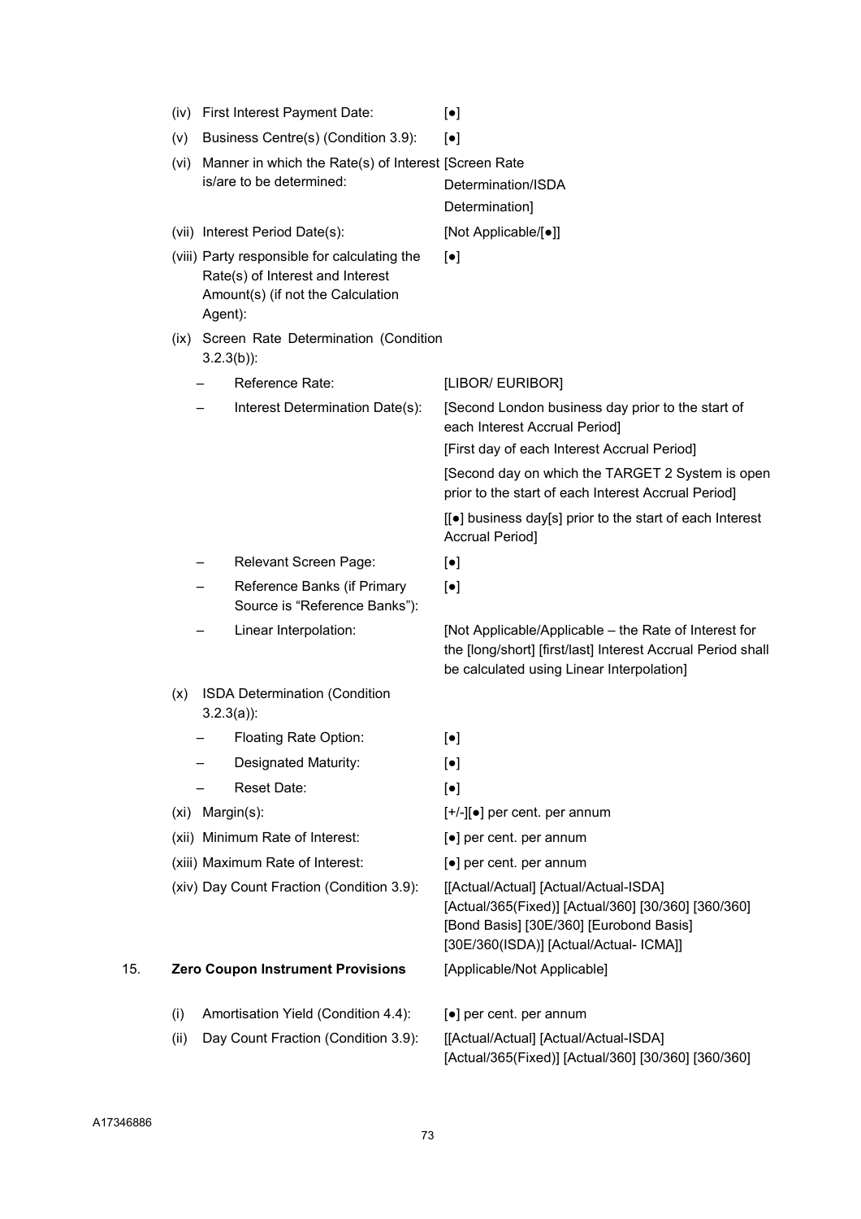| | | |
|---|---|---|
| (iv) | First Interest Payment Date: | [●] |
| (v) | Business Centre(s) (Condition 3.9): | [●] |
| (vi) | Manner in which the Rate(s) of Interest is/are to be determined: | [Screen Rate Determination/ISDA Determination] |
| (vii) | Interest Period Date(s): | [Not Applicable/[●]] |
| (viii) | Party responsible for calculating the Rate(s) of Interest and Interest Amount(s) (if not the Calculation Agent): | [●] |
| (ix) | Screen Rate Determination (Condition 3.2.3(b)): | |
| | – Reference Rate: | [LIBOR/ EURIBOR] |
| | – Interest Determination Date(s): | [Second London business day prior to the start of each Interest Accrual Period]<br>[First day of each Interest Accrual Period]<br>[Second day on which the TARGET 2 System is open prior to the start of each Interest Accrual Period]<br>[[●] business day[s] prior to the start of each Interest Accrual Period] |
| | – Relevant Screen Page: | [●] |
| | – Reference Banks (if Primary Source is "Reference Banks"): | [●] |
| | – Linear Interpolation: | [Not Applicable/Applicable – the Rate of Interest for the [long/short] [first/last] Interest Accrual Period shall be calculated using Linear Interpolation] |
| (x) | ISDA Determination (Condition 3.2.3(a)): | |
| | – Floating Rate Option: | [●] |
| | – Designated Maturity: | [●] |
| | – Reset Date: | [●] |
| (xi) | Margin(s): | [+/-][●] per cent. per annum |
| (xii) | Minimum Rate of Interest: | [●] per cent. per annum |
| (xiii) | Maximum Rate of Interest: | [●] per cent. per annum |
| (xiv) | Day Count Fraction (Condition 3.9): | [[Actual/Actual] [Actual/Actual-ISDA] [Actual/365(Fixed)] [Actual/360] [30/360] [360/360] [Bond Basis] [30E/360] [Eurobond Basis] [30E/360(ISDA)] [Actual/Actual- ICMA]] |

15. **Zero Coupon Instrument Provisions** [Applicable/Not Applicable]

| | | |
|---|---|---|
| (i) | Amortisation Yield (Condition 4.4): | [●] per cent. per annum |
| (ii) | Day Count Fraction (Condition 3.9): | [[Actual/Actual] [Actual/Actual-ISDA] [Actual/365(Fixed)] [Actual/360] [30/360] [360/360] |

A17346886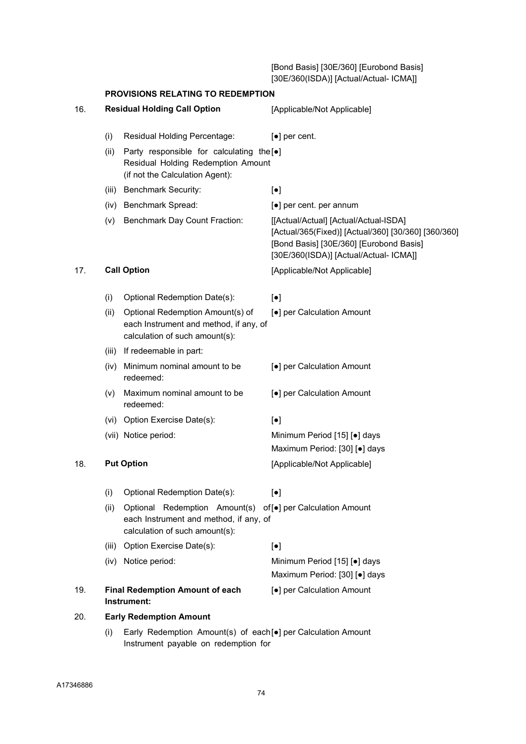[Bond Basis] [30E/360] [Eurobond Basis] [30E/360(ISDA)] [Actual/Actual- ICMA]]

**PROVISIONS RELATING TO REDEMPTION**

| | | |
|---|---|---|
| 16. | **Residual Holding Call Option** | [Applicable/Not Applicable] |
| | (i) Residual Holding Percentage: | [●] per cent. |
| | (ii) Party responsible for calculating the Residual Holding Redemption Amount (if not the Calculation Agent): | [●] |
| | (iii) Benchmark Security: | [●] |
| | (iv) Benchmark Spread: | [●] per cent. per annum |
| | (v) Benchmark Day Count Fraction: | [[Actual/Actual] [Actual/Actual-ISDA] [Actual/365(Fixed)] [Actual/360] [30/360] [360/360] [Bond Basis] [30E/360] [Eurobond Basis] [30E/360(ISDA)] [Actual/Actual- ICMA]] |
| 17. | **Call Option** | [Applicable/Not Applicable] |
| | (i) Optional Redemption Date(s): | [●] |
| | (ii) Optional Redemption Amount(s) of each Instrument and method, if any, of calculation of such amount(s): | [●] per Calculation Amount |
| | (iii) If redeemable in part: | |
| | (iv) Minimum nominal amount to be redeemed: | [●] per Calculation Amount |
| | (v) Maximum nominal amount to be redeemed: | [●] per Calculation Amount |
| | (vi) Option Exercise Date(s): | [●] |
| | (vii) Notice period: | Minimum Period [15] [●] days<br>Maximum Period: [30] [●] days |
| 18. | **Put Option** | [Applicable/Not Applicable] |
| | (i) Optional Redemption Date(s): | [●] |
| | (ii) Optional Redemption Amount(s) of each Instrument and method, if any, of calculation of such amount(s): | [●] per Calculation Amount |
| | (iii) Option Exercise Date(s): | [●] |
| | (iv) Notice period: | Minimum Period [15] [●] days<br>Maximum Period: [30] [●] days |
| 19. | **Final Redemption Amount of each Instrument:** | [●] per Calculation Amount |
| 20. | **Early Redemption Amount** | |
| | (i) Early Redemption Amount(s) of each Instrument payable on redemption for | [●] per Calculation Amount |

A17346886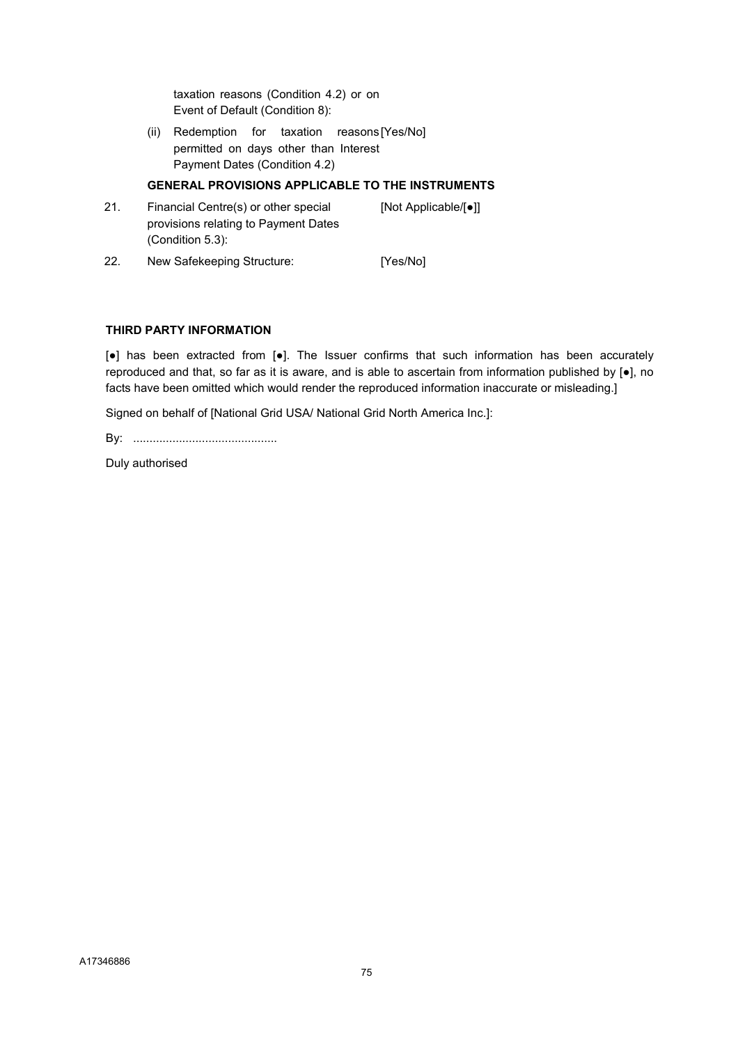taxation reasons (Condition 4.2) or on Event of Default (Condition 8):

(ii) Redemption for taxation reasons permitted on days other than Interest Payment Dates (Condition 4.2) [Yes/No]

**GENERAL PROVISIONS APPLICABLE TO THE INSTRUMENTS**

| | | |
|---|---|---|
| 21. | Financial Centre(s) or other special provisions relating to Payment Dates (Condition 5.3): | [Not Applicable/[●]] |
| 22. | New Safekeeping Structure: | [Yes/No] |

**THIRD PARTY INFORMATION**

[●] has been extracted from [●]. The Issuer confirms that such information has been accurately reproduced and that, so far as it is aware, and is able to ascertain from information published by [●], no facts have been omitted which would render the reproduced information inaccurate or misleading.]

Signed on behalf of [National Grid USA/ National Grid North America Inc.]:

By: ............................................

Duly authorised

A17346886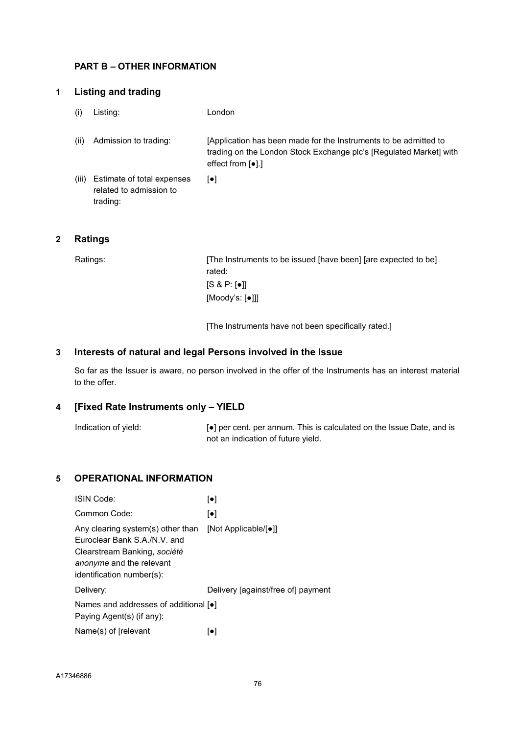## PART B – OTHER INFORMATION

### 1 Listing and trading

| | | |
|---|---|---|
| (i) | Listing: | London |
| (ii) | Admission to trading: | [Application has been made for the Instruments to be admitted to trading on the London Stock Exchange plc's [Regulated Market] with effect from [●].] |
| (iii) | Estimate of total expenses related to admission to trading: | [●] |

### 2 Ratings

| | |
|---|---|
| Ratings: | [The Instruments to be issued [have been] [are expected to be] rated:<br>[S & P: [●]]<br>[Moody's: [●]]]<br><br>[The Instruments have not been specifically rated.] |

### 3 Interests of natural and legal Persons involved in the Issue

So far as the Issuer is aware, no person involved in the offer of the Instruments has an interest material to the offer.

### 4 [Fixed Rate Instruments only – YIELD

| | |
|---|---|
| Indication of yield: | [●] per cent. per annum. This is calculated on the Issue Date, and is not an indication of future yield. |

### 5 OPERATIONAL INFORMATION

| | |
|---|---|
| ISIN Code: | [●] |
| Common Code: | [●] |
| Any clearing system(s) other than Euroclear Bank S.A./N.V. and Clearstream Banking, *société anonyme* and the relevant identification number(s): | [Not Applicable/[●]] |
| Delivery: | Delivery [against/free of] payment |
| Names and addresses of additional Paying Agent(s) (if any): | [●] |
| Name(s) of [relevant | [●] |

A17346886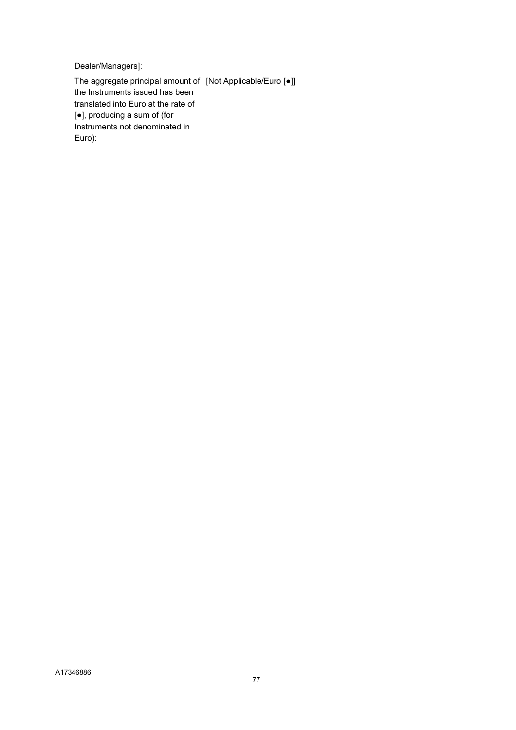Dealer/Managers]:

| | |
|---|---|
| The aggregate principal amount of the Instruments issued has been translated into Euro at the rate of [●], producing a sum of (for Instruments not denominated in Euro): | [Not Applicable/Euro [●]] |

A17346886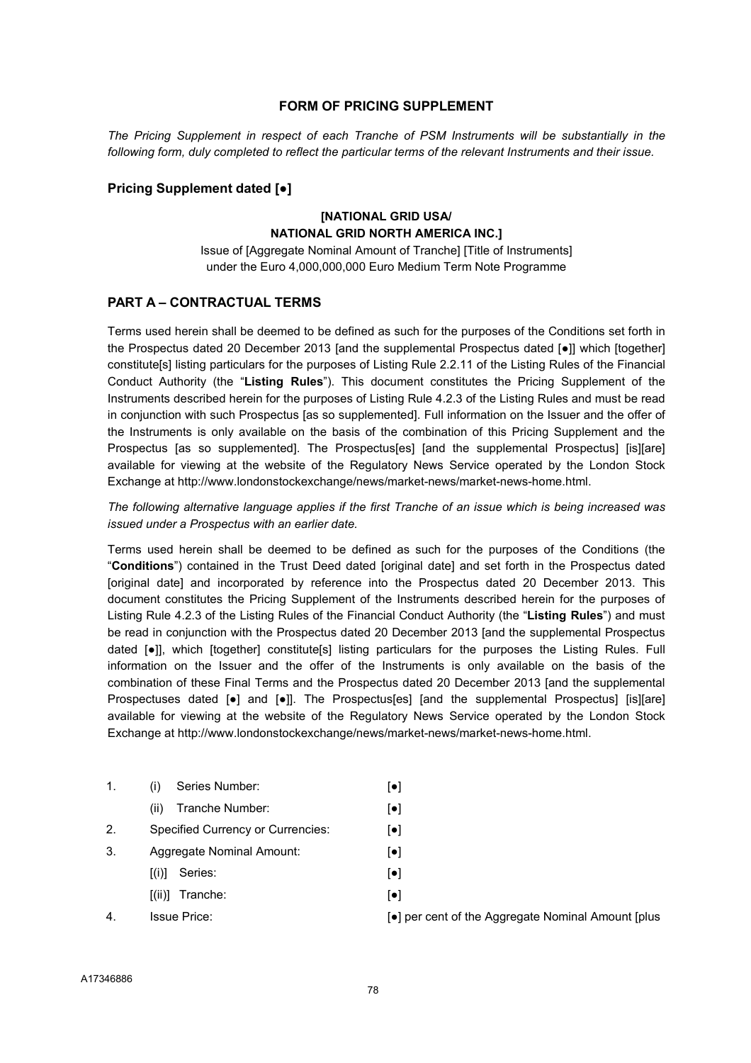## FORM OF PRICING SUPPLEMENT

*The Pricing Supplement in respect of each Tranche of PSM Instruments will be substantially in the following form, duly completed to reflect the particular terms of the relevant Instruments and their issue.*

### Pricing Supplement dated [●]

**[NATIONAL GRID USA/**
**NATIONAL GRID NORTH AMERICA INC.]**

Issue of [Aggregate Nominal Amount of Tranche] [Title of Instruments]
under the Euro 4,000,000,000 Euro Medium Term Note Programme

### PART A – CONTRACTUAL TERMS

Terms used herein shall be deemed to be defined as such for the purposes of the Conditions set forth in the Prospectus dated 20 December 2013 [and the supplemental Prospectus dated [●]] which [together] constitute[s] listing particulars for the purposes of Listing Rule 2.2.11 of the Listing Rules of the Financial Conduct Authority (the "**Listing Rules**"). This document constitutes the Pricing Supplement of the Instruments described herein for the purposes of Listing Rule 4.2.3 of the Listing Rules and must be read in conjunction with such Prospectus [as so supplemented]. Full information on the Issuer and the offer of the Instruments is only available on the basis of the combination of this Pricing Supplement and the Prospectus [as so supplemented]. The Prospectus[es] [and the supplemental Prospectus] [is][are] available for viewing at the website of the Regulatory News Service operated by the London Stock Exchange at http://www.londonstockexchange/news/market-news/market-news-home.html.

*The following alternative language applies if the first Tranche of an issue which is being increased was issued under a Prospectus with an earlier date.*

Terms used herein shall be deemed to be defined as such for the purposes of the Conditions (the "**Conditions**") contained in the Trust Deed dated [original date] and set forth in the Prospectus dated [original date] and incorporated by reference into the Prospectus dated 20 December 2013. This document constitutes the Pricing Supplement of the Instruments described herein for the purposes of Listing Rule 4.2.3 of the Listing Rules of the Financial Conduct Authority (the "**Listing Rules**") and must be read in conjunction with the Prospectus dated 20 December 2013 [and the supplemental Prospectus dated [●]], which [together] constitute[s] listing particulars for the purposes the Listing Rules. Full information on the Issuer and the offer of the Instruments is only available on the basis of the combination of these Final Terms and the Prospectus dated 20 December 2013 [and the supplemental Prospectuses dated [●] and [●]]. The Prospectus[es] [and the supplemental Prospectus] [is][are] available for viewing at the website of the Regulatory News Service operated by the London Stock Exchange at http://www.londonstockexchange/news/market-news/market-news-home.html.

| | | |
|---|---|---|
| 1. | (i) Series Number: | [●] |
| | (ii) Tranche Number: | [●] |
| 2. | Specified Currency or Currencies: | [●] |
| 3. | Aggregate Nominal Amount: | [●] |
| | [(i)] Series: | [●] |
| | [(ii)] Tranche: | [●] |
| 4. | Issue Price: | [●] per cent of the Aggregate Nominal Amount [plus |

A17346886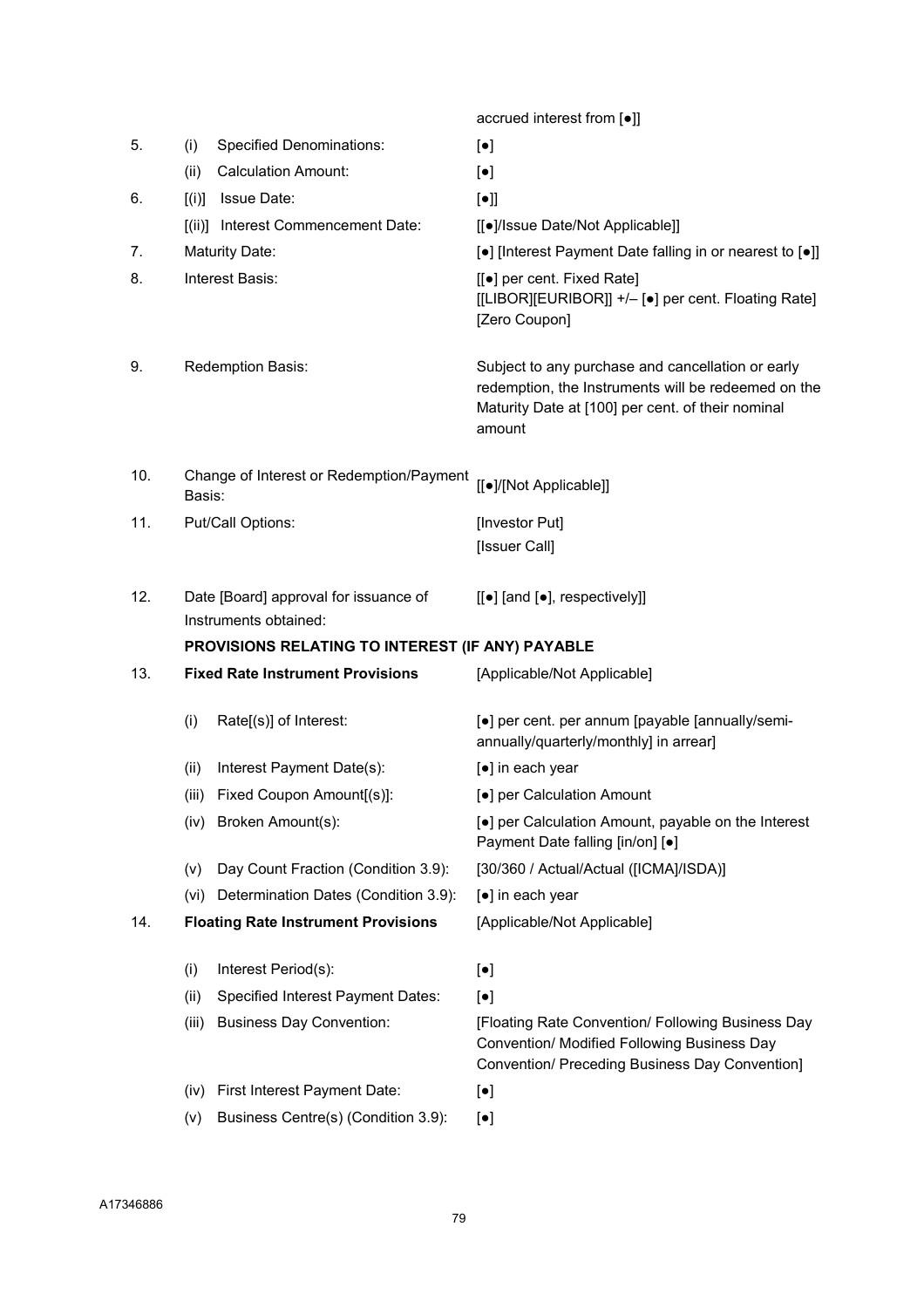| | | |
|---|---|---|
| | | accrued interest from [●]] |
| 5. | (i) Specified Denominations: | [●] |
| | (ii) Calculation Amount: | [●] |
| 6. | [(i)] Issue Date: | [●]] |
| | [(ii)] Interest Commencement Date: | [[●]/Issue Date/Not Applicable]] |
| 7. | Maturity Date: | [●] [Interest Payment Date falling in or nearest to [●]] |
| 8. | Interest Basis: | [[●] per cent. Fixed Rate]<br>[[LIBOR][EURIBOR]] +/– [●] per cent. Floating Rate]<br>[Zero Coupon] |
| 9. | Redemption Basis: | Subject to any purchase and cancellation or early redemption, the Instruments will be redeemed on the Maturity Date at [100] per cent. of their nominal amount |
| 10. | Change of Interest or Redemption/Payment Basis: | [[●]/[Not Applicable]] |
| 11. | Put/Call Options: | [Investor Put]<br>[Issuer Call] |
| 12. | Date [Board] approval for issuance of Instruments obtained: | [[●] [and [●], respectively]] |

**PROVISIONS RELATING TO INTEREST (IF ANY) PAYABLE**

| | | |
|---|---|---|
| 13. | **Fixed Rate Instrument Provisions** | [Applicable/Not Applicable] |
| | (i) Rate[(s)] of Interest: | [●] per cent. per annum [payable [annually/semi-annually/quarterly/monthly] in arrear] |
| | (ii) Interest Payment Date(s): | [●] in each year |
| | (iii) Fixed Coupon Amount[(s)]: | [●] per Calculation Amount |
| | (iv) Broken Amount(s): | [●] per Calculation Amount, payable on the Interest Payment Date falling [in/on] [●] |
| | (v) Day Count Fraction (Condition 3.9): | [30/360 / Actual/Actual ([ICMA]/ISDA)] |
| | (vi) Determination Dates (Condition 3.9): | [●] in each year |
| 14. | **Floating Rate Instrument Provisions** | [Applicable/Not Applicable] |
| | (i) Interest Period(s): | [●] |
| | (ii) Specified Interest Payment Dates: | [●] |
| | (iii) Business Day Convention: | [Floating Rate Convention/ Following Business Day Convention/ Modified Following Business Day Convention/ Preceding Business Day Convention] |
| | (iv) First Interest Payment Date: | [●] |
| | (v) Business Centre(s) (Condition 3.9): | [●] |

A17346886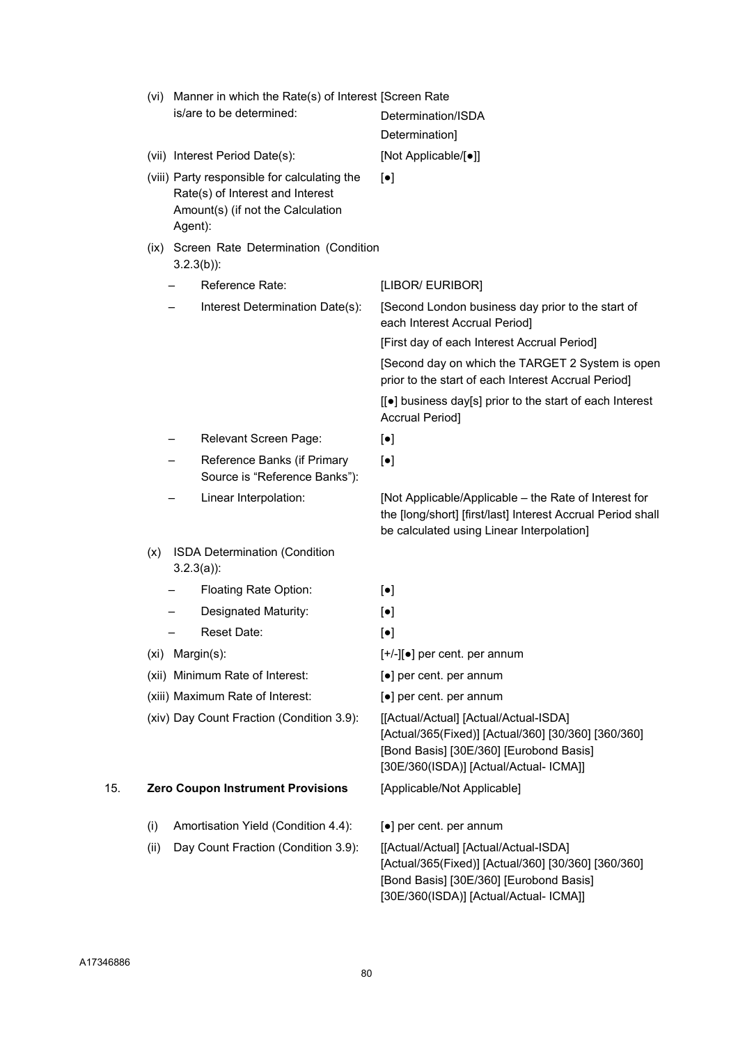| | |
|---|---|
| (vi) Manner in which the Rate(s) of Interest is/are to be determined: | [Screen Rate Determination/ISDA Determination] |
| (vii) Interest Period Date(s): | [Not Applicable/[●]] |
| (viii) Party responsible for calculating the Rate(s) of Interest and Interest Amount(s) (if not the Calculation Agent): | [●] |
| (ix) Screen Rate Determination (Condition 3.2.3(b)): | |
| – Reference Rate: | [LIBOR/ EURIBOR] |
| – Interest Determination Date(s): | [Second London business day prior to the start of each Interest Accrual Period]<br>[First day of each Interest Accrual Period]<br>[Second day on which the TARGET 2 System is open prior to the start of each Interest Accrual Period]<br>[[●] business day[s] prior to the start of each Interest Accrual Period] |
| – Relevant Screen Page: | [●] |
| – Reference Banks (if Primary Source is "Reference Banks"): | [●] |
| – Linear Interpolation: | [Not Applicable/Applicable – the Rate of Interest for the [long/short] [first/last] Interest Accrual Period shall be calculated using Linear Interpolation] |
| (x) ISDA Determination (Condition 3.2.3(a)): | |
| – Floating Rate Option: | [●] |
| – Designated Maturity: | [●] |
| – Reset Date: | [●] |
| (xi) Margin(s): | [+/-][●] per cent. per annum |
| (xii) Minimum Rate of Interest: | [●] per cent. per annum |
| (xiii) Maximum Rate of Interest: | [●] per cent. per annum |
| (xiv) Day Count Fraction (Condition 3.9): | [[Actual/Actual] [Actual/Actual-ISDA] [Actual/365(Fixed)] [Actual/360] [30/360] [360/360] [Bond Basis] [30E/360] [Eurobond Basis] [30E/360(ISDA)] [Actual/Actual- ICMA]] |

15. **Zero Coupon Instrument Provisions** [Applicable/Not Applicable]

| | |
|---|---|
| (i) Amortisation Yield (Condition 4.4): | [●] per cent. per annum |
| (ii) Day Count Fraction (Condition 3.9): | [[Actual/Actual] [Actual/Actual-ISDA] [Actual/365(Fixed)] [Actual/360] [30/360] [360/360] [Bond Basis] [30E/360] [Eurobond Basis] [30E/360(ISDA)] [Actual/Actual- ICMA]] |

A17346886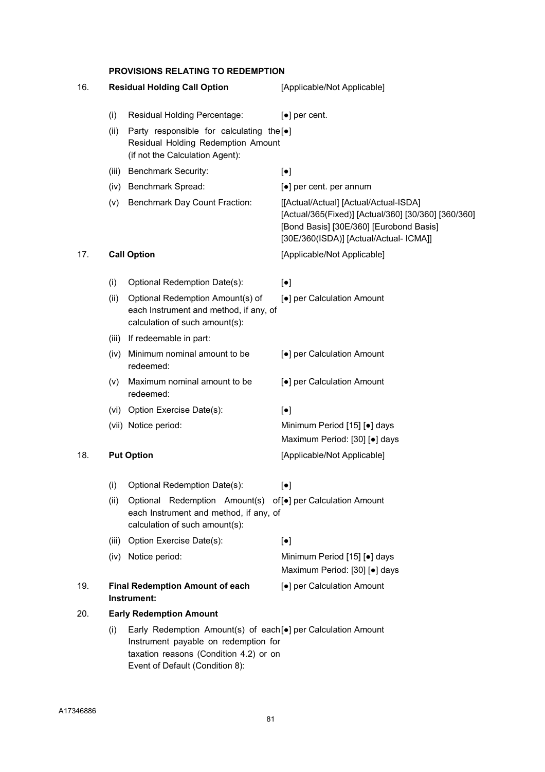## PROVISIONS RELATING TO REDEMPTION

| | | | |
|---|---|---|---|
| 16. | **Residual Holding Call Option** | | [Applicable/Not Applicable] |
| | (i) | Residual Holding Percentage: | [●] per cent. |
| | (ii) | Party responsible for calculating the Residual Holding Redemption Amount (if not the Calculation Agent): | [●] |
| | (iii) | Benchmark Security: | [●] |
| | (iv) | Benchmark Spread: | [●] per cent. per annum |
| | (v) | Benchmark Day Count Fraction: | [[Actual/Actual] [Actual/Actual-ISDA] [Actual/365(Fixed)] [Actual/360] [30/360] [360/360] [Bond Basis] [30E/360] [Eurobond Basis] [30E/360(ISDA)] [Actual/Actual- ICMA]] |
| 17. | **Call Option** | | [Applicable/Not Applicable] |
| | (i) | Optional Redemption Date(s): | [●] |
| | (ii) | Optional Redemption Amount(s) of each Instrument and method, if any, of calculation of such amount(s): | [●] per Calculation Amount |
| | (iii) | If redeemable in part: | |
| | (iv) | Minimum nominal amount to be redeemed: | [●] per Calculation Amount |
| | (v) | Maximum nominal amount to be redeemed: | [●] per Calculation Amount |
| | (vi) | Option Exercise Date(s): | [●] |
| | (vii) | Notice period: | Minimum Period [15] [●] days<br>Maximum Period: [30] [●] days |
| 18. | **Put Option** | | [Applicable/Not Applicable] |
| | (i) | Optional Redemption Date(s): | [●] |
| | (ii) | Optional Redemption Amount(s) of each Instrument and method, if any, of calculation of such amount(s): | [●] per Calculation Amount |
| | (iii) | Option Exercise Date(s): | [●] |
| | (iv) | Notice period: | Minimum Period [15] [●] days<br>Maximum Period: [30] [●] days |
| 19. | **Final Redemption Amount of each Instrument:** | | [●] per Calculation Amount |
| 20. | **Early Redemption Amount** | | |
| | (i) | Early Redemption Amount(s) of each Instrument payable on redemption for taxation reasons (Condition 4.2) or on Event of Default (Condition 8): | [●] per Calculation Amount |

A17346886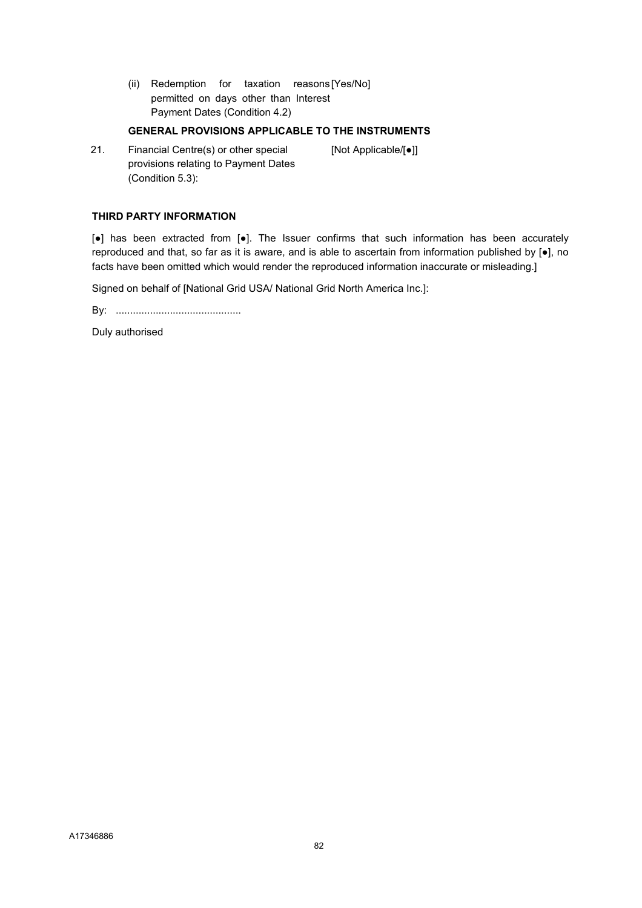| | | |
|---|---|---|
| | (ii) Redemption for taxation reasons permitted on days other than Interest Payment Dates (Condition 4.2) | [Yes/No] |

**GENERAL PROVISIONS APPLICABLE TO THE INSTRUMENTS**

| | | |
|---|---|---|
| 21. | Financial Centre(s) or other special provisions relating to Payment Dates (Condition 5.3): | [Not Applicable/[●]] |

**THIRD PARTY INFORMATION**

[●] has been extracted from [●]. The Issuer confirms that such information has been accurately reproduced and that, so far as it is aware, and is able to ascertain from information published by [●], no facts have been omitted which would render the reproduced information inaccurate or misleading.]

Signed on behalf of [National Grid USA/ National Grid North America Inc.]:

By: ............................................

Duly authorised

A17346886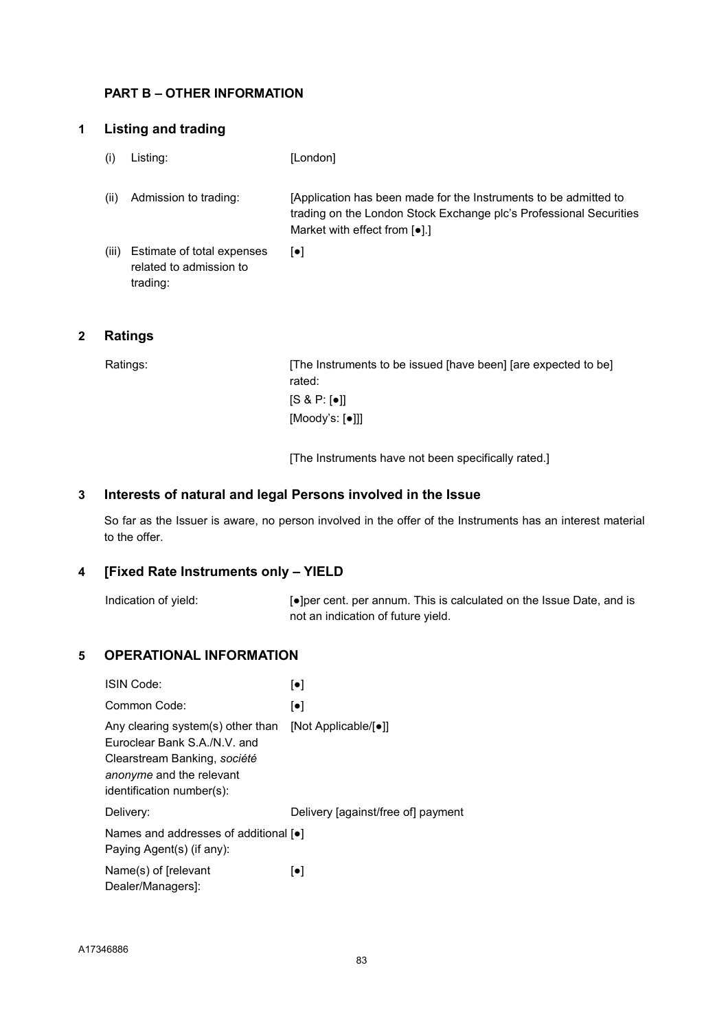## PART B – OTHER INFORMATION

### 1 Listing and trading

| | | |
|---|---|---|
| (i) | Listing: | [London] |
| (ii) | Admission to trading: | [Application has been made for the Instruments to be admitted to trading on the London Stock Exchange plc's Professional Securities Market with effect from [●].] |
| (iii) | Estimate of total expenses related to admission to trading: | [●] |

### 2 Ratings

| | |
|---|---|
| Ratings: | [The Instruments to be issued [have been] [are expected to be] rated:<br>[S & P: [●]]<br>[Moody's: [●]]]<br><br>[The Instruments have not been specifically rated.] |

### 3 Interests of natural and legal Persons involved in the Issue

So far as the Issuer is aware, no person involved in the offer of the Instruments has an interest material to the offer.

### 4 [Fixed Rate Instruments only – YIELD

| | |
|---|---|
| Indication of yield: | [●]per cent. per annum. This is calculated on the Issue Date, and is not an indication of future yield. |

### 5 OPERATIONAL INFORMATION

| | |
|---|---|
| ISIN Code: | [●] |
| Common Code: | [●] |
| Any clearing system(s) other than Euroclear Bank S.A./N.V. and Clearstream Banking, *société anonyme* and the relevant identification number(s): | [Not Applicable/[●]] |
| Delivery: | Delivery [against/free of] payment |
| Names and addresses of additional Paying Agent(s) (if any): | [●] |
| Name(s) of [relevant Dealer/Managers]: | [●] |

A17346886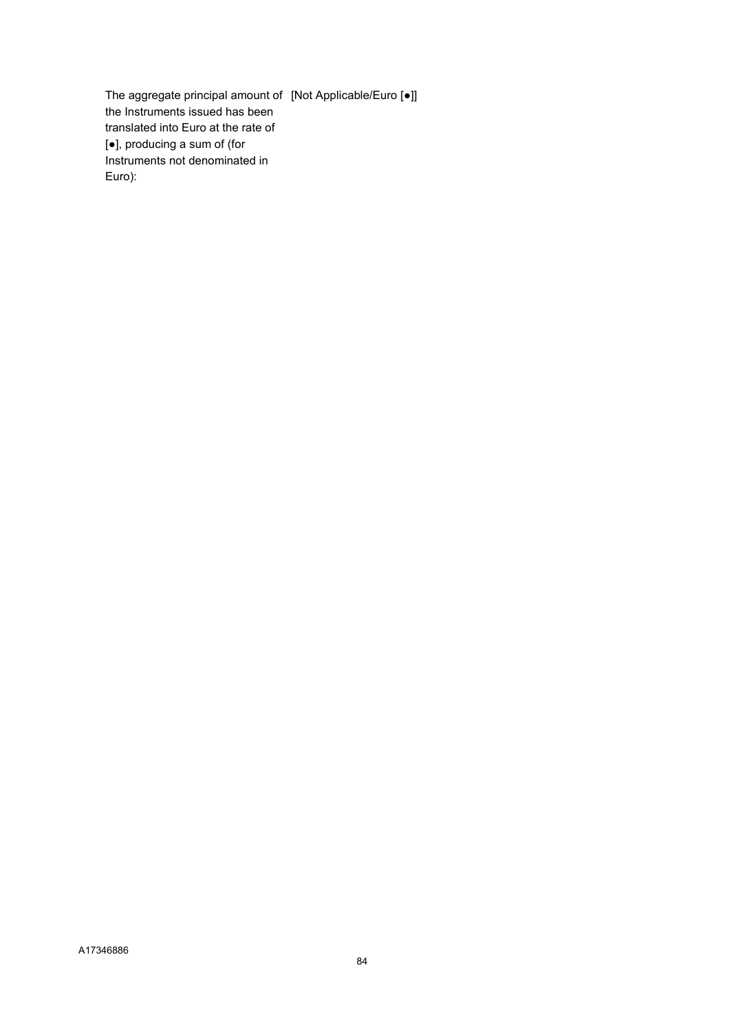| | |
|---|---|
| The aggregate principal amount of the Instruments issued has been translated into Euro at the rate of [●], producing a sum of (for Instruments not denominated in Euro): | [Not Applicable/Euro [●]] |

A17346886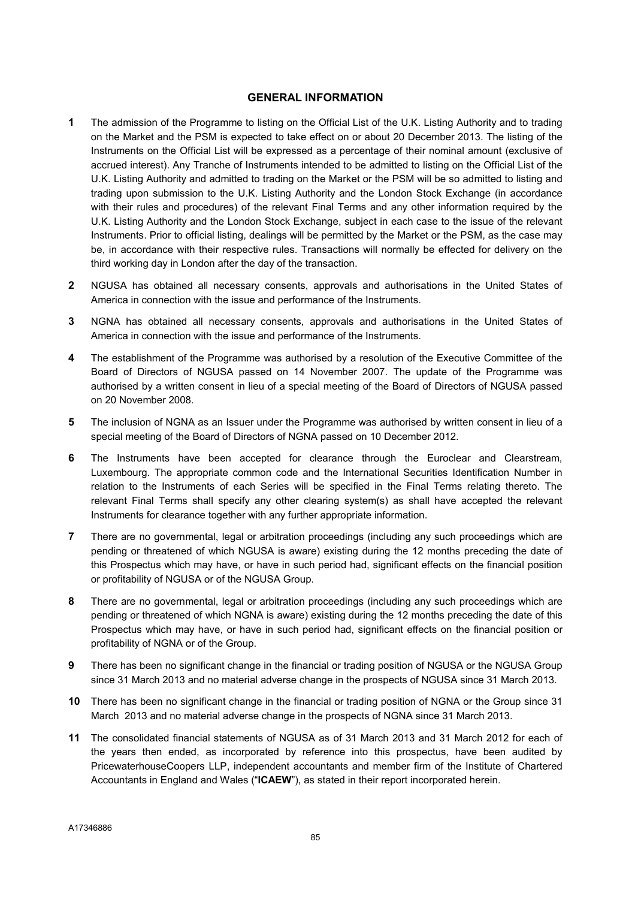## GENERAL INFORMATION

**1** The admission of the Programme to listing on the Official List of the U.K. Listing Authority and to trading on the Market and the PSM is expected to take effect on or about 20 December 2013. The listing of the Instruments on the Official List will be expressed as a percentage of their nominal amount (exclusive of accrued interest). Any Tranche of Instruments intended to be admitted to listing on the Official List of the U.K. Listing Authority and admitted to trading on the Market or the PSM will be so admitted to listing and trading upon submission to the U.K. Listing Authority and the London Stock Exchange (in accordance with their rules and procedures) of the relevant Final Terms and any other information required by the U.K. Listing Authority and the London Stock Exchange, subject in each case to the issue of the relevant Instruments. Prior to official listing, dealings will be permitted by the Market or the PSM, as the case may be, in accordance with their respective rules. Transactions will normally be effected for delivery on the third working day in London after the day of the transaction.

**2** NGUSA has obtained all necessary consents, approvals and authorisations in the United States of America in connection with the issue and performance of the Instruments.

**3** NGNA has obtained all necessary consents, approvals and authorisations in the United States of America in connection with the issue and performance of the Instruments.

**4** The establishment of the Programme was authorised by a resolution of the Executive Committee of the Board of Directors of NGUSA passed on 14 November 2007. The update of the Programme was authorised by a written consent in lieu of a special meeting of the Board of Directors of NGUSA passed on 20 November 2008.

**5** The inclusion of NGNA as an Issuer under the Programme was authorised by written consent in lieu of a special meeting of the Board of Directors of NGNA passed on 10 December 2012.

**6** The Instruments have been accepted for clearance through the Euroclear and Clearstream, Luxembourg. The appropriate common code and the International Securities Identification Number in relation to the Instruments of each Series will be specified in the Final Terms relating thereto. The relevant Final Terms shall specify any other clearing system(s) as shall have accepted the relevant Instruments for clearance together with any further appropriate information.

**7** There are no governmental, legal or arbitration proceedings (including any such proceedings which are pending or threatened of which NGUSA is aware) existing during the 12 months preceding the date of this Prospectus which may have, or have in such period had, significant effects on the financial position or profitability of NGUSA or of the NGUSA Group.

**8** There are no governmental, legal or arbitration proceedings (including any such proceedings which are pending or threatened of which NGNA is aware) existing during the 12 months preceding the date of this Prospectus which may have, or have in such period had, significant effects on the financial position or profitability of NGNA or of the Group.

**9** There has been no significant change in the financial or trading position of NGUSA or the NGUSA Group since 31 March 2013 and no material adverse change in the prospects of NGUSA since 31 March 2013.

**10** There has been no significant change in the financial or trading position of NGNA or the Group since 31 March 2013 and no material adverse change in the prospects of NGNA since 31 March 2013.

**11** The consolidated financial statements of NGUSA as of 31 March 2013 and 31 March 2012 for each of the years then ended, as incorporated by reference into this prospectus, have been audited by PricewaterhouseCoopers LLP, independent accountants and member firm of the Institute of Chartered Accountants in England and Wales ("**ICAEW**"), as stated in their report incorporated herein.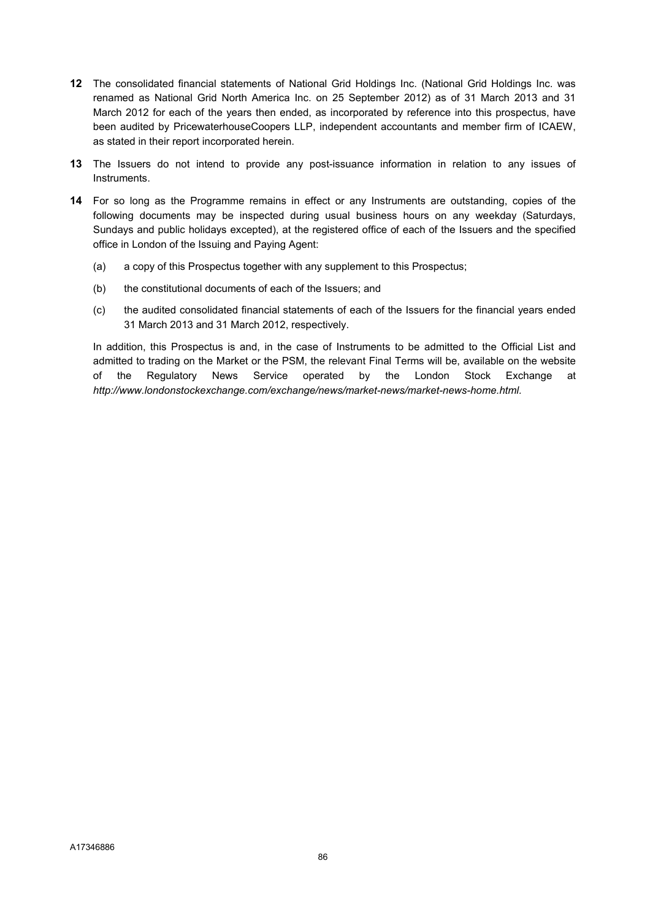**12** The consolidated financial statements of National Grid Holdings Inc. (National Grid Holdings Inc. was renamed as National Grid North America Inc. on 25 September 2012) as of 31 March 2013 and 31 March 2012 for each of the years then ended, as incorporated by reference into this prospectus, have been audited by PricewaterhouseCoopers LLP, independent accountants and member firm of ICAEW, as stated in their report incorporated herein.

**13** The Issuers do not intend to provide any post-issuance information in relation to any issues of Instruments.

**14** For so long as the Programme remains in effect or any Instruments are outstanding, copies of the following documents may be inspected during usual business hours on any weekday (Saturdays, Sundays and public holidays excepted), at the registered office of each of the Issuers and the specified office in London of the Issuing and Paying Agent:

(a) a copy of this Prospectus together with any supplement to this Prospectus;

(b) the constitutional documents of each of the Issuers; and

(c) the audited consolidated financial statements of each of the Issuers for the financial years ended 31 March 2013 and 31 March 2012, respectively.

In addition, this Prospectus is and, in the case of Instruments to be admitted to the Official List and admitted to trading on the Market or the PSM, the relevant Final Terms will be, available on the website of the Regulatory News Service operated by the London Stock Exchange at *http://www.londonstockexchange.com/exchange/news/market-news/market-news-home.html*.

A17346886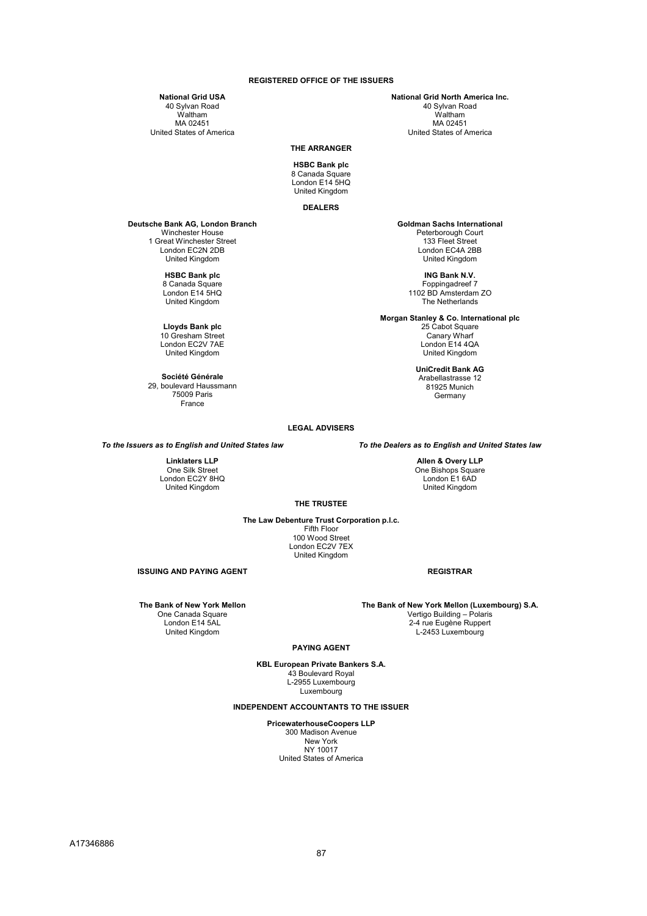## REGISTERED OFFICE OF THE ISSUERS

**National Grid USA**
40 Sylvan Road
Waltham
MA 02451
United States of America

**National Grid North America Inc.**
40 Sylvan Road
Waltham
MA 02451
United States of America

## THE ARRANGER

**HSBC Bank plc**
8 Canada Square
London E14 5HQ
United Kingdom

## DEALERS

**Deutsche Bank AG, London Branch**
Winchester House
1 Great Winchester Street
London EC2N 2DB
United Kingdom

**Goldman Sachs International**
Peterborough Court
133 Fleet Street
London EC4A 2BB
United Kingdom

**HSBC Bank plc**
8 Canada Square
London E14 5HQ
United Kingdom

**ING Bank N.V.**
Foppingadreef 7
1102 BD Amsterdam ZO
The Netherlands

**Lloyds Bank plc**
10 Gresham Street
London EC2V 7AE
United Kingdom

**Morgan Stanley & Co. International plc**
25 Cabot Square
Canary Wharf
London E14 4QA
United Kingdom

**Société Générale**
29, boulevard Haussmann
75009 Paris
France

**UniCredit Bank AG**
Arabellastrasse 12
81925 Munich
Germany

## LEGAL ADVISERS

***To the Issuers as to English and United States law***

**Linklaters LLP**
One Silk Street
London EC2Y 8HQ
United Kingdom

***To the Dealers as to English and United States law***

**Allen & Overy LLP**
One Bishops Square
London E1 6AD
United Kingdom

## THE TRUSTEE

**The Law Debenture Trust Corporation p.l.c.**
Fifth Floor
100 Wood Street
London EC2V 7EX
United Kingdom

## ISSUING AND PAYING AGENT

**The Bank of New York Mellon**
One Canada Square
London E14 5AL
United Kingdom

## REGISTRAR

**The Bank of New York Mellon (Luxembourg) S.A.**
Vertigo Building – Polaris
2-4 rue Eugène Ruppert
L-2453 Luxembourg

## PAYING AGENT

**KBL European Private Bankers S.A.**
43 Boulevard Royal
L-2955 Luxembourg
Luxembourg

## INDEPENDENT ACCOUNTANTS TO THE ISSUER

**PricewaterhouseCoopers LLP**
300 Madison Avenue
New York
NY 10017
United States of America

A17346886